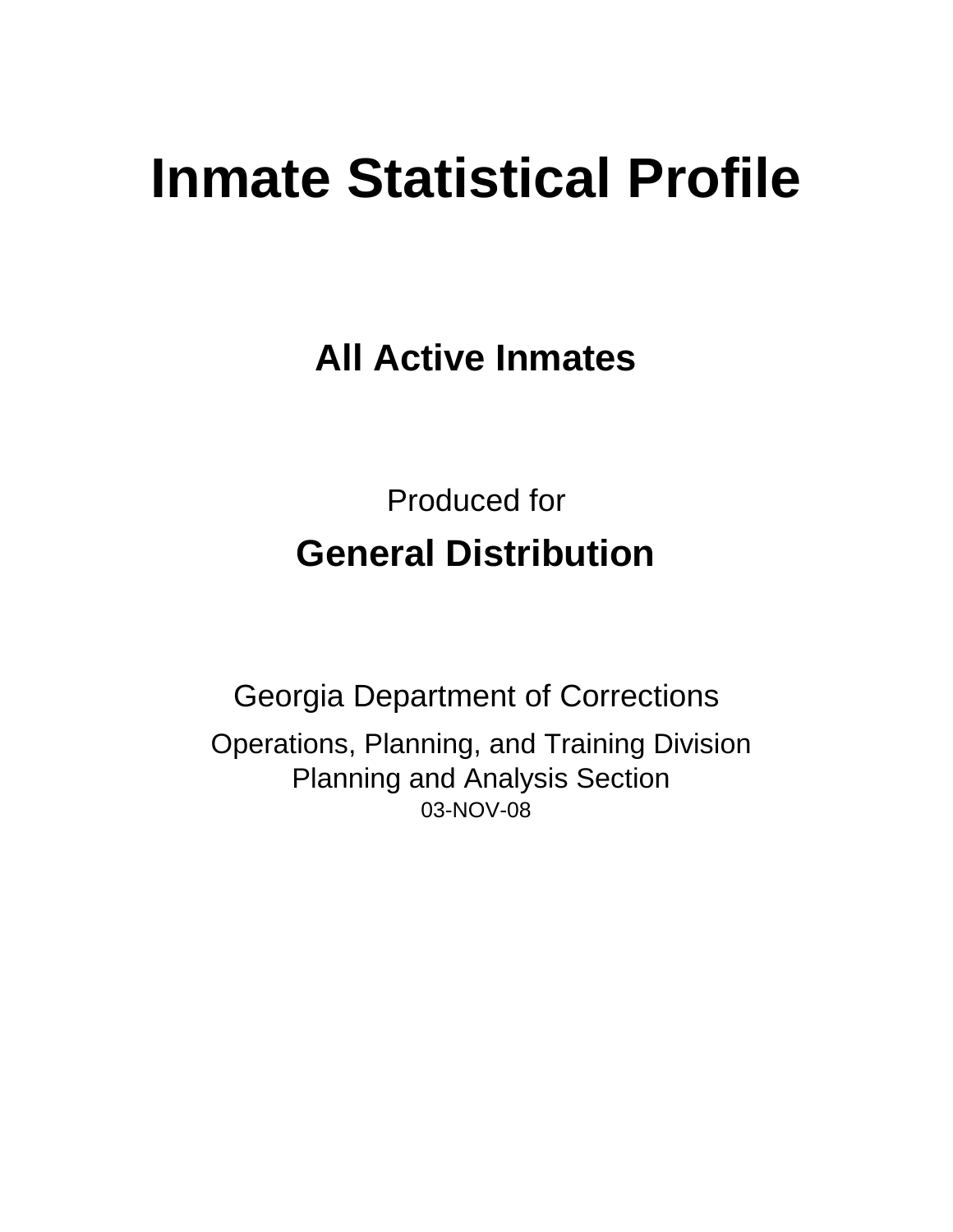# Inmate Statistical Profile

## All Active Inmates

Produced for

**General Distribution**

Georgia Department of Corrections

Operations, Planning, and Training Division
Planning and Analysis Section
03-NOV-08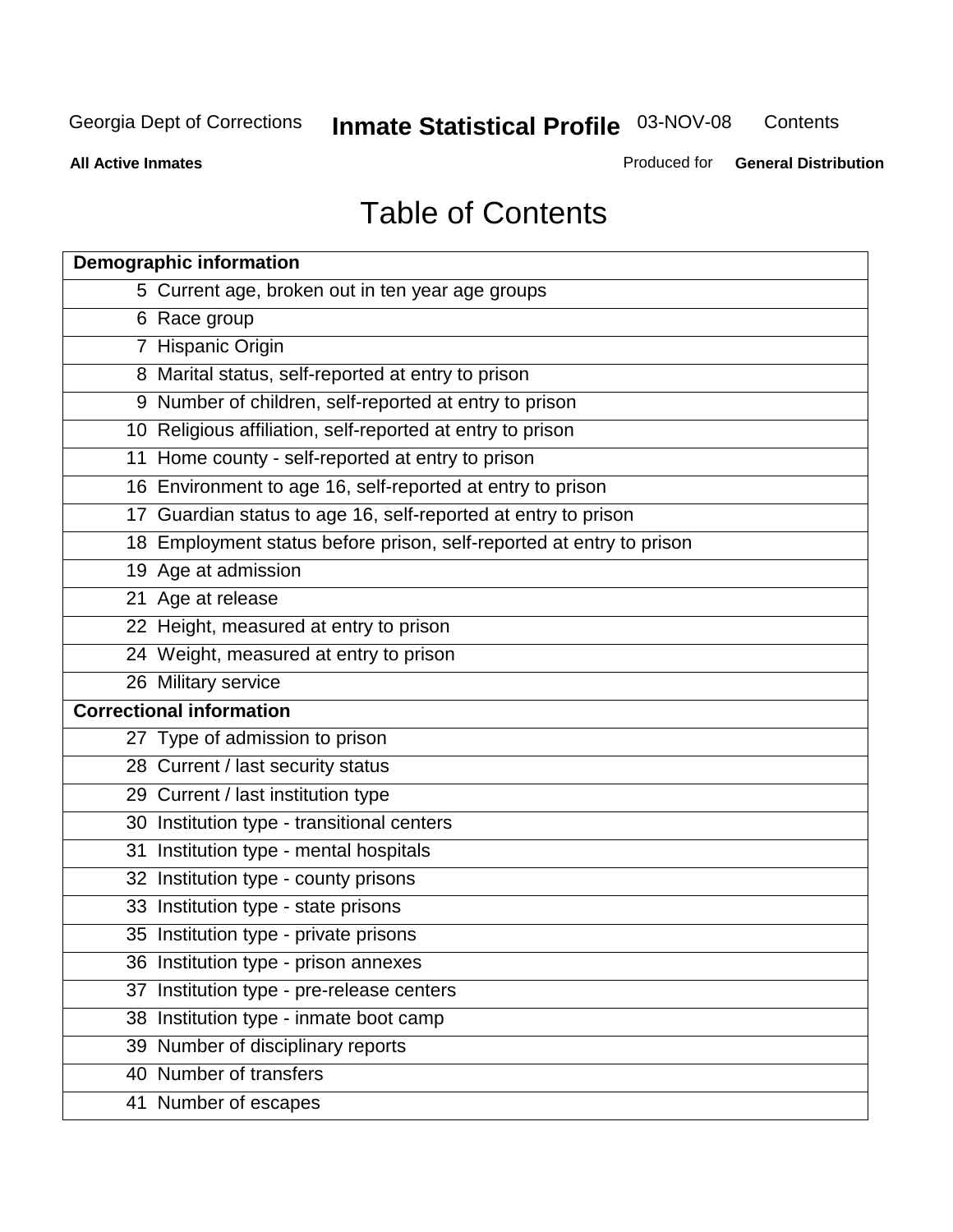# Table of Contents

| Demographic information | |
|---|---|
| 5 | Current age, broken out in ten year age groups |
| 6 | Race group |
| 7 | Hispanic Origin |
| 8 | Marital status, self-reported at entry to prison |
| 9 | Number of children, self-reported at entry to prison |
| 10 | Religious affiliation, self-reported at entry to prison |
| 11 | Home county - self-reported at entry to prison |
| 16 | Environment to age 16, self-reported at entry to prison |
| 17 | Guardian status to age 16, self-reported at entry to prison |
| 18 | Employment status before prison, self-reported at entry to prison |
| 19 | Age at admission |
| 21 | Age at release |
| 22 | Height, measured at entry to prison |
| 24 | Weight, measured at entry to prison |
| 26 | Military service |
| **Correctional information** | |
| 27 | Type of admission to prison |
| 28 | Current / last security status |
| 29 | Current / last institution type |
| 30 | Institution type - transitional centers |
| 31 | Institution type - mental hospitals |
| 32 | Institution type - county prisons |
| 33 | Institution type - state prisons |
| 35 | Institution type - private prisons |
| 36 | Institution type - prison annexes |
| 37 | Institution type - pre-release centers |
| 38 | Institution type - inmate boot camp |
| 39 | Number of disciplinary reports |
| 40 | Number of transfers |
| 41 | Number of escapes |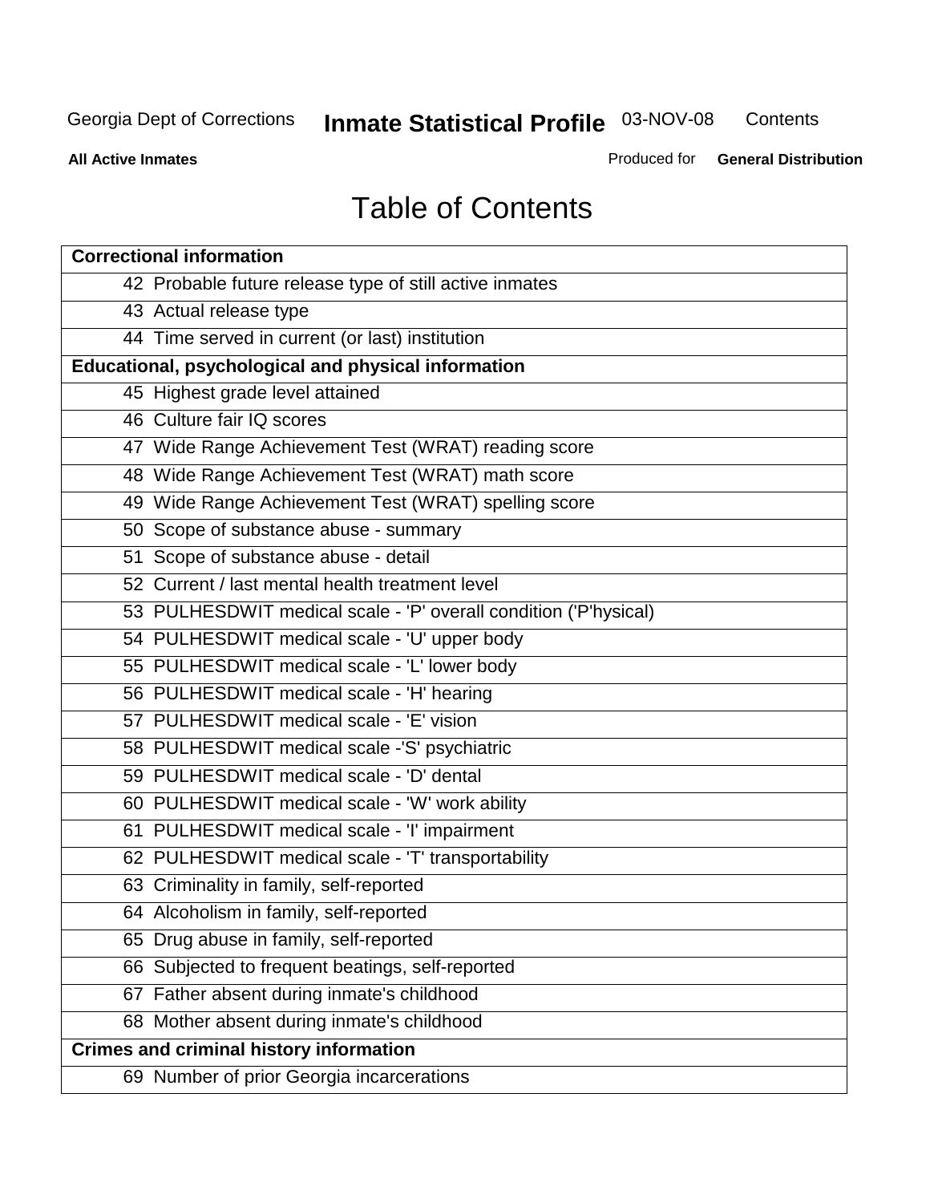# Table of Contents

| Correctional information |
|---|
| 42 Probable future release type of still active inmates |
| 43 Actual release type |
| 44 Time served in current (or last) institution |
| **Educational, psychological and physical information** |
| 45 Highest grade level attained |
| 46 Culture fair IQ scores |
| 47 Wide Range Achievement Test (WRAT) reading score |
| 48 Wide Range Achievement Test (WRAT) math score |
| 49 Wide Range Achievement Test (WRAT) spelling score |
| 50 Scope of substance abuse - summary |
| 51 Scope of substance abuse - detail |
| 52 Current / last mental health treatment level |
| 53 PULHESDWIT medical scale - 'P' overall condition ('P'hysical) |
| 54 PULHESDWIT medical scale - 'U' upper body |
| 55 PULHESDWIT medical scale - 'L' lower body |
| 56 PULHESDWIT medical scale - 'H' hearing |
| 57 PULHESDWIT medical scale - 'E' vision |
| 58 PULHESDWIT medical scale -'S' psychiatric |
| 59 PULHESDWIT medical scale - 'D' dental |
| 60 PULHESDWIT medical scale - 'W' work ability |
| 61 PULHESDWIT medical scale - 'I' impairment |
| 62 PULHESDWIT medical scale - 'T' transportability |
| 63 Criminality in family, self-reported |
| 64 Alcoholism in family, self-reported |
| 65 Drug abuse in family, self-reported |
| 66 Subjected to frequent beatings, self-reported |
| 67 Father absent during inmate's childhood |
| 68 Mother absent during inmate's childhood |
| **Crimes and criminal history information** |
| 69 Number of prior Georgia incarcerations |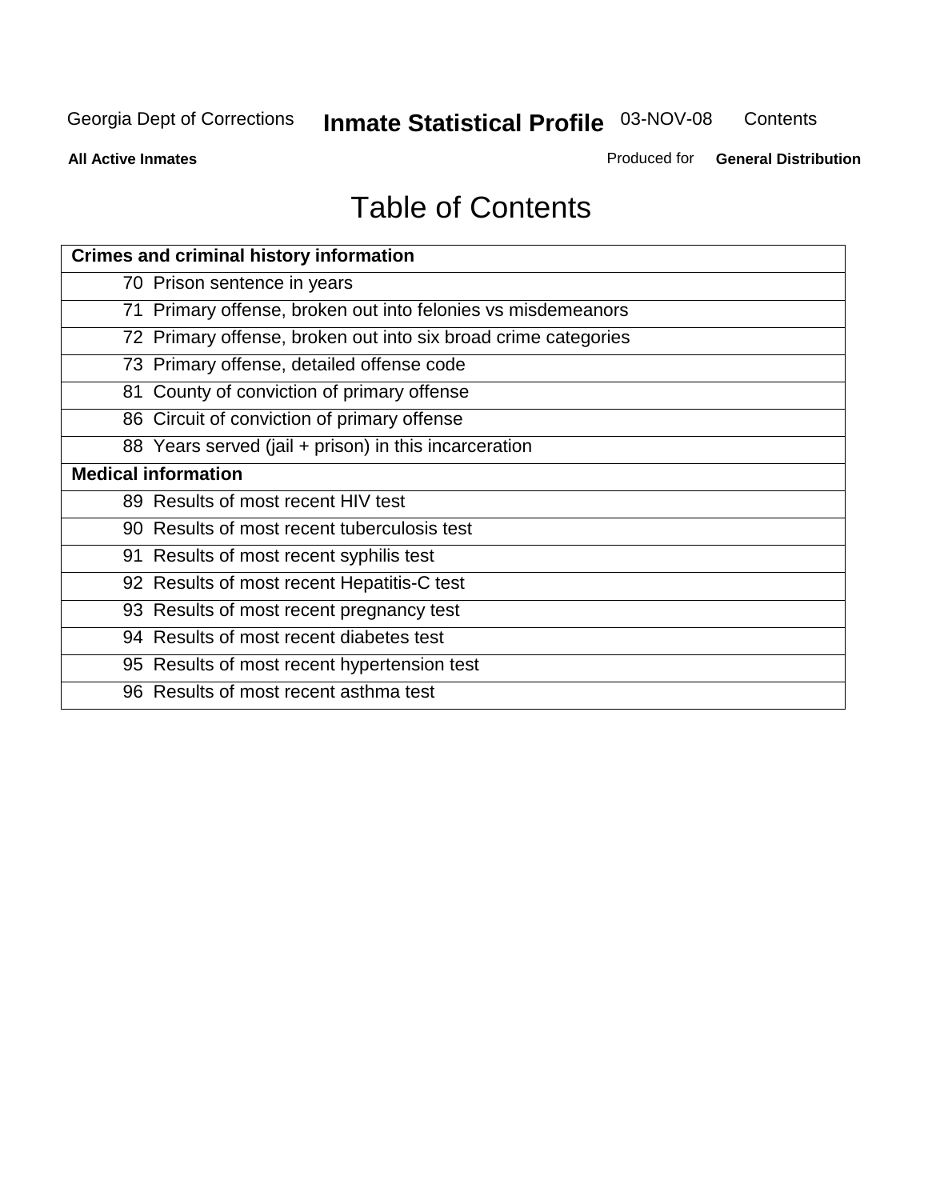# Table of Contents

| Crimes and criminal history information |
|---|
| 70 Prison sentence in years |
| 71 Primary offense, broken out into felonies vs misdemeanors |
| 72 Primary offense, broken out into six broad crime categories |
| 73 Primary offense, detailed offense code |
| 81 County of conviction of primary offense |
| 86 Circuit of conviction of primary offense |
| 88 Years served (jail + prison) in this incarceration |
| **Medical information** |
| 89 Results of most recent HIV test |
| 90 Results of most recent tuberculosis test |
| 91 Results of most recent syphilis test |
| 92 Results of most recent Hepatitis-C test |
| 93 Results of most recent pregnancy test |
| 94 Results of most recent diabetes test |
| 95 Results of most recent hypertension test |
| 96 Results of most recent asthma test |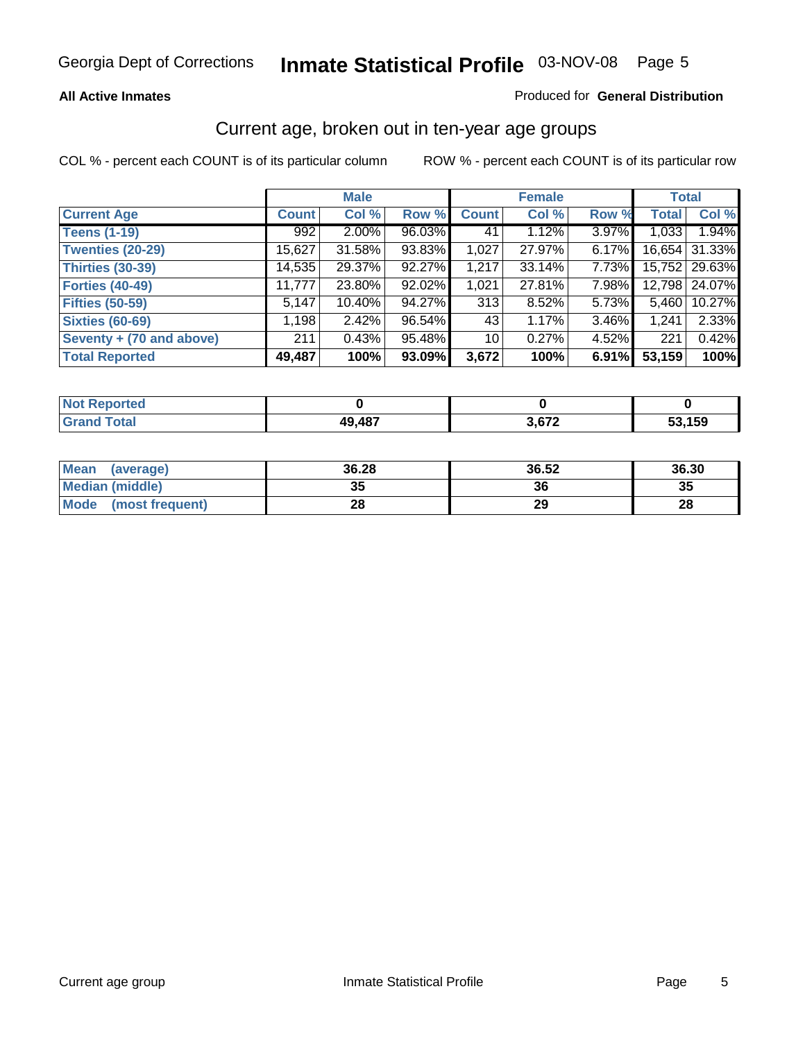**All Active Inmates** Produced for **General Distribution**

## Current age, broken out in ten-year age groups

COL % - percent each COUNT is of its particular column ROW % - percent each COUNT is of its particular row

| | Male | | | Female | | | Total | |
|---|---|---|---|---|---|---|---|---|
| **Current Age** | **Count** | **Col %** | **Row %** | **Count** | **Col %** | **Row %** | **Total** | **Col %** |
| **Teens (1-19)** | 992 | 2.00% | 96.03% | 41 | 1.12% | 3.97% | 1,033 | 1.94% |
| **Twenties (20-29)** | 15,627 | 31.58% | 93.83% | 1,027 | 27.97% | 6.17% | 16,654 | 31.33% |
| **Thirties (30-39)** | 14,535 | 29.37% | 92.27% | 1,217 | 33.14% | 7.73% | 15,752 | 29.63% |
| **Forties (40-49)** | 11,777 | 23.80% | 92.02% | 1,021 | 27.81% | 7.98% | 12,798 | 24.07% |
| **Fifties (50-59)** | 5,147 | 10.40% | 94.27% | 313 | 8.52% | 5.73% | 5,460 | 10.27% |
| **Sixties (60-69)** | 1,198 | 2.42% | 96.54% | 43 | 1.17% | 3.46% | 1,241 | 2.33% |
| **Seventy + (70 and above)** | 211 | 0.43% | 95.48% | 10 | 0.27% | 4.52% | 221 | 0.42% |
| **Total Reported** | **49,487** | **100%** | **93.09%** | **3,672** | **100%** | **6.91%** | **53,159** | **100%** |

| | Male | Female | Total |
|---|---|---|---|
| **Not Reported** | **0** | **0** | **0** |
| **Grand Total** | **49,487** | **3,672** | **53,159** |

| | Male | Female | Total |
|---|---|---|---|
| **Mean (average)** | **36.28** | **36.52** | **36.30** |
| **Median (middle)** | **35** | **36** | **35** |
| **Mode (most frequent)** | **28** | **29** | **28** |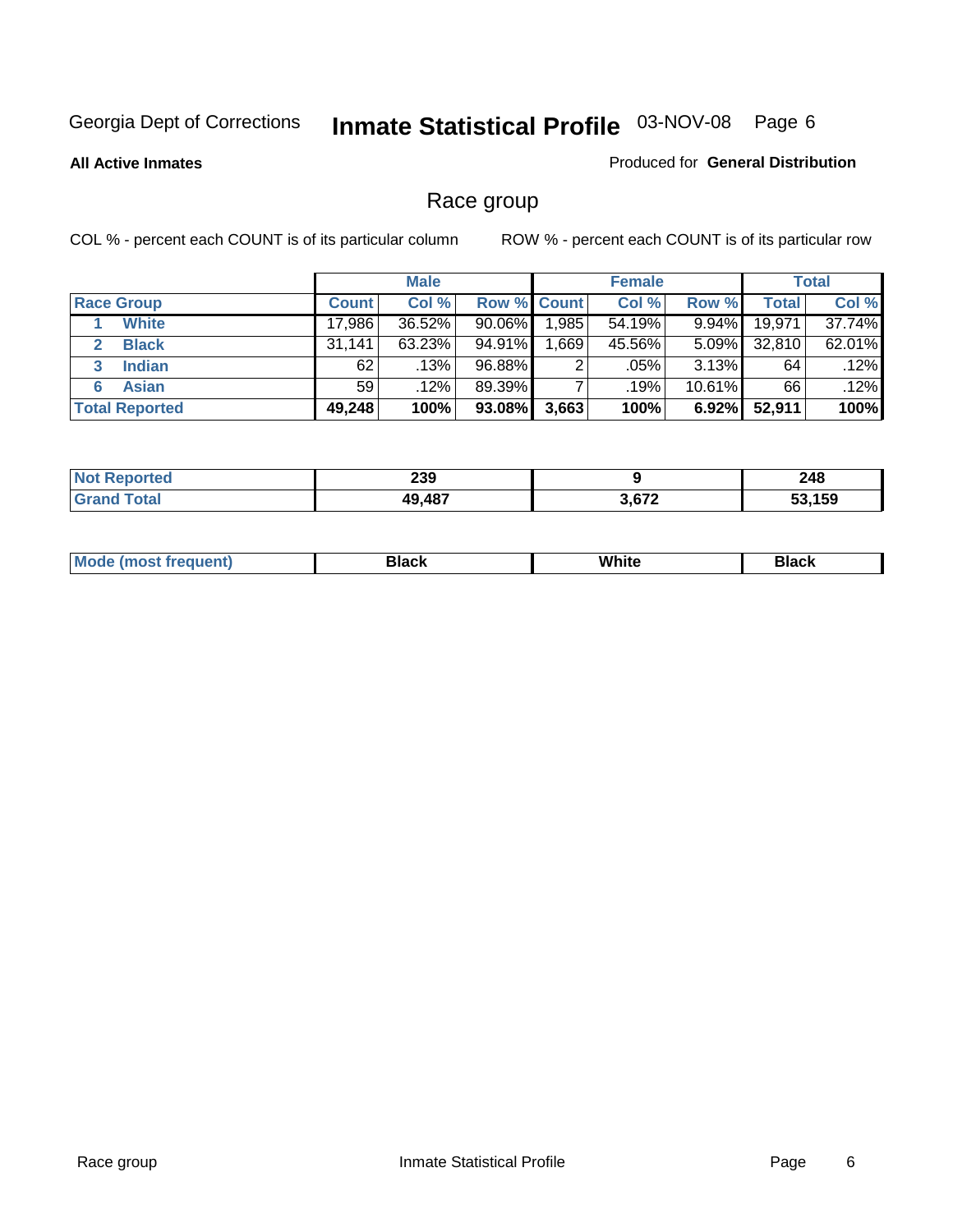Georgia Dept of Corrections **Inmate Statistical Profile** 03-NOV-08

**All Active Inmates**

Produced for **General Distribution**

## Race group

COL % - percent each COUNT is of its particular column

ROW % - percent each COUNT is of its particular row

| | Male | | | Female | | | Total | |
|---|---|---|---|---|---|---|---|---|
| **Race Group** | **Count** | **Col %** | **Row %** | **Count** | **Col %** | **Row %** | **Total** | **Col %** |
| 1 **White** | 17,986 | 36.52% | 90.06% | 1,985 | 54.19% | 9.94% | 19,971 | 37.74% |
| 2 **Black** | 31,141 | 63.23% | 94.91% | 1,669 | 45.56% | 5.09% | 32,810 | 62.01% |
| 3 **Indian** | 62 | .13% | 96.88% | 2 | .05% | 3.13% | 64 | .12% |
| 6 **Asian** | 59 | .12% | 89.39% | 7 | .19% | 10.61% | 66 | .12% |
| **Total Reported** | **49,248** | **100%** | **93.08%** | **3,663** | **100%** | **6.92%** | **52,911** | **100%** |

| | Male | Female | Total |
|---|---|---|---|
| **Not Reported** | **239** | **9** | **248** |
| **Grand Total** | **49,487** | **3,672** | **53,159** |

| | Male | Female | Total |
|---|---|---|---|
| **Mode (most frequent)** | **Black** | **White** | **Black** |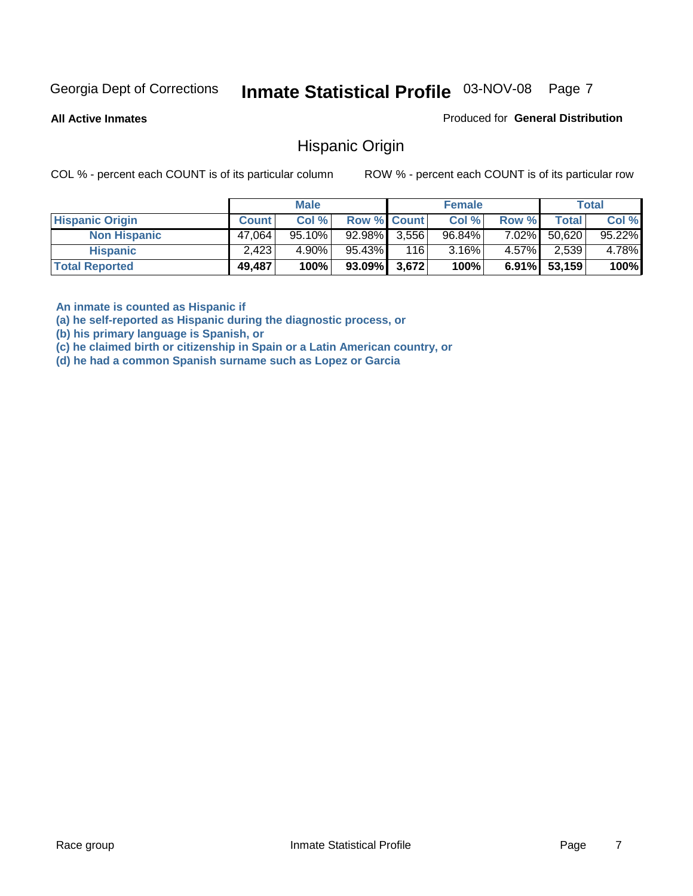Georgia Dept of Corrections **Inmate Statistical Profile** 03-NOV-08

**All Active Inmates**

Produced for **General Distribution**

## Hispanic Origin

COL % - percent each COUNT is of its particular column ROW % - percent each COUNT is of its particular row

| | Male | | | Female | | | Total | |
|---|---|---|---|---|---|---|---|---|
| **Hispanic Origin** | **Count** | **Col %** | **Row %** | **Count** | **Col %** | **Row %** | **Total** | **Col %** |
| **Non Hispanic** | 47,064 | 95.10% | 92.98% | 3,556 | 96.84% | 7.02% | 50,620 | 95.22% |
| **Hispanic** | 2,423 | 4.90% | 95.43% | 116 | 3.16% | 4.57% | 2,539 | 4.78% |
| **Total Reported** | **49,487** | **100%** | **93.09%** | **3,672** | **100%** | **6.91%** | **53,159** | **100%** |

**An inmate is counted as Hispanic if**
**(a) he self-reported as Hispanic during the diagnostic process, or**
**(b) his primary language is Spanish, or**
**(c) he claimed birth or citizenship in Spain or a Latin American country, or**
**(d) he had a common Spanish surname such as Lopez or Garcia**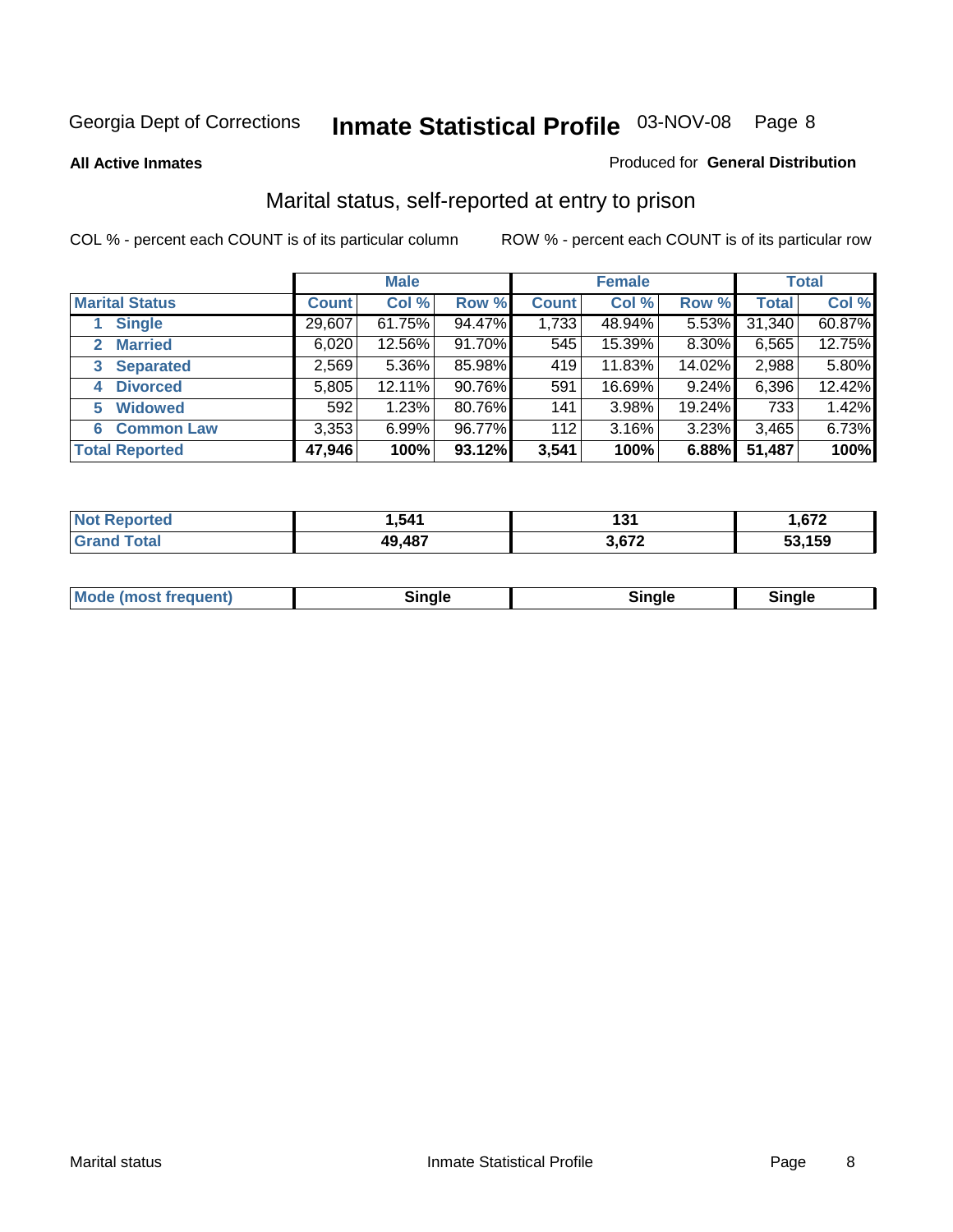Georgia Dept of Corrections **Inmate Statistical Profile** 03-NOV-08

**All Active Inmates**

Produced for **General Distribution**

## Marital status, self-reported at entry to prison

COL % - percent each COUNT is of its particular column

ROW % - percent each COUNT is of its particular row

| | Male | | | Female | | | Total | |
|---|---|---|---|---|---|---|---|---|
| **Marital Status** | **Count** | **Col %** | **Row %** | **Count** | **Col %** | **Row %** | **Total** | **Col %** |
| 1 **Single** | 29,607 | 61.75% | 94.47% | 1,733 | 48.94% | 5.53% | 31,340 | 60.87% |
| 2 **Married** | 6,020 | 12.56% | 91.70% | 545 | 15.39% | 8.30% | 6,565 | 12.75% |
| 3 **Separated** | 2,569 | 5.36% | 85.98% | 419 | 11.83% | 14.02% | 2,988 | 5.80% |
| 4 **Divorced** | 5,805 | 12.11% | 90.76% | 591 | 16.69% | 9.24% | 6,396 | 12.42% |
| 5 **Widowed** | 592 | 1.23% | 80.76% | 141 | 3.98% | 19.24% | 733 | 1.42% |
| 6 **Common Law** | 3,353 | 6.99% | 96.77% | 112 | 3.16% | 3.23% | 3,465 | 6.73% |
| **Total Reported** | **47,946** | **100%** | **93.12%** | **3,541** | **100%** | **6.88%** | **51,487** | **100%** |

| | Male | Female | Total |
|---|---|---|---|
| **Not Reported** | **1,541** | **131** | **1,672** |
| **Grand Total** | **49,487** | **3,672** | **53,159** |

| | Male | Female | Total |
|---|---|---|---|
| **Mode (most frequent)** | **Single** | **Single** | **Single** |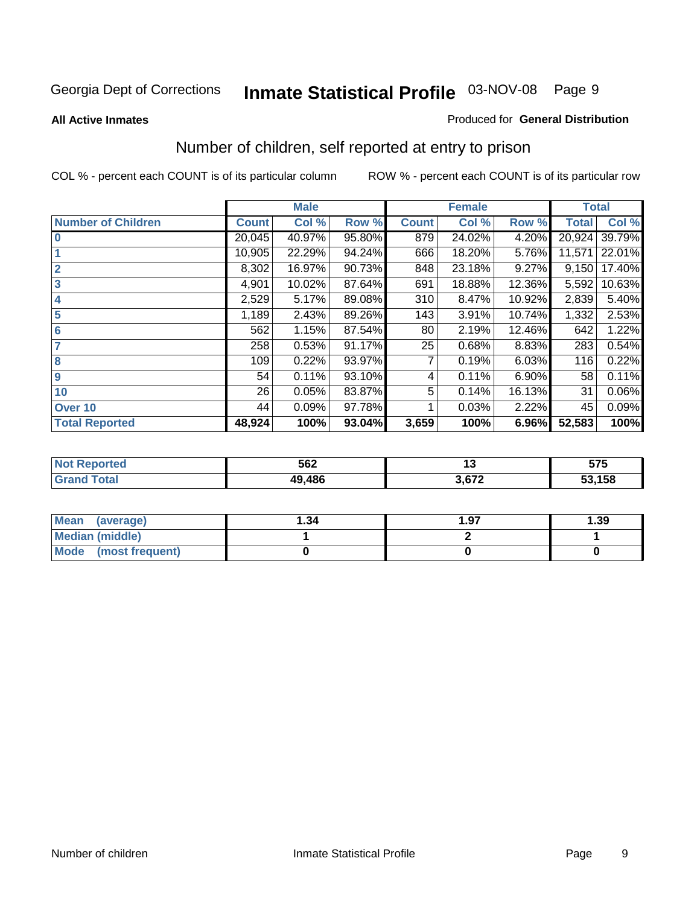Georgia Dept of Corrections **Inmate Statistical Profile** 03-NOV-08

**All Active Inmates**

Produced for **General Distribution**

## Number of children, self reported at entry to prison

COL % - percent each COUNT is of its particular column ROW % - percent each COUNT is of its particular row

| | Male | | | Female | | | Total | |
|---|---|---|---|---|---|---|---|---|
| **Number of Children** | **Count** | **Col %** | **Row %** | **Count** | **Col %** | **Row %** | **Total** | **Col %** |
| **0** | 20,045 | 40.97% | 95.80% | 879 | 24.02% | 4.20% | 20,924 | 39.79% |
| **1** | 10,905 | 22.29% | 94.24% | 666 | 18.20% | 5.76% | 11,571 | 22.01% |
| **2** | 8,302 | 16.97% | 90.73% | 848 | 23.18% | 9.27% | 9,150 | 17.40% |
| **3** | 4,901 | 10.02% | 87.64% | 691 | 18.88% | 12.36% | 5,592 | 10.63% |
| **4** | 2,529 | 5.17% | 89.08% | 310 | 8.47% | 10.92% | 2,839 | 5.40% |
| **5** | 1,189 | 2.43% | 89.26% | 143 | 3.91% | 10.74% | 1,332 | 2.53% |
| **6** | 562 | 1.15% | 87.54% | 80 | 2.19% | 12.46% | 642 | 1.22% |
| **7** | 258 | 0.53% | 91.17% | 25 | 0.68% | 8.83% | 283 | 0.54% |
| **8** | 109 | 0.22% | 93.97% | 7 | 0.19% | 6.03% | 116 | 0.22% |
| **9** | 54 | 0.11% | 93.10% | 4 | 0.11% | 6.90% | 58 | 0.11% |
| **10** | 26 | 0.05% | 83.87% | 5 | 0.14% | 16.13% | 31 | 0.06% |
| **Over 10** | 44 | 0.09% | 97.78% | 1 | 0.03% | 2.22% | 45 | 0.09% |
| **Total Reported** | **48,924** | **100%** | **93.04%** | **3,659** | **100%** | **6.96%** | **52,583** | **100%** |

| | Male | Female | Total |
|---|---|---|---|
| **Not Reported** | **562** | **13** | **575** |
| **Grand Total** | **49,486** | **3,672** | **53,158** |

| | Male | Female | Total |
|---|---|---|---|
| **Mean (average)** | **1.34** | **1.97** | **1.39** |
| **Median (middle)** | **1** | **2** | **1** |
| **Mode (most frequent)** | **0** | **0** | **0** |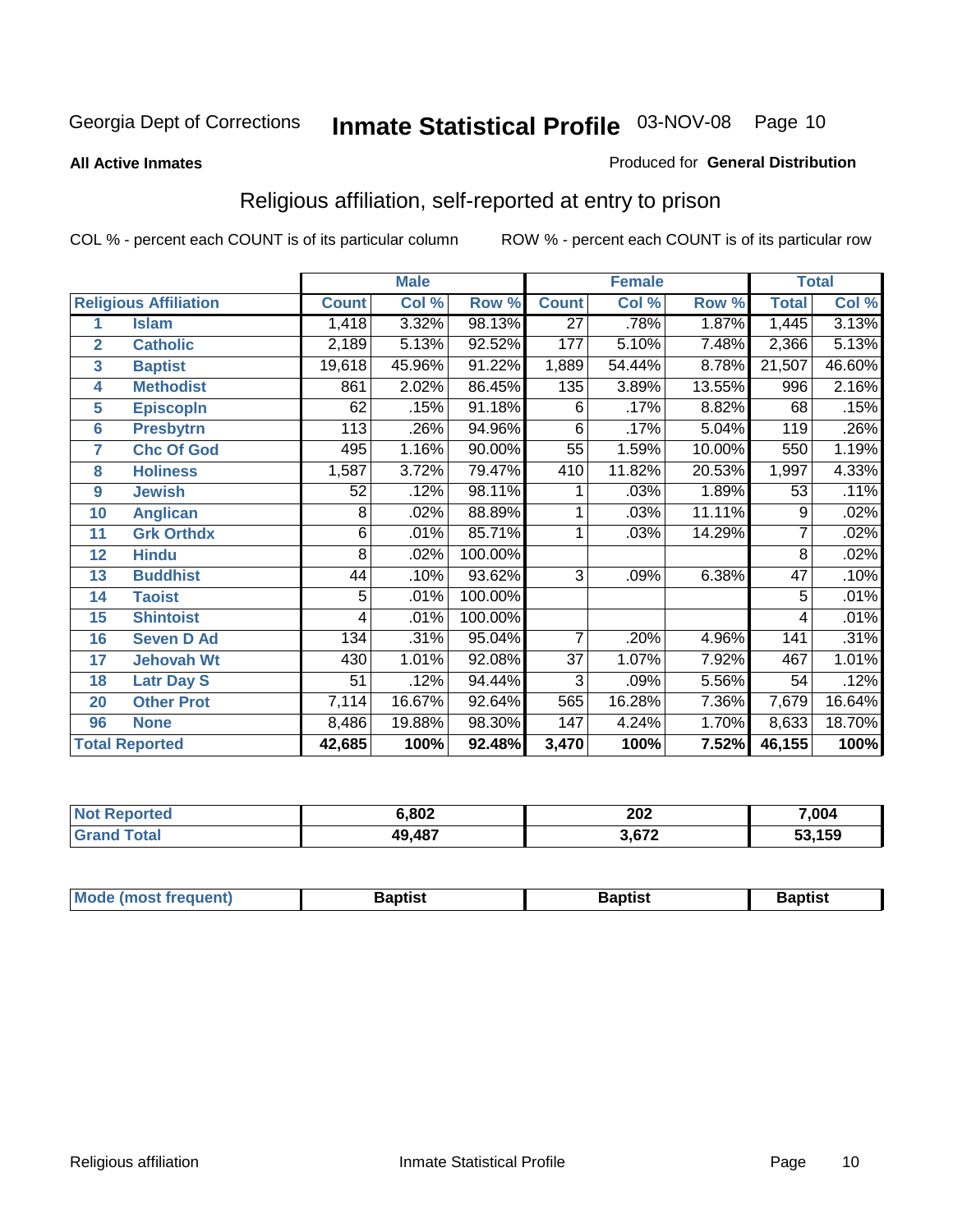Georgia Dept of Corrections **Inmate Statistical Profile** 03-NOV-08

**All Active Inmates** Produced for **General Distribution**

## Religious affiliation, self-reported at entry to prison

COL % - percent each COUNT is of its particular column ROW % - percent each COUNT is of its particular row

| Religious Affiliation | | Male | | | Female | | | Total | |
|---|---|---|---|---|---|---|---|---|---|
| | | Count | Col % | Row % | Count | Col % | Row % | Total | Col % |
| 1 | Islam | 1,418 | 3.32% | 98.13% | 27 | .78% | 1.87% | 1,445 | 3.13% |
| 2 | Catholic | 2,189 | 5.13% | 92.52% | 177 | 5.10% | 7.48% | 2,366 | 5.13% |
| 3 | Baptist | 19,618 | 45.96% | 91.22% | 1,889 | 54.44% | 8.78% | 21,507 | 46.60% |
| 4 | Methodist | 861 | 2.02% | 86.45% | 135 | 3.89% | 13.55% | 996 | 2.16% |
| 5 | Episcopln | 62 | .15% | 91.18% | 6 | .17% | 8.82% | 68 | .15% |
| 6 | Presbytrn | 113 | .26% | 94.96% | 6 | .17% | 5.04% | 119 | .26% |
| 7 | Chc Of God | 495 | 1.16% | 90.00% | 55 | 1.59% | 10.00% | 550 | 1.19% |
| 8 | Holiness | 1,587 | 3.72% | 79.47% | 410 | 11.82% | 20.53% | 1,997 | 4.33% |
| 9 | Jewish | 52 | .12% | 98.11% | 1 | .03% | 1.89% | 53 | .11% |
| 10 | Anglican | 8 | .02% | 88.89% | 1 | .03% | 11.11% | 9 | .02% |
| 11 | Grk Orthdx | 6 | .01% | 85.71% | 1 | .03% | 14.29% | 7 | .02% |
| 12 | Hindu | 8 | .02% | 100.00% | | | | 8 | .02% |
| 13 | Buddhist | 44 | .10% | 93.62% | 3 | .09% | 6.38% | 47 | .10% |
| 14 | Taoist | 5 | .01% | 100.00% | | | | 5 | .01% |
| 15 | Shintoist | 4 | .01% | 100.00% | | | | 4 | .01% |
| 16 | Seven D Ad | 134 | .31% | 95.04% | 7 | .20% | 4.96% | 141 | .31% |
| 17 | Jehovah Wt | 430 | 1.01% | 92.08% | 37 | 1.07% | 7.92% | 467 | 1.01% |
| 18 | Latr Day S | 51 | .12% | 94.44% | 3 | .09% | 5.56% | 54 | .12% |
| 20 | Other Prot | 7,114 | 16.67% | 92.64% | 565 | 16.28% | 7.36% | 7,679 | 16.64% |
| 96 | None | 8,486 | 19.88% | 98.30% | 147 | 4.24% | 1.70% | 8,633 | 18.70% |
| **Total Reported** | | **42,685** | **100%** | **92.48%** | **3,470** | **100%** | **7.52%** | **46,155** | **100%** |

| | Male | Female | Total |
|---|---|---|---|
| Not Reported | 6,802 | 202 | 7,004 |
| Grand Total | 49,487 | 3,672 | 53,159 |

| | Male | Female | Total |
|---|---|---|---|
| Mode (most frequent) | Baptist | Baptist | Baptist |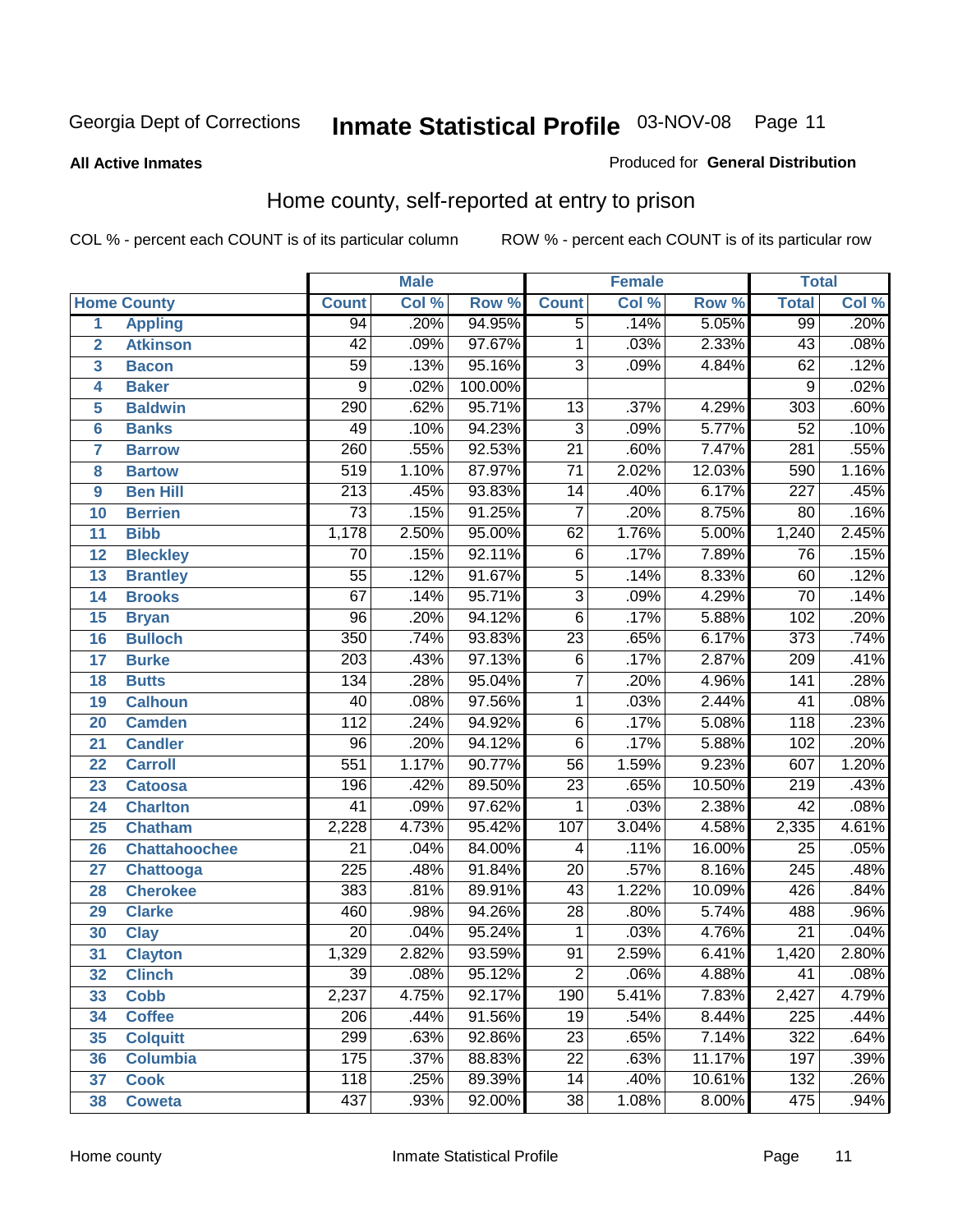Georgia Dept of Corrections **Inmate Statistical Profile** 03-NOV-08

**All Active Inmates**

Produced for **General Distribution**

## Home county, self-reported at entry to prison

COL % - percent each COUNT is of its particular column    ROW % - percent each COUNT is of its particular row

| | | Male | | | Female | | | Total | |
|---|---|---|---|---|---|---|---|---|---|
| **Home County** | | **Count** | **Col %** | **Row %** | **Count** | **Col %** | **Row %** | **Total** | **Col %** |
| 1 | Appling | 94 | .20% | 94.95% | 5 | .14% | 5.05% | 99 | .20% |
| 2 | Atkinson | 42 | .09% | 97.67% | 1 | .03% | 2.33% | 43 | .08% |
| 3 | Bacon | 59 | .13% | 95.16% | 3 | .09% | 4.84% | 62 | .12% |
| 4 | Baker | 9 | .02% | 100.00% | | | | 9 | .02% |
| 5 | Baldwin | 290 | .62% | 95.71% | 13 | .37% | 4.29% | 303 | .60% |
| 6 | Banks | 49 | .10% | 94.23% | 3 | .09% | 5.77% | 52 | .10% |
| 7 | Barrow | 260 | .55% | 92.53% | 21 | .60% | 7.47% | 281 | .55% |
| 8 | Bartow | 519 | 1.10% | 87.97% | 71 | 2.02% | 12.03% | 590 | 1.16% |
| 9 | Ben Hill | 213 | .45% | 93.83% | 14 | .40% | 6.17% | 227 | .45% |
| 10 | Berrien | 73 | .15% | 91.25% | 7 | .20% | 8.75% | 80 | .16% |
| 11 | Bibb | 1,178 | 2.50% | 95.00% | 62 | 1.76% | 5.00% | 1,240 | 2.45% |
| 12 | Bleckley | 70 | .15% | 92.11% | 6 | .17% | 7.89% | 76 | .15% |
| 13 | Brantley | 55 | .12% | 91.67% | 5 | .14% | 8.33% | 60 | .12% |
| 14 | Brooks | 67 | .14% | 95.71% | 3 | .09% | 4.29% | 70 | .14% |
| 15 | Bryan | 96 | .20% | 94.12% | 6 | .17% | 5.88% | 102 | .20% |
| 16 | Bulloch | 350 | .74% | 93.83% | 23 | .65% | 6.17% | 373 | .74% |
| 17 | Burke | 203 | .43% | 97.13% | 6 | .17% | 2.87% | 209 | .41% |
| 18 | Butts | 134 | .28% | 95.04% | 7 | .20% | 4.96% | 141 | .28% |
| 19 | Calhoun | 40 | .08% | 97.56% | 1 | .03% | 2.44% | 41 | .08% |
| 20 | Camden | 112 | .24% | 94.92% | 6 | .17% | 5.08% | 118 | .23% |
| 21 | Candler | 96 | .20% | 94.12% | 6 | .17% | 5.88% | 102 | .20% |
| 22 | Carroll | 551 | 1.17% | 90.77% | 56 | 1.59% | 9.23% | 607 | 1.20% |
| 23 | Catoosa | 196 | .42% | 89.50% | 23 | .65% | 10.50% | 219 | .43% |
| 24 | Charlton | 41 | .09% | 97.62% | 1 | .03% | 2.38% | 42 | .08% |
| 25 | Chatham | 2,228 | 4.73% | 95.42% | 107 | 3.04% | 4.58% | 2,335 | 4.61% |
| 26 | Chattahoochee | 21 | .04% | 84.00% | 4 | .11% | 16.00% | 25 | .05% |
| 27 | Chattooga | 225 | .48% | 91.84% | 20 | .57% | 8.16% | 245 | .48% |
| 28 | Cherokee | 383 | .81% | 89.91% | 43 | 1.22% | 10.09% | 426 | .84% |
| 29 | Clarke | 460 | .98% | 94.26% | 28 | .80% | 5.74% | 488 | .96% |
| 30 | Clay | 20 | .04% | 95.24% | 1 | .03% | 4.76% | 21 | .04% |
| 31 | Clayton | 1,329 | 2.82% | 93.59% | 91 | 2.59% | 6.41% | 1,420 | 2.80% |
| 32 | Clinch | 39 | .08% | 95.12% | 2 | .06% | 4.88% | 41 | .08% |
| 33 | Cobb | 2,237 | 4.75% | 92.17% | 190 | 5.41% | 7.83% | 2,427 | 4.79% |
| 34 | Coffee | 206 | .44% | 91.56% | 19 | .54% | 8.44% | 225 | .44% |
| 35 | Colquitt | 299 | .63% | 92.86% | 23 | .65% | 7.14% | 322 | .64% |
| 36 | Columbia | 175 | .37% | 88.83% | 22 | .63% | 11.17% | 197 | .39% |
| 37 | Cook | 118 | .25% | 89.39% | 14 | .40% | 10.61% | 132 | .26% |
| 38 | Coweta | 437 | .93% | 92.00% | 38 | 1.08% | 8.00% | 475 | .94% |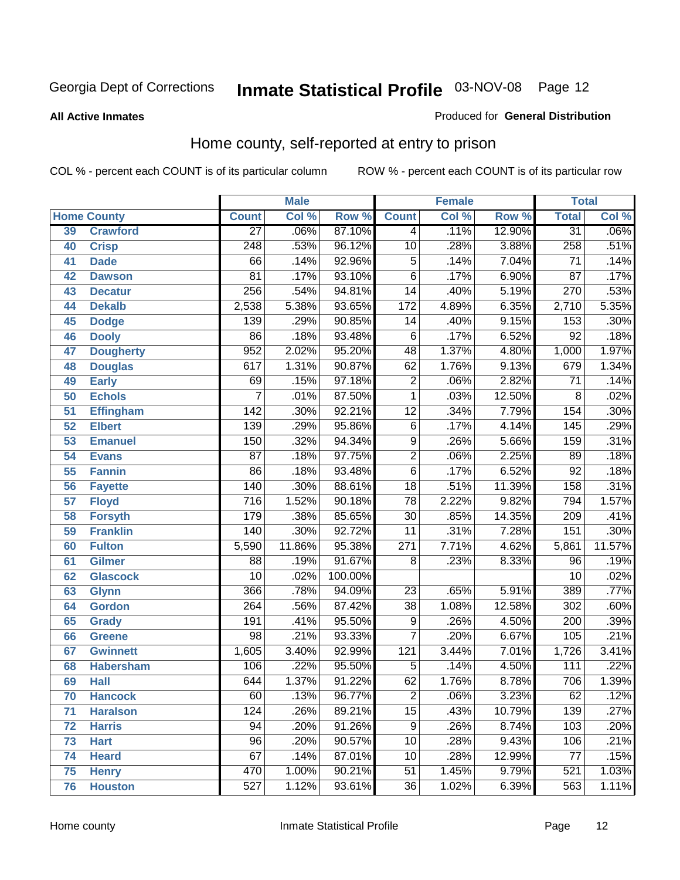Georgia Dept of Corrections **Inmate Statistical Profile** 03-NOV-08

**All Active Inmates**

Produced for **General Distribution**

## Home county, self-reported at entry to prison

COL % - percent each COUNT is of its particular column ROW % - percent each COUNT is of its particular row

| Home County | | Male | | | Female | | | Total | |
|---|---|---|---|---|---|---|---|---|---|
| | | Count | Col % | Row % | Count | Col % | Row % | Total | Col % |
| 39 | Crawford | 27 | .06% | 87.10% | 4 | .11% | 12.90% | 31 | .06% |
| 40 | Crisp | 248 | .53% | 96.12% | 10 | .28% | 3.88% | 258 | .51% |
| 41 | Dade | 66 | .14% | 92.96% | 5 | .14% | 7.04% | 71 | .14% |
| 42 | Dawson | 81 | .17% | 93.10% | 6 | .17% | 6.90% | 87 | .17% |
| 43 | Decatur | 256 | .54% | 94.81% | 14 | .40% | 5.19% | 270 | .53% |
| 44 | Dekalb | 2,538 | 5.38% | 93.65% | 172 | 4.89% | 6.35% | 2,710 | 5.35% |
| 45 | Dodge | 139 | .29% | 90.85% | 14 | .40% | 9.15% | 153 | .30% |
| 46 | Dooly | 86 | .18% | 93.48% | 6 | .17% | 6.52% | 92 | .18% |
| 47 | Dougherty | 952 | 2.02% | 95.20% | 48 | 1.37% | 4.80% | 1,000 | 1.97% |
| 48 | Douglas | 617 | 1.31% | 90.87% | 62 | 1.76% | 9.13% | 679 | 1.34% |
| 49 | Early | 69 | .15% | 97.18% | 2 | .06% | 2.82% | 71 | .14% |
| 50 | Echols | 7 | .01% | 87.50% | 1 | .03% | 12.50% | 8 | .02% |
| 51 | Effingham | 142 | .30% | 92.21% | 12 | .34% | 7.79% | 154 | .30% |
| 52 | Elbert | 139 | .29% | 95.86% | 6 | .17% | 4.14% | 145 | .29% |
| 53 | Emanuel | 150 | .32% | 94.34% | 9 | .26% | 5.66% | 159 | .31% |
| 54 | Evans | 87 | .18% | 97.75% | 2 | .06% | 2.25% | 89 | .18% |
| 55 | Fannin | 86 | .18% | 93.48% | 6 | .17% | 6.52% | 92 | .18% |
| 56 | Fayette | 140 | .30% | 88.61% | 18 | .51% | 11.39% | 158 | .31% |
| 57 | Floyd | 716 | 1.52% | 90.18% | 78 | 2.22% | 9.82% | 794 | 1.57% |
| 58 | Forsyth | 179 | .38% | 85.65% | 30 | .85% | 14.35% | 209 | .41% |
| 59 | Franklin | 140 | .30% | 92.72% | 11 | .31% | 7.28% | 151 | .30% |
| 60 | Fulton | 5,590 | 11.86% | 95.38% | 271 | 7.71% | 4.62% | 5,861 | 11.57% |
| 61 | Gilmer | 88 | .19% | 91.67% | 8 | .23% | 8.33% | 96 | .19% |
| 62 | Glascock | 10 | .02% | 100.00% | | | | 10 | .02% |
| 63 | Glynn | 366 | .78% | 94.09% | 23 | .65% | 5.91% | 389 | .77% |
| 64 | Gordon | 264 | .56% | 87.42% | 38 | 1.08% | 12.58% | 302 | .60% |
| 65 | Grady | 191 | .41% | 95.50% | 9 | .26% | 4.50% | 200 | .39% |
| 66 | Greene | 98 | .21% | 93.33% | 7 | .20% | 6.67% | 105 | .21% |
| 67 | Gwinnett | 1,605 | 3.40% | 92.99% | 121 | 3.44% | 7.01% | 1,726 | 3.41% |
| 68 | Habersham | 106 | .22% | 95.50% | 5 | .14% | 4.50% | 111 | .22% |
| 69 | Hall | 644 | 1.37% | 91.22% | 62 | 1.76% | 8.78% | 706 | 1.39% |
| 70 | Hancock | 60 | .13% | 96.77% | 2 | .06% | 3.23% | 62 | .12% |
| 71 | Haralson | 124 | .26% | 89.21% | 15 | .43% | 10.79% | 139 | .27% |
| 72 | Harris | 94 | .20% | 91.26% | 9 | .26% | 8.74% | 103 | .20% |
| 73 | Hart | 96 | .20% | 90.57% | 10 | .28% | 9.43% | 106 | .21% |
| 74 | Heard | 67 | .14% | 87.01% | 10 | .28% | 12.99% | 77 | .15% |
| 75 | Henry | 470 | 1.00% | 90.21% | 51 | 1.45% | 9.79% | 521 | 1.03% |
| 76 | Houston | 527 | 1.12% | 93.61% | 36 | 1.02% | 6.39% | 563 | 1.11% |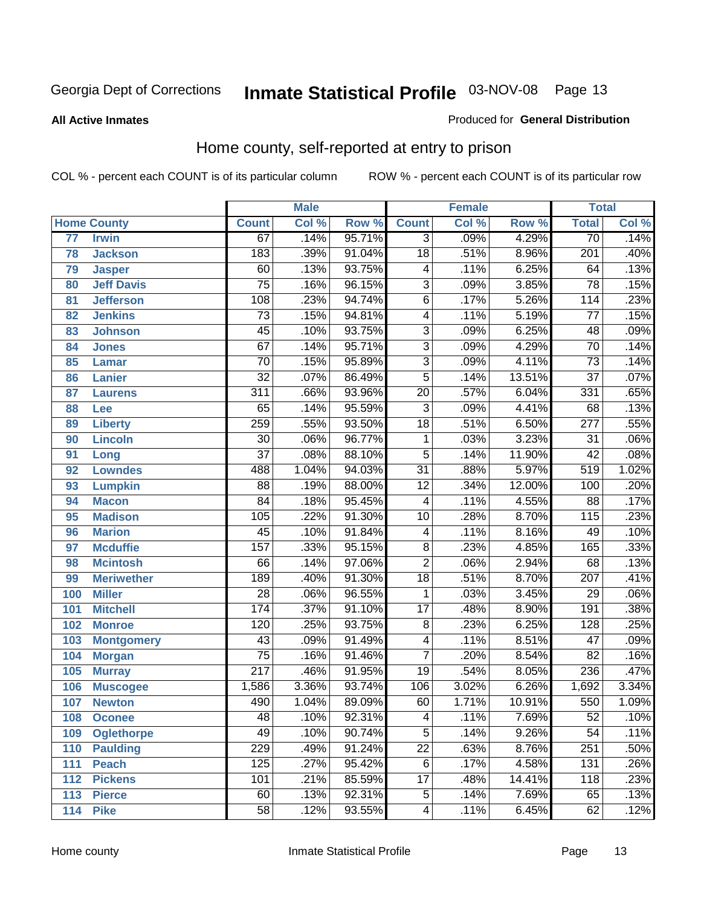Georgia Dept of Corrections **Inmate Statistical Profile** 03-NOV-08

**All Active Inmates**

Produced for **General Distribution**

## Home county, self-reported at entry to prison

COL % - percent each COUNT is of its particular column ROW % - percent each COUNT is of its particular row

| Home County | | Male | | | Female | | | Total | |
|---|---|---|---|---|---|---|---|---|---|
| | | Count | Col % | Row % | Count | Col % | Row % | Total | Col % |
| 77 | Irwin | 67 | .14% | 95.71% | 3 | .09% | 4.29% | 70 | .14% |
| 78 | Jackson | 183 | .39% | 91.04% | 18 | .51% | 8.96% | 201 | .40% |
| 79 | Jasper | 60 | .13% | 93.75% | 4 | .11% | 6.25% | 64 | .13% |
| 80 | Jeff Davis | 75 | .16% | 96.15% | 3 | .09% | 3.85% | 78 | .15% |
| 81 | Jefferson | 108 | .23% | 94.74% | 6 | .17% | 5.26% | 114 | .23% |
| 82 | Jenkins | 73 | .15% | 94.81% | 4 | .11% | 5.19% | 77 | .15% |
| 83 | Johnson | 45 | .10% | 93.75% | 3 | .09% | 6.25% | 48 | .09% |
| 84 | Jones | 67 | .14% | 95.71% | 3 | .09% | 4.29% | 70 | .14% |
| 85 | Lamar | 70 | .15% | 95.89% | 3 | .09% | 4.11% | 73 | .14% |
| 86 | Lanier | 32 | .07% | 86.49% | 5 | .14% | 13.51% | 37 | .07% |
| 87 | Laurens | 311 | .66% | 93.96% | 20 | .57% | 6.04% | 331 | .65% |
| 88 | Lee | 65 | .14% | 95.59% | 3 | .09% | 4.41% | 68 | .13% |
| 89 | Liberty | 259 | .55% | 93.50% | 18 | .51% | 6.50% | 277 | .55% |
| 90 | Lincoln | 30 | .06% | 96.77% | 1 | .03% | 3.23% | 31 | .06% |
| 91 | Long | 37 | .08% | 88.10% | 5 | .14% | 11.90% | 42 | .08% |
| 92 | Lowndes | 488 | 1.04% | 94.03% | 31 | .88% | 5.97% | 519 | 1.02% |
| 93 | Lumpkin | 88 | .19% | 88.00% | 12 | .34% | 12.00% | 100 | .20% |
| 94 | Macon | 84 | .18% | 95.45% | 4 | .11% | 4.55% | 88 | .17% |
| 95 | Madison | 105 | .22% | 91.30% | 10 | .28% | 8.70% | 115 | .23% |
| 96 | Marion | 45 | .10% | 91.84% | 4 | .11% | 8.16% | 49 | .10% |
| 97 | Mcduffie | 157 | .33% | 95.15% | 8 | .23% | 4.85% | 165 | .33% |
| 98 | Mcintosh | 66 | .14% | 97.06% | 2 | .06% | 2.94% | 68 | .13% |
| 99 | Meriwether | 189 | .40% | 91.30% | 18 | .51% | 8.70% | 207 | .41% |
| 100 | Miller | 28 | .06% | 96.55% | 1 | .03% | 3.45% | 29 | .06% |
| 101 | Mitchell | 174 | .37% | 91.10% | 17 | .48% | 8.90% | 191 | .38% |
| 102 | Monroe | 120 | .25% | 93.75% | 8 | .23% | 6.25% | 128 | .25% |
| 103 | Montgomery | 43 | .09% | 91.49% | 4 | .11% | 8.51% | 47 | .09% |
| 104 | Morgan | 75 | .16% | 91.46% | 7 | .20% | 8.54% | 82 | .16% |
| 105 | Murray | 217 | .46% | 91.95% | 19 | .54% | 8.05% | 236 | .47% |
| 106 | Muscogee | 1,586 | 3.36% | 93.74% | 106 | 3.02% | 6.26% | 1,692 | 3.34% |
| 107 | Newton | 490 | 1.04% | 89.09% | 60 | 1.71% | 10.91% | 550 | 1.09% |
| 108 | Oconee | 48 | .10% | 92.31% | 4 | .11% | 7.69% | 52 | .10% |
| 109 | Oglethorpe | 49 | .10% | 90.74% | 5 | .14% | 9.26% | 54 | .11% |
| 110 | Paulding | 229 | .49% | 91.24% | 22 | .63% | 8.76% | 251 | .50% |
| 111 | Peach | 125 | .27% | 95.42% | 6 | .17% | 4.58% | 131 | .26% |
| 112 | Pickens | 101 | .21% | 85.59% | 17 | .48% | 14.41% | 118 | .23% |
| 113 | Pierce | 60 | .13% | 92.31% | 5 | .14% | 7.69% | 65 | .13% |
| 114 | Pike | 58 | .12% | 93.55% | 4 | .11% | 6.45% | 62 | .12% |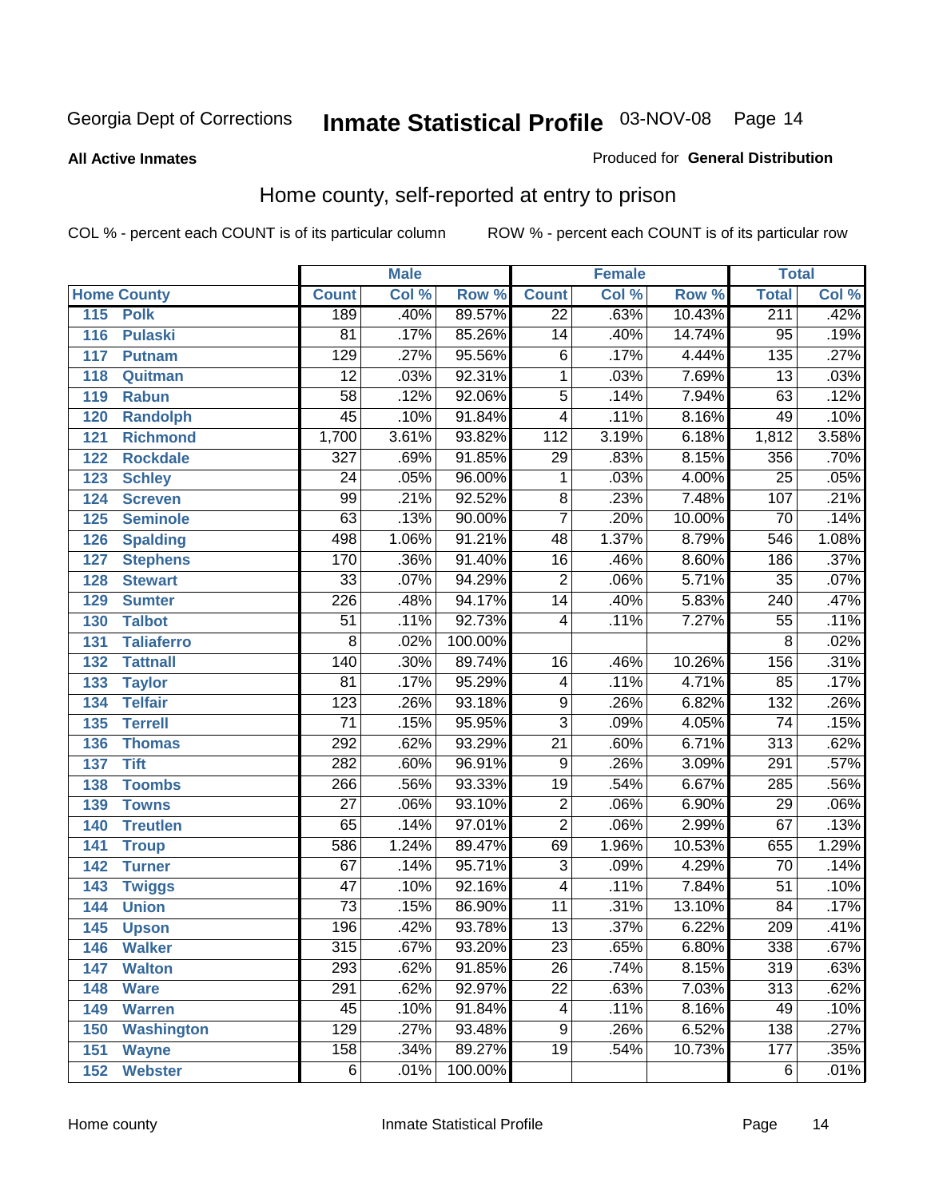Georgia Dept of Corrections **Inmate Statistical Profile** 03-NOV-08

**All Active Inmates** Produced for **General Distribution**

## Home county, self-reported at entry to prison

COL % - percent each COUNT is of its particular column ROW % - percent each COUNT is of its particular row

| Home County | | Male | | | Female | | | Total | |
|---|---|---|---|---|---|---|---|---|---|
| | | Count | Col % | Row % | Count | Col % | Row % | Total | Col % |
| 115 | Polk | 189 | .40% | 89.57% | 22 | .63% | 10.43% | 211 | .42% |
| 116 | Pulaski | 81 | .17% | 85.26% | 14 | .40% | 14.74% | 95 | .19% |
| 117 | Putnam | 129 | .27% | 95.56% | 6 | .17% | 4.44% | 135 | .27% |
| 118 | Quitman | 12 | .03% | 92.31% | 1 | .03% | 7.69% | 13 | .03% |
| 119 | Rabun | 58 | .12% | 92.06% | 5 | .14% | 7.94% | 63 | .12% |
| 120 | Randolph | 45 | .10% | 91.84% | 4 | .11% | 8.16% | 49 | .10% |
| 121 | Richmond | 1,700 | 3.61% | 93.82% | 112 | 3.19% | 6.18% | 1,812 | 3.58% |
| 122 | Rockdale | 327 | .69% | 91.85% | 29 | .83% | 8.15% | 356 | .70% |
| 123 | Schley | 24 | .05% | 96.00% | 1 | .03% | 4.00% | 25 | .05% |
| 124 | Screven | 99 | .21% | 92.52% | 8 | .23% | 7.48% | 107 | .21% |
| 125 | Seminole | 63 | .13% | 90.00% | 7 | .20% | 10.00% | 70 | .14% |
| 126 | Spalding | 498 | 1.06% | 91.21% | 48 | 1.37% | 8.79% | 546 | 1.08% |
| 127 | Stephens | 170 | .36% | 91.40% | 16 | .46% | 8.60% | 186 | .37% |
| 128 | Stewart | 33 | .07% | 94.29% | 2 | .06% | 5.71% | 35 | .07% |
| 129 | Sumter | 226 | .48% | 94.17% | 14 | .40% | 5.83% | 240 | .47% |
| 130 | Talbot | 51 | .11% | 92.73% | 4 | .11% | 7.27% | 55 | .11% |
| 131 | Taliaferro | 8 | .02% | 100.00% | | | | 8 | .02% |
| 132 | Tattnall | 140 | .30% | 89.74% | 16 | .46% | 10.26% | 156 | .31% |
| 133 | Taylor | 81 | .17% | 95.29% | 4 | .11% | 4.71% | 85 | .17% |
| 134 | Telfair | 123 | .26% | 93.18% | 9 | .26% | 6.82% | 132 | .26% |
| 135 | Terrell | 71 | .15% | 95.95% | 3 | .09% | 4.05% | 74 | .15% |
| 136 | Thomas | 292 | .62% | 93.29% | 21 | .60% | 6.71% | 313 | .62% |
| 137 | Tift | 282 | .60% | 96.91% | 9 | .26% | 3.09% | 291 | .57% |
| 138 | Toombs | 266 | .56% | 93.33% | 19 | .54% | 6.67% | 285 | .56% |
| 139 | Towns | 27 | .06% | 93.10% | 2 | .06% | 6.90% | 29 | .06% |
| 140 | Treutlen | 65 | .14% | 97.01% | 2 | .06% | 2.99% | 67 | .13% |
| 141 | Troup | 586 | 1.24% | 89.47% | 69 | 1.96% | 10.53% | 655 | 1.29% |
| 142 | Turner | 67 | .14% | 95.71% | 3 | .09% | 4.29% | 70 | .14% |
| 143 | Twiggs | 47 | .10% | 92.16% | 4 | .11% | 7.84% | 51 | .10% |
| 144 | Union | 73 | .15% | 86.90% | 11 | .31% | 13.10% | 84 | .17% |
| 145 | Upson | 196 | .42% | 93.78% | 13 | .37% | 6.22% | 209 | .41% |
| 146 | Walker | 315 | .67% | 93.20% | 23 | .65% | 6.80% | 338 | .67% |
| 147 | Walton | 293 | .62% | 91.85% | 26 | .74% | 8.15% | 319 | .63% |
| 148 | Ware | 291 | .62% | 92.97% | 22 | .63% | 7.03% | 313 | .62% |
| 149 | Warren | 45 | .10% | 91.84% | 4 | .11% | 8.16% | 49 | .10% |
| 150 | Washington | 129 | .27% | 93.48% | 9 | .26% | 6.52% | 138 | .27% |
| 151 | Wayne | 158 | .34% | 89.27% | 19 | .54% | 10.73% | 177 | .35% |
| 152 | Webster | 6 | .01% | 100.00% | | | | 6 | .01% |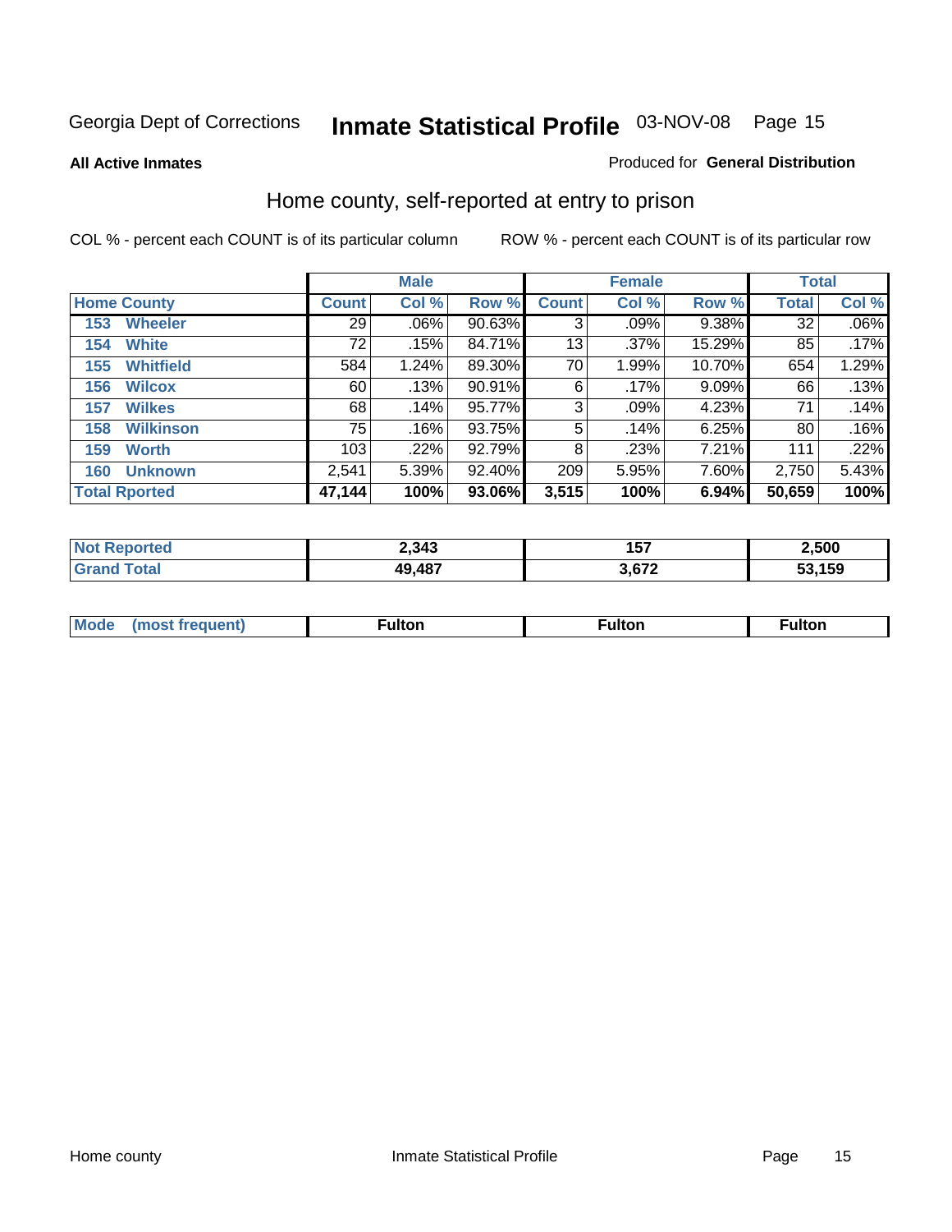Georgia Dept of Corrections **Inmate Statistical Profile** 03-NOV-08

**All Active Inmates**

Produced for **General Distribution**

## Home county, self-reported at entry to prison

COL % - percent each COUNT is of its particular column

ROW % - percent each COUNT is of its particular row

| | Male | | | Female | | | Total | |
|---|---|---|---|---|---|---|---|---|
| **Home County** | **Count** | **Col %** | **Row %** | **Count** | **Col %** | **Row %** | **Total** | **Col %** |
| 153 Wheeler | 29 | .06% | 90.63% | 3 | .09% | 9.38% | 32 | .06% |
| 154 White | 72 | .15% | 84.71% | 13 | .37% | 15.29% | 85 | .17% |
| 155 Whitfield | 584 | 1.24% | 89.30% | 70 | 1.99% | 10.70% | 654 | 1.29% |
| 156 Wilcox | 60 | .13% | 90.91% | 6 | .17% | 9.09% | 66 | .13% |
| 157 Wilkes | 68 | .14% | 95.77% | 3 | .09% | 4.23% | 71 | .14% |
| 158 Wilkinson | 75 | .16% | 93.75% | 5 | .14% | 6.25% | 80 | .16% |
| 159 Worth | 103 | .22% | 92.79% | 8 | .23% | 7.21% | 111 | .22% |
| 160 Unknown | 2,541 | 5.39% | 92.40% | 209 | 5.95% | 7.60% | 2,750 | 5.43% |
| **Total Rported** | **47,144** | **100%** | **93.06%** | **3,515** | **100%** | **6.94%** | **50,659** | **100%** |

| | Male | Female | Total |
|---|---|---|---|
| **Not Reported** | **2,343** | **157** | **2,500** |
| **Grand Total** | **49,487** | **3,672** | **53,159** |

| | Male | Female | Total |
|---|---|---|---|
| **Mode (most frequent)** | **Fulton** | **Fulton** | **Fulton** |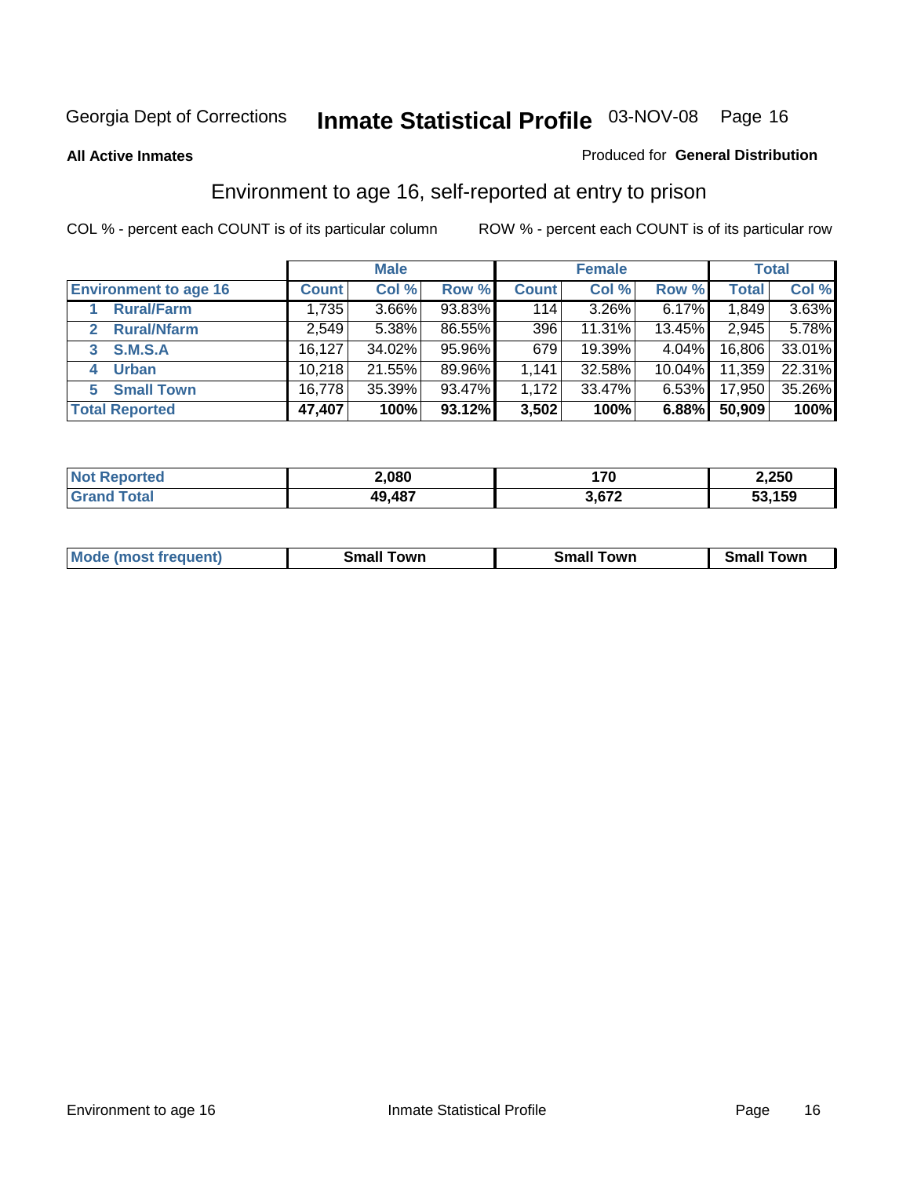Georgia Dept of Corrections **Inmate Statistical Profile** 03-NOV-08

**All Active Inmates**

Produced for **General Distribution**

## Environment to age 16, self-reported at entry to prison

COL % - percent each COUNT is of its particular column ROW % - percent each COUNT is of its particular row

| | Male | | | Female | | | Total | |
|---|---|---|---|---|---|---|---|---|
| **Environment to age 16** | **Count** | **Col %** | **Row %** | **Count** | **Col %** | **Row %** | **Total** | **Col %** |
| 1 **Rural/Farm** | 1,735 | 3.66% | 93.83% | 114 | 3.26% | 6.17% | 1,849 | 3.63% |
| 2 **Rural/Nfarm** | 2,549 | 5.38% | 86.55% | 396 | 11.31% | 13.45% | 2,945 | 5.78% |
| 3 **S.M.S.A** | 16,127 | 34.02% | 95.96% | 679 | 19.39% | 4.04% | 16,806 | 33.01% |
| 4 **Urban** | 10,218 | 21.55% | 89.96% | 1,141 | 32.58% | 10.04% | 11,359 | 22.31% |
| 5 **Small Town** | 16,778 | 35.39% | 93.47% | 1,172 | 33.47% | 6.53% | 17,950 | 35.26% |
| **Total Reported** | **47,407** | **100%** | **93.12%** | **3,502** | **100%** | **6.88%** | **50,909** | **100%** |

| | Male | Female | Total |
|---|---|---|---|
| **Not Reported** | **2,080** | **170** | **2,250** |
| **Grand Total** | **49,487** | **3,672** | **53,159** |

| | Male | Female | Total |
|---|---|---|---|
| **Mode (most frequent)** | **Small Town** | **Small Town** | **Small Town** |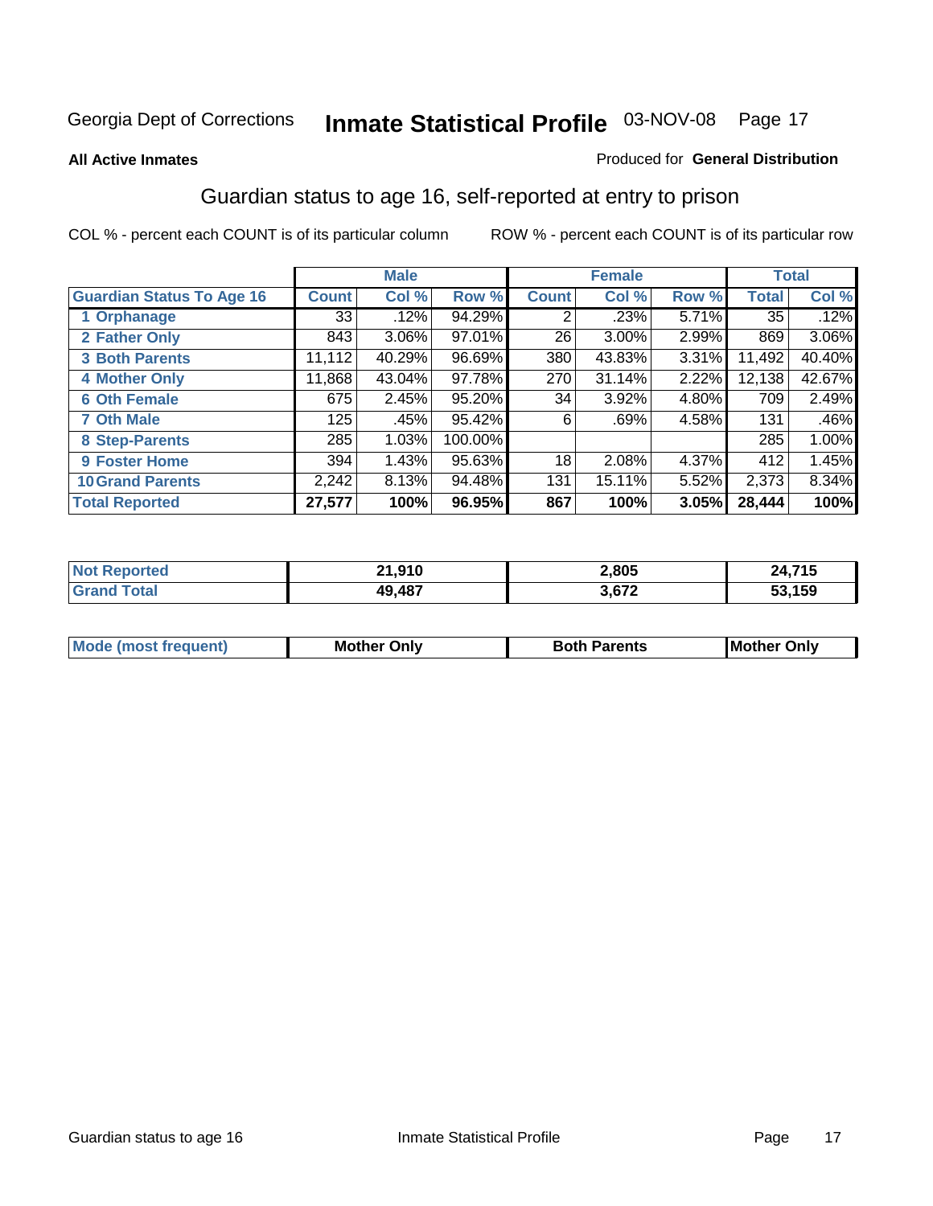# Inmate Statistical Profile

Georgia Dept of Corrections — 03-NOV-08

**All Active Inmates**

Produced for **General Distribution**

## Guardian status to age 16, self-reported at entry to prison

COL % - percent each COUNT is of its particular column

ROW % - percent each COUNT is of its particular row

| | Male | | | Female | | | Total | |
|---|---|---|---|---|---|---|---|---|
| **Guardian Status To Age 16** | **Count** | **Col %** | **Row %** | **Count** | **Col %** | **Row %** | **Total** | **Col %** |
| 1 Orphanage | 33 | .12% | 94.29% | 2 | .23% | 5.71% | 35 | .12% |
| 2 Father Only | 843 | 3.06% | 97.01% | 26 | 3.00% | 2.99% | 869 | 3.06% |
| 3 Both Parents | 11,112 | 40.29% | 96.69% | 380 | 43.83% | 3.31% | 11,492 | 40.40% |
| 4 Mother Only | 11,868 | 43.04% | 97.78% | 270 | 31.14% | 2.22% | 12,138 | 42.67% |
| 6 Oth Female | 675 | 2.45% | 95.20% | 34 | 3.92% | 4.80% | 709 | 2.49% |
| 7 Oth Male | 125 | .45% | 95.42% | 6 | .69% | 4.58% | 131 | .46% |
| 8 Step-Parents | 285 | 1.03% | 100.00% | | | | 285 | 1.00% |
| 9 Foster Home | 394 | 1.43% | 95.63% | 18 | 2.08% | 4.37% | 412 | 1.45% |
| 10 Grand Parents | 2,242 | 8.13% | 94.48% | 131 | 15.11% | 5.52% | 2,373 | 8.34% |
| **Total Reported** | **27,577** | **100%** | **96.95%** | **867** | **100%** | **3.05%** | **28,444** | **100%** |

| | Male | Female | Total |
|---|---|---|---|
| Not Reported | 21,910 | 2,805 | 24,715 |
| Grand Total | 49,487 | 3,672 | 53,159 |

| | Male | Female | Total |
|---|---|---|---|
| Mode (most frequent) | Mother Only | Both Parents | Mother Only |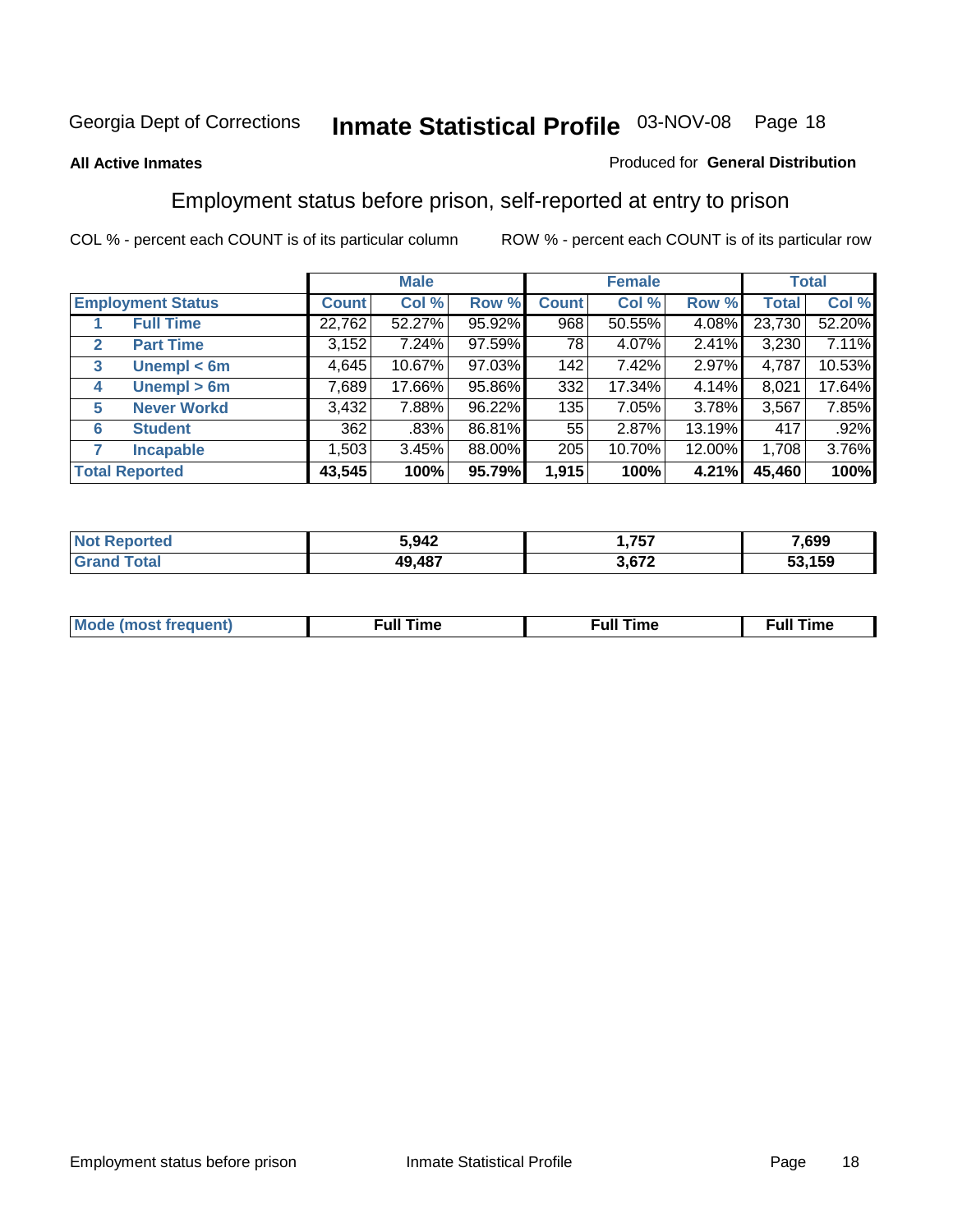Georgia Dept of Corrections **Inmate Statistical Profile** 03-NOV-08

**All Active Inmates**

Produced for **General Distribution**

## Employment status before prison, self-reported at entry to prison

COL % - percent each COUNT is of its particular column

ROW % - percent each COUNT is of its particular row

| Employment Status | | Male | | | Female | | | Total | |
|---|---|---|---|---|---|---|---|---|---|
| | | Count | Col % | Row % | Count | Col % | Row % | Total | Col % |
| 1 | Full Time | 22,762 | 52.27% | 95.92% | 968 | 50.55% | 4.08% | 23,730 | 52.20% |
| 2 | Part Time | 3,152 | 7.24% | 97.59% | 78 | 4.07% | 2.41% | 3,230 | 7.11% |
| 3 | Unempl < 6m | 4,645 | 10.67% | 97.03% | 142 | 7.42% | 2.97% | 4,787 | 10.53% |
| 4 | Unempl > 6m | 7,689 | 17.66% | 95.86% | 332 | 17.34% | 4.14% | 8,021 | 17.64% |
| 5 | Never Workd | 3,432 | 7.88% | 96.22% | 135 | 7.05% | 3.78% | 3,567 | 7.85% |
| 6 | Student | 362 | .83% | 86.81% | 55 | 2.87% | 13.19% | 417 | .92% |
| 7 | Incapable | 1,503 | 3.45% | 88.00% | 205 | 10.70% | 12.00% | 1,708 | 3.76% |
| **Total Reported** | | **43,545** | **100%** | **95.79%** | **1,915** | **100%** | **4.21%** | **45,460** | **100%** |

| | Male | Female | Total |
|---|---|---|---|
| Not Reported | 5,942 | 1,757 | 7,699 |
| Grand Total | 49,487 | 3,672 | 53,159 |

| | Male | Female | Total |
|---|---|---|---|
| Mode (most frequent) | Full Time | Full Time | Full Time |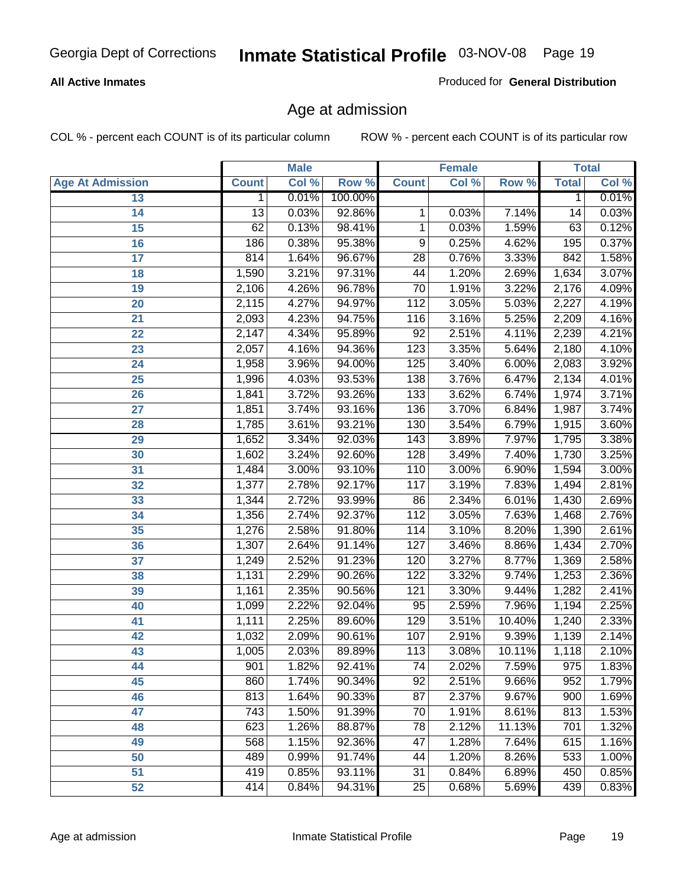**All Active Inmates**

Produced for **General Distribution**

## Age at admission

COL % - percent each COUNT is of its particular column

ROW % - percent each COUNT is of its particular row

| | Male | | | Female | | | Total | |
|---|---|---|---|---|---|---|---|---|
| Age At Admission | Count | Col % | Row % | Count | Col % | Row % | Total | Col % |
| 13 | 1 | 0.01% | 100.00% | | | | 1 | 0.01% |
| 14 | 13 | 0.03% | 92.86% | 1 | 0.03% | 7.14% | 14 | 0.03% |
| 15 | 62 | 0.13% | 98.41% | 1 | 0.03% | 1.59% | 63 | 0.12% |
| 16 | 186 | 0.38% | 95.38% | 9 | 0.25% | 4.62% | 195 | 0.37% |
| 17 | 814 | 1.64% | 96.67% | 28 | 0.76% | 3.33% | 842 | 1.58% |
| 18 | 1,590 | 3.21% | 97.31% | 44 | 1.20% | 2.69% | 1,634 | 3.07% |
| 19 | 2,106 | 4.26% | 96.78% | 70 | 1.91% | 3.22% | 2,176 | 4.09% |
| 20 | 2,115 | 4.27% | 94.97% | 112 | 3.05% | 5.03% | 2,227 | 4.19% |
| 21 | 2,093 | 4.23% | 94.75% | 116 | 3.16% | 5.25% | 2,209 | 4.16% |
| 22 | 2,147 | 4.34% | 95.89% | 92 | 2.51% | 4.11% | 2,239 | 4.21% |
| 23 | 2,057 | 4.16% | 94.36% | 123 | 3.35% | 5.64% | 2,180 | 4.10% |
| 24 | 1,958 | 3.96% | 94.00% | 125 | 3.40% | 6.00% | 2,083 | 3.92% |
| 25 | 1,996 | 4.03% | 93.53% | 138 | 3.76% | 6.47% | 2,134 | 4.01% |
| 26 | 1,841 | 3.72% | 93.26% | 133 | 3.62% | 6.74% | 1,974 | 3.71% |
| 27 | 1,851 | 3.74% | 93.16% | 136 | 3.70% | 6.84% | 1,987 | 3.74% |
| 28 | 1,785 | 3.61% | 93.21% | 130 | 3.54% | 6.79% | 1,915 | 3.60% |
| 29 | 1,652 | 3.34% | 92.03% | 143 | 3.89% | 7.97% | 1,795 | 3.38% |
| 30 | 1,602 | 3.24% | 92.60% | 128 | 3.49% | 7.40% | 1,730 | 3.25% |
| 31 | 1,484 | 3.00% | 93.10% | 110 | 3.00% | 6.90% | 1,594 | 3.00% |
| 32 | 1,377 | 2.78% | 92.17% | 117 | 3.19% | 7.83% | 1,494 | 2.81% |
| 33 | 1,344 | 2.72% | 93.99% | 86 | 2.34% | 6.01% | 1,430 | 2.69% |
| 34 | 1,356 | 2.74% | 92.37% | 112 | 3.05% | 7.63% | 1,468 | 2.76% |
| 35 | 1,276 | 2.58% | 91.80% | 114 | 3.10% | 8.20% | 1,390 | 2.61% |
| 36 | 1,307 | 2.64% | 91.14% | 127 | 3.46% | 8.86% | 1,434 | 2.70% |
| 37 | 1,249 | 2.52% | 91.23% | 120 | 3.27% | 8.77% | 1,369 | 2.58% |
| 38 | 1,131 | 2.29% | 90.26% | 122 | 3.32% | 9.74% | 1,253 | 2.36% |
| 39 | 1,161 | 2.35% | 90.56% | 121 | 3.30% | 9.44% | 1,282 | 2.41% |
| 40 | 1,099 | 2.22% | 92.04% | 95 | 2.59% | 7.96% | 1,194 | 2.25% |
| 41 | 1,111 | 2.25% | 89.60% | 129 | 3.51% | 10.40% | 1,240 | 2.33% |
| 42 | 1,032 | 2.09% | 90.61% | 107 | 2.91% | 9.39% | 1,139 | 2.14% |
| 43 | 1,005 | 2.03% | 89.89% | 113 | 3.08% | 10.11% | 1,118 | 2.10% |
| 44 | 901 | 1.82% | 92.41% | 74 | 2.02% | 7.59% | 975 | 1.83% |
| 45 | 860 | 1.74% | 90.34% | 92 | 2.51% | 9.66% | 952 | 1.79% |
| 46 | 813 | 1.64% | 90.33% | 87 | 2.37% | 9.67% | 900 | 1.69% |
| 47 | 743 | 1.50% | 91.39% | 70 | 1.91% | 8.61% | 813 | 1.53% |
| 48 | 623 | 1.26% | 88.87% | 78 | 2.12% | 11.13% | 701 | 1.32% |
| 49 | 568 | 1.15% | 92.36% | 47 | 1.28% | 7.64% | 615 | 1.16% |
| 50 | 489 | 0.99% | 91.74% | 44 | 1.20% | 8.26% | 533 | 1.00% |
| 51 | 419 | 0.85% | 93.11% | 31 | 0.84% | 6.89% | 450 | 0.85% |
| 52 | 414 | 0.84% | 94.31% | 25 | 0.68% | 5.69% | 439 | 0.83% |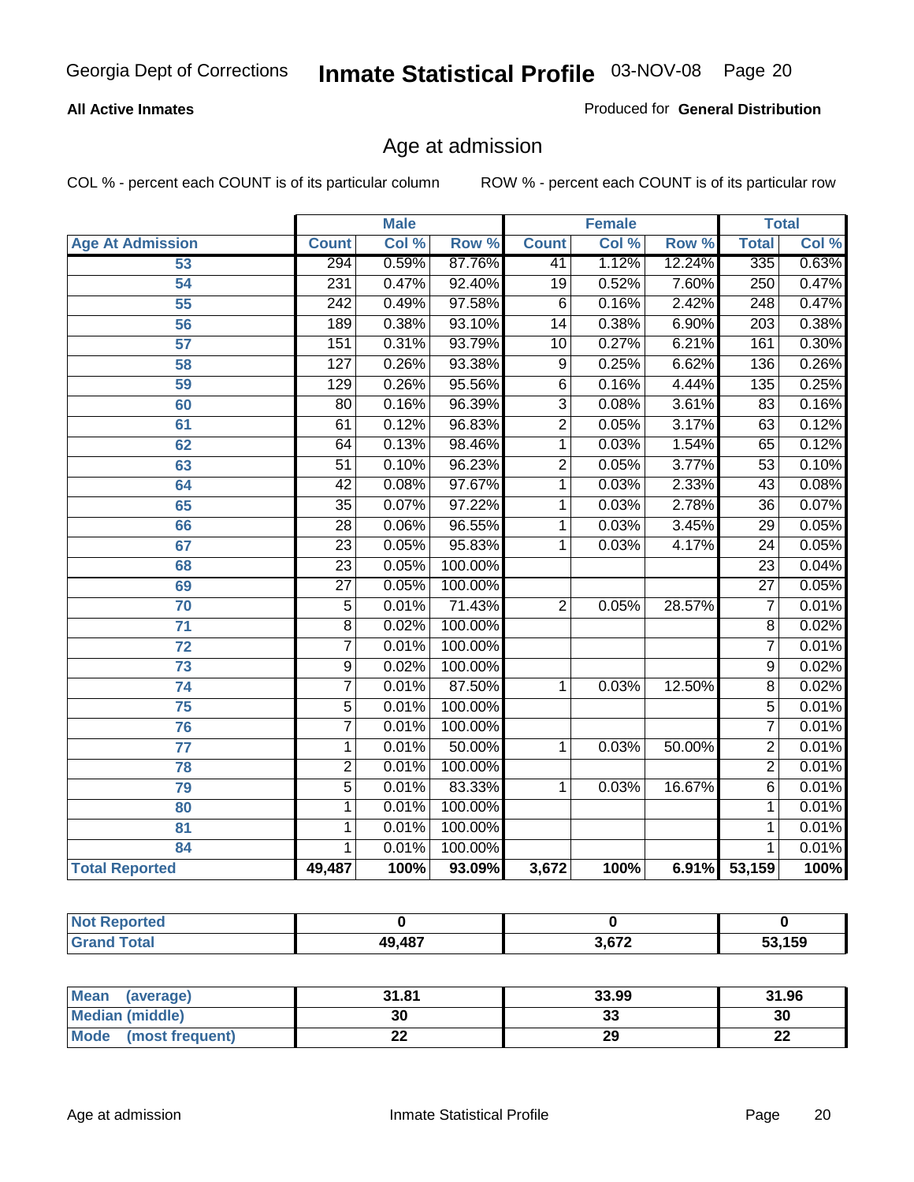**All Active Inmates**

Produced for **General Distribution**

## Age at admission

COL % - percent each COUNT is of its particular column

ROW % - percent each COUNT is of its particular row

| | Male | | | Female | | | Total | |
|---|---|---|---|---|---|---|---|---|
| **Age At Admission** | **Count** | **Col %** | **Row %** | **Count** | **Col %** | **Row %** | **Total** | **Col %** |
| 53 | 294 | 0.59% | 87.76% | 41 | 1.12% | 12.24% | 335 | 0.63% |
| 54 | 231 | 0.47% | 92.40% | 19 | 0.52% | 7.60% | 250 | 0.47% |
| 55 | 242 | 0.49% | 97.58% | 6 | 0.16% | 2.42% | 248 | 0.47% |
| 56 | 189 | 0.38% | 93.10% | 14 | 0.38% | 6.90% | 203 | 0.38% |
| 57 | 151 | 0.31% | 93.79% | 10 | 0.27% | 6.21% | 161 | 0.30% |
| 58 | 127 | 0.26% | 93.38% | 9 | 0.25% | 6.62% | 136 | 0.26% |
| 59 | 129 | 0.26% | 95.56% | 6 | 0.16% | 4.44% | 135 | 0.25% |
| 60 | 80 | 0.16% | 96.39% | 3 | 0.08% | 3.61% | 83 | 0.16% |
| 61 | 61 | 0.12% | 96.83% | 2 | 0.05% | 3.17% | 63 | 0.12% |
| 62 | 64 | 0.13% | 98.46% | 1 | 0.03% | 1.54% | 65 | 0.12% |
| 63 | 51 | 0.10% | 96.23% | 2 | 0.05% | 3.77% | 53 | 0.10% |
| 64 | 42 | 0.08% | 97.67% | 1 | 0.03% | 2.33% | 43 | 0.08% |
| 65 | 35 | 0.07% | 97.22% | 1 | 0.03% | 2.78% | 36 | 0.07% |
| 66 | 28 | 0.06% | 96.55% | 1 | 0.03% | 3.45% | 29 | 0.05% |
| 67 | 23 | 0.05% | 95.83% | 1 | 0.03% | 4.17% | 24 | 0.05% |
| 68 | 23 | 0.05% | 100.00% | | | | 23 | 0.04% |
| 69 | 27 | 0.05% | 100.00% | | | | 27 | 0.05% |
| 70 | 5 | 0.01% | 71.43% | 2 | 0.05% | 28.57% | 7 | 0.01% |
| 71 | 8 | 0.02% | 100.00% | | | | 8 | 0.02% |
| 72 | 7 | 0.01% | 100.00% | | | | 7 | 0.01% |
| 73 | 9 | 0.02% | 100.00% | | | | 9 | 0.02% |
| 74 | 7 | 0.01% | 87.50% | 1 | 0.03% | 12.50% | 8 | 0.02% |
| 75 | 5 | 0.01% | 100.00% | | | | 5 | 0.01% |
| 76 | 7 | 0.01% | 100.00% | | | | 7 | 0.01% |
| 77 | 1 | 0.01% | 50.00% | 1 | 0.03% | 50.00% | 2 | 0.01% |
| 78 | 2 | 0.01% | 100.00% | | | | 2 | 0.01% |
| 79 | 5 | 0.01% | 83.33% | 1 | 0.03% | 16.67% | 6 | 0.01% |
| 80 | 1 | 0.01% | 100.00% | | | | 1 | 0.01% |
| 81 | 1 | 0.01% | 100.00% | | | | 1 | 0.01% |
| 84 | 1 | 0.01% | 100.00% | | | | 1 | 0.01% |
| **Total Reported** | **49,487** | **100%** | **93.09%** | **3,672** | **100%** | **6.91%** | **53,159** | **100%** |

| | Male | Female | Total |
|---|---|---|---|
| **Not Reported** | **0** | **0** | **0** |
| **Grand Total** | **49,487** | **3,672** | **53,159** |

| | Male | Female | Total |
|---|---|---|---|
| **Mean (average)** | **31.81** | **33.99** | **31.96** |
| **Median (middle)** | **30** | **33** | **30** |
| **Mode (most frequent)** | **22** | **29** | **22** |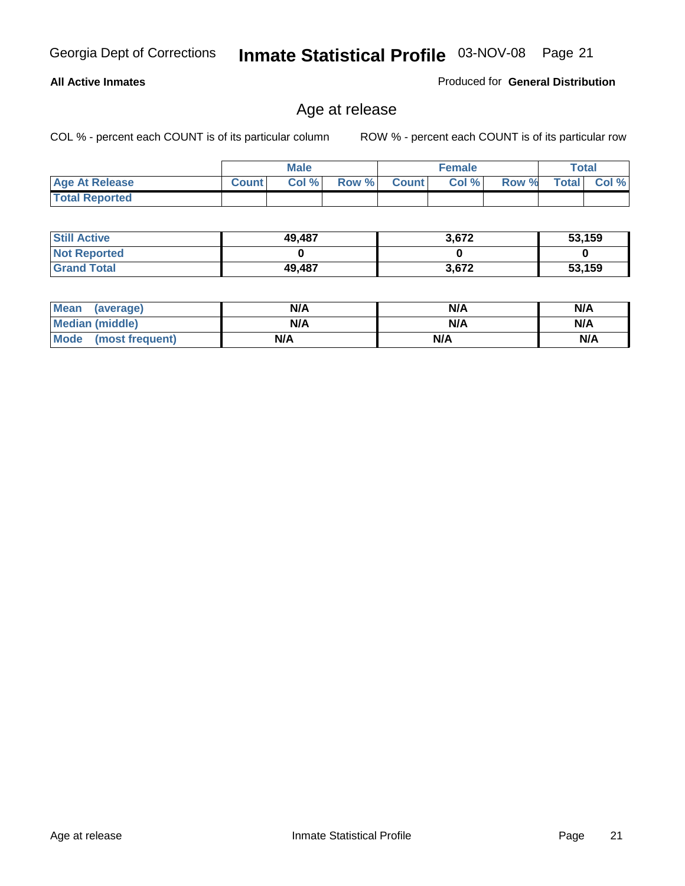**All Active Inmates** — Produced for **General Distribution**

## Age at release

COL % - percent each COUNT is of its particular column    ROW % - percent each COUNT is of its particular row

| | Male | | | Female | | | Total | |
|---|---|---|---|---|---|---|---|---|
| **Age At Release** | **Count** | **Col %** | **Row %** | **Count** | **Col %** | **Row %** | **Total** | **Col %** |
| **Total Reported** | | | | | | | | |

| | Male | Female | Total |
|---|---|---|---|
| **Still Active** | 49,487 | 3,672 | 53,159 |
| **Not Reported** | 0 | 0 | 0 |
| **Grand Total** | 49,487 | 3,672 | 53,159 |

| | Male | Female | Total |
|---|---|---|---|
| **Mean (average)** | N/A | N/A | N/A |
| **Median (middle)** | N/A | N/A | N/A |
| **Mode (most frequent)** | N/A | N/A | N/A |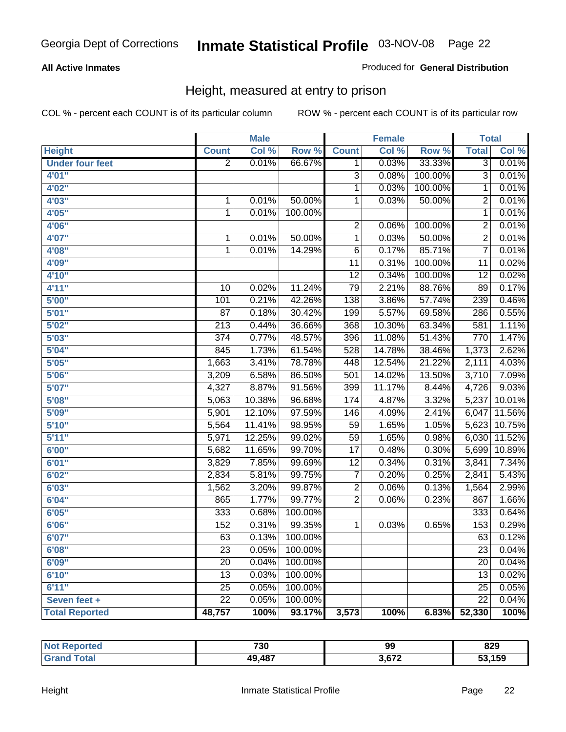Georgia Dept of Corrections **Inmate Statistical Profile** 03-NOV-08

**All Active Inmates**

Produced for **General Distribution**

## Height, measured at entry to prison

COL % - percent each COUNT is of its particular column ROW % - percent each COUNT is of its particular row

| | Male | | | Female | | | Total | |
|---|---|---|---|---|---|---|---|---|
| **Height** | **Count** | **Col %** | **Row %** | **Count** | **Col %** | **Row %** | **Total** | **Col %** |
| **Under four feet** | 2 | 0.01% | 66.67% | 1 | 0.03% | 33.33% | 3 | 0.01% |
| **4'01"** | | | | 3 | 0.08% | 100.00% | 3 | 0.01% |
| **4'02"** | | | | 1 | 0.03% | 100.00% | 1 | 0.01% |
| **4'03"** | 1 | 0.01% | 50.00% | 1 | 0.03% | 50.00% | 2 | 0.01% |
| **4'05"** | 1 | 0.01% | 100.00% | | | | 1 | 0.01% |
| **4'06"** | | | | 2 | 0.06% | 100.00% | 2 | 0.01% |
| **4'07"** | 1 | 0.01% | 50.00% | 1 | 0.03% | 50.00% | 2 | 0.01% |
| **4'08"** | 1 | 0.01% | 14.29% | 6 | 0.17% | 85.71% | 7 | 0.01% |
| **4'09"** | | | | 11 | 0.31% | 100.00% | 11 | 0.02% |
| **4'10"** | | | | 12 | 0.34% | 100.00% | 12 | 0.02% |
| **4'11"** | 10 | 0.02% | 11.24% | 79 | 2.21% | 88.76% | 89 | 0.17% |
| **5'00"** | 101 | 0.21% | 42.26% | 138 | 3.86% | 57.74% | 239 | 0.46% |
| **5'01"** | 87 | 0.18% | 30.42% | 199 | 5.57% | 69.58% | 286 | 0.55% |
| **5'02"** | 213 | 0.44% | 36.66% | 368 | 10.30% | 63.34% | 581 | 1.11% |
| **5'03"** | 374 | 0.77% | 48.57% | 396 | 11.08% | 51.43% | 770 | 1.47% |
| **5'04"** | 845 | 1.73% | 61.54% | 528 | 14.78% | 38.46% | 1,373 | 2.62% |
| **5'05"** | 1,663 | 3.41% | 78.78% | 448 | 12.54% | 21.22% | 2,111 | 4.03% |
| **5'06"** | 3,209 | 6.58% | 86.50% | 501 | 14.02% | 13.50% | 3,710 | 7.09% |
| **5'07"** | 4,327 | 8.87% | 91.56% | 399 | 11.17% | 8.44% | 4,726 | 9.03% |
| **5'08"** | 5,063 | 10.38% | 96.68% | 174 | 4.87% | 3.32% | 5,237 | 10.01% |
| **5'09"** | 5,901 | 12.10% | 97.59% | 146 | 4.09% | 2.41% | 6,047 | 11.56% |
| **5'10"** | 5,564 | 11.41% | 98.95% | 59 | 1.65% | 1.05% | 5,623 | 10.75% |
| **5'11"** | 5,971 | 12.25% | 99.02% | 59 | 1.65% | 0.98% | 6,030 | 11.52% |
| **6'00"** | 5,682 | 11.65% | 99.70% | 17 | 0.48% | 0.30% | 5,699 | 10.89% |
| **6'01"** | 3,829 | 7.85% | 99.69% | 12 | 0.34% | 0.31% | 3,841 | 7.34% |
| **6'02"** | 2,834 | 5.81% | 99.75% | 7 | 0.20% | 0.25% | 2,841 | 5.43% |
| **6'03"** | 1,562 | 3.20% | 99.87% | 2 | 0.06% | 0.13% | 1,564 | 2.99% |
| **6'04"** | 865 | 1.77% | 99.77% | 2 | 0.06% | 0.23% | 867 | 1.66% |
| **6'05"** | 333 | 0.68% | 100.00% | | | | 333 | 0.64% |
| **6'06"** | 152 | 0.31% | 99.35% | 1 | 0.03% | 0.65% | 153 | 0.29% |
| **6'07"** | 63 | 0.13% | 100.00% | | | | 63 | 0.12% |
| **6'08"** | 23 | 0.05% | 100.00% | | | | 23 | 0.04% |
| **6'09"** | 20 | 0.04% | 100.00% | | | | 20 | 0.04% |
| **6'10"** | 13 | 0.03% | 100.00% | | | | 13 | 0.02% |
| **6'11"** | 25 | 0.05% | 100.00% | | | | 25 | 0.05% |
| **Seven feet +** | 22 | 0.05% | 100.00% | | | | 22 | 0.04% |
| **Total Reported** | **48,757** | **100%** | **93.17%** | **3,573** | **100%** | **6.83%** | **52,330** | **100%** |

| | Male | Female | Total |
|---|---|---|---|
| **Not Reported** | **730** | **99** | **829** |
| **Grand Total** | **49,487** | **3,672** | **53,159** |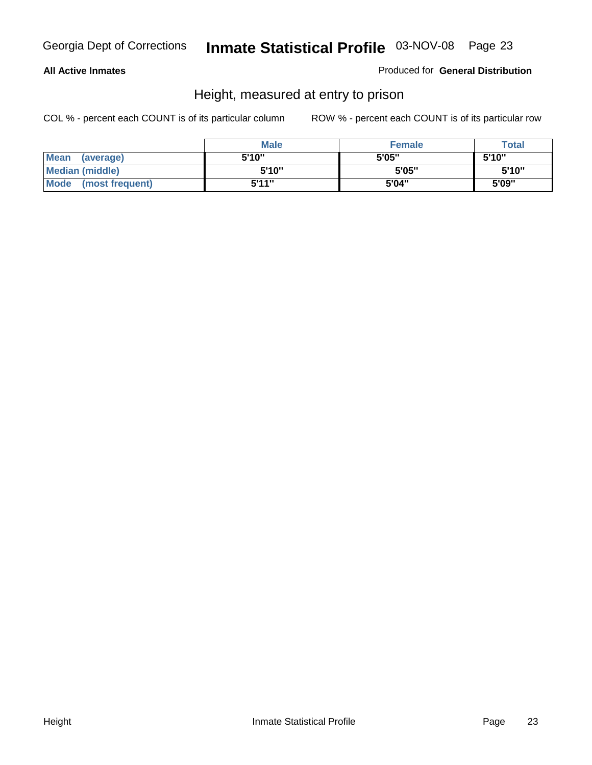# Height, measured at entry to prison

**All Active Inmates** — Produced for **General Distribution**

COL % - percent each COUNT is of its particular column

ROW % - percent each COUNT is of its particular row

| | Male | Female | Total |
|---|---|---|---|
| **Mean (average)** | 5'10" | 5'05" | 5'10" |
| **Median (middle)** | 5'10" | 5'05" | 5'10" |
| **Mode (most frequent)** | 5'11" | 5'04" | 5'09" |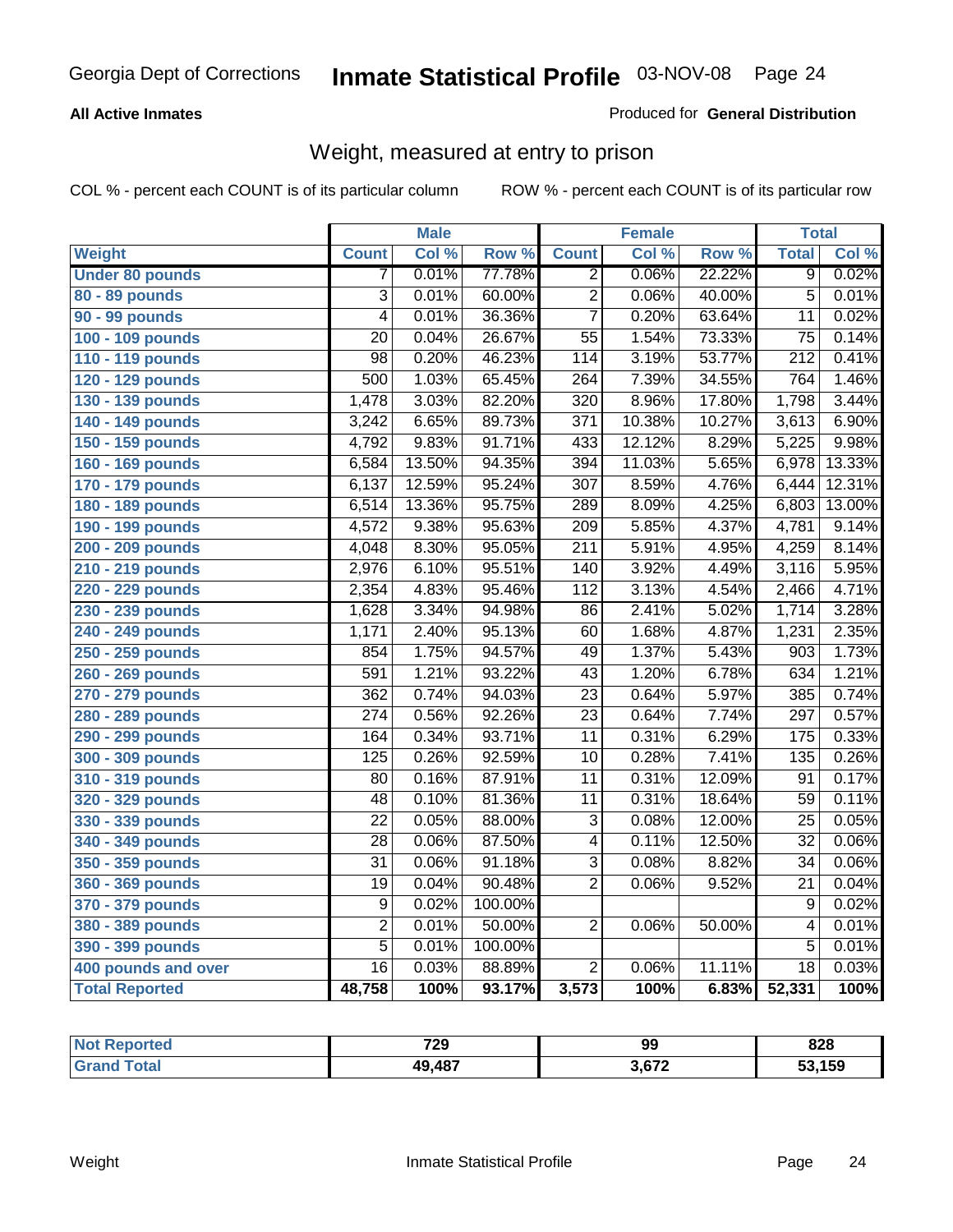Georgia Dept of Corrections **Inmate Statistical Profile** 03-NOV-08

**All Active Inmates** Produced for **General Distribution**

## Weight, measured at entry to prison

COL % - percent each COUNT is of its particular column ROW % - percent each COUNT is of its particular row

| | Male | | | Female | | | Total | |
|---|---|---|---|---|---|---|---|---|
| **Weight** | **Count** | **Col %** | **Row %** | **Count** | **Col %** | **Row %** | **Total** | **Col %** |
| **Under 80 pounds** | 7 | 0.01% | 77.78% | 2 | 0.06% | 22.22% | 9 | 0.02% |
| **80 - 89 pounds** | 3 | 0.01% | 60.00% | 2 | 0.06% | 40.00% | 5 | 0.01% |
| **90 - 99 pounds** | 4 | 0.01% | 36.36% | 7 | 0.20% | 63.64% | 11 | 0.02% |
| **100 - 109 pounds** | 20 | 0.04% | 26.67% | 55 | 1.54% | 73.33% | 75 | 0.14% |
| **110 - 119 pounds** | 98 | 0.20% | 46.23% | 114 | 3.19% | 53.77% | 212 | 0.41% |
| **120 - 129 pounds** | 500 | 1.03% | 65.45% | 264 | 7.39% | 34.55% | 764 | 1.46% |
| **130 - 139 pounds** | 1,478 | 3.03% | 82.20% | 320 | 8.96% | 17.80% | 1,798 | 3.44% |
| **140 - 149 pounds** | 3,242 | 6.65% | 89.73% | 371 | 10.38% | 10.27% | 3,613 | 6.90% |
| **150 - 159 pounds** | 4,792 | 9.83% | 91.71% | 433 | 12.12% | 8.29% | 5,225 | 9.98% |
| **160 - 169 pounds** | 6,584 | 13.50% | 94.35% | 394 | 11.03% | 5.65% | 6,978 | 13.33% |
| **170 - 179 pounds** | 6,137 | 12.59% | 95.24% | 307 | 8.59% | 4.76% | 6,444 | 12.31% |
| **180 - 189 pounds** | 6,514 | 13.36% | 95.75% | 289 | 8.09% | 4.25% | 6,803 | 13.00% |
| **190 - 199 pounds** | 4,572 | 9.38% | 95.63% | 209 | 5.85% | 4.37% | 4,781 | 9.14% |
| **200 - 209 pounds** | 4,048 | 8.30% | 95.05% | 211 | 5.91% | 4.95% | 4,259 | 8.14% |
| **210 - 219 pounds** | 2,976 | 6.10% | 95.51% | 140 | 3.92% | 4.49% | 3,116 | 5.95% |
| **220 - 229 pounds** | 2,354 | 4.83% | 95.46% | 112 | 3.13% | 4.54% | 2,466 | 4.71% |
| **230 - 239 pounds** | 1,628 | 3.34% | 94.98% | 86 | 2.41% | 5.02% | 1,714 | 3.28% |
| **240 - 249 pounds** | 1,171 | 2.40% | 95.13% | 60 | 1.68% | 4.87% | 1,231 | 2.35% |
| **250 - 259 pounds** | 854 | 1.75% | 94.57% | 49 | 1.37% | 5.43% | 903 | 1.73% |
| **260 - 269 pounds** | 591 | 1.21% | 93.22% | 43 | 1.20% | 6.78% | 634 | 1.21% |
| **270 - 279 pounds** | 362 | 0.74% | 94.03% | 23 | 0.64% | 5.97% | 385 | 0.74% |
| **280 - 289 pounds** | 274 | 0.56% | 92.26% | 23 | 0.64% | 7.74% | 297 | 0.57% |
| **290 - 299 pounds** | 164 | 0.34% | 93.71% | 11 | 0.31% | 6.29% | 175 | 0.33% |
| **300 - 309 pounds** | 125 | 0.26% | 92.59% | 10 | 0.28% | 7.41% | 135 | 0.26% |
| **310 - 319 pounds** | 80 | 0.16% | 87.91% | 11 | 0.31% | 12.09% | 91 | 0.17% |
| **320 - 329 pounds** | 48 | 0.10% | 81.36% | 11 | 0.31% | 18.64% | 59 | 0.11% |
| **330 - 339 pounds** | 22 | 0.05% | 88.00% | 3 | 0.08% | 12.00% | 25 | 0.05% |
| **340 - 349 pounds** | 28 | 0.06% | 87.50% | 4 | 0.11% | 12.50% | 32 | 0.06% |
| **350 - 359 pounds** | 31 | 0.06% | 91.18% | 3 | 0.08% | 8.82% | 34 | 0.06% |
| **360 - 369 pounds** | 19 | 0.04% | 90.48% | 2 | 0.06% | 9.52% | 21 | 0.04% |
| **370 - 379 pounds** | 9 | 0.02% | 100.00% | | | | 9 | 0.02% |
| **380 - 389 pounds** | 2 | 0.01% | 50.00% | 2 | 0.06% | 50.00% | 4 | 0.01% |
| **390 - 399 pounds** | 5 | 0.01% | 100.00% | | | | 5 | 0.01% |
| **400 pounds and over** | 16 | 0.03% | 88.89% | 2 | 0.06% | 11.11% | 18 | 0.03% |
| **Total Reported** | **48,758** | **100%** | **93.17%** | **3,573** | **100%** | **6.83%** | **52,331** | **100%** |

| | Male | Female | Total |
|---|---|---|---|
| **Not Reported** | **729** | **99** | **828** |
| **Grand Total** | **49,487** | **3,672** | **53,159** |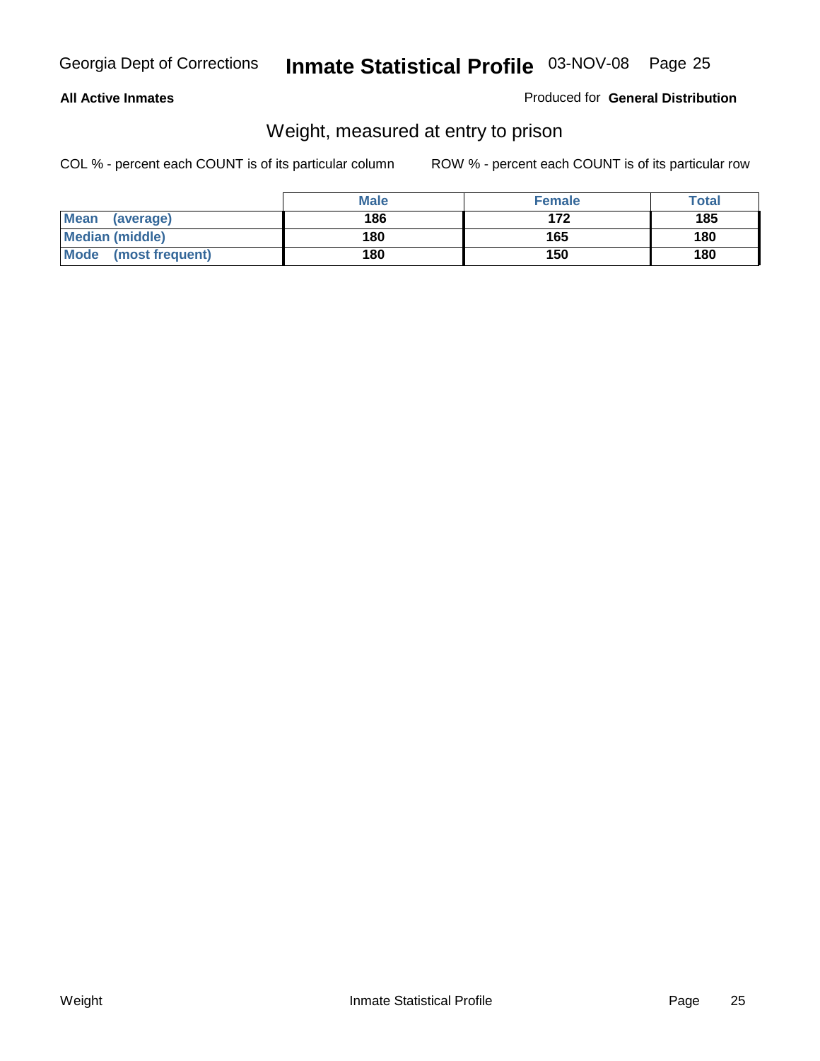**All Active Inmates**

Produced for **General Distribution**

## Weight, measured at entry to prison

COL % - percent each COUNT is of its particular column

ROW % - percent each COUNT is of its particular row

| | Male | Female | Total |
|---|---|---|---|
| **Mean (average)** | **186** | **172** | **185** |
| **Median (middle)** | **180** | **165** | **180** |
| **Mode (most frequent)** | **180** | **150** | **180** |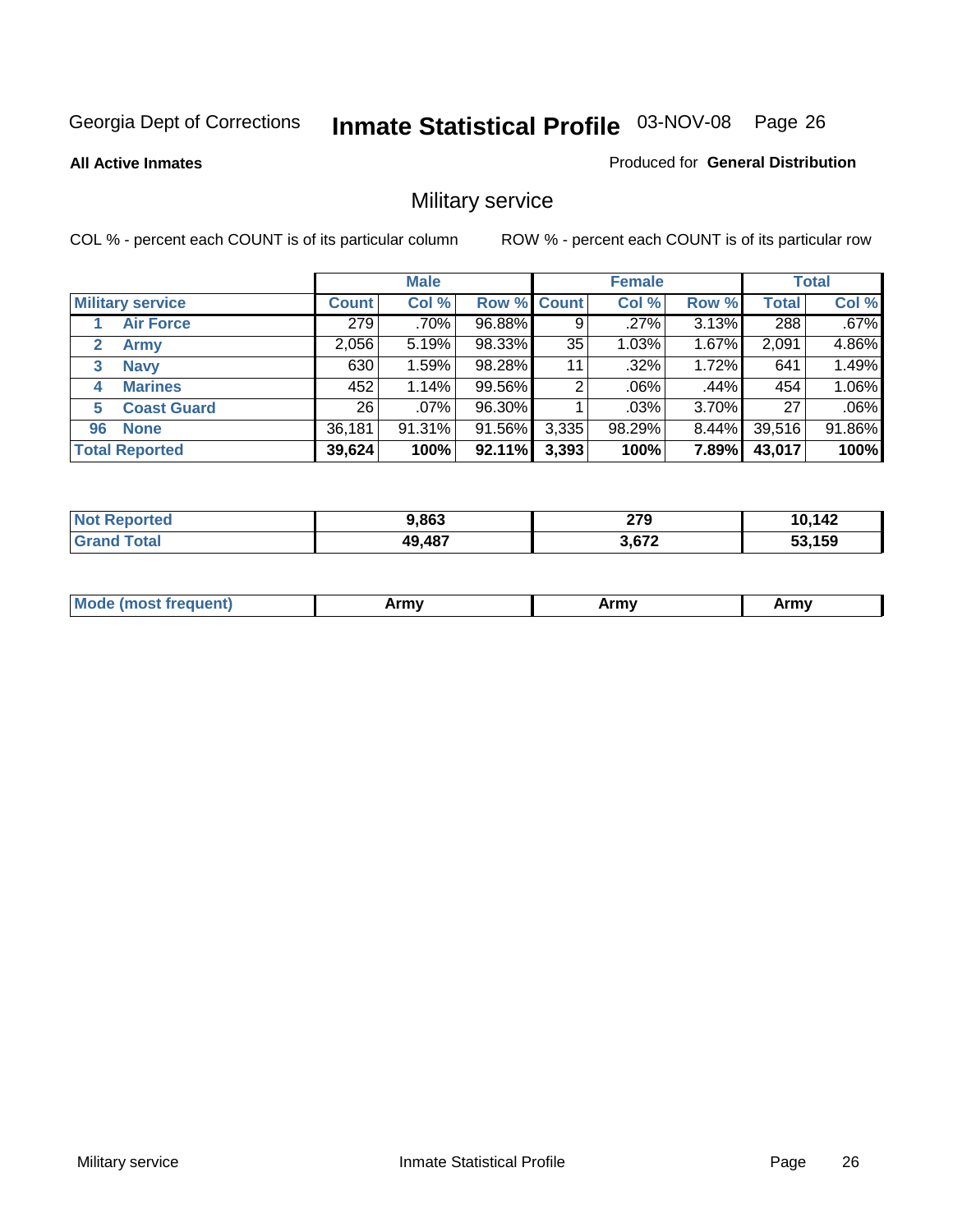Georgia Dept of Corrections **Inmate Statistical Profile** 03-NOV-08

**All Active Inmates**

Produced for **General Distribution**

## Military service

COL % - percent each COUNT is of its particular column

ROW % - percent each COUNT is of its particular row

| | Male | | | Female | | | Total | |
|---|---|---|---|---|---|---|---|---|
| **Military service** | **Count** | **Col %** | **Row %** | **Count** | **Col %** | **Row %** | **Total** | **Col %** |
| 1 Air Force | 279 | .70% | 96.88% | 9 | .27% | 3.13% | 288 | .67% |
| 2 Army | 2,056 | 5.19% | 98.33% | 35 | 1.03% | 1.67% | 2,091 | 4.86% |
| 3 Navy | 630 | 1.59% | 98.28% | 11 | .32% | 1.72% | 641 | 1.49% |
| 4 Marines | 452 | 1.14% | 99.56% | 2 | .06% | .44% | 454 | 1.06% |
| 5 Coast Guard | 26 | .07% | 96.30% | 1 | .03% | 3.70% | 27 | .06% |
| 96 None | 36,181 | 91.31% | 91.56% | 3,335 | 98.29% | 8.44% | 39,516 | 91.86% |
| **Total Reported** | **39,624** | **100%** | **92.11%** | **3,393** | **100%** | **7.89%** | **43,017** | **100%** |

| | Male | Female | Total |
|---|---|---|---|
| Not Reported | 9,863 | 279 | 10,142 |
| Grand Total | 49,487 | 3,672 | 53,159 |

| | Male | Female | Total |
|---|---|---|---|
| Mode (most frequent) | Army | Army | Army |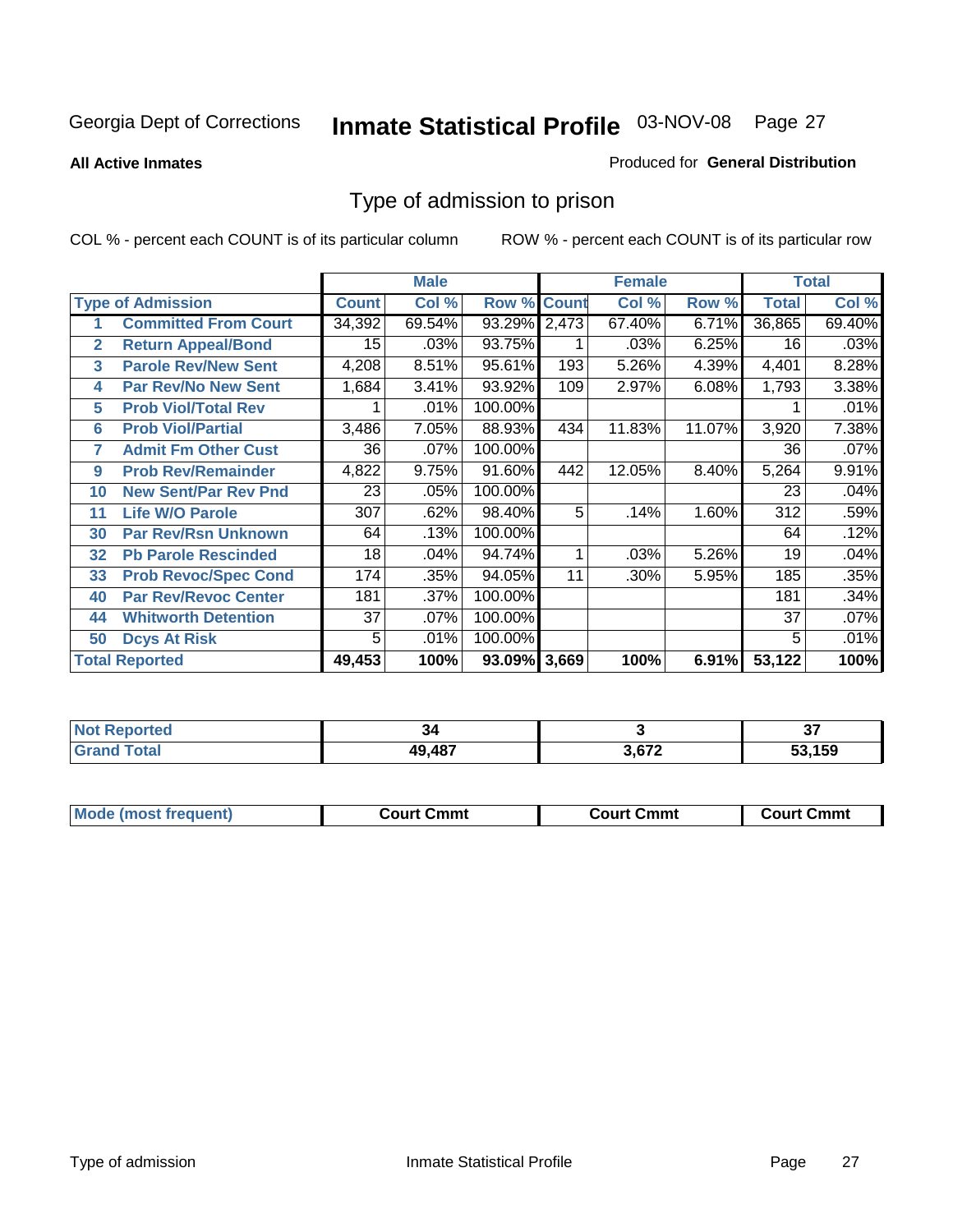Georgia Dept of Corrections **Inmate Statistical Profile** 03-NOV-08

**All Active Inmates**

Produced for **General Distribution**

## Type of admission to prison

COL % - percent each COUNT is of its particular column

ROW % - percent each COUNT is of its particular row

| Type of Admission | | Male | | | Female | | | Total | |
|---|---|---|---|---|---|---|---|---|---|
| | | Count | Col % | Row % | Count | Col % | Row % | Total | Col % |
| 1 | Committed From Court | 34,392 | 69.54% | 93.29% | 2,473 | 67.40% | 6.71% | 36,865 | 69.40% |
| 2 | Return Appeal/Bond | 15 | .03% | 93.75% | 1 | .03% | 6.25% | 16 | .03% |
| 3 | Parole Rev/New Sent | 4,208 | 8.51% | 95.61% | 193 | 5.26% | 4.39% | 4,401 | 8.28% |
| 4 | Par Rev/No New Sent | 1,684 | 3.41% | 93.92% | 109 | 2.97% | 6.08% | 1,793 | 3.38% |
| 5 | Prob Viol/Total Rev | 1 | .01% | 100.00% | | | | 1 | .01% |
| 6 | Prob Viol/Partial | 3,486 | 7.05% | 88.93% | 434 | 11.83% | 11.07% | 3,920 | 7.38% |
| 7 | Admit Fm Other Cust | 36 | .07% | 100.00% | | | | 36 | .07% |
| 9 | Prob Rev/Remainder | 4,822 | 9.75% | 91.60% | 442 | 12.05% | 8.40% | 5,264 | 9.91% |
| 10 | New Sent/Par Rev Pnd | 23 | .05% | 100.00% | | | | 23 | .04% |
| 11 | Life W/O Parole | 307 | .62% | 98.40% | 5 | .14% | 1.60% | 312 | .59% |
| 30 | Par Rev/Rsn Unknown | 64 | .13% | 100.00% | | | | 64 | .12% |
| 32 | Pb Parole Rescinded | 18 | .04% | 94.74% | 1 | .03% | 5.26% | 19 | .04% |
| 33 | Prob Revoc/Spec Cond | 174 | .35% | 94.05% | 11 | .30% | 5.95% | 185 | .35% |
| 40 | Par Rev/Revoc Center | 181 | .37% | 100.00% | | | | 181 | .34% |
| 44 | Whitworth Detention | 37 | .07% | 100.00% | | | | 37 | .07% |
| 50 | Dcys At Risk | 5 | .01% | 100.00% | | | | 5 | .01% |
| **Total Reported** | | **49,453** | **100%** | **93.09%** | **3,669** | **100%** | **6.91%** | **53,122** | **100%** |

| | Male | Female | Total |
|---|---|---|---|
| Not Reported | **34** | **3** | **37** |
| Grand Total | **49,487** | **3,672** | **53,159** |

| | Male | Female | Total |
|---|---|---|---|
| Mode (most frequent) | **Court Cmmt** | **Court Cmmt** | **Court Cmmt** |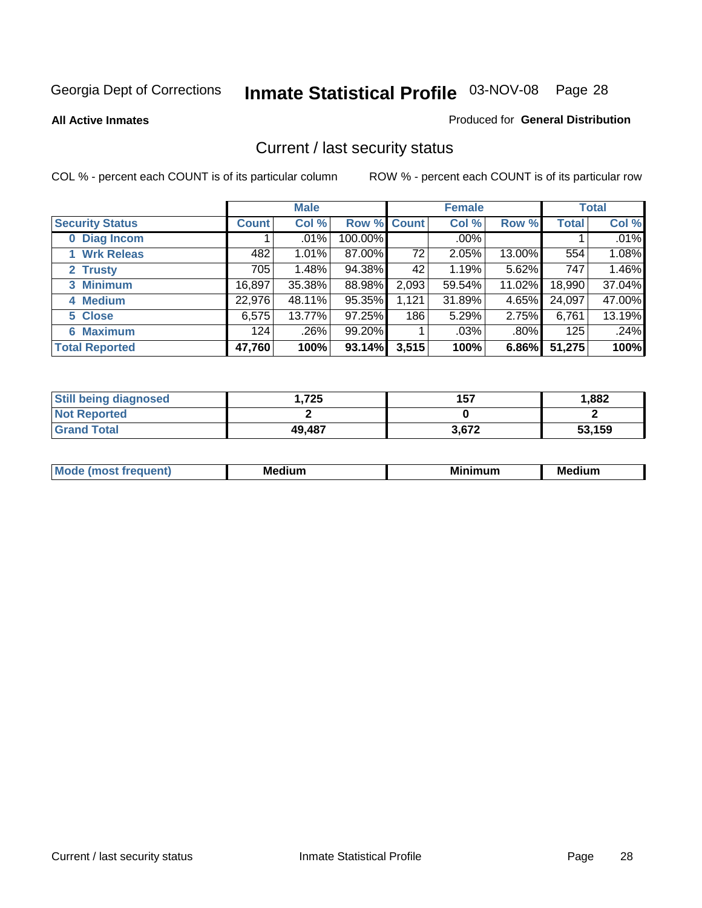Georgia Dept of Corrections **Inmate Statistical Profile** 03-NOV-08

**All Active Inmates**

Produced for **General Distribution**

## Current / last security status

COL % - percent each COUNT is of its particular column

ROW % - percent each COUNT is of its particular row

| | Male | | | Female | | | Total | |
|---|---|---|---|---|---|---|---|---|
| **Security Status** | **Count** | **Col %** | **Row %** | **Count** | **Col %** | **Row %** | **Total** | **Col %** |
| 0 Diag Incom | 1 | .01% | 100.00% | | .00% | | 1 | .01% |
| 1 Wrk Releas | 482 | 1.01% | 87.00% | 72 | 2.05% | 13.00% | 554 | 1.08% |
| 2 Trusty | 705 | 1.48% | 94.38% | 42 | 1.19% | 5.62% | 747 | 1.46% |
| 3 Minimum | 16,897 | 35.38% | 88.98% | 2,093 | 59.54% | 11.02% | 18,990 | 37.04% |
| 4 Medium | 22,976 | 48.11% | 95.35% | 1,121 | 31.89% | 4.65% | 24,097 | 47.00% |
| 5 Close | 6,575 | 13.77% | 97.25% | 186 | 5.29% | 2.75% | 6,761 | 13.19% |
| 6 Maximum | 124 | .26% | 99.20% | 1 | .03% | .80% | 125 | .24% |
| **Total Reported** | **47,760** | **100%** | **93.14%** | **3,515** | **100%** | **6.86%** | **51,275** | **100%** |

| | Male | Female | Total |
|---|---|---|---|
| Still being diagnosed | **1,725** | **157** | **1,882** |
| Not Reported | **2** | **0** | **2** |
| Grand Total | **49,487** | **3,672** | **53,159** |

| | Male | Female | Total |
|---|---|---|---|
| Mode (most frequent) | **Medium** | **Minimum** | **Medium** |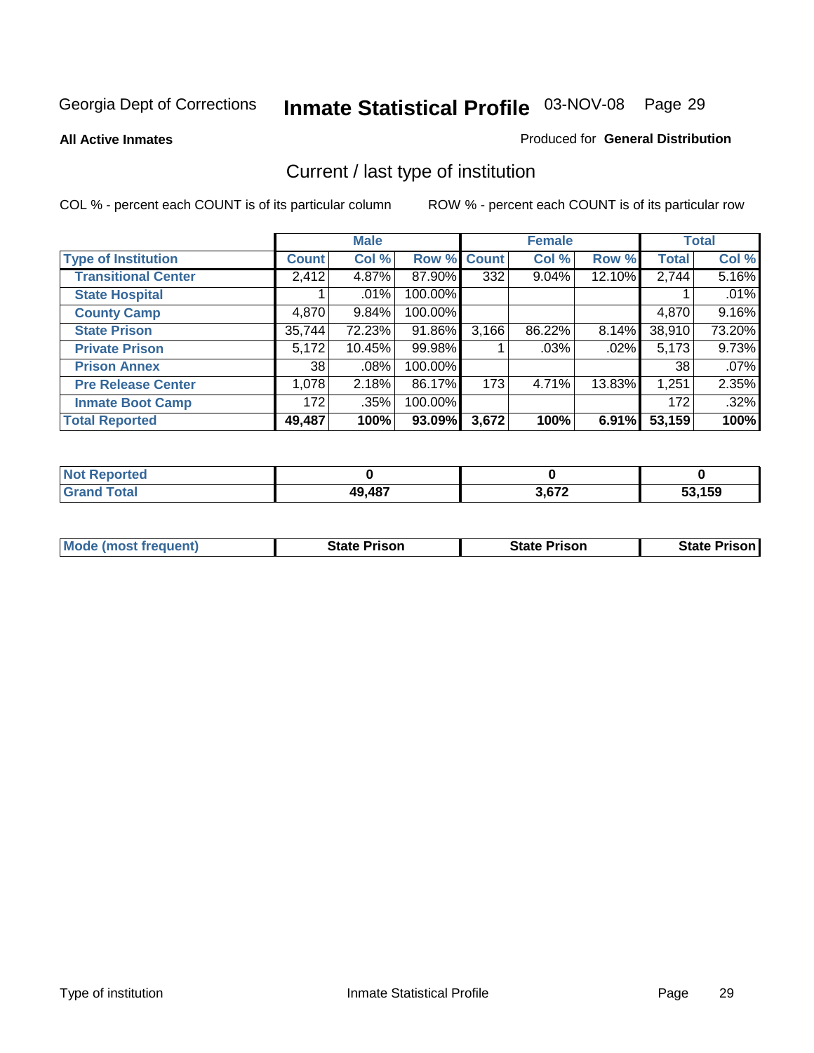Georgia Dept of Corrections **Inmate Statistical Profile** 03-NOV-08

**All Active Inmates**

Produced for **General Distribution**

## Current / last type of institution

COL % - percent each COUNT is of its particular column

ROW % - percent each COUNT is of its particular row

| | Male | | | Female | | | Total | |
|---|---|---|---|---|---|---|---|---|
| **Type of Institution** | **Count** | **Col %** | **Row %** | **Count** | **Col %** | **Row %** | **Total** | **Col %** |
| **Transitional Center** | 2,412 | 4.87% | 87.90% | 332 | 9.04% | 12.10% | 2,744 | 5.16% |
| **State Hospital** | 1 | .01% | 100.00% | | | | 1 | .01% |
| **County Camp** | 4,870 | 9.84% | 100.00% | | | | 4,870 | 9.16% |
| **State Prison** | 35,744 | 72.23% | 91.86% | 3,166 | 86.22% | 8.14% | 38,910 | 73.20% |
| **Private Prison** | 5,172 | 10.45% | 99.98% | 1 | .03% | .02% | 5,173 | 9.73% |
| **Prison Annex** | 38 | .08% | 100.00% | | | | 38 | .07% |
| **Pre Release Center** | 1,078 | 2.18% | 86.17% | 173 | 4.71% | 13.83% | 1,251 | 2.35% |
| **Inmate Boot Camp** | 172 | .35% | 100.00% | | | | 172 | .32% |
| **Total Reported** | **49,487** | **100%** | **93.09%** | **3,672** | **100%** | **6.91%** | **53,159** | **100%** |

| | Male | Female | Total |
|---|---|---|---|
| **Not Reported** | **0** | **0** | **0** |
| **Grand Total** | **49,487** | **3,672** | **53,159** |

| | Male | Female | Total |
|---|---|---|---|
| **Mode (most frequent)** | **State Prison** | **State Prison** | **State Prison** |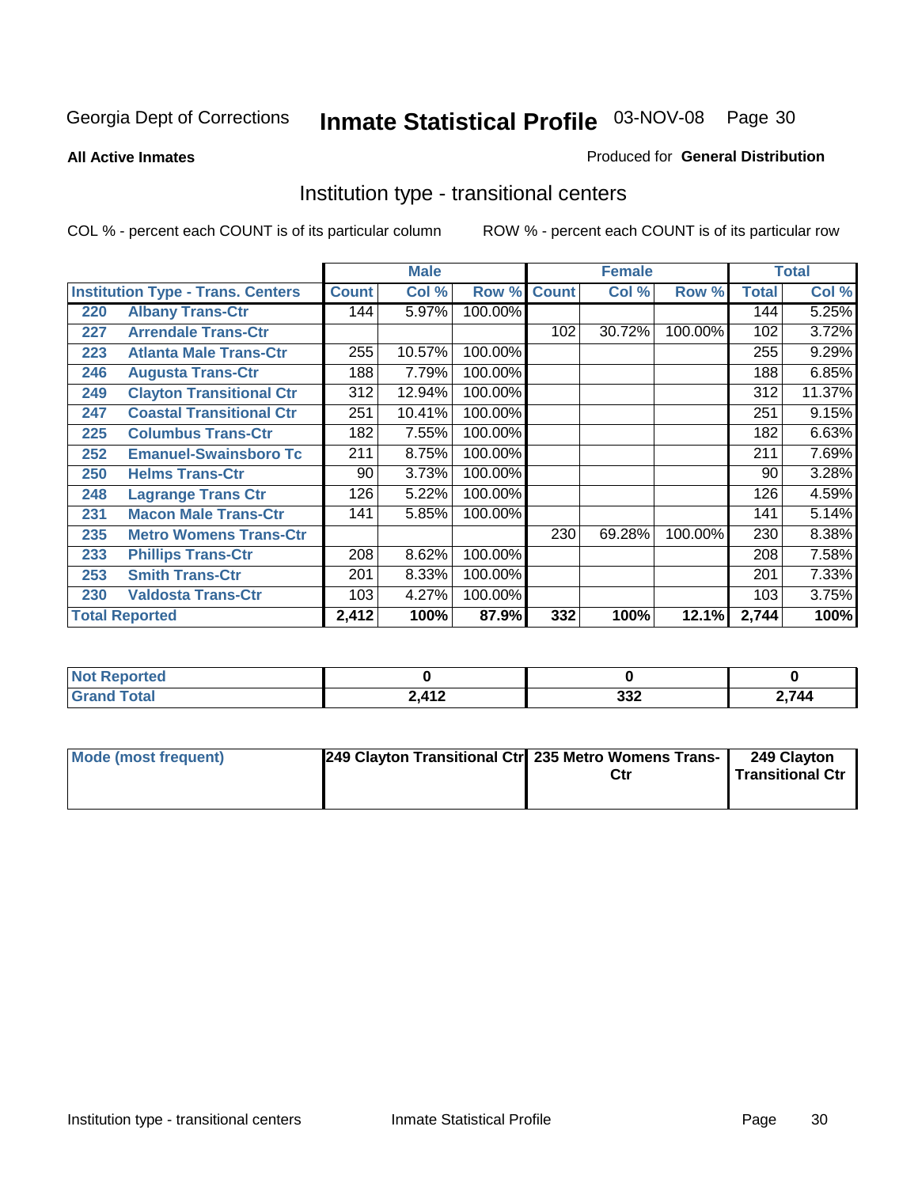Georgia Dept of Corrections **Inmate Statistical Profile** 03-NOV-08 Page 30

**All Active Inmates**

Produced for **General Distribution**

## Institution type - transitional centers

COL % - percent each COUNT is of its particular column

ROW % - percent each COUNT is of its particular row

| Institution Type - Trans. Centers | | Male | | | Female | | | Total | |
|---|---|---|---|---|---|---|---|---|---|
| | | Count | Col % | Row % | Count | Col % | Row % | Total | Col % |
| 220 | Albany Trans-Ctr | 144 | 5.97% | 100.00% | | | | 144 | 5.25% |
| 227 | Arrendale Trans-Ctr | | | | 102 | 30.72% | 100.00% | 102 | 3.72% |
| 223 | Atlanta Male Trans-Ctr | 255 | 10.57% | 100.00% | | | | 255 | 9.29% |
| 246 | Augusta Trans-Ctr | 188 | 7.79% | 100.00% | | | | 188 | 6.85% |
| 249 | Clayton Transitional Ctr | 312 | 12.94% | 100.00% | | | | 312 | 11.37% |
| 247 | Coastal Transitional Ctr | 251 | 10.41% | 100.00% | | | | 251 | 9.15% |
| 225 | Columbus Trans-Ctr | 182 | 7.55% | 100.00% | | | | 182 | 6.63% |
| 252 | Emanuel-Swainsboro Tc | 211 | 8.75% | 100.00% | | | | 211 | 7.69% |
| 250 | Helms Trans-Ctr | 90 | 3.73% | 100.00% | | | | 90 | 3.28% |
| 248 | Lagrange Trans Ctr | 126 | 5.22% | 100.00% | | | | 126 | 4.59% |
| 231 | Macon Male Trans-Ctr | 141 | 5.85% | 100.00% | | | | 141 | 5.14% |
| 235 | Metro Womens Trans-Ctr | | | | 230 | 69.28% | 100.00% | 230 | 8.38% |
| 233 | Phillips Trans-Ctr | 208 | 8.62% | 100.00% | | | | 208 | 7.58% |
| 253 | Smith Trans-Ctr | 201 | 8.33% | 100.00% | | | | 201 | 7.33% |
| 230 | Valdosta Trans-Ctr | 103 | 4.27% | 100.00% | | | | 103 | 3.75% |
| **Total Reported** | | **2,412** | **100%** | **87.9%** | **332** | **100%** | **12.1%** | **2,744** | **100%** |

| | Male | Female | Total |
|---|---|---|---|
| Not Reported | 0 | 0 | 0 |
| Grand Total | 2,412 | 332 | 2,744 |

| | Male | Female | Total |
|---|---|---|---|
| Mode (most frequent) | 249 Clayton Transitional Ctr | 235 Metro Womens Trans-Ctr | 249 Clayton Transitional Ctr |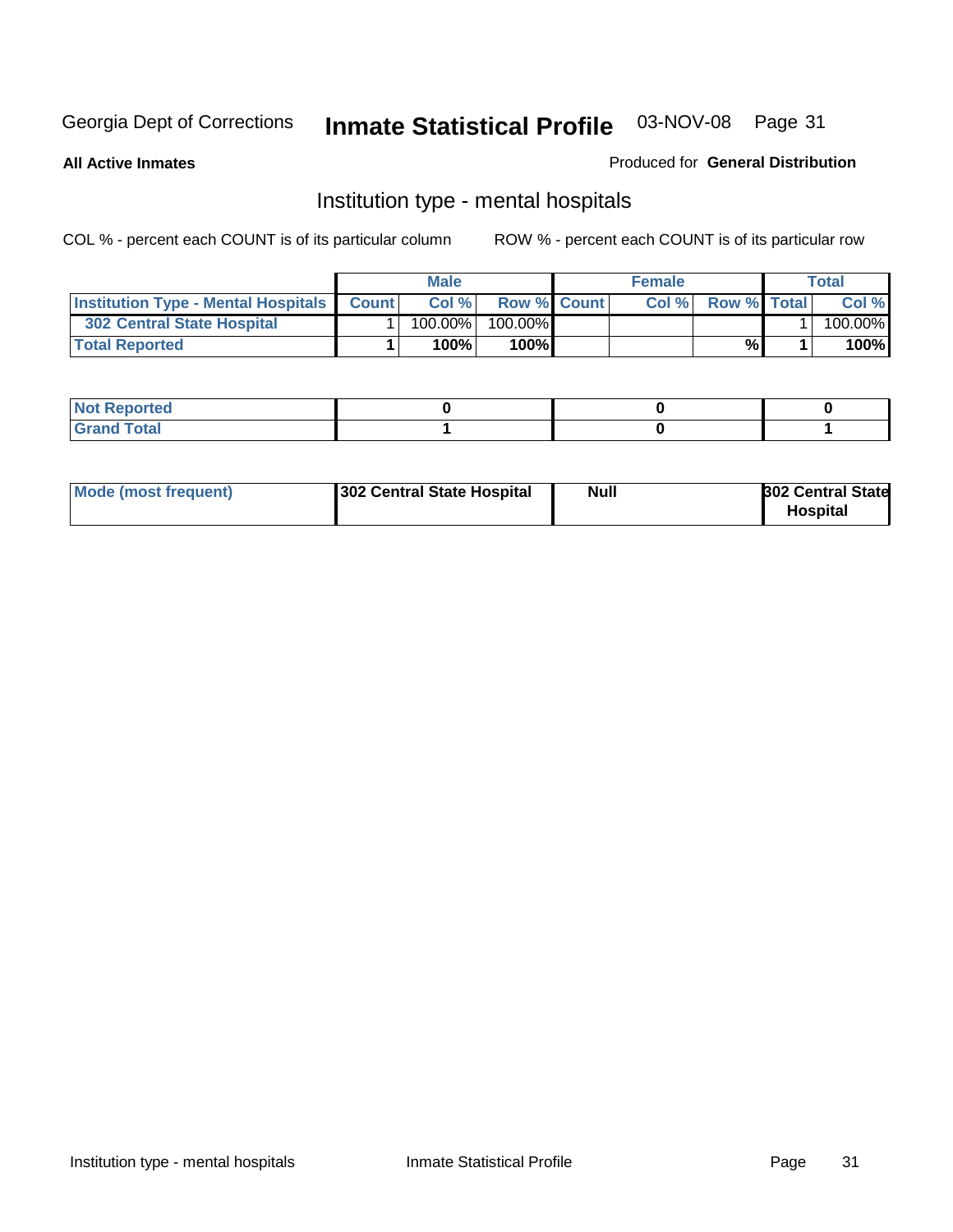Georgia Dept of Corrections **Inmate Statistical Profile** 03-NOV-08

**All Active Inmates**

Produced for **General Distribution**

## Institution type - mental hospitals

COL % - percent each COUNT is of its particular column　　ROW % - percent each COUNT is of its particular row

| | Male | | | Female | | | Total | |
|---|---|---|---|---|---|---|---|---|
| **Institution Type - Mental Hospitals** | **Count** | **Col %** | **Row %** | **Count** | **Col %** | **Row %** | **Total** | **Col %** |
| **302 Central State Hospital** | 1 | 100.00% | 100.00% | | | | 1 | 100.00% |
| **Total Reported** | **1** | **100%** | **100%** | | | **%** | **1** | **100%** |

| | Male | Female | Total |
|---|---|---|---|
| **Not Reported** | **0** | **0** | **0** |
| **Grand Total** | **1** | **0** | **1** |

| | Male | Female | Total |
|---|---|---|---|
| **Mode (most frequent)** | **302 Central State Hospital** | **Null** | **302 Central State Hospital** |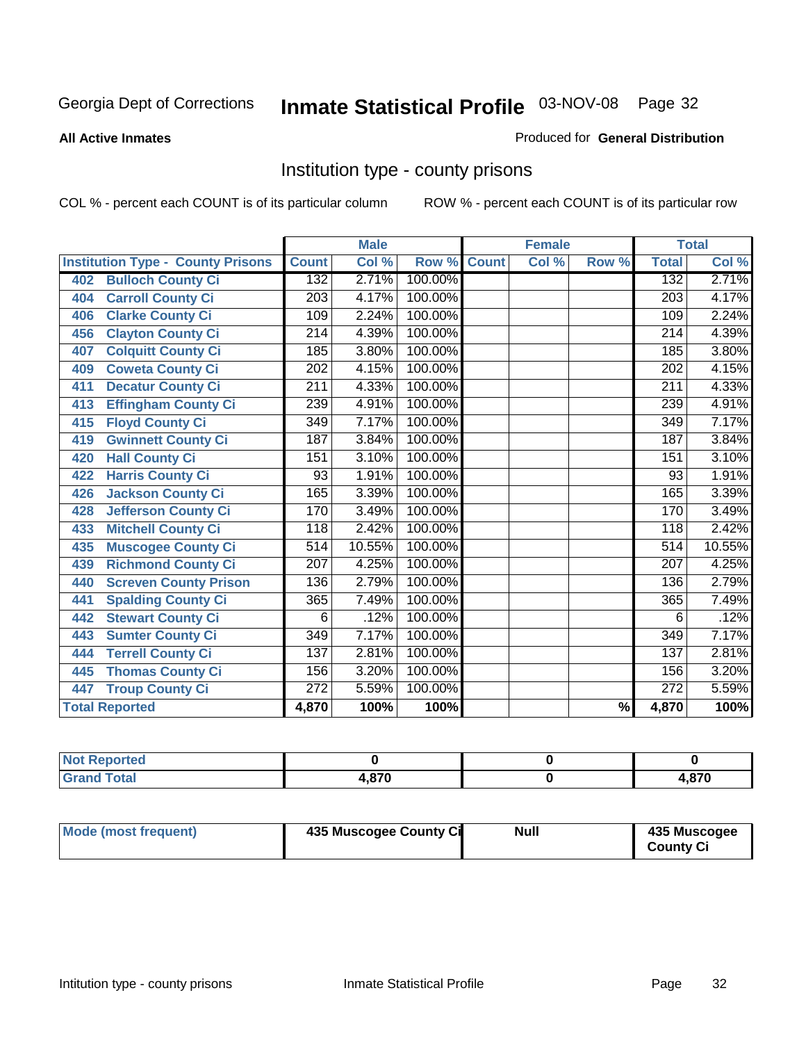Georgia Dept of Corrections

# Inmate Statistical Profile 03-NOV-08

**All Active Inmates**

Produced for **General Distribution**

## Institution type - county prisons

COL % - percent each COUNT is of its particular column

ROW % - percent each COUNT is of its particular row

| | Male | | | Female | | | Total | |
|---|---|---|---|---|---|---|---|---|
| Institution Type - County Prisons | Count | Col % | Row % | Count | Col % | Row % | Total | Col % |
| 402 Bulloch County Ci | 132 | 2.71% | 100.00% | | | | 132 | 2.71% |
| 404 Carroll County Ci | 203 | 4.17% | 100.00% | | | | 203 | 4.17% |
| 406 Clarke County Ci | 109 | 2.24% | 100.00% | | | | 109 | 2.24% |
| 456 Clayton County Ci | 214 | 4.39% | 100.00% | | | | 214 | 4.39% |
| 407 Colquitt County Ci | 185 | 3.80% | 100.00% | | | | 185 | 3.80% |
| 409 Coweta County Ci | 202 | 4.15% | 100.00% | | | | 202 | 4.15% |
| 411 Decatur County Ci | 211 | 4.33% | 100.00% | | | | 211 | 4.33% |
| 413 Effingham County Ci | 239 | 4.91% | 100.00% | | | | 239 | 4.91% |
| 415 Floyd County Ci | 349 | 7.17% | 100.00% | | | | 349 | 7.17% |
| 419 Gwinnett County Ci | 187 | 3.84% | 100.00% | | | | 187 | 3.84% |
| 420 Hall County Ci | 151 | 3.10% | 100.00% | | | | 151 | 3.10% |
| 422 Harris County Ci | 93 | 1.91% | 100.00% | | | | 93 | 1.91% |
| 426 Jackson County Ci | 165 | 3.39% | 100.00% | | | | 165 | 3.39% |
| 428 Jefferson County Ci | 170 | 3.49% | 100.00% | | | | 170 | 3.49% |
| 433 Mitchell County Ci | 118 | 2.42% | 100.00% | | | | 118 | 2.42% |
| 435 Muscogee County Ci | 514 | 10.55% | 100.00% | | | | 514 | 10.55% |
| 439 Richmond County Ci | 207 | 4.25% | 100.00% | | | | 207 | 4.25% |
| 440 Screven County Prison | 136 | 2.79% | 100.00% | | | | 136 | 2.79% |
| 441 Spalding County Ci | 365 | 7.49% | 100.00% | | | | 365 | 7.49% |
| 442 Stewart County Ci | 6 | .12% | 100.00% | | | | 6 | .12% |
| 443 Sumter County Ci | 349 | 7.17% | 100.00% | | | | 349 | 7.17% |
| 444 Terrell County Ci | 137 | 2.81% | 100.00% | | | | 137 | 2.81% |
| 445 Thomas County Ci | 156 | 3.20% | 100.00% | | | | 156 | 3.20% |
| 447 Troup County Ci | 272 | 5.59% | 100.00% | | | | 272 | 5.59% |
| **Total Reported** | **4,870** | **100%** | **100%** | | | **%** | **4,870** | **100%** |

| | Male | Female | Total |
|---|---|---|---|
| Not Reported | 0 | 0 | 0 |
| Grand Total | 4,870 | 0 | 4,870 |

| | Male | Female | Total |
|---|---|---|---|
| Mode (most frequent) | 435 Muscogee County Ci | Null | 435 Muscogee County Ci |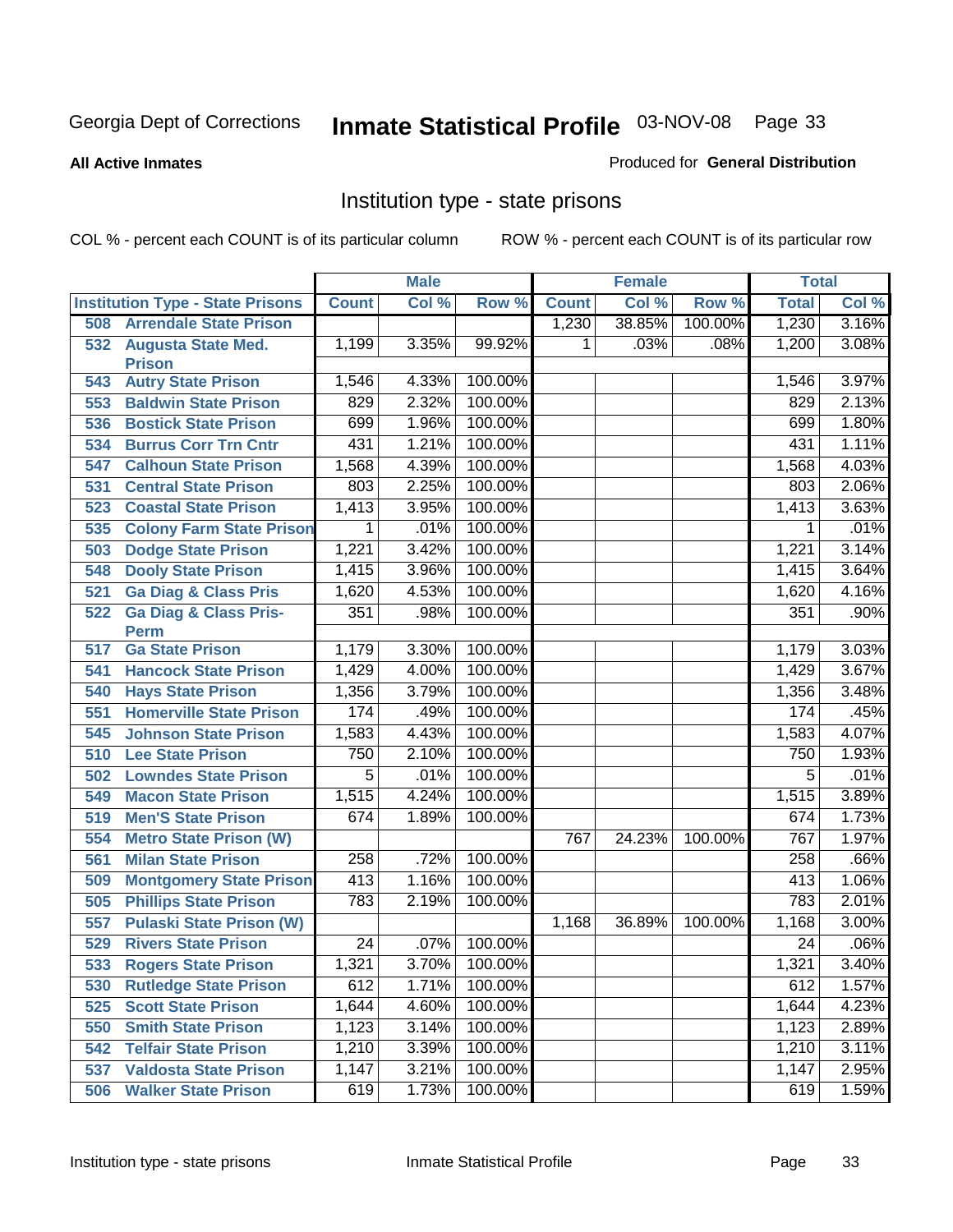Georgia Dept of Corrections

# Inmate Statistical Profile 03-NOV-08

**All Active Inmates**

Produced for **General Distribution**

## Institution type - state prisons

COL % - percent each COUNT is of its particular column

ROW % - percent each COUNT is of its particular row

| Institution Type - State Prisons | Male | | | Female | | | Total | |
|---|---|---|---|---|---|---|---|---|
| | Count | Col % | Row % | Count | Col % | Row % | Total | Col % |
| 508 Arrendale State Prison | | | | 1,230 | 38.85% | 100.00% | 1,230 | 3.16% |
| 532 Augusta State Med. Prison | 1,199 | 3.35% | 99.92% | 1 | .03% | .08% | 1,200 | 3.08% |
| 543 Autry State Prison | 1,546 | 4.33% | 100.00% | | | | 1,546 | 3.97% |
| 553 Baldwin State Prison | 829 | 2.32% | 100.00% | | | | 829 | 2.13% |
| 536 Bostick State Prison | 699 | 1.96% | 100.00% | | | | 699 | 1.80% |
| 534 Burrus Corr Trn Cntr | 431 | 1.21% | 100.00% | | | | 431 | 1.11% |
| 547 Calhoun State Prison | 1,568 | 4.39% | 100.00% | | | | 1,568 | 4.03% |
| 531 Central State Prison | 803 | 2.25% | 100.00% | | | | 803 | 2.06% |
| 523 Coastal State Prison | 1,413 | 3.95% | 100.00% | | | | 1,413 | 3.63% |
| 535 Colony Farm State Prison | 1 | .01% | 100.00% | | | | 1 | .01% |
| 503 Dodge State Prison | 1,221 | 3.42% | 100.00% | | | | 1,221 | 3.14% |
| 548 Dooly State Prison | 1,415 | 3.96% | 100.00% | | | | 1,415 | 3.64% |
| 521 Ga Diag & Class Pris | 1,620 | 4.53% | 100.00% | | | | 1,620 | 4.16% |
| 522 Ga Diag & Class Pris-Perm | 351 | .98% | 100.00% | | | | 351 | .90% |
| 517 Ga State Prison | 1,179 | 3.30% | 100.00% | | | | 1,179 | 3.03% |
| 541 Hancock State Prison | 1,429 | 4.00% | 100.00% | | | | 1,429 | 3.67% |
| 540 Hays State Prison | 1,356 | 3.79% | 100.00% | | | | 1,356 | 3.48% |
| 551 Homerville State Prison | 174 | .49% | 100.00% | | | | 174 | .45% |
| 545 Johnson State Prison | 1,583 | 4.43% | 100.00% | | | | 1,583 | 4.07% |
| 510 Lee State Prison | 750 | 2.10% | 100.00% | | | | 750 | 1.93% |
| 502 Lowndes State Prison | 5 | .01% | 100.00% | | | | 5 | .01% |
| 549 Macon State Prison | 1,515 | 4.24% | 100.00% | | | | 1,515 | 3.89% |
| 519 Men'S State Prison | 674 | 1.89% | 100.00% | | | | 674 | 1.73% |
| 554 Metro State Prison (W) | | | | 767 | 24.23% | 100.00% | 767 | 1.97% |
| 561 Milan State Prison | 258 | .72% | 100.00% | | | | 258 | .66% |
| 509 Montgomery State Prison | 413 | 1.16% | 100.00% | | | | 413 | 1.06% |
| 505 Phillips State Prison | 783 | 2.19% | 100.00% | | | | 783 | 2.01% |
| 557 Pulaski State Prison (W) | | | | 1,168 | 36.89% | 100.00% | 1,168 | 3.00% |
| 529 Rivers State Prison | 24 | .07% | 100.00% | | | | 24 | .06% |
| 533 Rogers State Prison | 1,321 | 3.70% | 100.00% | | | | 1,321 | 3.40% |
| 530 Rutledge State Prison | 612 | 1.71% | 100.00% | | | | 612 | 1.57% |
| 525 Scott State Prison | 1,644 | 4.60% | 100.00% | | | | 1,644 | 4.23% |
| 550 Smith State Prison | 1,123 | 3.14% | 100.00% | | | | 1,123 | 2.89% |
| 542 Telfair State Prison | 1,210 | 3.39% | 100.00% | | | | 1,210 | 3.11% |
| 537 Valdosta State Prison | 1,147 | 3.21% | 100.00% | | | | 1,147 | 2.95% |
| 506 Walker State Prison | 619 | 1.73% | 100.00% | | | | 619 | 1.59% |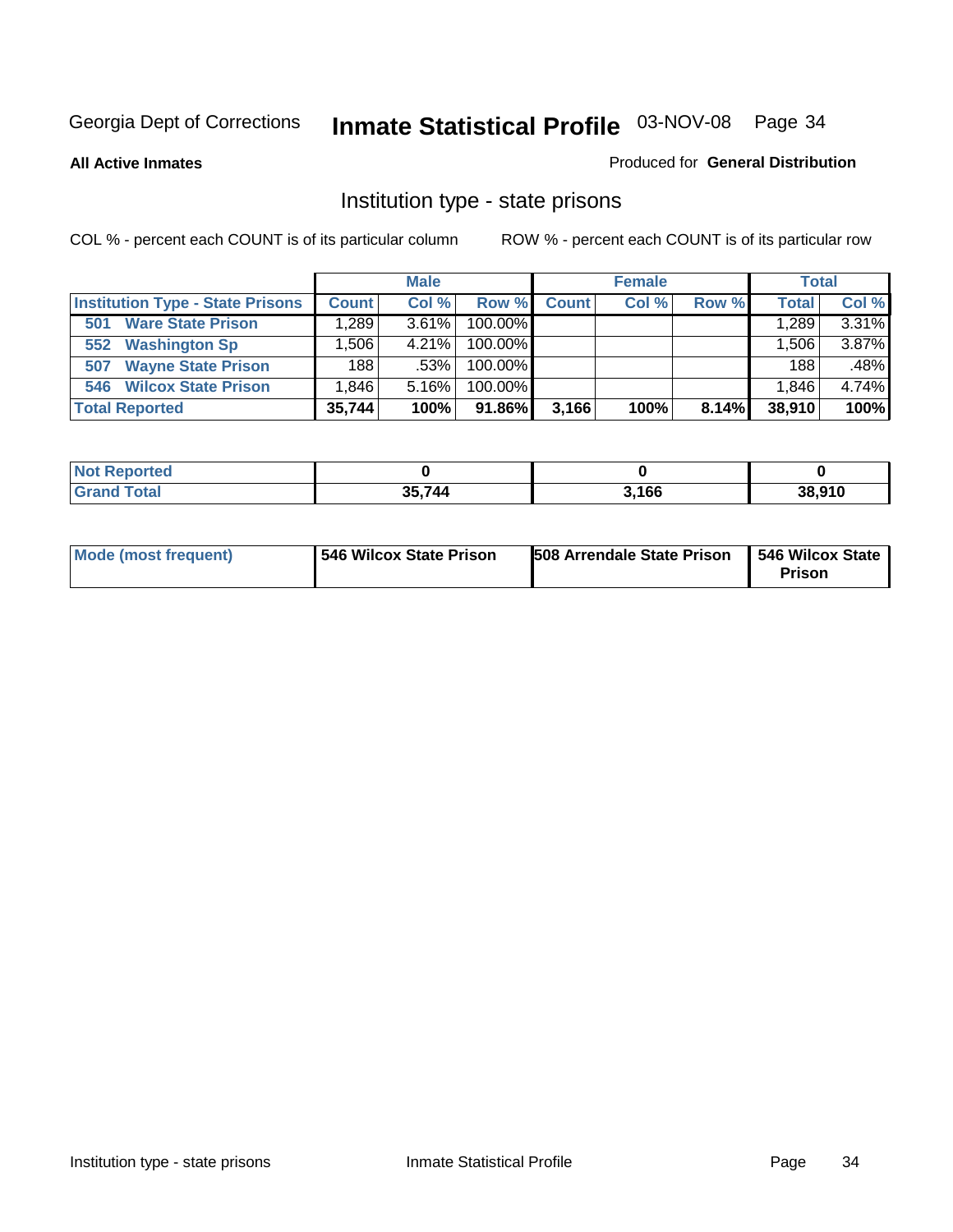Georgia Dept of Corrections **Inmate Statistical Profile** 03-NOV-08

**All Active Inmates**

Produced for **General Distribution**

## Institution type - state prisons

COL % - percent each COUNT is of its particular column

ROW % - percent each COUNT is of its particular row

| | Male | | | Female | | | Total | |
|---|---|---|---|---|---|---|---|---|
| **Institution Type - State Prisons** | **Count** | **Col %** | **Row %** | **Count** | **Col %** | **Row %** | **Total** | **Col %** |
| **501 Ware State Prison** | 1,289 | 3.61% | 100.00% | | | | 1,289 | 3.31% |
| **552 Washington Sp** | 1,506 | 4.21% | 100.00% | | | | 1,506 | 3.87% |
| **507 Wayne State Prison** | 188 | .53% | 100.00% | | | | 188 | .48% |
| **546 Wilcox State Prison** | 1,846 | 5.16% | 100.00% | | | | 1,846 | 4.74% |
| **Total Reported** | **35,744** | **100%** | **91.86%** | **3,166** | **100%** | **8.14%** | **38,910** | **100%** |

| | Male | Female | Total |
|---|---|---|---|
| **Not Reported** | **0** | **0** | **0** |
| **Grand Total** | **35,744** | **3,166** | **38,910** |

| | Male | Female | Total |
|---|---|---|---|
| **Mode (most frequent)** | **546 Wilcox State Prison** | **508 Arrendale State Prison** | **546 Wilcox State Prison** |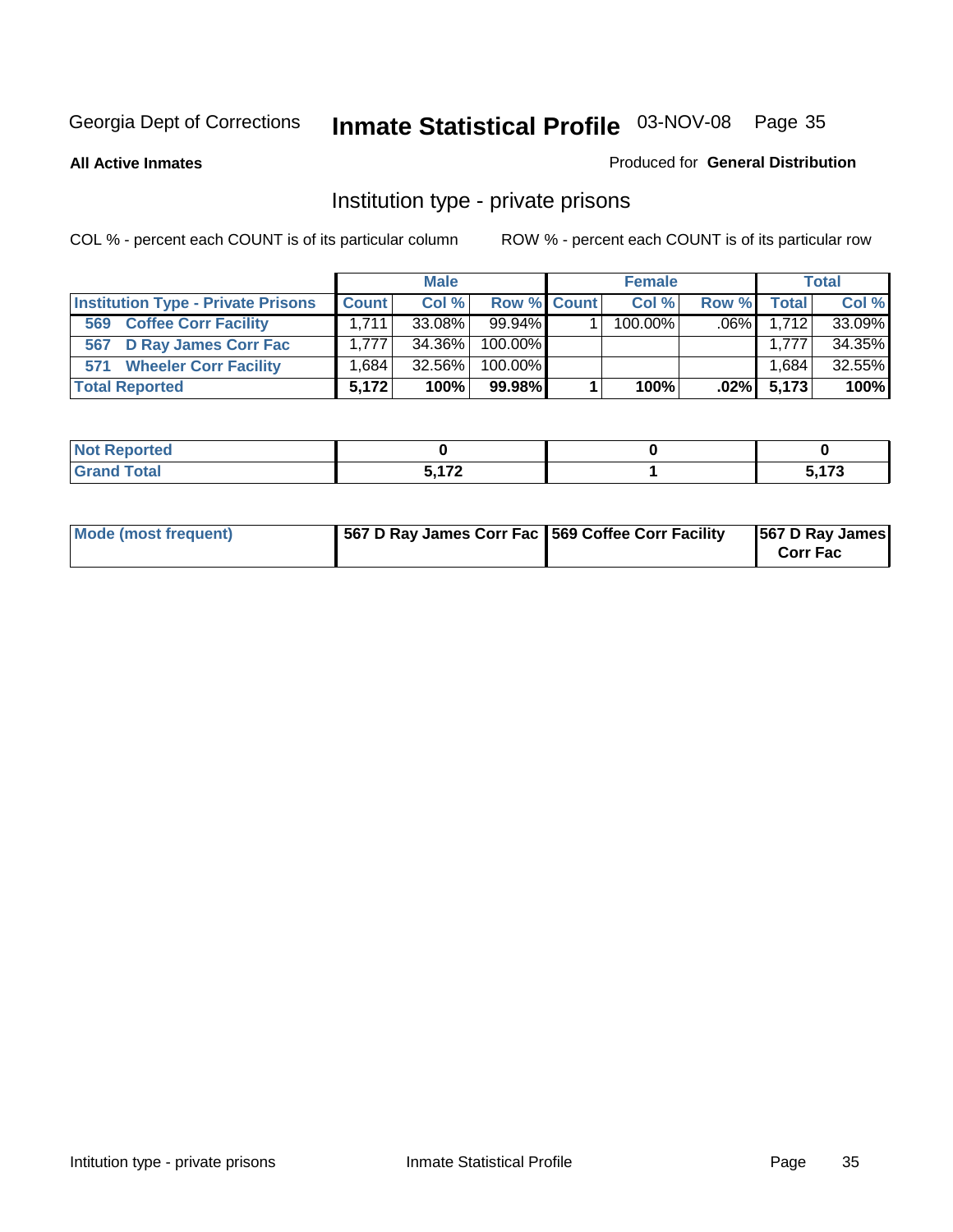Georgia Dept of Corrections

# Inmate Statistical Profile

03-NOV-08

**All Active Inmates**

Produced for **General Distribution**

## Institution type - private prisons

COL % - percent each COUNT is of its particular column

ROW % - percent each COUNT is of its particular row

| | Male | | | Female | | | Total | |
|---|---|---|---|---|---|---|---|---|
| **Institution Type - Private Prisons** | **Count** | **Col %** | **Row %** | **Count** | **Col %** | **Row %** | **Total** | **Col %** |
| 569 Coffee Corr Facility | 1,711 | 33.08% | 99.94% | 1 | 100.00% | .06% | 1,712 | 33.09% |
| 567 D Ray James Corr Fac | 1,777 | 34.36% | 100.00% | | | | 1,777 | 34.35% |
| 571 Wheeler Corr Facility | 1,684 | 32.56% | 100.00% | | | | 1,684 | 32.55% |
| **Total Reported** | **5,172** | **100%** | **99.98%** | **1** | **100%** | **.02%** | **5,173** | **100%** |

| | Male | Female | Total |
|---|---|---|---|
| **Not Reported** | **0** | **0** | **0** |
| **Grand Total** | **5,172** | **1** | **5,173** |

| | Male | Female | Total |
|---|---|---|---|
| **Mode (most frequent)** | **567 D Ray James Corr Fac** | **569 Coffee Corr Facility** | **567 D Ray James Corr Fac** |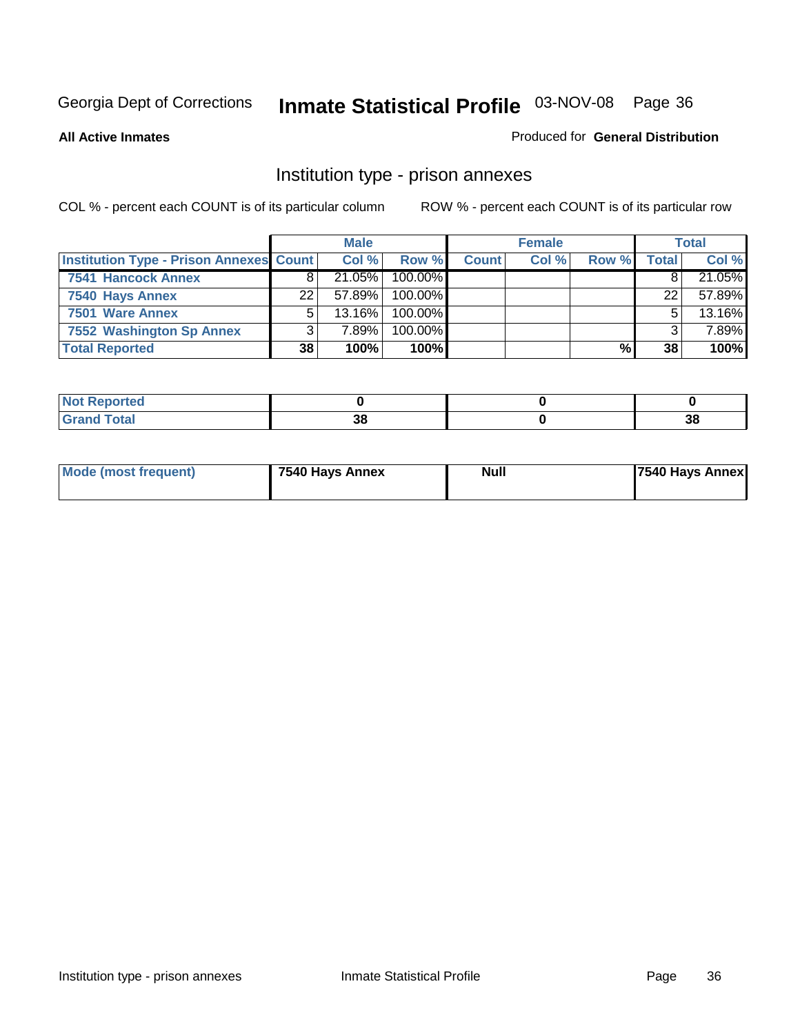Georgia Dept of Corrections **Inmate Statistical Profile** 03-NOV-08

**All Active Inmates**

Produced for **General Distribution**

## Institution type - prison annexes

COL % - percent each COUNT is of its particular column

ROW % - percent each COUNT is of its particular row

| | Male | | | Female | | | Total | |
|---|---|---|---|---|---|---|---|---|
| **Institution Type - Prison Annexes** | **Count** | **Col %** | **Row %** | **Count** | **Col %** | **Row %** | **Total** | **Col %** |
| **7541 Hancock Annex** | 8 | 21.05% | 100.00% | | | | 8 | 21.05% |
| **7540 Hays Annex** | 22 | 57.89% | 100.00% | | | | 22 | 57.89% |
| **7501 Ware Annex** | 5 | 13.16% | 100.00% | | | | 5 | 13.16% |
| **7552 Washington Sp Annex** | 3 | 7.89% | 100.00% | | | | 3 | 7.89% |
| **Total Reported** | **38** | **100%** | **100%** | | | **%** | **38** | **100%** |

| | Male | Female | Total |
|---|---|---|---|
| **Not Reported** | **0** | **0** | **0** |
| **Grand Total** | **38** | **0** | **38** |

| | Male | Female | Total |
|---|---|---|---|
| **Mode (most frequent)** | **7540 Hays Annex** | **Null** | **7540 Hays Annex** |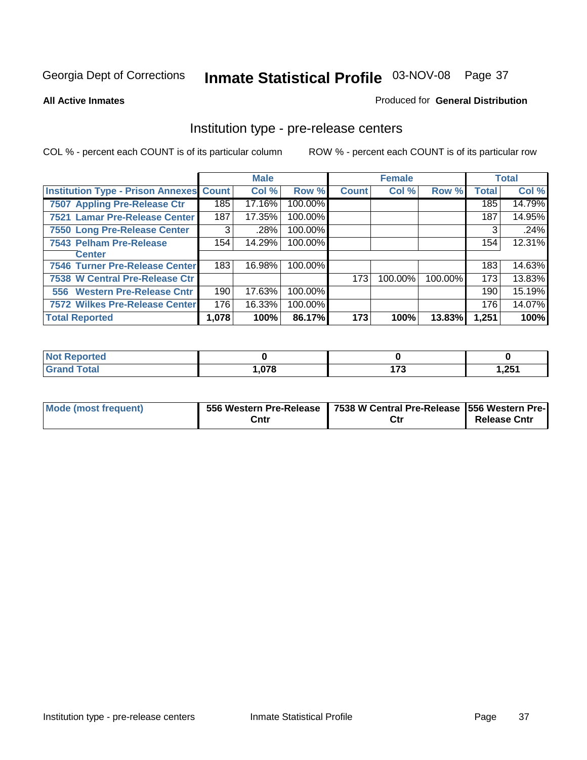Georgia Dept of Corrections **Inmate Statistical Profile** 03-NOV-08

**All Active Inmates**

Produced for **General Distribution**

## Institution type - pre-release centers

COL % - percent each COUNT is of its particular column ROW % - percent each COUNT is of its particular row

| | Male | | | Female | | | Total | |
|---|---|---|---|---|---|---|---|---|
| Institution Type - Prison Annexes | Count | Col % | Row % | Count | Col % | Row % | Total | Col % |
| 7507 Appling Pre-Release Ctr | 185 | 17.16% | 100.00% | | | | 185 | 14.79% |
| 7521 Lamar Pre-Release Center | 187 | 17.35% | 100.00% | | | | 187 | 14.95% |
| 7550 Long Pre-Release Center | 3 | .28% | 100.00% | | | | 3 | .24% |
| 7543 Pelham Pre-Release Center | 154 | 14.29% | 100.00% | | | | 154 | 12.31% |
| 7546 Turner Pre-Release Center | 183 | 16.98% | 100.00% | | | | 183 | 14.63% |
| 7538 W Central Pre-Release Ctr | | | | 173 | 100.00% | 100.00% | 173 | 13.83% |
| 556 Western Pre-Release Cntr | 190 | 17.63% | 100.00% | | | | 190 | 15.19% |
| 7572 Wilkes Pre-Release Center | 176 | 16.33% | 100.00% | | | | 176 | 14.07% |
| **Total Reported** | **1,078** | **100%** | **86.17%** | **173** | **100%** | **13.83%** | **1,251** | **100%** |

| | Male | Female | Total |
|---|---|---|---|
| Not Reported | 0 | 0 | 0 |
| Grand Total | 1,078 | 173 | 1,251 |

| | Male | Female | Total |
|---|---|---|---|
| Mode (most frequent) | 556 Western Pre-Release Cntr | 7538 W Central Pre-Release Ctr | 556 Western Pre-Release Cntr |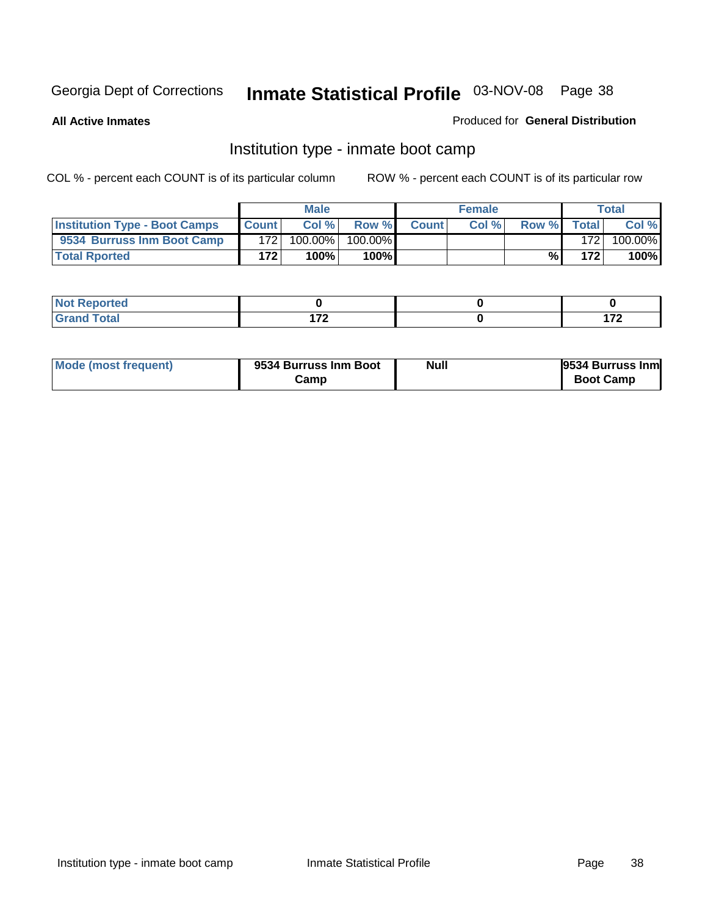Georgia Dept of Corrections **Inmate Statistical Profile** 03-NOV-08

**All Active Inmates**

Produced for **General Distribution**

## Institution type - inmate boot camp

COL % - percent each COUNT is of its particular column

ROW % - percent each COUNT is of its particular row

| | Male | | | Female | | | Total | |
|---|---|---|---|---|---|---|---|---|
| **Institution Type - Boot Camps** | **Count** | **Col %** | **Row %** | **Count** | **Col %** | **Row %** | **Total** | **Col %** |
| **9534 Burruss Inm Boot Camp** | 172 | 100.00% | 100.00% | | | | 172 | 100.00% |
| **Total Rported** | **172** | **100%** | **100%** | | | **%** | **172** | **100%** |

| | Male | Female | Total |
|---|---|---|---|
| **Not Reported** | **0** | **0** | **0** |
| **Grand Total** | **172** | **0** | **172** |

| | Male | Female | Total |
|---|---|---|---|
| **Mode (most frequent)** | **9534 Burruss Inm Boot Camp** | **Null** | **9534 Burruss Inm Boot Camp** |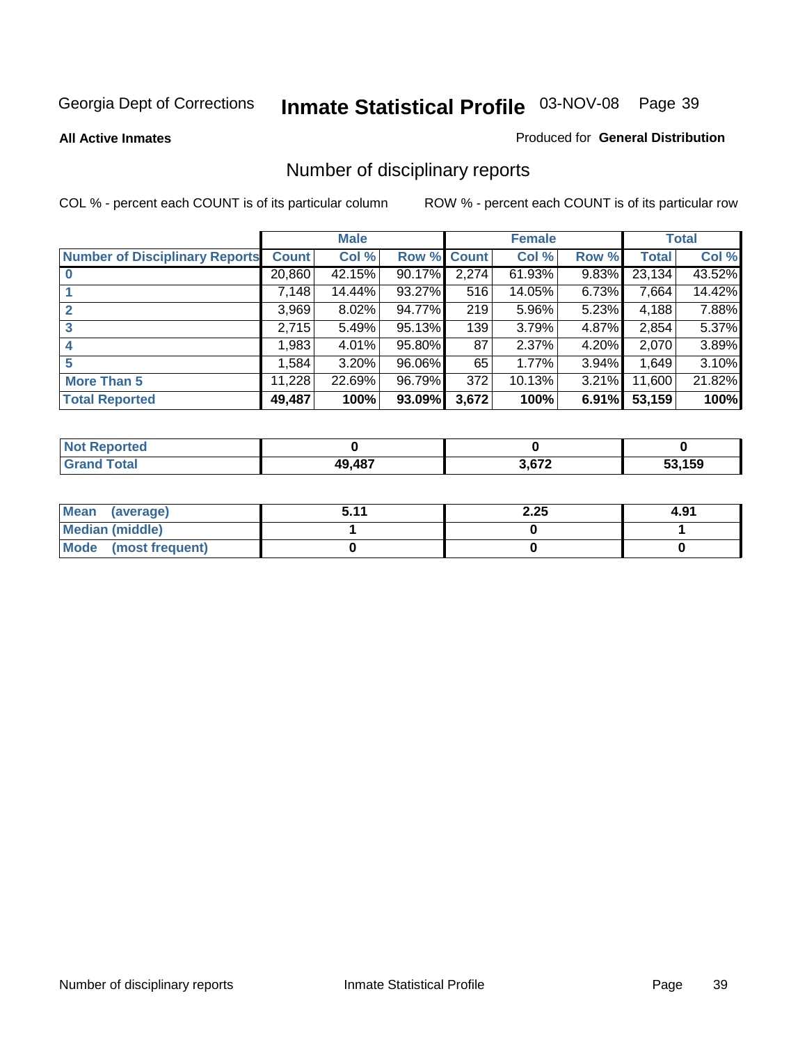Georgia Dept of Corrections **Inmate Statistical Profile** 03-NOV-08

**All Active Inmates**

Produced for **General Distribution**

## Number of disciplinary reports

COL % - percent each COUNT is of its particular column

ROW % - percent each COUNT is of its particular row

| | Male | | | Female | | | Total | |
|---|---|---|---|---|---|---|---|---|
| **Number of Disciplinary Reports** | **Count** | **Col %** | **Row %** | **Count** | **Col %** | **Row %** | **Total** | **Col %** |
| **0** | 20,860 | 42.15% | 90.17% | 2,274 | 61.93% | 9.83% | 23,134 | 43.52% |
| **1** | 7,148 | 14.44% | 93.27% | 516 | 14.05% | 6.73% | 7,664 | 14.42% |
| **2** | 3,969 | 8.02% | 94.77% | 219 | 5.96% | 5.23% | 4,188 | 7.88% |
| **3** | 2,715 | 5.49% | 95.13% | 139 | 3.79% | 4.87% | 2,854 | 5.37% |
| **4** | 1,983 | 4.01% | 95.80% | 87 | 2.37% | 4.20% | 2,070 | 3.89% |
| **5** | 1,584 | 3.20% | 96.06% | 65 | 1.77% | 3.94% | 1,649 | 3.10% |
| **More Than 5** | 11,228 | 22.69% | 96.79% | 372 | 10.13% | 3.21% | 11,600 | 21.82% |
| **Total Reported** | **49,487** | **100%** | **93.09%** | **3,672** | **100%** | **6.91%** | **53,159** | **100%** |

| | Male | Female | Total |
|---|---|---|---|
| **Not Reported** | **0** | **0** | **0** |
| **Grand Total** | **49,487** | **3,672** | **53,159** |

| | Male | Female | Total |
|---|---|---|---|
| **Mean (average)** | **5.11** | **2.25** | **4.91** |
| **Median (middle)** | **1** | **0** | **1** |
| **Mode (most frequent)** | **0** | **0** | **0** |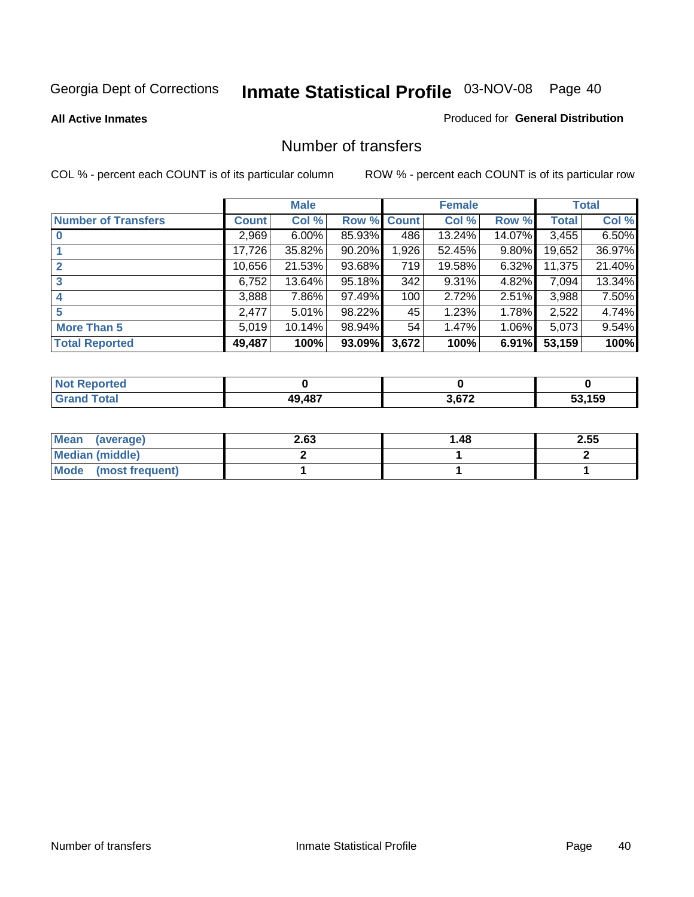Georgia Dept of Corrections **Inmate Statistical Profile** 03-NOV-08

**All Active Inmates**

Produced for **General Distribution**

## Number of transfers

COL % - percent each COUNT is of its particular column

ROW % - percent each COUNT is of its particular row

| | Male | | | Female | | | Total | |
|---|---|---|---|---|---|---|---|---|
| **Number of Transfers** | **Count** | **Col %** | **Row %** | **Count** | **Col %** | **Row %** | **Total** | **Col %** |
| **0** | 2,969 | 6.00% | 85.93% | 486 | 13.24% | 14.07% | 3,455 | 6.50% |
| **1** | 17,726 | 35.82% | 90.20% | 1,926 | 52.45% | 9.80% | 19,652 | 36.97% |
| **2** | 10,656 | 21.53% | 93.68% | 719 | 19.58% | 6.32% | 11,375 | 21.40% |
| **3** | 6,752 | 13.64% | 95.18% | 342 | 9.31% | 4.82% | 7,094 | 13.34% |
| **4** | 3,888 | 7.86% | 97.49% | 100 | 2.72% | 2.51% | 3,988 | 7.50% |
| **5** | 2,477 | 5.01% | 98.22% | 45 | 1.23% | 1.78% | 2,522 | 4.74% |
| **More Than 5** | 5,019 | 10.14% | 98.94% | 54 | 1.47% | 1.06% | 5,073 | 9.54% |
| **Total Reported** | **49,487** | **100%** | **93.09%** | **3,672** | **100%** | **6.91%** | **53,159** | **100%** |

| | Male | Female | Total |
|---|---|---|---|
| **Not Reported** | **0** | **0** | **0** |
| **Grand Total** | **49,487** | **3,672** | **53,159** |

| | Male | Female | Total |
|---|---|---|---|
| **Mean (average)** | **2.63** | **1.48** | **2.55** |
| **Median (middle)** | **2** | **1** | **2** |
| **Mode (most frequent)** | **1** | **1** | **1** |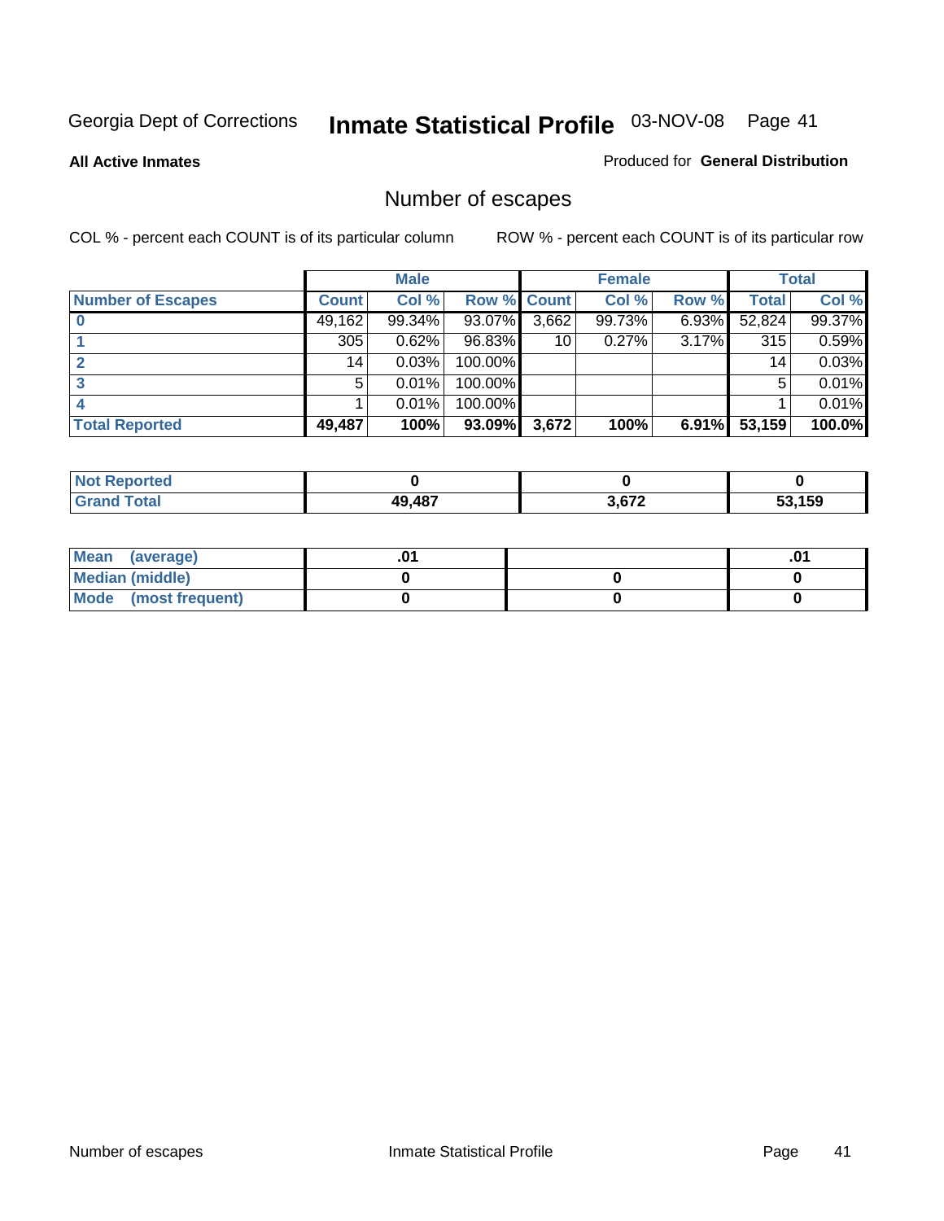Georgia Dept of Corrections **Inmate Statistical Profile** 03-NOV-08

**All Active Inmates**

Produced for **General Distribution**

## Number of escapes

COL % - percent each COUNT is of its particular column

ROW % - percent each COUNT is of its particular row

| | Male | | | Female | | | Total | |
|---|---|---|---|---|---|---|---|---|
| **Number of Escapes** | **Count** | **Col %** | **Row %** | **Count** | **Col %** | **Row %** | **Total** | **Col %** |
| **0** | 49,162 | 99.34% | 93.07% | 3,662 | 99.73% | 6.93% | 52,824 | 99.37% |
| **1** | 305 | 0.62% | 96.83% | 10 | 0.27% | 3.17% | 315 | 0.59% |
| **2** | 14 | 0.03% | 100.00% | | | | 14 | 0.03% |
| **3** | 5 | 0.01% | 100.00% | | | | 5 | 0.01% |
| **4** | 1 | 0.01% | 100.00% | | | | 1 | 0.01% |
| **Total Reported** | **49,487** | **100%** | **93.09%** | **3,672** | **100%** | **6.91%** | **53,159** | **100.0%** |

| | Male | Female | Total |
|---|---|---|---|
| **Not Reported** | **0** | **0** | **0** |
| **Grand Total** | **49,487** | **3,672** | **53,159** |

| | Male | Female | Total |
|---|---|---|---|
| **Mean (average)** | **.01** | | **.01** |
| **Median (middle)** | **0** | **0** | **0** |
| **Mode (most frequent)** | **0** | **0** | **0** |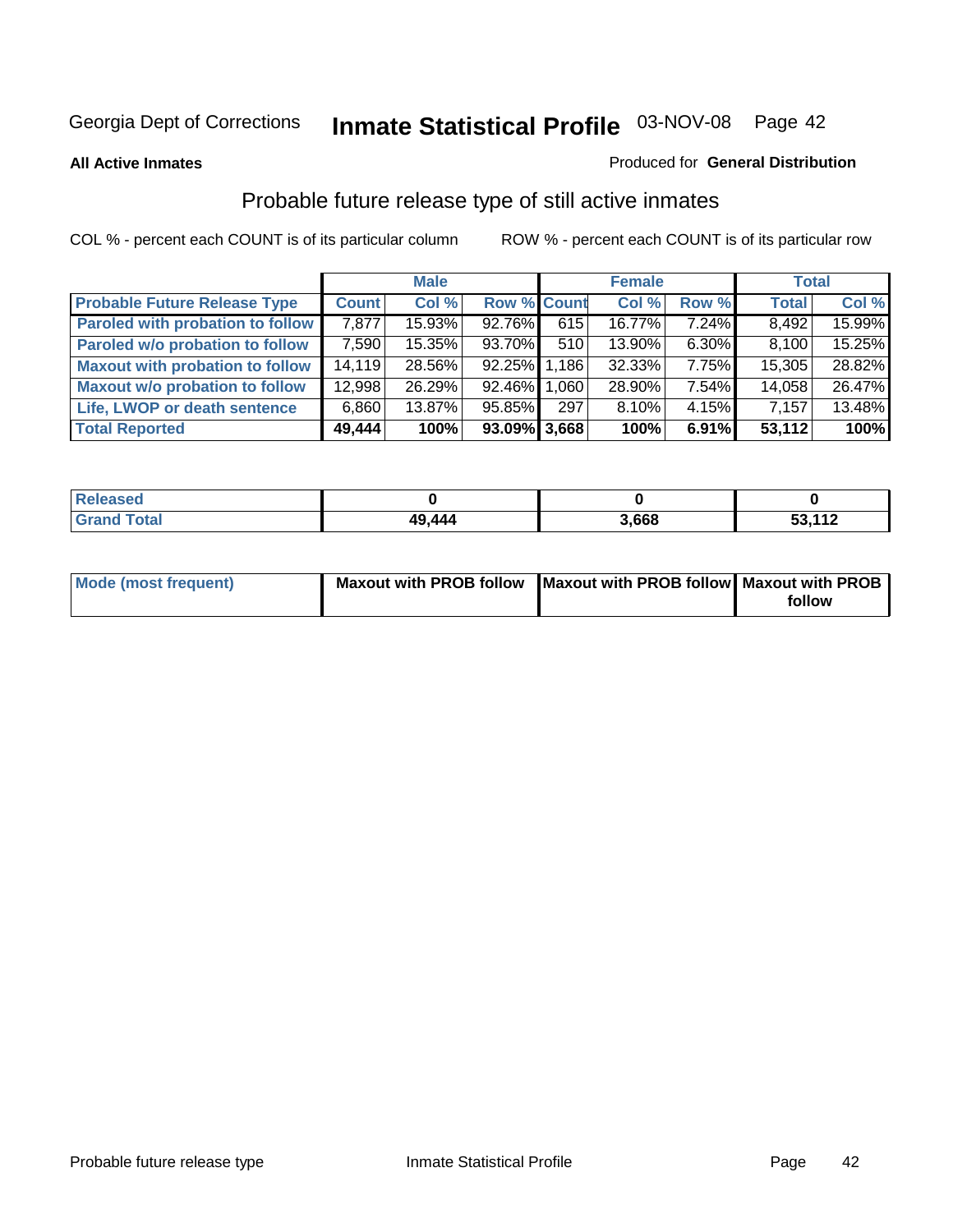Georgia Dept of Corrections **Inmate Statistical Profile** 03-NOV-08

**All Active Inmates**

Produced for **General Distribution**

## Probable future release type of still active inmates

COL % - percent each COUNT is of its particular column ROW % - percent each COUNT is of its particular row

| | Male | | | Female | | | Total | |
|---|---|---|---|---|---|---|---|---|
| **Probable Future Release Type** | **Count** | **Col %** | **Row %** | **Count** | **Col %** | **Row %** | **Total** | **Col %** |
| **Paroled with probation to follow** | 7,877 | 15.93% | 92.76% | 615 | 16.77% | 7.24% | 8,492 | 15.99% |
| **Paroled w/o probation to follow** | 7,590 | 15.35% | 93.70% | 510 | 13.90% | 6.30% | 8,100 | 15.25% |
| **Maxout with probation to follow** | 14,119 | 28.56% | 92.25% | 1,186 | 32.33% | 7.75% | 15,305 | 28.82% |
| **Maxout w/o probation to follow** | 12,998 | 26.29% | 92.46% | 1,060 | 28.90% | 7.54% | 14,058 | 26.47% |
| **Life, LWOP or death sentence** | 6,860 | 13.87% | 95.85% | 297 | 8.10% | 4.15% | 7,157 | 13.48% |
| **Total Reported** | **49,444** | **100%** | **93.09%** | **3,668** | **100%** | **6.91%** | **53,112** | **100%** |

| | Male | Female | Total |
|---|---|---|---|
| **Released** | **0** | **0** | **0** |
| **Grand Total** | **49,444** | **3,668** | **53,112** |

| | Male | Female | Total |
|---|---|---|---|
| **Mode (most frequent)** | **Maxout with PROB follow** | **Maxout with PROB follow** | **Maxout with PROB follow** |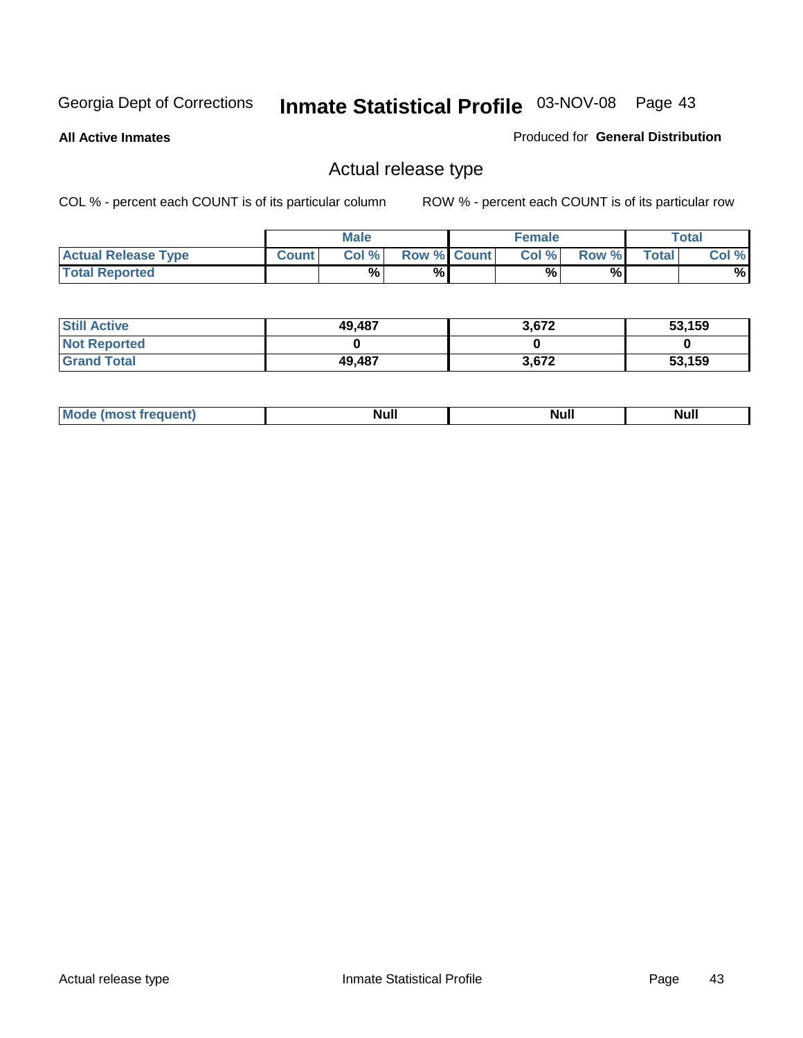Georgia Dept of Corrections **Inmate Statistical Profile** 03-NOV-08

**All Active Inmates**

Produced for **General Distribution**

## Actual release type

COL % - percent each COUNT is of its particular column

ROW % - percent each COUNT is of its particular row

| | Male | | | Female | | | Total | |
|---|---|---|---|---|---|---|---|---|
| **Actual Release Type** | Count | Col % | Row % | Count | Col % | Row % | Total | Col % |
| **Total Reported** | | % | % | | % | % | | % |
| **Still Active** | 49,487 | | | 3,672 | | | 53,159 | |
| **Not Reported** | 0 | | | 0 | | | 0 | |
| **Grand Total** | 49,487 | | | 3,672 | | | 53,159 | |
| **Mode (most frequent)** | Null | | | Null | | | Null | |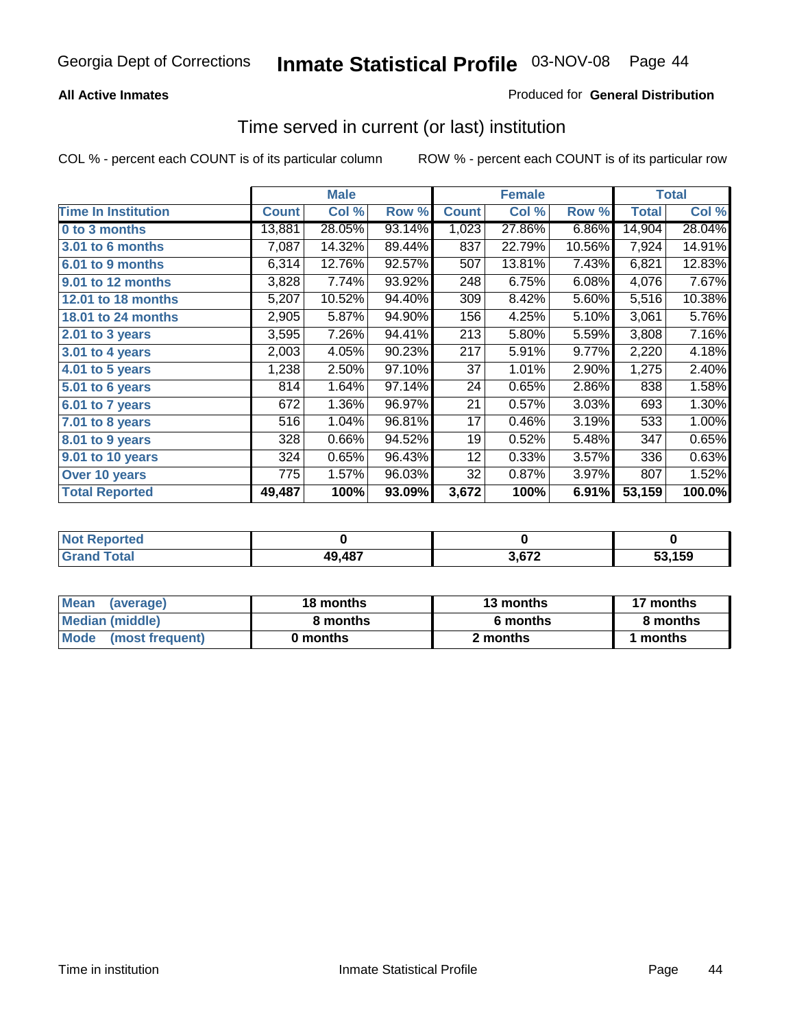Georgia Dept of Corrections **Inmate Statistical Profile** 03-NOV-08

**All Active Inmates**

Produced for **General Distribution**

## Time served in current (or last) institution

COL % - percent each COUNT is of its particular column ROW % - percent each COUNT is of its particular row

| | Male | | | Female | | | Total | |
|---|---|---|---|---|---|---|---|---|
| **Time In Institution** | **Count** | **Col %** | **Row %** | **Count** | **Col %** | **Row %** | **Total** | **Col %** |
| **0 to 3 months** | 13,881 | 28.05% | 93.14% | 1,023 | 27.86% | 6.86% | 14,904 | 28.04% |
| **3.01 to 6 months** | 7,087 | 14.32% | 89.44% | 837 | 22.79% | 10.56% | 7,924 | 14.91% |
| **6.01 to 9 months** | 6,314 | 12.76% | 92.57% | 507 | 13.81% | 7.43% | 6,821 | 12.83% |
| **9.01 to 12 months** | 3,828 | 7.74% | 93.92% | 248 | 6.75% | 6.08% | 4,076 | 7.67% |
| **12.01 to 18 months** | 5,207 | 10.52% | 94.40% | 309 | 8.42% | 5.60% | 5,516 | 10.38% |
| **18.01 to 24 months** | 2,905 | 5.87% | 94.90% | 156 | 4.25% | 5.10% | 3,061 | 5.76% |
| **2.01 to 3 years** | 3,595 | 7.26% | 94.41% | 213 | 5.80% | 5.59% | 3,808 | 7.16% |
| **3.01 to 4 years** | 2,003 | 4.05% | 90.23% | 217 | 5.91% | 9.77% | 2,220 | 4.18% |
| **4.01 to 5 years** | 1,238 | 2.50% | 97.10% | 37 | 1.01% | 2.90% | 1,275 | 2.40% |
| **5.01 to 6 years** | 814 | 1.64% | 97.14% | 24 | 0.65% | 2.86% | 838 | 1.58% |
| **6.01 to 7 years** | 672 | 1.36% | 96.97% | 21 | 0.57% | 3.03% | 693 | 1.30% |
| **7.01 to 8 years** | 516 | 1.04% | 96.81% | 17 | 0.46% | 3.19% | 533 | 1.00% |
| **8.01 to 9 years** | 328 | 0.66% | 94.52% | 19 | 0.52% | 5.48% | 347 | 0.65% |
| **9.01 to 10 years** | 324 | 0.65% | 96.43% | 12 | 0.33% | 3.57% | 336 | 0.63% |
| **Over 10 years** | 775 | 1.57% | 96.03% | 32 | 0.87% | 3.97% | 807 | 1.52% |
| **Total Reported** | **49,487** | **100%** | **93.09%** | **3,672** | **100%** | **6.91%** | **53,159** | **100.0%** |

| | Male | Female | Total |
|---|---|---|---|
| **Not Reported** | **0** | **0** | **0** |
| **Grand Total** | **49,487** | **3,672** | **53,159** |

| | Male | Female | Total |
|---|---|---|---|
| **Mean (average)** | **18 months** | **13 months** | **17 months** |
| **Median (middle)** | **8 months** | **6 months** | **8 months** |
| **Mode (most frequent)** | **0 months** | **2 months** | **1 months** |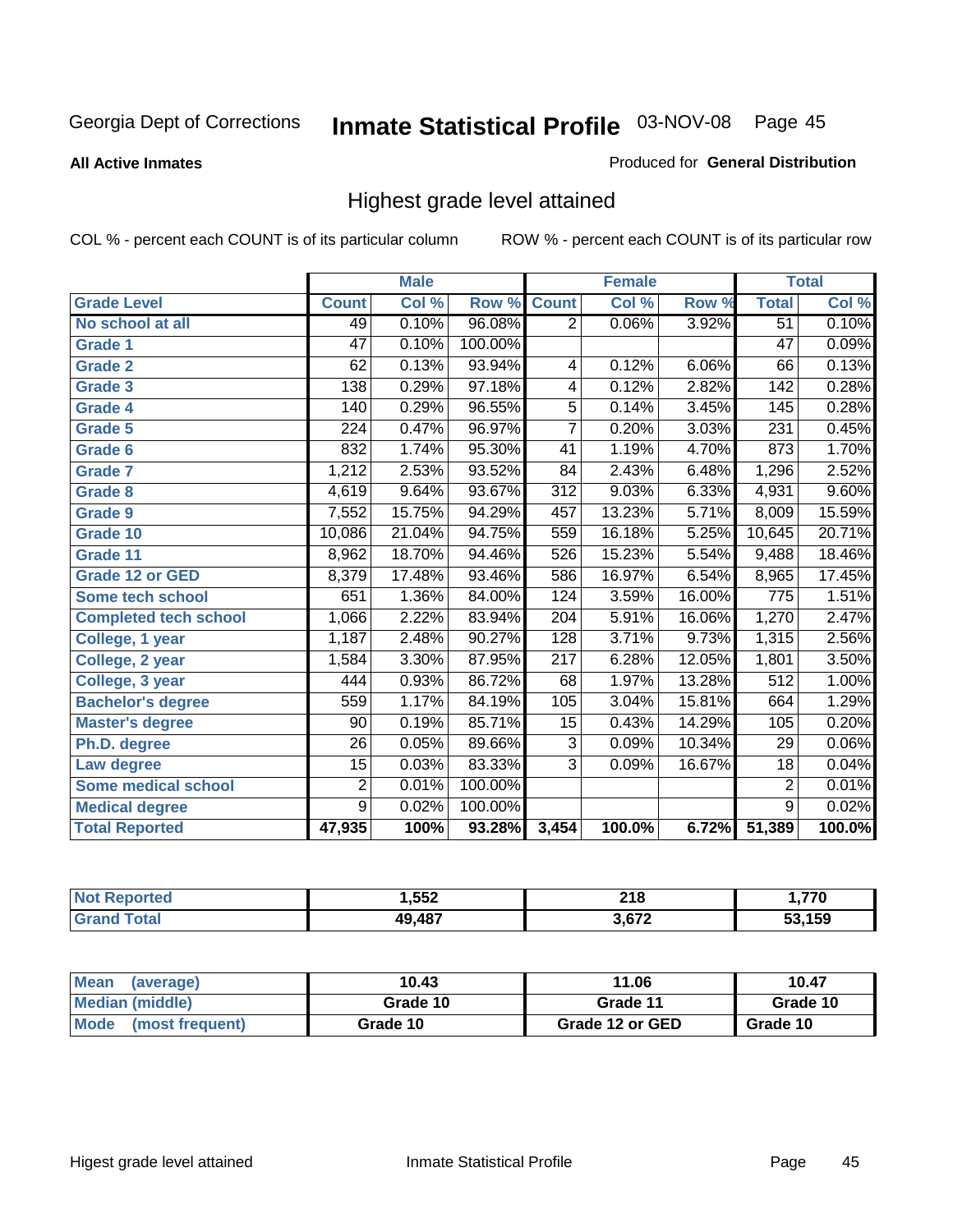Georgia Dept of Corrections

# Inmate Statistical Profile

03-NOV-08

**All Active Inmates**

Produced for **General Distribution**

## Highest grade level attained

COL % - percent each COUNT is of its particular column

ROW % - percent each COUNT is of its particular row

| | Male | | | Female | | | Total | |
|---|---|---|---|---|---|---|---|---|
| **Grade Level** | **Count** | **Col %** | **Row %** | **Count** | **Col %** | **Row %** | **Total** | **Col %** |
| No school at all | 49 | 0.10% | 96.08% | 2 | 0.06% | 3.92% | 51 | 0.10% |
| Grade 1 | 47 | 0.10% | 100.00% | | | | 47 | 0.09% |
| Grade 2 | 62 | 0.13% | 93.94% | 4 | 0.12% | 6.06% | 66 | 0.13% |
| Grade 3 | 138 | 0.29% | 97.18% | 4 | 0.12% | 2.82% | 142 | 0.28% |
| Grade 4 | 140 | 0.29% | 96.55% | 5 | 0.14% | 3.45% | 145 | 0.28% |
| Grade 5 | 224 | 0.47% | 96.97% | 7 | 0.20% | 3.03% | 231 | 0.45% |
| Grade 6 | 832 | 1.74% | 95.30% | 41 | 1.19% | 4.70% | 873 | 1.70% |
| Grade 7 | 1,212 | 2.53% | 93.52% | 84 | 2.43% | 6.48% | 1,296 | 2.52% |
| Grade 8 | 4,619 | 9.64% | 93.67% | 312 | 9.03% | 6.33% | 4,931 | 9.60% |
| Grade 9 | 7,552 | 15.75% | 94.29% | 457 | 13.23% | 5.71% | 8,009 | 15.59% |
| Grade 10 | 10,086 | 21.04% | 94.75% | 559 | 16.18% | 5.25% | 10,645 | 20.71% |
| Grade 11 | 8,962 | 18.70% | 94.46% | 526 | 15.23% | 5.54% | 9,488 | 18.46% |
| Grade 12 or GED | 8,379 | 17.48% | 93.46% | 586 | 16.97% | 6.54% | 8,965 | 17.45% |
| Some tech school | 651 | 1.36% | 84.00% | 124 | 3.59% | 16.00% | 775 | 1.51% |
| Completed tech school | 1,066 | 2.22% | 83.94% | 204 | 5.91% | 16.06% | 1,270 | 2.47% |
| College, 1 year | 1,187 | 2.48% | 90.27% | 128 | 3.71% | 9.73% | 1,315 | 2.56% |
| College, 2 year | 1,584 | 3.30% | 87.95% | 217 | 6.28% | 12.05% | 1,801 | 3.50% |
| College, 3 year | 444 | 0.93% | 86.72% | 68 | 1.97% | 13.28% | 512 | 1.00% |
| Bachelor's degree | 559 | 1.17% | 84.19% | 105 | 3.04% | 15.81% | 664 | 1.29% |
| Master's degree | 90 | 0.19% | 85.71% | 15 | 0.43% | 14.29% | 105 | 0.20% |
| Ph.D. degree | 26 | 0.05% | 89.66% | 3 | 0.09% | 10.34% | 29 | 0.06% |
| Law degree | 15 | 0.03% | 83.33% | 3 | 0.09% | 16.67% | 18 | 0.04% |
| Some medical school | 2 | 0.01% | 100.00% | | | | 2 | 0.01% |
| Medical degree | 9 | 0.02% | 100.00% | | | | 9 | 0.02% |
| **Total Reported** | **47,935** | **100%** | **93.28%** | **3,454** | **100.0%** | **6.72%** | **51,389** | **100.0%** |

| | Male | Female | Total |
|---|---|---|---|
| Not Reported | 1,552 | 218 | 1,770 |
| Grand Total | 49,487 | 3,672 | 53,159 |

| | Male | Female | Total |
|---|---|---|---|
| Mean (average) | 10.43 | 11.06 | 10.47 |
| Median (middle) | Grade 10 | Grade 11 | Grade 10 |
| Mode (most frequent) | Grade 10 | Grade 12 or GED | Grade 10 |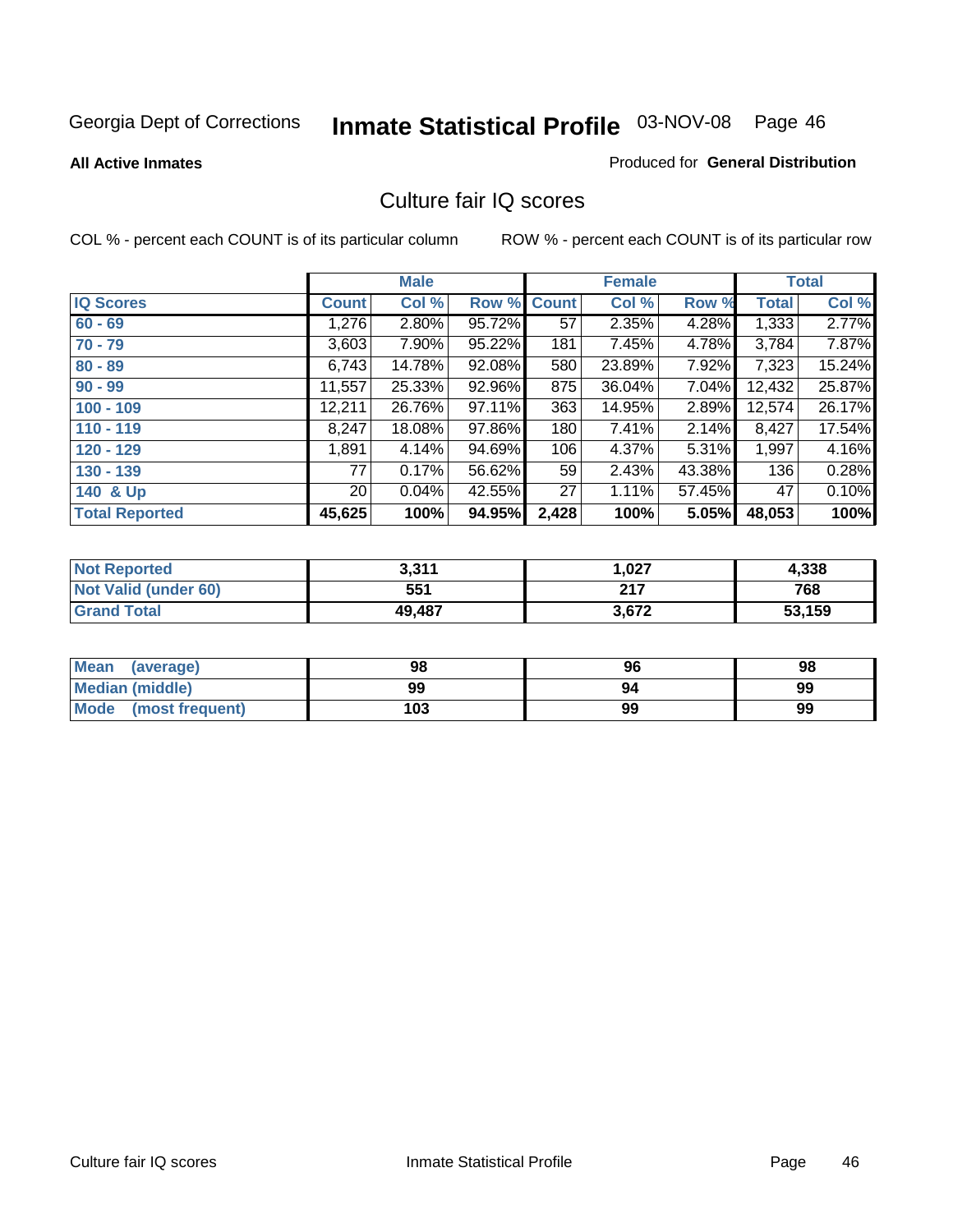Georgia Dept of Corrections **Inmate Statistical Profile** 03-NOV-08

**All Active Inmates**

Produced for **General Distribution**

## Culture fair IQ scores

COL % - percent each COUNT is of its particular column

ROW % - percent each COUNT is of its particular row

| | Male | | | Female | | | Total | |
|---|---|---|---|---|---|---|---|---|
| **IQ Scores** | **Count** | **Col %** | **Row %** | **Count** | **Col %** | **Row %** | **Total** | **Col %** |
| **60 - 69** | 1,276 | 2.80% | 95.72% | 57 | 2.35% | 4.28% | 1,333 | 2.77% |
| **70 - 79** | 3,603 | 7.90% | 95.22% | 181 | 7.45% | 4.78% | 3,784 | 7.87% |
| **80 - 89** | 6,743 | 14.78% | 92.08% | 580 | 23.89% | 7.92% | 7,323 | 15.24% |
| **90 - 99** | 11,557 | 25.33% | 92.96% | 875 | 36.04% | 7.04% | 12,432 | 25.87% |
| **100 - 109** | 12,211 | 26.76% | 97.11% | 363 | 14.95% | 2.89% | 12,574 | 26.17% |
| **110 - 119** | 8,247 | 18.08% | 97.86% | 180 | 7.41% | 2.14% | 8,427 | 17.54% |
| **120 - 129** | 1,891 | 4.14% | 94.69% | 106 | 4.37% | 5.31% | 1,997 | 4.16% |
| **130 - 139** | 77 | 0.17% | 56.62% | 59 | 2.43% | 43.38% | 136 | 0.28% |
| **140 & Up** | 20 | 0.04% | 42.55% | 27 | 1.11% | 57.45% | 47 | 0.10% |
| **Total Reported** | **45,625** | **100%** | **94.95%** | **2,428** | **100%** | **5.05%** | **48,053** | **100%** |

| | Male | Female | Total |
|---|---|---|---|
| **Not Reported** | **3,311** | **1,027** | **4,338** |
| **Not Valid (under 60)** | **551** | **217** | **768** |
| **Grand Total** | **49,487** | **3,672** | **53,159** |

| | Male | Female | Total |
|---|---|---|---|
| **Mean (average)** | **98** | **96** | **98** |
| **Median (middle)** | **99** | **94** | **99** |
| **Mode (most frequent)** | **103** | **99** | **99** |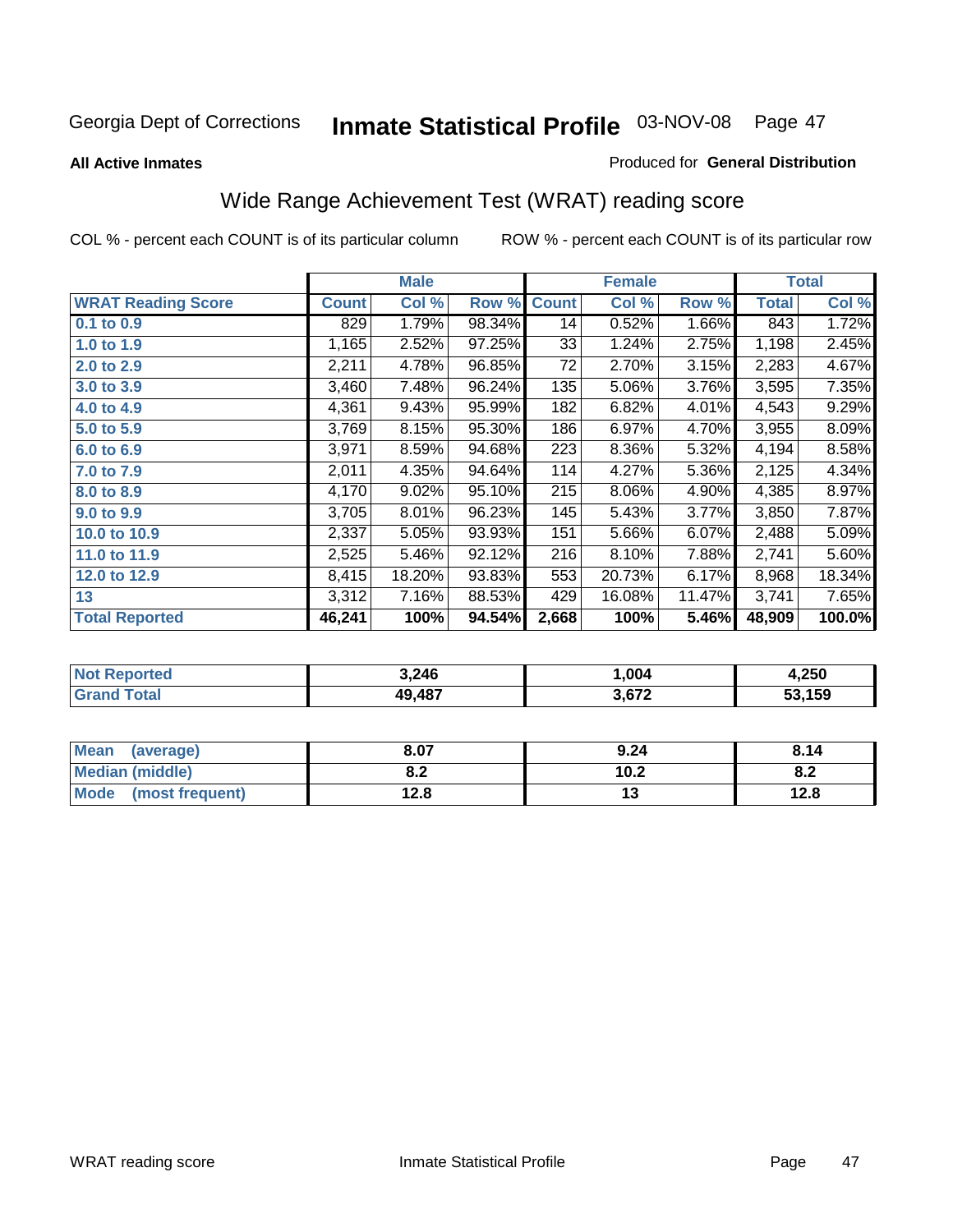Georgia Dept of Corrections **Inmate Statistical Profile** 03-NOV-08

**All Active Inmates**

Produced for **General Distribution**

## Wide Range Achievement Test (WRAT) reading score

COL % - percent each COUNT is of its particular column ROW % - percent each COUNT is of its particular row

| | Male | | | Female | | | Total | |
|---|---|---|---|---|---|---|---|---|
| **WRAT Reading Score** | **Count** | **Col %** | **Row %** | **Count** | **Col %** | **Row %** | **Total** | **Col %** |
| 0.1 to 0.9 | 829 | 1.79% | 98.34% | 14 | 0.52% | 1.66% | 843 | 1.72% |
| 1.0 to 1.9 | 1,165 | 2.52% | 97.25% | 33 | 1.24% | 2.75% | 1,198 | 2.45% |
| 2.0 to 2.9 | 2,211 | 4.78% | 96.85% | 72 | 2.70% | 3.15% | 2,283 | 4.67% |
| 3.0 to 3.9 | 3,460 | 7.48% | 96.24% | 135 | 5.06% | 3.76% | 3,595 | 7.35% |
| 4.0 to 4.9 | 4,361 | 9.43% | 95.99% | 182 | 6.82% | 4.01% | 4,543 | 9.29% |
| 5.0 to 5.9 | 3,769 | 8.15% | 95.30% | 186 | 6.97% | 4.70% | 3,955 | 8.09% |
| 6.0 to 6.9 | 3,971 | 8.59% | 94.68% | 223 | 8.36% | 5.32% | 4,194 | 8.58% |
| 7.0 to 7.9 | 2,011 | 4.35% | 94.64% | 114 | 4.27% | 5.36% | 2,125 | 4.34% |
| 8.0 to 8.9 | 4,170 | 9.02% | 95.10% | 215 | 8.06% | 4.90% | 4,385 | 8.97% |
| 9.0 to 9.9 | 3,705 | 8.01% | 96.23% | 145 | 5.43% | 3.77% | 3,850 | 7.87% |
| 10.0 to 10.9 | 2,337 | 5.05% | 93.93% | 151 | 5.66% | 6.07% | 2,488 | 5.09% |
| 11.0 to 11.9 | 2,525 | 5.46% | 92.12% | 216 | 8.10% | 7.88% | 2,741 | 5.60% |
| 12.0 to 12.9 | 8,415 | 18.20% | 93.83% | 553 | 20.73% | 6.17% | 8,968 | 18.34% |
| 13 | 3,312 | 7.16% | 88.53% | 429 | 16.08% | 11.47% | 3,741 | 7.65% |
| **Total Reported** | **46,241** | **100%** | **94.54%** | **2,668** | **100%** | **5.46%** | **48,909** | **100.0%** |

| | Male | Female | Total |
|---|---|---|---|
| **Not Reported** | **3,246** | **1,004** | **4,250** |
| **Grand Total** | **49,487** | **3,672** | **53,159** |

| | Male | Female | Total |
|---|---|---|---|
| **Mean (average)** | **8.07** | **9.24** | **8.14** |
| **Median (middle)** | **8.2** | **10.2** | **8.2** |
| **Mode (most frequent)** | **12.8** | **13** | **12.8** |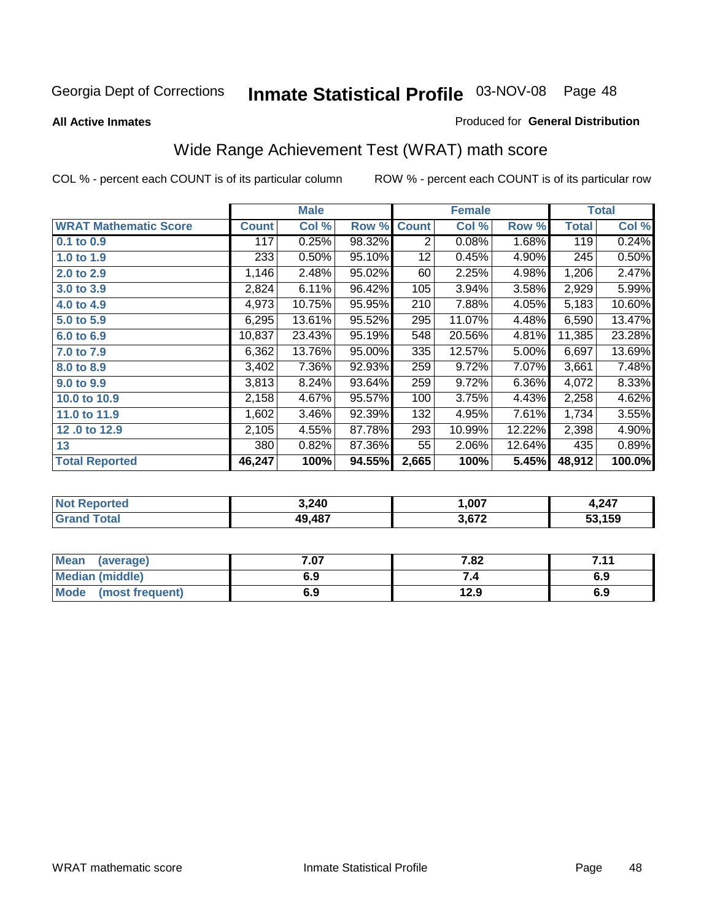Georgia Dept of Corrections **Inmate Statistical Profile** 03-NOV-08

**All Active Inmates**

Produced for **General Distribution**

## Wide Range Achievement Test (WRAT) math score

COL % - percent each COUNT is of its particular column

ROW % - percent each COUNT is of its particular row

| | Male | | | Female | | | Total | |
|---|---|---|---|---|---|---|---|---|
| **WRAT Mathematic Score** | **Count** | **Col %** | **Row %** | **Count** | **Col %** | **Row %** | **Total** | **Col %** |
| 0.1 to 0.9 | 117 | 0.25% | 98.32% | 2 | 0.08% | 1.68% | 119 | 0.24% |
| 1.0 to 1.9 | 233 | 0.50% | 95.10% | 12 | 0.45% | 4.90% | 245 | 0.50% |
| 2.0 to 2.9 | 1,146 | 2.48% | 95.02% | 60 | 2.25% | 4.98% | 1,206 | 2.47% |
| 3.0 to 3.9 | 2,824 | 6.11% | 96.42% | 105 | 3.94% | 3.58% | 2,929 | 5.99% |
| 4.0 to 4.9 | 4,973 | 10.75% | 95.95% | 210 | 7.88% | 4.05% | 5,183 | 10.60% |
| 5.0 to 5.9 | 6,295 | 13.61% | 95.52% | 295 | 11.07% | 4.48% | 6,590 | 13.47% |
| 6.0 to 6.9 | 10,837 | 23.43% | 95.19% | 548 | 20.56% | 4.81% | 11,385 | 23.28% |
| 7.0 to 7.9 | 6,362 | 13.76% | 95.00% | 335 | 12.57% | 5.00% | 6,697 | 13.69% |
| 8.0 to 8.9 | 3,402 | 7.36% | 92.93% | 259 | 9.72% | 7.07% | 3,661 | 7.48% |
| 9.0 to 9.9 | 3,813 | 8.24% | 93.64% | 259 | 9.72% | 6.36% | 4,072 | 8.33% |
| 10.0 to 10.9 | 2,158 | 4.67% | 95.57% | 100 | 3.75% | 4.43% | 2,258 | 4.62% |
| 11.0 to 11.9 | 1,602 | 3.46% | 92.39% | 132 | 4.95% | 7.61% | 1,734 | 3.55% |
| 12 .0 to 12.9 | 2,105 | 4.55% | 87.78% | 293 | 10.99% | 12.22% | 2,398 | 4.90% |
| 13 | 380 | 0.82% | 87.36% | 55 | 2.06% | 12.64% | 435 | 0.89% |
| **Total Reported** | **46,247** | **100%** | **94.55%** | **2,665** | **100%** | **5.45%** | **48,912** | **100.0%** |

| | Male | Female | Total |
|---|---|---|---|
| Not Reported | 3,240 | 1,007 | 4,247 |
| Grand Total | 49,487 | 3,672 | 53,159 |

| | Male | Female | Total |
|---|---|---|---|
| Mean (average) | 7.07 | 7.82 | 7.11 |
| Median (middle) | 6.9 | 7.4 | 6.9 |
| Mode (most frequent) | 6.9 | 12.9 | 6.9 |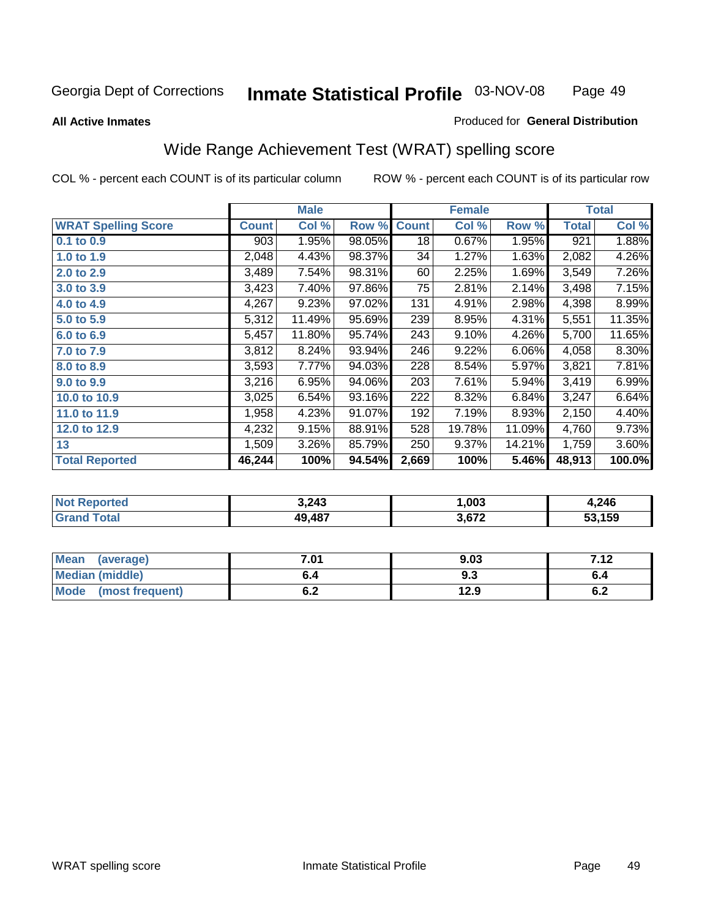Georgia Dept of Corrections **Inmate Statistical Profile** 03-NOV-08

**All Active Inmates**

Produced for **General Distribution**

## Wide Range Achievement Test (WRAT) spelling score

COL % - percent each COUNT is of its particular column ROW % - percent each COUNT is of its particular row

| | Male | | | Female | | | Total | |
|---|---|---|---|---|---|---|---|---|
| **WRAT Spelling Score** | **Count** | **Col %** | **Row %** | **Count** | **Col %** | **Row %** | **Total** | **Col %** |
| 0.1 to 0.9 | 903 | 1.95% | 98.05% | 18 | 0.67% | 1.95% | 921 | 1.88% |
| 1.0 to 1.9 | 2,048 | 4.43% | 98.37% | 34 | 1.27% | 1.63% | 2,082 | 4.26% |
| 2.0 to 2.9 | 3,489 | 7.54% | 98.31% | 60 | 2.25% | 1.69% | 3,549 | 7.26% |
| 3.0 to 3.9 | 3,423 | 7.40% | 97.86% | 75 | 2.81% | 2.14% | 3,498 | 7.15% |
| 4.0 to 4.9 | 4,267 | 9.23% | 97.02% | 131 | 4.91% | 2.98% | 4,398 | 8.99% |
| 5.0 to 5.9 | 5,312 | 11.49% | 95.69% | 239 | 8.95% | 4.31% | 5,551 | 11.35% |
| 6.0 to 6.9 | 5,457 | 11.80% | 95.74% | 243 | 9.10% | 4.26% | 5,700 | 11.65% |
| 7.0 to 7.9 | 3,812 | 8.24% | 93.94% | 246 | 9.22% | 6.06% | 4,058 | 8.30% |
| 8.0 to 8.9 | 3,593 | 7.77% | 94.03% | 228 | 8.54% | 5.97% | 3,821 | 7.81% |
| 9.0 to 9.9 | 3,216 | 6.95% | 94.06% | 203 | 7.61% | 5.94% | 3,419 | 6.99% |
| 10.0 to 10.9 | 3,025 | 6.54% | 93.16% | 222 | 8.32% | 6.84% | 3,247 | 6.64% |
| 11.0 to 11.9 | 1,958 | 4.23% | 91.07% | 192 | 7.19% | 8.93% | 2,150 | 4.40% |
| 12.0 to 12.9 | 4,232 | 9.15% | 88.91% | 528 | 19.78% | 11.09% | 4,760 | 9.73% |
| 13 | 1,509 | 3.26% | 85.79% | 250 | 9.37% | 14.21% | 1,759 | 3.60% |
| **Total Reported** | **46,244** | **100%** | **94.54%** | **2,669** | **100%** | **5.46%** | **48,913** | **100.0%** |

| | Male | Female | Total |
|---|---|---|---|
| Not Reported | 3,243 | 1,003 | 4,246 |
| Grand Total | 49,487 | 3,672 | 53,159 |

| | Male | Female | Total |
|---|---|---|---|
| Mean (average) | 7.01 | 9.03 | 7.12 |
| Median (middle) | 6.4 | 9.3 | 6.4 |
| Mode (most frequent) | 6.2 | 12.9 | 6.2 |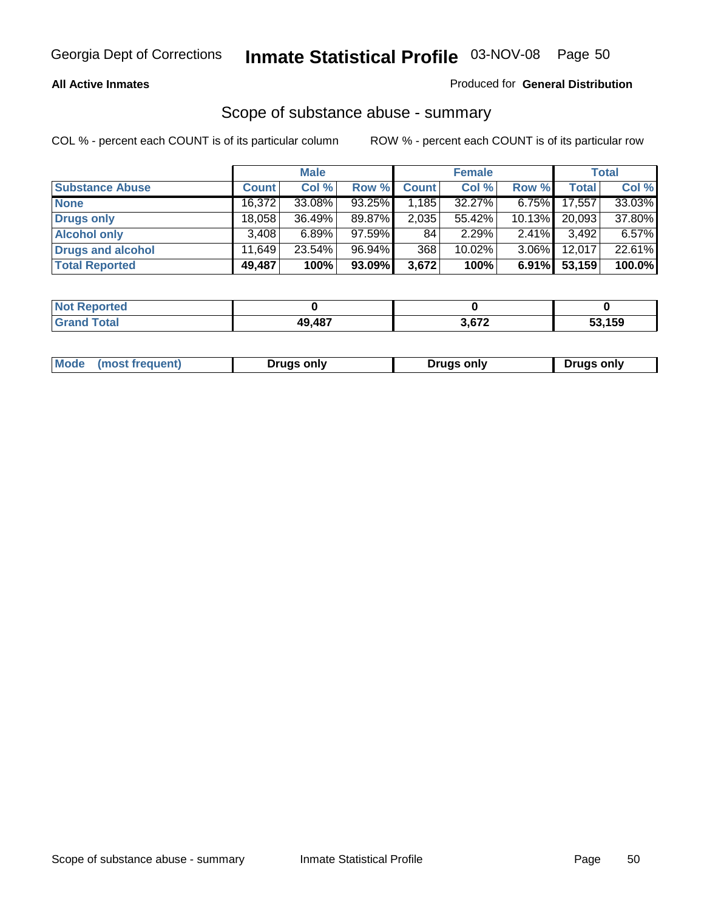**All Active Inmates**

Produced for **General Distribution**

## Scope of substance abuse - summary

COL % - percent each COUNT is of its particular column

ROW % - percent each COUNT is of its particular row

| | Male | | | Female | | | Total | |
|---|---|---|---|---|---|---|---|---|
| **Substance Abuse** | **Count** | **Col %** | **Row %** | **Count** | **Col %** | **Row %** | **Total** | **Col %** |
| **None** | 16,372 | 33.08% | 93.25% | 1,185 | 32.27% | 6.75% | 17,557 | 33.03% |
| **Drugs only** | 18,058 | 36.49% | 89.87% | 2,035 | 55.42% | 10.13% | 20,093 | 37.80% |
| **Alcohol only** | 3,408 | 6.89% | 97.59% | 84 | 2.29% | 2.41% | 3,492 | 6.57% |
| **Drugs and alcohol** | 11,649 | 23.54% | 96.94% | 368 | 10.02% | 3.06% | 12,017 | 22.61% |
| **Total Reported** | **49,487** | **100%** | **93.09%** | **3,672** | **100%** | **6.91%** | **53,159** | **100.0%** |

| | Male | Female | Total |
|---|---|---|---|
| **Not Reported** | **0** | **0** | **0** |
| **Grand Total** | **49,487** | **3,672** | **53,159** |

| | Male | Female | Total |
|---|---|---|---|
| **Mode (most frequent)** | **Drugs only** | **Drugs only** | **Drugs only** |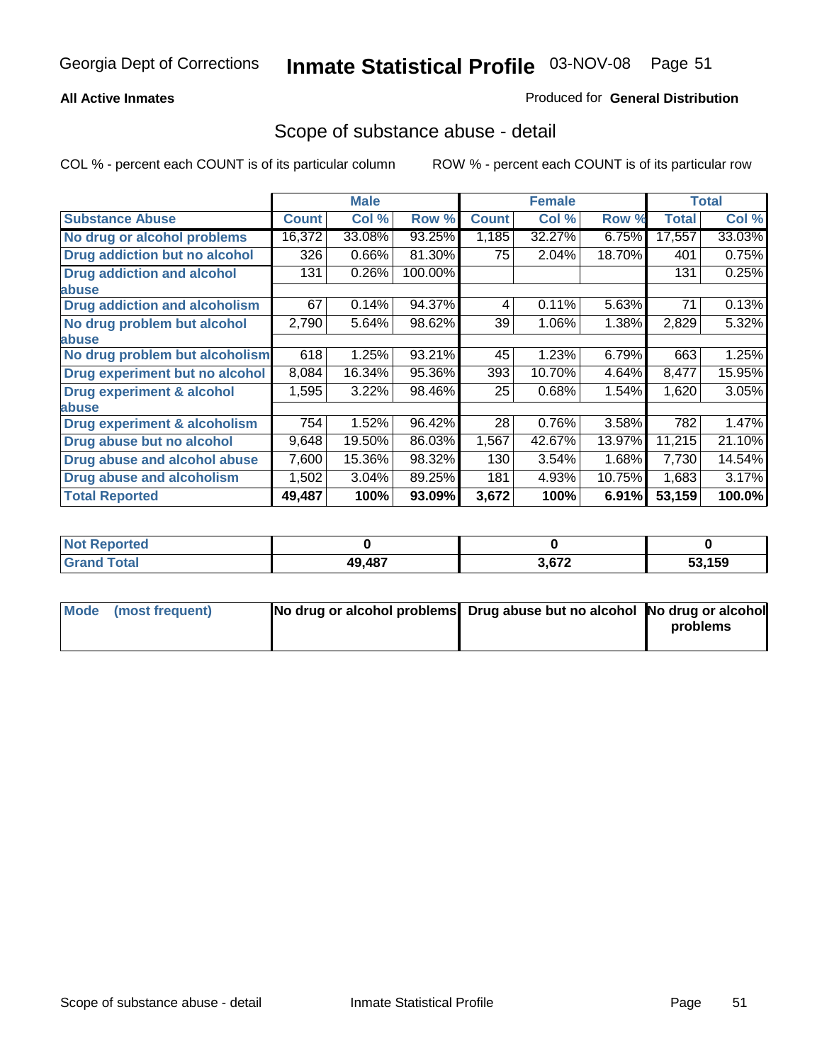Georgia Dept of Corrections **Inmate Statistical Profile** 03-NOV-08

**All Active Inmates**

Produced for **General Distribution**

## Scope of substance abuse - detail

COL % - percent each COUNT is of its particular column ROW % - percent each COUNT is of its particular row

| | Male | | | Female | | | Total | |
|---|---|---|---|---|---|---|---|---|
| **Substance Abuse** | **Count** | **Col %** | **Row %** | **Count** | **Col %** | **Row %** | **Total** | **Col %** |
| **No drug or alcohol problems** | 16,372 | 33.08% | 93.25% | 1,185 | 32.27% | 6.75% | 17,557 | 33.03% |
| **Drug addiction but no alcohol** | 326 | 0.66% | 81.30% | 75 | 2.04% | 18.70% | 401 | 0.75% |
| **Drug addiction and alcohol abuse** | 131 | 0.26% | 100.00% | | | | 131 | 0.25% |
| **Drug addiction and alcoholism** | 67 | 0.14% | 94.37% | 4 | 0.11% | 5.63% | 71 | 0.13% |
| **No drug problem but alcohol abuse** | 2,790 | 5.64% | 98.62% | 39 | 1.06% | 1.38% | 2,829 | 5.32% |
| **No drug problem but alcoholism** | 618 | 1.25% | 93.21% | 45 | 1.23% | 6.79% | 663 | 1.25% |
| **Drug experiment but no alcohol** | 8,084 | 16.34% | 95.36% | 393 | 10.70% | 4.64% | 8,477 | 15.95% |
| **Drug experiment & alcohol abuse** | 1,595 | 3.22% | 98.46% | 25 | 0.68% | 1.54% | 1,620 | 3.05% |
| **Drug experiment & alcoholism** | 754 | 1.52% | 96.42% | 28 | 0.76% | 3.58% | 782 | 1.47% |
| **Drug abuse but no alcohol** | 9,648 | 19.50% | 86.03% | 1,567 | 42.67% | 13.97% | 11,215 | 21.10% |
| **Drug abuse and alcohol abuse** | 7,600 | 15.36% | 98.32% | 130 | 3.54% | 1.68% | 7,730 | 14.54% |
| **Drug abuse and alcoholism** | 1,502 | 3.04% | 89.25% | 181 | 4.93% | 10.75% | 1,683 | 3.17% |
| **Total Reported** | **49,487** | **100%** | **93.09%** | **3,672** | **100%** | **6.91%** | **53,159** | **100.0%** |

| | Male | Female | Total |
|---|---|---|---|
| **Not Reported** | **0** | **0** | **0** |
| **Grand Total** | **49,487** | **3,672** | **53,159** |

| | Male | Female | Total |
|---|---|---|---|
| **Mode (most frequent)** | **No drug or alcohol problems** | **Drug abuse but no alcohol** | **No drug or alcohol problems** |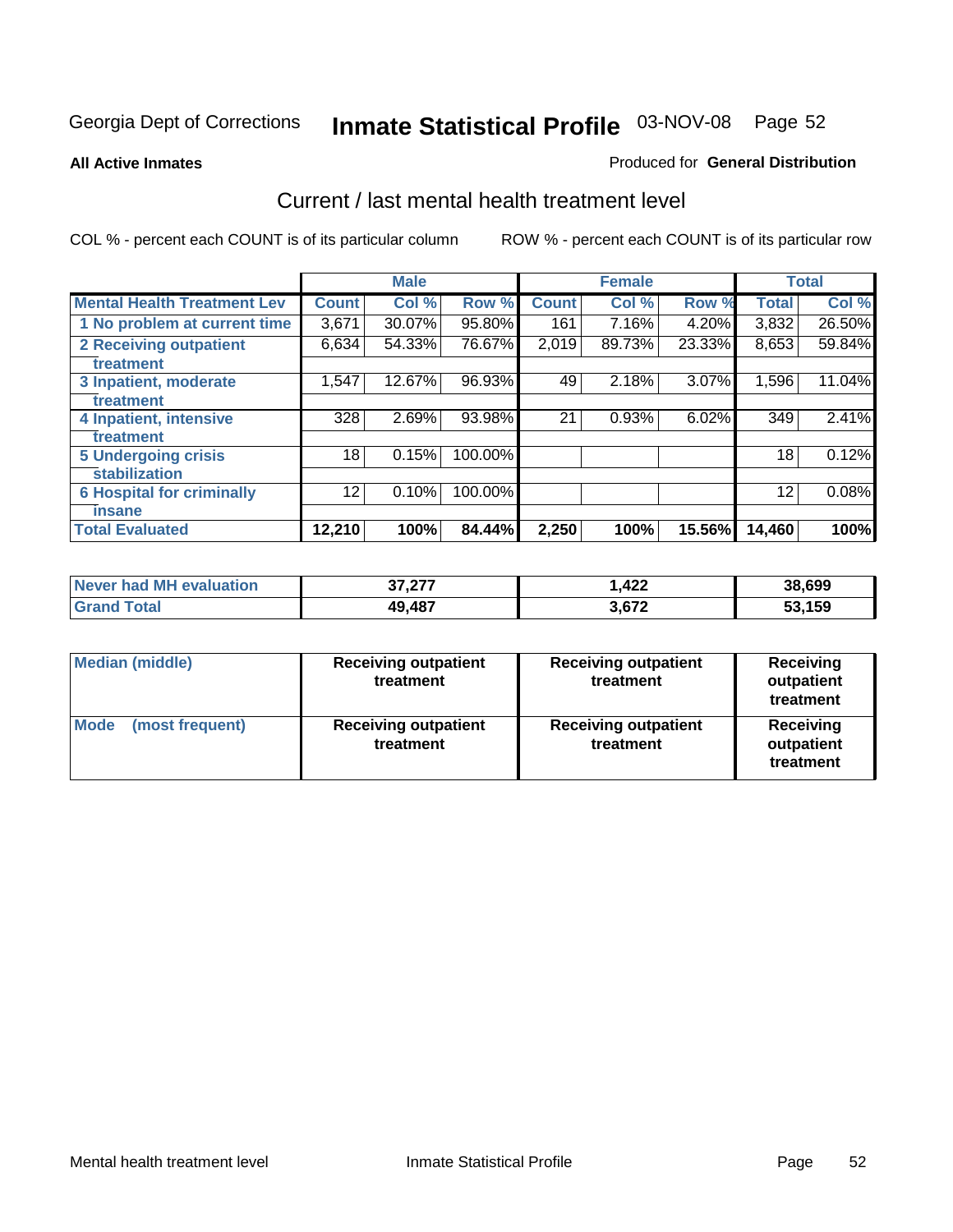Georgia Dept of Corrections **Inmate Statistical Profile** 03-NOV-08

**All Active Inmates**

Produced for **General Distribution**

## Current / last mental health treatment level

COL % - percent each COUNT is of its particular column    ROW % - percent each COUNT is of its particular row

| | Male | | | Female | | | Total | |
|---|---|---|---|---|---|---|---|---|
| **Mental Health Treatment Lev** | **Count** | **Col %** | **Row %** | **Count** | **Col %** | **Row %** | **Total** | **Col %** |
| 1 No problem at current time | 3,671 | 30.07% | 95.80% | 161 | 7.16% | 4.20% | 3,832 | 26.50% |
| 2 Receiving outpatient treatment | 6,634 | 54.33% | 76.67% | 2,019 | 89.73% | 23.33% | 8,653 | 59.84% |
| 3 Inpatient, moderate treatment | 1,547 | 12.67% | 96.93% | 49 | 2.18% | 3.07% | 1,596 | 11.04% |
| 4 Inpatient, intensive treatment | 328 | 2.69% | 93.98% | 21 | 0.93% | 6.02% | 349 | 2.41% |
| 5 Undergoing crisis stabilization | 18 | 0.15% | 100.00% | | | | 18 | 0.12% |
| 6 Hospital for criminally insane | 12 | 0.10% | 100.00% | | | | 12 | 0.08% |
| **Total Evaluated** | **12,210** | **100%** | **84.44%** | **2,250** | **100%** | **15.56%** | **14,460** | **100%** |

| | Male | Female | Total |
|---|---|---|---|
| Never had MH evaluation | 37,277 | 1,422 | 38,699 |
| Grand Total | 49,487 | 3,672 | 53,159 |

| | Male | Female | Total |
|---|---|---|---|
| Median (middle) | Receiving outpatient treatment | Receiving outpatient treatment | Receiving outpatient treatment |
| Mode (most frequent) | Receiving outpatient treatment | Receiving outpatient treatment | Receiving outpatient treatment |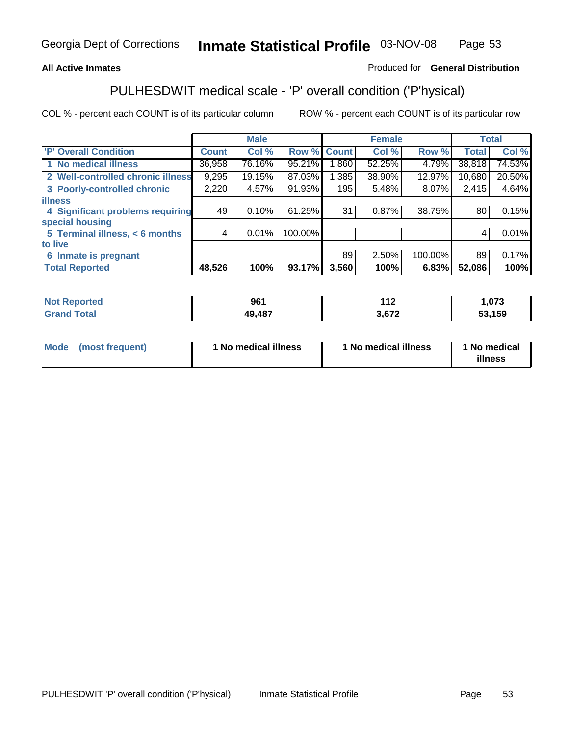Georgia Dept of Corrections **Inmate Statistical Profile** 03-NOV-08

**All Active Inmates** Produced for **General Distribution**

## PULHESDWIT medical scale - 'P' overall condition ('P'hysical)

COL % - percent each COUNT is of its particular column ROW % - percent each COUNT is of its particular row

| | Male | | | Female | | | Total | |
|---|---|---|---|---|---|---|---|---|
| 'P' Overall Condition | Count | Col % | Row % | Count | Col % | Row % | Total | Col % |
| 1 No medical illness | 36,958 | 76.16% | 95.21% | 1,860 | 52.25% | 4.79% | 38,818 | 74.53% |
| 2 Well-controlled chronic illness | 9,295 | 19.15% | 87.03% | 1,385 | 38.90% | 12.97% | 10,680 | 20.50% |
| 3 Poorly-controlled chronic illness | 2,220 | 4.57% | 91.93% | 195 | 5.48% | 8.07% | 2,415 | 4.64% |
| 4 Significant problems requiring special housing | 49 | 0.10% | 61.25% | 31 | 0.87% | 38.75% | 80 | 0.15% |
| 5 Terminal illness, < 6 months to live | 4 | 0.01% | 100.00% | | | | 4 | 0.01% |
| 6 Inmate is pregnant | | | | 89 | 2.50% | 100.00% | 89 | 0.17% |
| **Total Reported** | **48,526** | **100%** | **93.17%** | **3,560** | **100%** | **6.83%** | **52,086** | **100%** |

| | Male | Female | Total |
|---|---|---|---|
| Not Reported | **961** | **112** | **1,073** |
| Grand Total | **49,487** | **3,672** | **53,159** |

| | Male | Female | Total |
|---|---|---|---|
| Mode (most frequent) | **1 No medical illness** | **1 No medical illness** | **1 No medical illness** |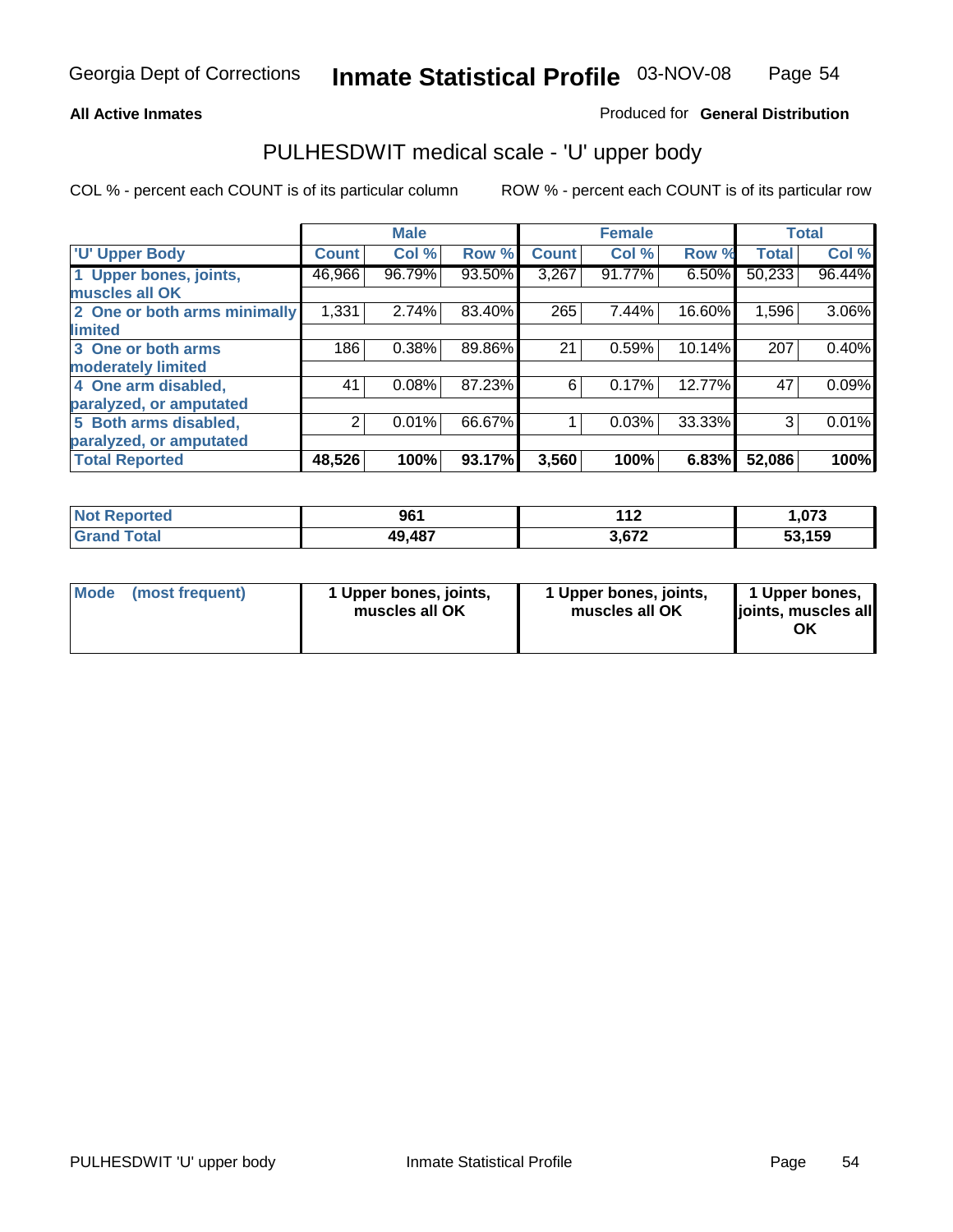Georgia Dept of Corrections **Inmate Statistical Profile** 03-NOV-08

**All Active Inmates**

Produced for **General Distribution**

## PULHESDWIT medical scale - 'U' upper body

COL % - percent each COUNT is of its particular column

ROW % - percent each COUNT is of its particular row

| | Male | | | Female | | | Total | |
|---|---|---|---|---|---|---|---|---|
| **'U' Upper Body** | **Count** | **Col %** | **Row %** | **Count** | **Col %** | **Row %** | **Total** | **Col %** |
| **1 Upper bones, joints, muscles all OK** | 46,966 | 96.79% | 93.50% | 3,267 | 91.77% | 6.50% | 50,233 | 96.44% |
| **2 One or both arms minimally limited** | 1,331 | 2.74% | 83.40% | 265 | 7.44% | 16.60% | 1,596 | 3.06% |
| **3 One or both arms moderately limited** | 186 | 0.38% | 89.86% | 21 | 0.59% | 10.14% | 207 | 0.40% |
| **4 One arm disabled, paralyzed, or amputated** | 41 | 0.08% | 87.23% | 6 | 0.17% | 12.77% | 47 | 0.09% |
| **5 Both arms disabled, paralyzed, or amputated** | 2 | 0.01% | 66.67% | 1 | 0.03% | 33.33% | 3 | 0.01% |
| **Total Reported** | **48,526** | **100%** | **93.17%** | **3,560** | **100%** | **6.83%** | **52,086** | **100%** |

| | Male | Female | Total |
|---|---|---|---|
| **Not Reported** | **961** | **112** | **1,073** |
| **Grand Total** | **49,487** | **3,672** | **53,159** |

| | Male | Female | Total |
|---|---|---|---|
| **Mode (most frequent)** | **1 Upper bones, joints, muscles all OK** | **1 Upper bones, joints, muscles all OK** | **1 Upper bones, joints, muscles all OK** |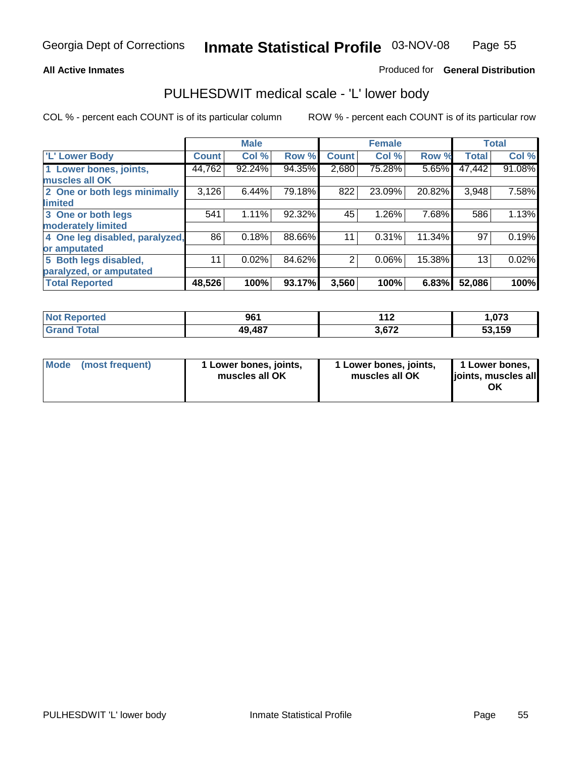Georgia Dept of Corrections **Inmate Statistical Profile** 03-NOV-08

**All Active Inmates**

Produced for **General Distribution**

## PULHESDWIT medical scale - 'L' lower body

COL % - percent each COUNT is of its particular column

ROW % - percent each COUNT is of its particular row

| | Male | | | Female | | | Total | |
|---|---|---|---|---|---|---|---|---|
| 'L' Lower Body | Count | Col % | Row % | Count | Col % | Row % | Total | Col % |
| 1 Lower bones, joints, muscles all OK | 44,762 | 92.24% | 94.35% | 2,680 | 75.28% | 5.65% | 47,442 | 91.08% |
| 2 One or both legs minimally limited | 3,126 | 6.44% | 79.18% | 822 | 23.09% | 20.82% | 3,948 | 7.58% |
| 3 One or both legs moderately limited | 541 | 1.11% | 92.32% | 45 | 1.26% | 7.68% | 586 | 1.13% |
| 4 One leg disabled, paralyzed, or amputated | 86 | 0.18% | 88.66% | 11 | 0.31% | 11.34% | 97 | 0.19% |
| 5 Both legs disabled, paralyzed, or amputated | 11 | 0.02% | 84.62% | 2 | 0.06% | 15.38% | 13 | 0.02% |
| **Total Reported** | **48,526** | **100%** | **93.17%** | **3,560** | **100%** | **6.83%** | **52,086** | **100%** |

| | Male | Female | Total |
|---|---|---|---|
| Not Reported | 961 | 112 | 1,073 |
| Grand Total | 49,487 | 3,672 | 53,159 |

| | Male | Female | Total |
|---|---|---|---|
| Mode (most frequent) | 1 Lower bones, joints, muscles all OK | 1 Lower bones, joints, muscles all OK | 1 Lower bones, joints, muscles all OK |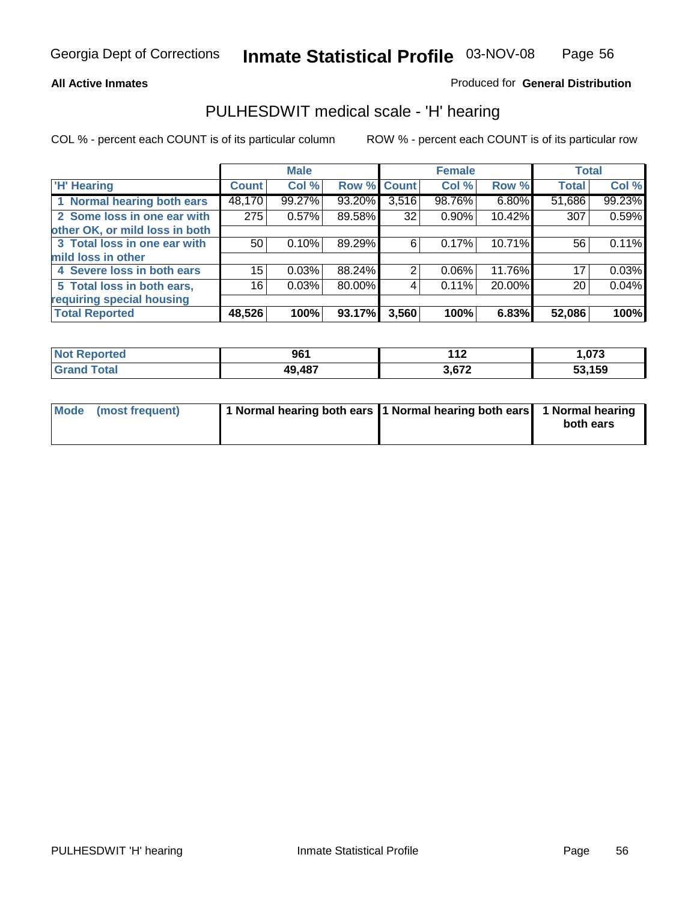**All Active Inmates**

Produced for **General Distribution**

## PULHESDWIT medical scale - 'H' hearing

COL % - percent each COUNT is of its particular column

ROW % - percent each COUNT is of its particular row

| | Male | | | Female | | | Total | |
|---|---|---|---|---|---|---|---|---|
| 'H' Hearing | Count | Col % | Row % | Count | Col % | Row % | Total | Col % |
| 1 Normal hearing both ears | 48,170 | 99.27% | 93.20% | 3,516 | 98.76% | 6.80% | 51,686 | 99.23% |
| 2 Some loss in one ear with other OK, or mild loss in both | 275 | 0.57% | 89.58% | 32 | 0.90% | 10.42% | 307 | 0.59% |
| 3 Total loss in one ear with mild loss in other | 50 | 0.10% | 89.29% | 6 | 0.17% | 10.71% | 56 | 0.11% |
| 4 Severe loss in both ears | 15 | 0.03% | 88.24% | 2 | 0.06% | 11.76% | 17 | 0.03% |
| 5 Total loss in both ears, requiring special housing | 16 | 0.03% | 80.00% | 4 | 0.11% | 20.00% | 20 | 0.04% |
| **Total Reported** | **48,526** | **100%** | **93.17%** | **3,560** | **100%** | **6.83%** | **52,086** | **100%** |

| | Male | Female | Total |
|---|---|---|---|
| Not Reported | 961 | 112 | 1,073 |
| Grand Total | 49,487 | 3,672 | 53,159 |

| | Male | Female | Total |
|---|---|---|---|
| Mode (most frequent) | 1 Normal hearing both ears | 1 Normal hearing both ears | 1 Normal hearing both ears |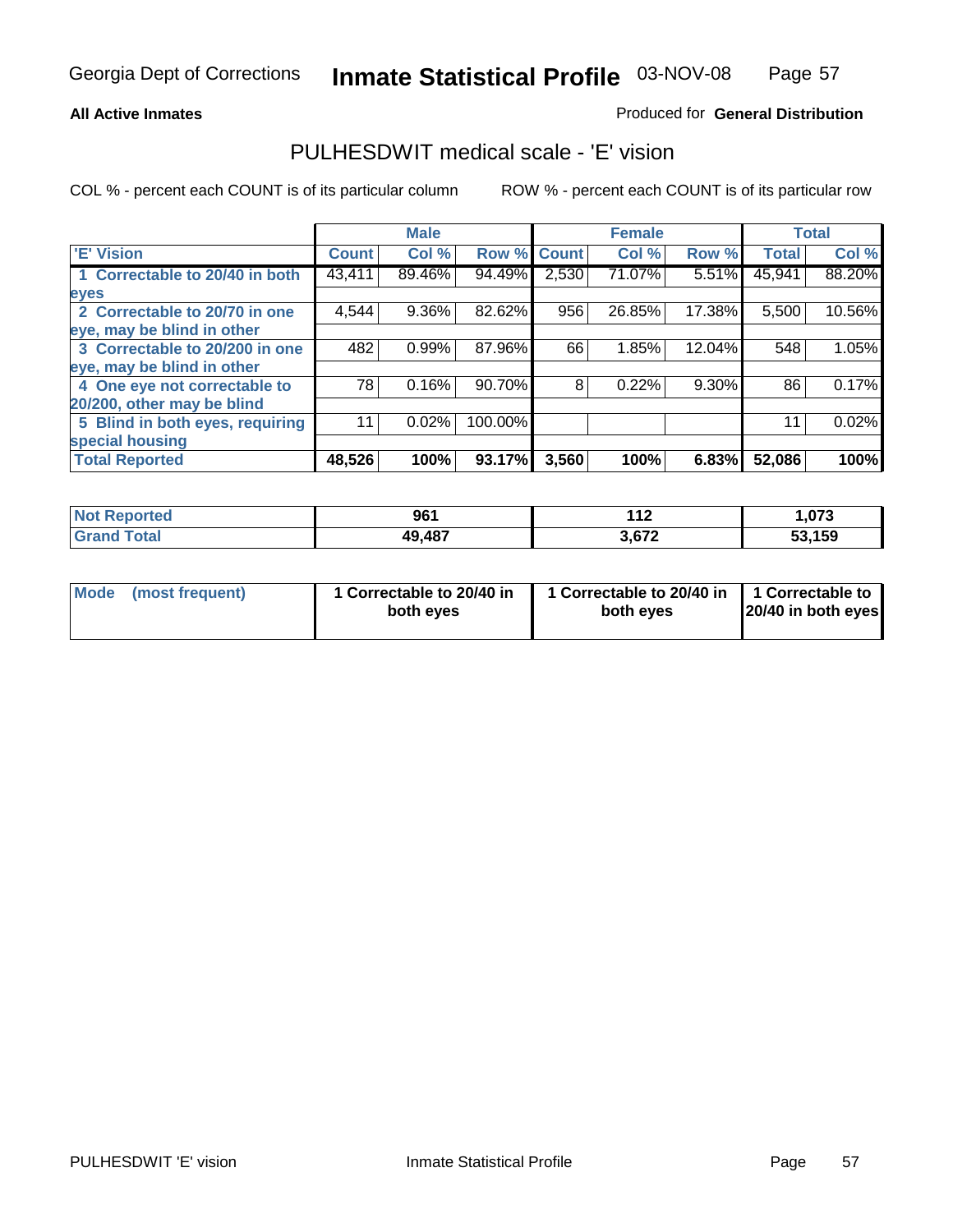Georgia Dept of Corrections **Inmate Statistical Profile** 03-NOV-08

**All Active Inmates**

Produced for **General Distribution**

## PULHESDWIT medical scale - 'E' vision

COL % - percent each COUNT is of its particular column

ROW % - percent each COUNT is of its particular row

| | Male | | | Female | | | Total | |
|---|---|---|---|---|---|---|---|---|
| 'E' Vision | Count | Col % | Row % | Count | Col % | Row % | Total | Col % |
| 1 Correctable to 20/40 in both eyes | 43,411 | 89.46% | 94.49% | 2,530 | 71.07% | 5.51% | 45,941 | 88.20% |
| 2 Correctable to 20/70 in one eye, may be blind in other | 4,544 | 9.36% | 82.62% | 956 | 26.85% | 17.38% | 5,500 | 10.56% |
| 3 Correctable to 20/200 in one eye, may be blind in other | 482 | 0.99% | 87.96% | 66 | 1.85% | 12.04% | 548 | 1.05% |
| 4 One eye not correctable to 20/200, other may be blind | 78 | 0.16% | 90.70% | 8 | 0.22% | 9.30% | 86 | 0.17% |
| 5 Blind in both eyes, requiring special housing | 11 | 0.02% | 100.00% | | | | 11 | 0.02% |
| **Total Reported** | **48,526** | **100%** | **93.17%** | **3,560** | **100%** | **6.83%** | **52,086** | **100%** |

| | Male | Female | Total |
|---|---|---|---|
| **Not Reported** | **961** | **112** | **1,073** |
| **Grand Total** | **49,487** | **3,672** | **53,159** |

| | Male | Female | Total |
|---|---|---|---|
| **Mode (most frequent)** | **1 Correctable to 20/40 in both eyes** | **1 Correctable to 20/40 in both eyes** | **1 Correctable to 20/40 in both eyes** |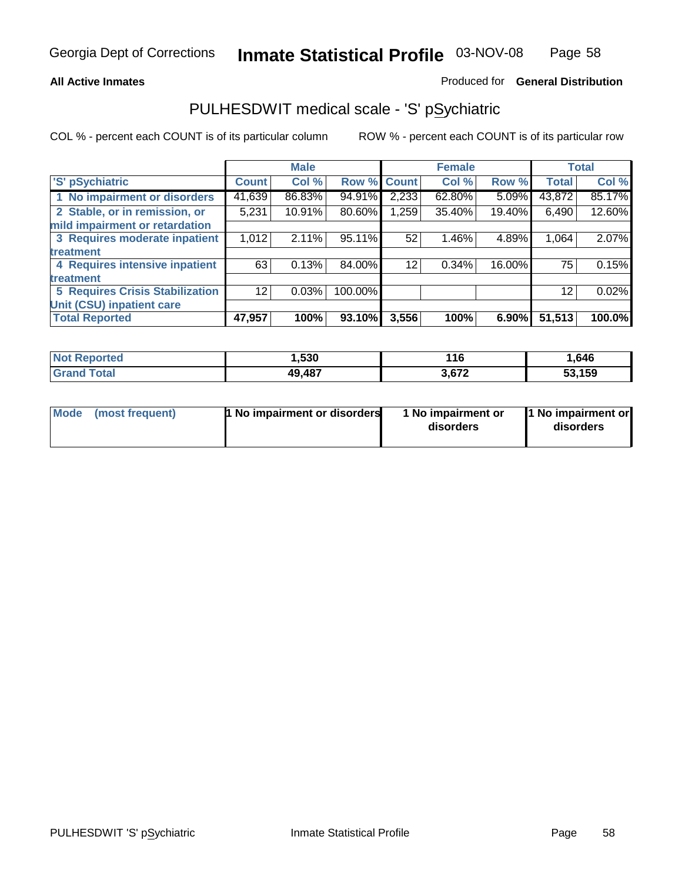Georgia Dept of Corrections **Inmate Statistical Profile** 03-NOV-08

**All Active Inmates**

Produced for **General Distribution**

## PULHESDWIT medical scale - 'S' pSychiatric

COL % - percent each COUNT is of its particular column

ROW % - percent each COUNT is of its particular row

| 'S' pSychiatric | Male | | | Female | | | Total | |
|---|---|---|---|---|---|---|---|---|
| | Count | Col % | Row % | Count | Col % | Row % | Total | Col % |
| 1 No impairment or disorders | 41,639 | 86.83% | 94.91% | 2,233 | 62.80% | 5.09% | 43,872 | 85.17% |
| 2 Stable, or in remission, or mild impairment or retardation | 5,231 | 10.91% | 80.60% | 1,259 | 35.40% | 19.40% | 6,490 | 12.60% |
| 3 Requires moderate inpatient treatment | 1,012 | 2.11% | 95.11% | 52 | 1.46% | 4.89% | 1,064 | 2.07% |
| 4 Requires intensive inpatient treatment | 63 | 0.13% | 84.00% | 12 | 0.34% | 16.00% | 75 | 0.15% |
| 5 Requires Crisis Stabilization Unit (CSU) inpatient care | 12 | 0.03% | 100.00% | | | | 12 | 0.02% |
| **Total Reported** | **47,957** | **100%** | **93.10%** | **3,556** | **100%** | **6.90%** | **51,513** | **100.0%** |

| | Male | Female | Total |
|---|---|---|---|
| Not Reported | 1,530 | 116 | 1,646 |
| Grand Total | 49,487 | 3,672 | 53,159 |

| | Male | Female | Total |
|---|---|---|---|
| Mode (most frequent) | 1 No impairment or disorders | 1 No impairment or disorders | 1 No impairment or disorders |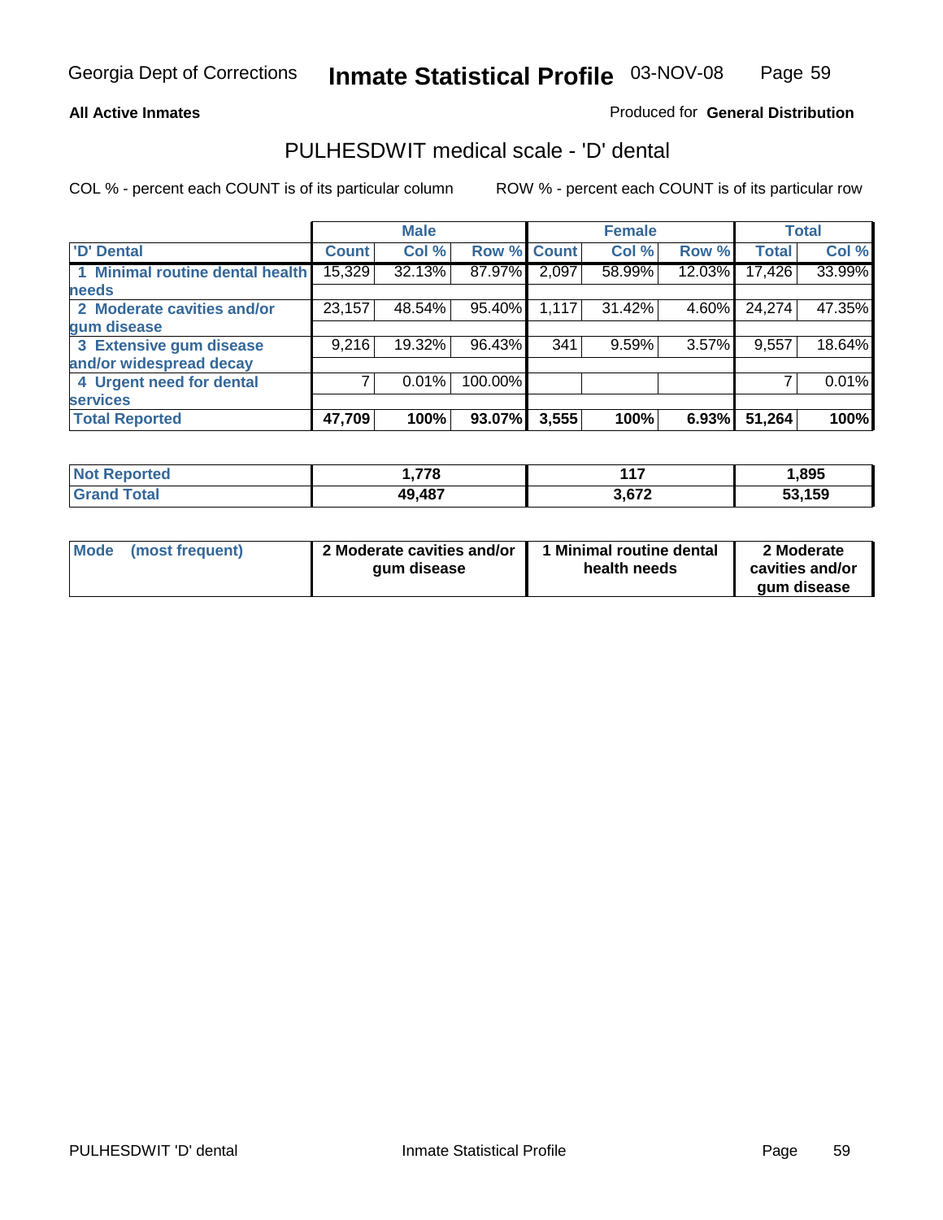**All Active Inmates**

Produced for **General Distribution**

## PULHESDWIT medical scale - 'D' dental

COL % - percent each COUNT is of its particular column

ROW % - percent each COUNT is of its particular row

| | Male | | | Female | | | Total | |
|---|---|---|---|---|---|---|---|---|
| 'D' Dental | Count | Col % | Row % | Count | Col % | Row % | Total | Col % |
| 1 Minimal routine dental health needs | 15,329 | 32.13% | 87.97% | 2,097 | 58.99% | 12.03% | 17,426 | 33.99% |
| 2 Moderate cavities and/or gum disease | 23,157 | 48.54% | 95.40% | 1,117 | 31.42% | 4.60% | 24,274 | 47.35% |
| 3 Extensive gum disease and/or widespread decay | 9,216 | 19.32% | 96.43% | 341 | 9.59% | 3.57% | 9,557 | 18.64% |
| 4 Urgent need for dental services | 7 | 0.01% | 100.00% | | | | 7 | 0.01% |
| **Total Reported** | **47,709** | **100%** | **93.07%** | **3,555** | **100%** | **6.93%** | **51,264** | **100%** |

| | Male | Female | Total |
|---|---|---|---|
| Not Reported | 1,778 | 117 | 1,895 |
| Grand Total | 49,487 | 3,672 | 53,159 |

| | Male | Female | Total |
|---|---|---|---|
| Mode (most frequent) | 2 Moderate cavities and/or gum disease | 1 Minimal routine dental health needs | 2 Moderate cavities and/or gum disease |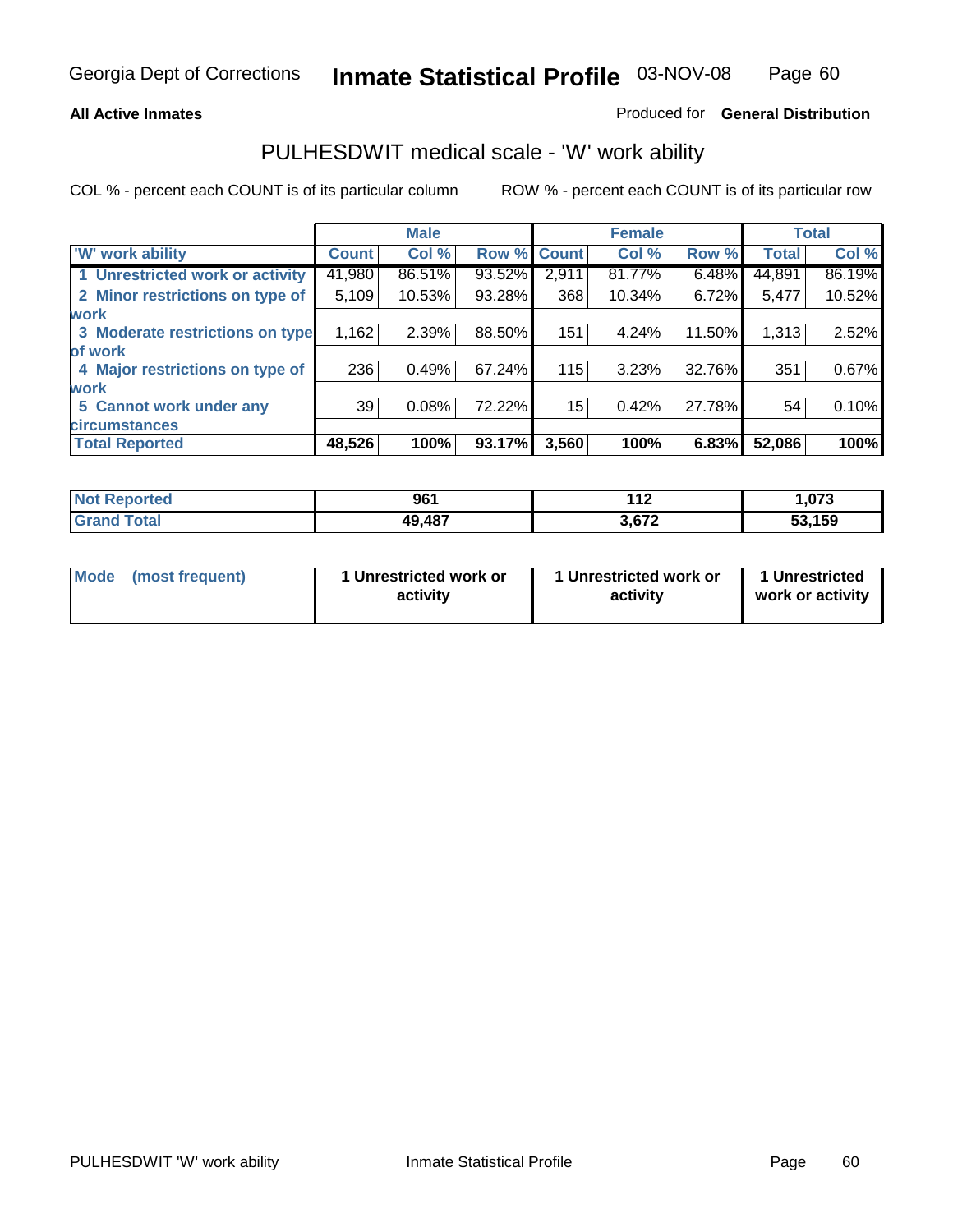**All Active Inmates**

Produced for **General Distribution**

## PULHESDWIT medical scale - 'W' work ability

COL % - percent each COUNT is of its particular column

ROW % - percent each COUNT is of its particular row

| | Male | | | Female | | | Total | |
|---|---|---|---|---|---|---|---|---|
| 'W' work ability | Count | Col % | Row % | Count | Col % | Row % | Total | Col % |
| 1 Unrestricted work or activity | 41,980 | 86.51% | 93.52% | 2,911 | 81.77% | 6.48% | 44,891 | 86.19% |
| 2 Minor restrictions on type of work | 5,109 | 10.53% | 93.28% | 368 | 10.34% | 6.72% | 5,477 | 10.52% |
| 3 Moderate restrictions on type of work | 1,162 | 2.39% | 88.50% | 151 | 4.24% | 11.50% | 1,313 | 2.52% |
| 4 Major restrictions on type of work | 236 | 0.49% | 67.24% | 115 | 3.23% | 32.76% | 351 | 0.67% |
| 5 Cannot work under any circumstances | 39 | 0.08% | 72.22% | 15 | 0.42% | 27.78% | 54 | 0.10% |
| **Total Reported** | **48,526** | **100%** | **93.17%** | **3,560** | **100%** | **6.83%** | **52,086** | **100%** |

| | Male | Female | Total |
|---|---|---|---|
| Not Reported | 961 | 112 | 1,073 |
| Grand Total | 49,487 | 3,672 | 53,159 |

| | Male | Female | Total |
|---|---|---|---|
| Mode (most frequent) | 1 Unrestricted work or activity | 1 Unrestricted work or activity | 1 Unrestricted work or activity |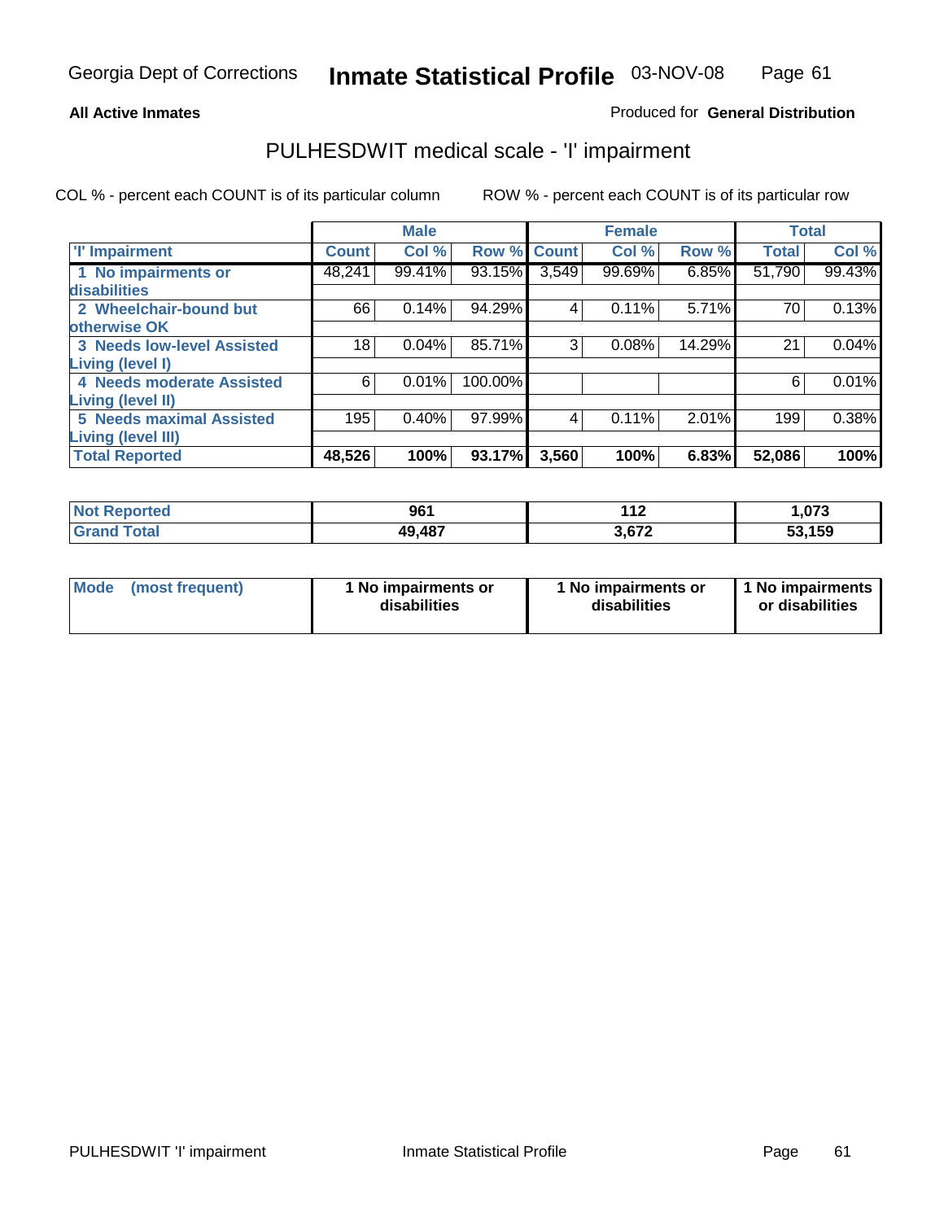**All Active Inmates**

Produced for **General Distribution**

# PULHESDWIT medical scale - 'I' impairment

COL % - percent each COUNT is of its particular column

ROW % - percent each COUNT is of its particular row

| | Male | | | Female | | | Total | |
|---|---|---|---|---|---|---|---|---|
| 'I' Impairment | Count | Col % | Row % | Count | Col % | Row % | Total | Col % |
| 1 No impairments or disabilities | 48,241 | 99.41% | 93.15% | 3,549 | 99.69% | 6.85% | 51,790 | 99.43% |
| 2 Wheelchair-bound but otherwise OK | 66 | 0.14% | 94.29% | 4 | 0.11% | 5.71% | 70 | 0.13% |
| 3 Needs low-level Assisted Living (level I) | 18 | 0.04% | 85.71% | 3 | 0.08% | 14.29% | 21 | 0.04% |
| 4 Needs moderate Assisted Living (level II) | 6 | 0.01% | 100.00% | | | | 6 | 0.01% |
| 5 Needs maximal Assisted Living (level III) | 195 | 0.40% | 97.99% | 4 | 0.11% | 2.01% | 199 | 0.38% |
| **Total Reported** | **48,526** | **100%** | **93.17%** | **3,560** | **100%** | **6.83%** | **52,086** | **100%** |

| | Male | Female | Total |
|---|---|---|---|
| Not Reported | 961 | 112 | 1,073 |
| Grand Total | 49,487 | 3,672 | 53,159 |

| | Male | Female | Total |
|---|---|---|---|
| Mode (most frequent) | 1 No impairments or disabilities | 1 No impairments or disabilities | 1 No impairments or disabilities |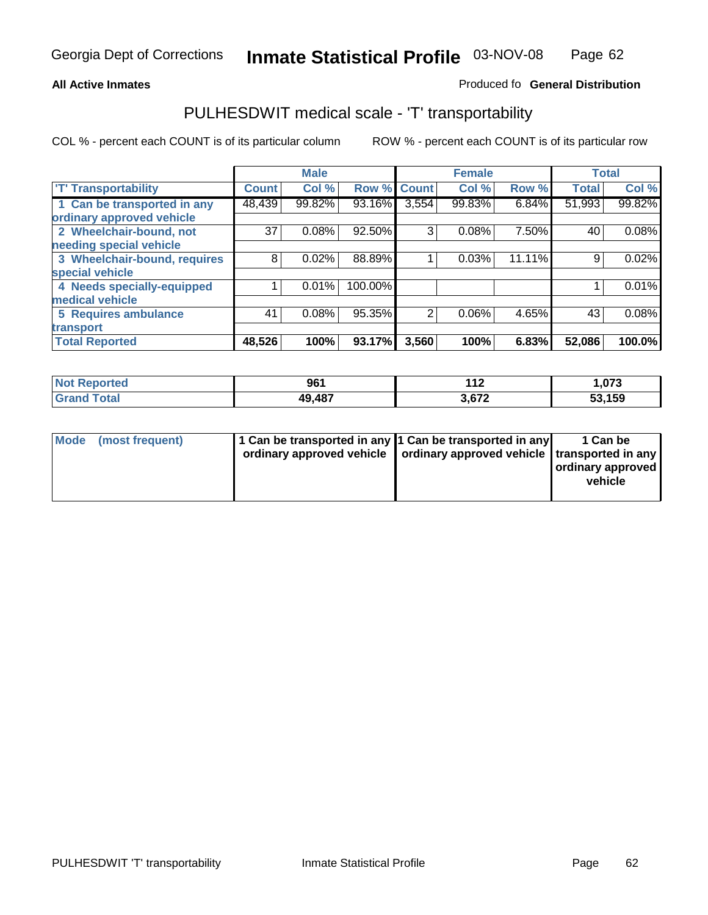Georgia Dept of Corrections **Inmate Statistical Profile** 03-NOV-08

**All Active Inmates**

Produced fo **General Distribution**

## PULHESDWIT medical scale - 'T' transportability

COL % - percent each COUNT is of its particular column

ROW % - percent each COUNT is of its particular row

| | Male | | | Female | | | Total | |
|---|---|---|---|---|---|---|---|---|
| 'T' Transportability | Count | Col % | Row % | Count | Col % | Row % | Total | Col % |
| 1 Can be transported in any ordinary approved vehicle | 48,439 | 99.82% | 93.16% | 3,554 | 99.83% | 6.84% | 51,993 | 99.82% |
| 2 Wheelchair-bound, not needing special vehicle | 37 | 0.08% | 92.50% | 3 | 0.08% | 7.50% | 40 | 0.08% |
| 3 Wheelchair-bound, requires special vehicle | 8 | 0.02% | 88.89% | 1 | 0.03% | 11.11% | 9 | 0.02% |
| 4 Needs specially-equipped medical vehicle | 1 | 0.01% | 100.00% | | | | 1 | 0.01% |
| 5 Requires ambulance transport | 41 | 0.08% | 95.35% | 2 | 0.06% | 4.65% | 43 | 0.08% |
| **Total Reported** | **48,526** | **100%** | **93.17%** | **3,560** | **100%** | **6.83%** | **52,086** | **100.0%** |

| | Male | Female | Total |
|---|---|---|---|
| **Not Reported** | **961** | **112** | **1,073** |
| **Grand Total** | **49,487** | **3,672** | **53,159** |

| | Male | Female | Total |
|---|---|---|---|
| **Mode (most frequent)** | **1 Can be transported in any ordinary approved vehicle** | **1 Can be transported in any ordinary approved vehicle** | **1 Can be transported in any ordinary approved vehicle** |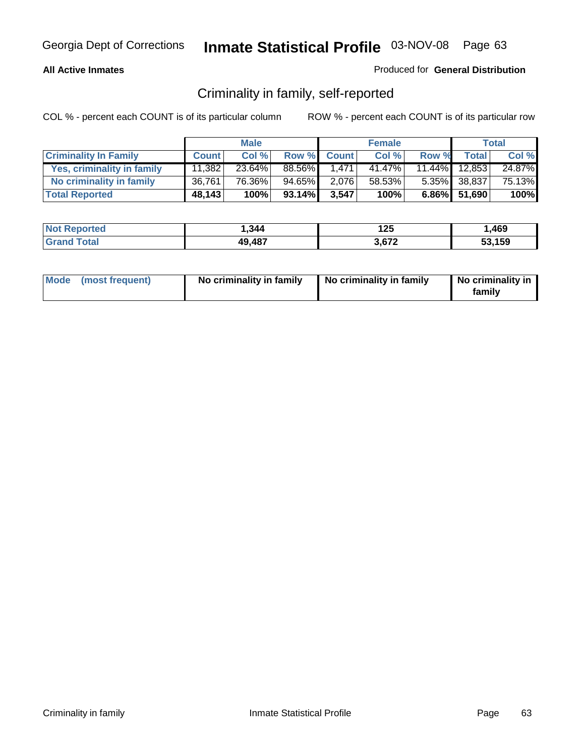Georgia Dept of Corrections **Inmate Statistical Profile** 03-NOV-08

**All Active Inmates**

Produced for **General Distribution**

## Criminality in family, self-reported

COL % - percent each COUNT is of its particular column

ROW % - percent each COUNT is of its particular row

| | Male | | | Female | | | Total | |
|---|---|---|---|---|---|---|---|---|
| **Criminality In Family** | **Count** | **Col %** | **Row %** | **Count** | **Col %** | **Row %** | **Total** | **Col %** |
| **Yes, criminality in family** | 11,382 | 23.64% | 88.56% | 1,471 | 41.47% | 11.44% | 12,853 | 24.87% |
| **No criminality in family** | 36,761 | 76.36% | 94.65% | 2,076 | 58.53% | 5.35% | 38,837 | 75.13% |
| **Total Reported** | **48,143** | **100%** | **93.14%** | **3,547** | **100%** | **6.86%** | **51,690** | **100%** |

| | Male | Female | Total |
|---|---|---|---|
| **Not Reported** | **1,344** | **125** | **1,469** |
| **Grand Total** | **49,487** | **3,672** | **53,159** |

| | Male | Female | Total |
|---|---|---|---|
| **Mode (most frequent)** | **No criminality in family** | **No criminality in family** | **No criminality in family** |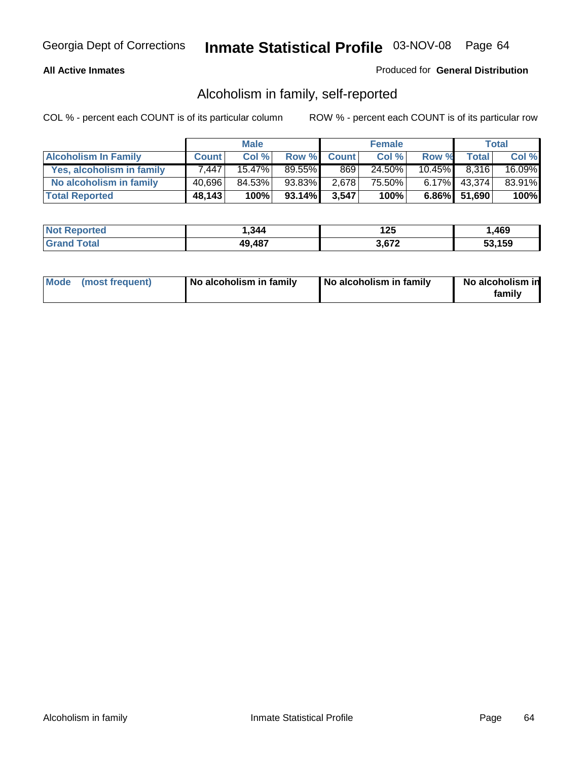**All Active Inmates**

Produced for **General Distribution**

## Alcoholism in family, self-reported

COL % - percent each COUNT is of its particular column

ROW % - percent each COUNT is of its particular row

| | Male | | | Female | | | Total | |
|---|---|---|---|---|---|---|---|---|
| **Alcoholism In Family** | **Count** | **Col %** | **Row %** | **Count** | **Col %** | **Row %** | **Total** | **Col %** |
| **Yes, alcoholism in family** | 7,447 | 15.47% | 89.55% | 869 | 24.50% | 10.45% | 8,316 | 16.09% |
| **No alcoholism in family** | 40,696 | 84.53% | 93.83% | 2,678 | 75.50% | 6.17% | 43,374 | 83.91% |
| **Total Reported** | **48,143** | **100%** | **93.14%** | **3,547** | **100%** | **6.86%** | **51,690** | **100%** |

| | Male | Female | Total |
|---|---|---|---|
| **Not Reported** | **1,344** | **125** | **1,469** |
| **Grand Total** | **49,487** | **3,672** | **53,159** |

| | Male | Female | Total |
|---|---|---|---|
| **Mode (most frequent)** | **No alcoholism in family** | **No alcoholism in family** | **No alcoholism in family** |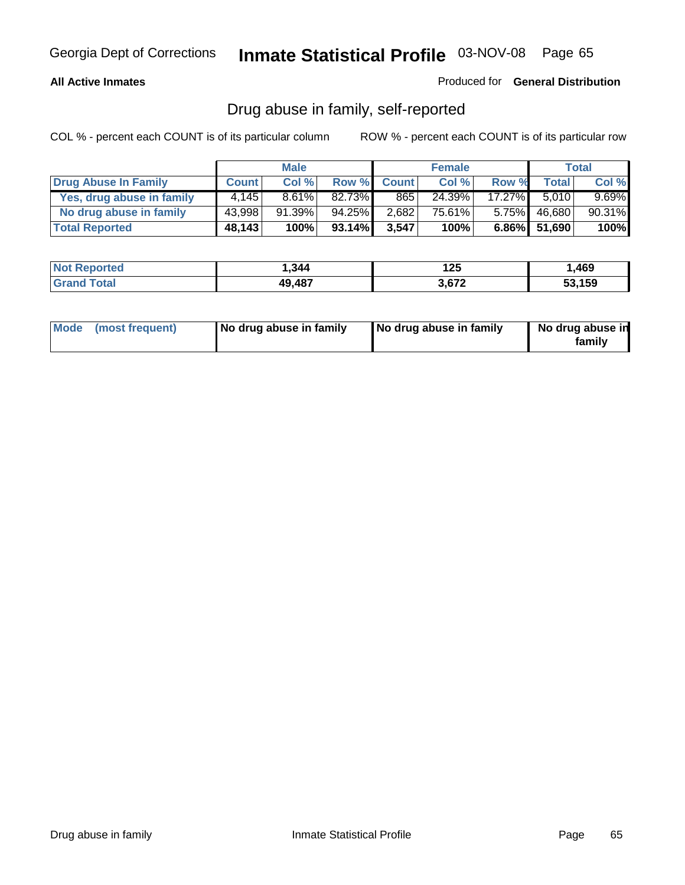**All Active Inmates**

Produced for **General Distribution**

## Drug abuse in family, self-reported

COL % - percent each COUNT is of its particular column

ROW % - percent each COUNT is of its particular row

| | Male | | | Female | | | Total | |
|---|---|---|---|---|---|---|---|---|
| **Drug Abuse In Family** | **Count** | **Col %** | **Row %** | **Count** | **Col %** | **Row %** | **Total** | **Col %** |
| **Yes, drug abuse in family** | 4,145 | 8.61% | 82.73% | 865 | 24.39% | 17.27% | 5,010 | 9.69% |
| **No drug abuse in family** | 43,998 | 91.39% | 94.25% | 2,682 | 75.61% | 5.75% | 46,680 | 90.31% |
| **Total Reported** | **48,143** | **100%** | **93.14%** | **3,547** | **100%** | **6.86%** | **51,690** | **100%** |

| | Male | Female | Total |
|---|---|---|---|
| **Not Reported** | **1,344** | **125** | **1,469** |
| **Grand Total** | **49,487** | **3,672** | **53,159** |

| | Male | Female | Total |
|---|---|---|---|
| **Mode (most frequent)** | **No drug abuse in family** | **No drug abuse in family** | **No drug abuse in family** |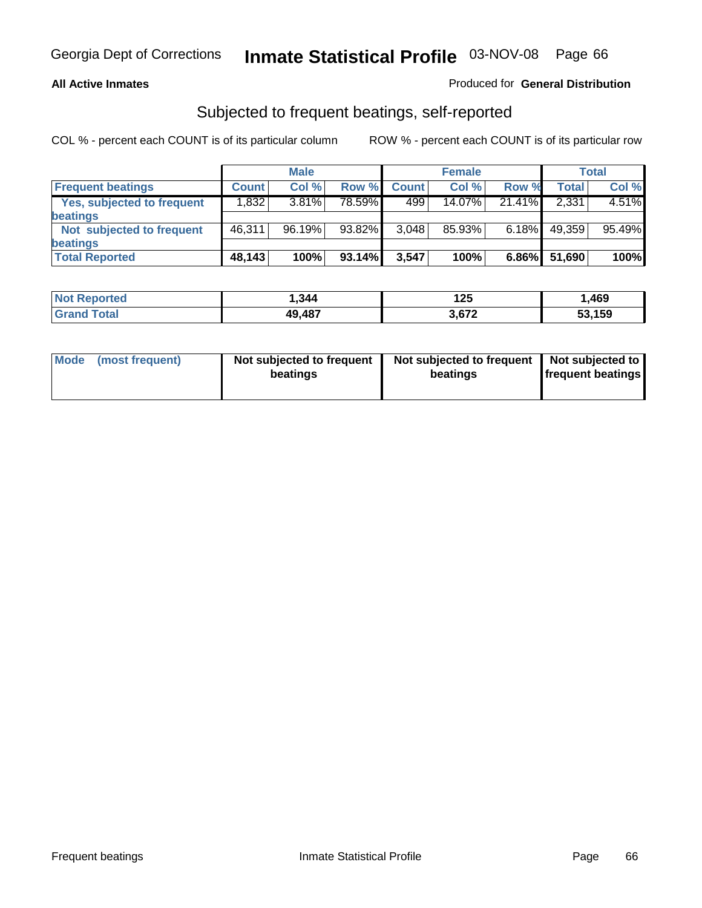Georgia Dept of Corrections **Inmate Statistical Profile** 03-NOV-08

**All Active Inmates**

Produced for **General Distribution**

## Subjected to frequent beatings, self-reported

COL % - percent each COUNT is of its particular column

ROW % - percent each COUNT is of its particular row

| | Male | | | Female | | | Total | |
|---|---|---|---|---|---|---|---|---|
| **Frequent beatings** | **Count** | **Col %** | **Row %** | **Count** | **Col %** | **Row %** | **Total** | **Col %** |
| **Yes, subjected to frequent beatings** | 1,832 | 3.81% | 78.59% | 499 | 14.07% | 21.41% | 2,331 | 4.51% |
| **Not subjected to frequent beatings** | 46,311 | 96.19% | 93.82% | 3,048 | 85.93% | 6.18% | 49,359 | 95.49% |
| **Total Reported** | **48,143** | **100%** | **93.14%** | **3,547** | **100%** | **6.86%** | **51,690** | **100%** |

| | Male | Female | Total |
|---|---|---|---|
| **Not Reported** | **1,344** | **125** | **1,469** |
| **Grand Total** | **49,487** | **3,672** | **53,159** |

| | Male | Female | Total |
|---|---|---|---|
| **Mode (most frequent)** | **Not subjected to frequent beatings** | **Not subjected to frequent beatings** | **Not subjected to frequent beatings** |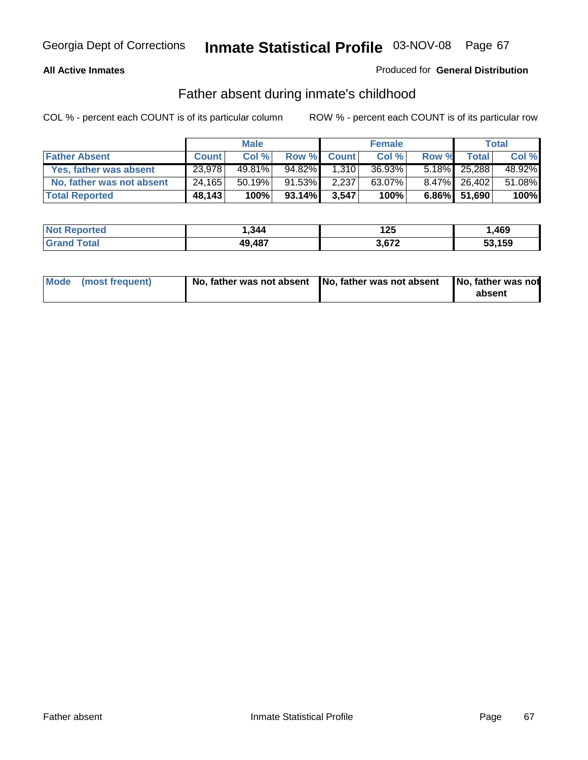Georgia Dept of Corrections **Inmate Statistical Profile** 03-NOV-08 Page 67

**All Active Inmates**

Produced for **General Distribution**

## Father absent during inmate's childhood

COL % - percent each COUNT is of its particular column

ROW % - percent each COUNT is of its particular row

| | Male | | | Female | | | Total | |
|---|---|---|---|---|---|---|---|---|
| **Father Absent** | **Count** | **Col %** | **Row %** | **Count** | **Col %** | **Row %** | **Total** | **Col %** |
| Yes, father was absent | 23,978 | 49.81% | 94.82% | 1,310 | 36.93% | 5.18% | 25,288 | 48.92% |
| No, father was not absent | 24,165 | 50.19% | 91.53% | 2,237 | 63.07% | 8.47% | 26,402 | 51.08% |
| **Total Reported** | **48,143** | **100%** | **93.14%** | **3,547** | **100%** | **6.86%** | **51,690** | **100%** |

| | Male | Female | Total |
|---|---|---|---|
| **Not Reported** | **1,344** | **125** | **1,469** |
| **Grand Total** | **49,487** | **3,672** | **53,159** |

| | Male | Female | Total |
|---|---|---|---|
| **Mode (most frequent)** | **No, father was not absent** | **No, father was not absent** | **No, father was not absent** |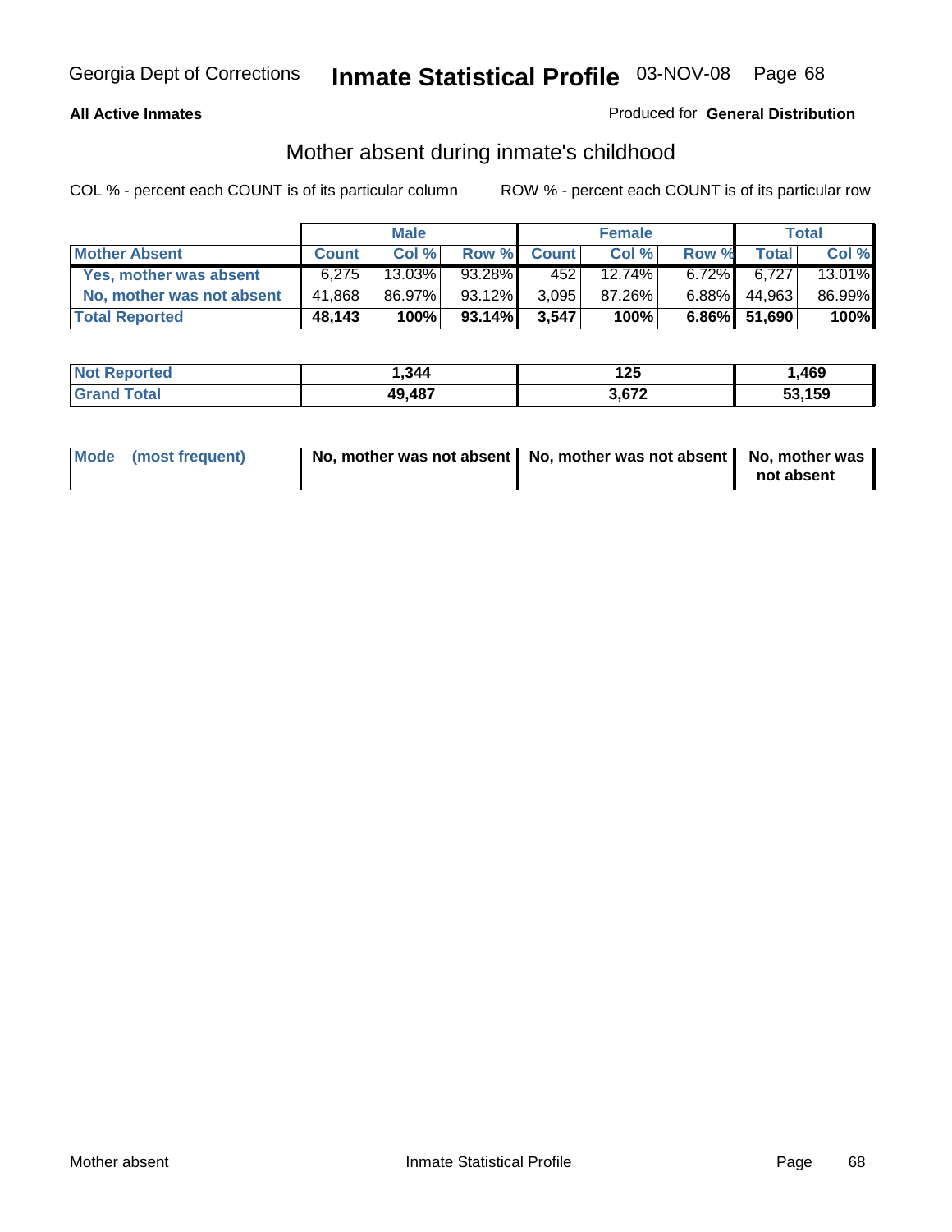Georgia Dept of Corrections **Inmate Statistical Profile** 03-NOV-08

**All Active Inmates**

Produced for **General Distribution**

## Mother absent during inmate's childhood

COL % - percent each COUNT is of its particular column ROW % - percent each COUNT is of its particular row

| | Male | | | Female | | | Total | |
|---|---|---|---|---|---|---|---|---|
| **Mother Absent** | **Count** | **Col %** | **Row %** | **Count** | **Col %** | **Row %** | **Total** | **Col %** |
| **Yes, mother was absent** | 6,275 | 13.03% | 93.28% | 452 | 12.74% | 6.72% | 6,727 | 13.01% |
| **No, mother was not absent** | 41,868 | 86.97% | 93.12% | 3,095 | 87.26% | 6.88% | 44,963 | 86.99% |
| **Total Reported** | **48,143** | **100%** | **93.14%** | **3,547** | **100%** | **6.86%** | **51,690** | **100%** |

| | Male | Female | Total |
|---|---|---|---|
| **Not Reported** | **1,344** | **125** | **1,469** |
| **Grand Total** | **49,487** | **3,672** | **53,159** |

| | Male | Female | Total |
|---|---|---|---|
| **Mode (most frequent)** | **No, mother was not absent** | **No, mother was not absent** | **No, mother was not absent** |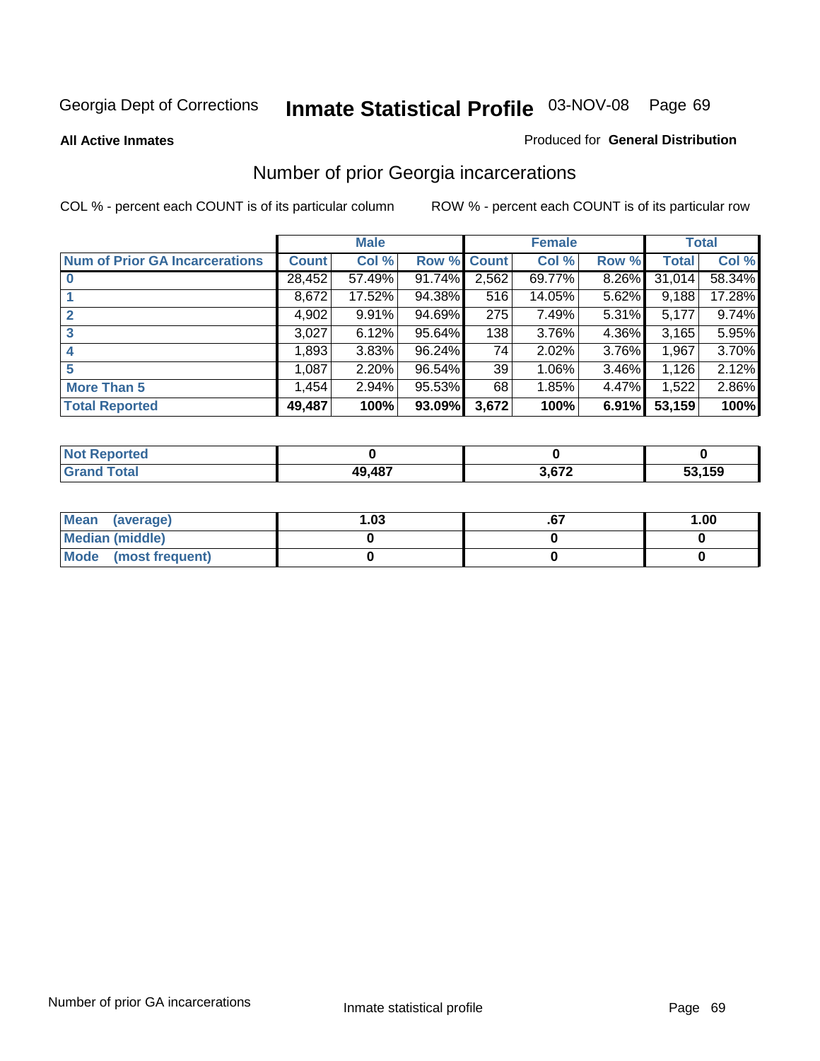Georgia Dept of Corrections

# Inmate Statistical Profile

03-NOV-08

**All Active Inmates**

Produced for **General Distribution**

## Number of prior Georgia incarcerations

COL % - percent each COUNT is of its particular column

ROW % - percent each COUNT is of its particular row

| | Male | | | Female | | | Total | |
|---|---|---|---|---|---|---|---|---|
| **Num of Prior GA Incarcerations** | **Count** | **Col %** | **Row %** | **Count** | **Col %** | **Row %** | **Total** | **Col %** |
| **0** | 28,452 | 57.49% | 91.74% | 2,562 | 69.77% | 8.26% | 31,014 | 58.34% |
| **1** | 8,672 | 17.52% | 94.38% | 516 | 14.05% | 5.62% | 9,188 | 17.28% |
| **2** | 4,902 | 9.91% | 94.69% | 275 | 7.49% | 5.31% | 5,177 | 9.74% |
| **3** | 3,027 | 6.12% | 95.64% | 138 | 3.76% | 4.36% | 3,165 | 5.95% |
| **4** | 1,893 | 3.83% | 96.24% | 74 | 2.02% | 3.76% | 1,967 | 3.70% |
| **5** | 1,087 | 2.20% | 96.54% | 39 | 1.06% | 3.46% | 1,126 | 2.12% |
| **More Than 5** | 1,454 | 2.94% | 95.53% | 68 | 1.85% | 4.47% | 1,522 | 2.86% |
| **Total Reported** | **49,487** | **100%** | **93.09%** | **3,672** | **100%** | **6.91%** | **53,159** | **100%** |

| | Male | Female | Total |
|---|---|---|---|
| **Not Reported** | **0** | **0** | **0** |
| **Grand Total** | **49,487** | **3,672** | **53,159** |

| | Male | Female | Total |
|---|---|---|---|
| **Mean (average)** | **1.03** | **.67** | **1.00** |
| **Median (middle)** | **0** | **0** | **0** |
| **Mode (most frequent)** | **0** | **0** | **0** |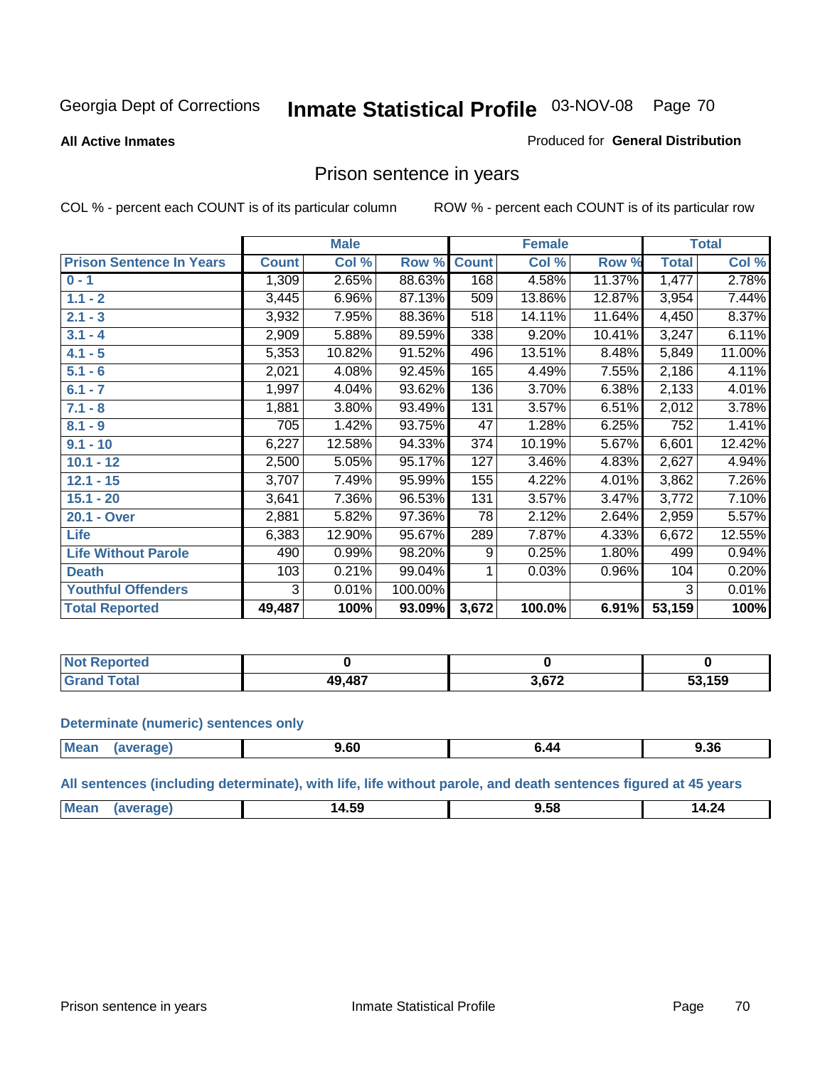Georgia Dept of Corrections **Inmate Statistical Profile** 03-NOV-08

**All Active Inmates**

Produced for **General Distribution**

## Prison sentence in years

COL % - percent each COUNT is of its particular column

ROW % - percent each COUNT is of its particular row

| | Male | | | Female | | | Total | |
|---|---|---|---|---|---|---|---|---|
| **Prison Sentence In Years** | **Count** | **Col %** | **Row %** | **Count** | **Col %** | **Row %** | **Total** | **Col %** |
| **0 - 1** | 1,309 | 2.65% | 88.63% | 168 | 4.58% | 11.37% | 1,477 | 2.78% |
| **1.1 - 2** | 3,445 | 6.96% | 87.13% | 509 | 13.86% | 12.87% | 3,954 | 7.44% |
| **2.1 - 3** | 3,932 | 7.95% | 88.36% | 518 | 14.11% | 11.64% | 4,450 | 8.37% |
| **3.1 - 4** | 2,909 | 5.88% | 89.59% | 338 | 9.20% | 10.41% | 3,247 | 6.11% |
| **4.1 - 5** | 5,353 | 10.82% | 91.52% | 496 | 13.51% | 8.48% | 5,849 | 11.00% |
| **5.1 - 6** | 2,021 | 4.08% | 92.45% | 165 | 4.49% | 7.55% | 2,186 | 4.11% |
| **6.1 - 7** | 1,997 | 4.04% | 93.62% | 136 | 3.70% | 6.38% | 2,133 | 4.01% |
| **7.1 - 8** | 1,881 | 3.80% | 93.49% | 131 | 3.57% | 6.51% | 2,012 | 3.78% |
| **8.1 - 9** | 705 | 1.42% | 93.75% | 47 | 1.28% | 6.25% | 752 | 1.41% |
| **9.1 - 10** | 6,227 | 12.58% | 94.33% | 374 | 10.19% | 5.67% | 6,601 | 12.42% |
| **10.1 - 12** | 2,500 | 5.05% | 95.17% | 127 | 3.46% | 4.83% | 2,627 | 4.94% |
| **12.1 - 15** | 3,707 | 7.49% | 95.99% | 155 | 4.22% | 4.01% | 3,862 | 7.26% |
| **15.1 - 20** | 3,641 | 7.36% | 96.53% | 131 | 3.57% | 3.47% | 3,772 | 7.10% |
| **20.1 - Over** | 2,881 | 5.82% | 97.36% | 78 | 2.12% | 2.64% | 2,959 | 5.57% |
| **Life** | 6,383 | 12.90% | 95.67% | 289 | 7.87% | 4.33% | 6,672 | 12.55% |
| **Life Without Parole** | 490 | 0.99% | 98.20% | 9 | 0.25% | 1.80% | 499 | 0.94% |
| **Death** | 103 | 0.21% | 99.04% | 1 | 0.03% | 0.96% | 104 | 0.20% |
| **Youthful Offenders** | 3 | 0.01% | 100.00% | | | | 3 | 0.01% |
| **Total Reported** | **49,487** | **100%** | **93.09%** | **3,672** | **100.0%** | **6.91%** | **53,159** | **100%** |

| | Male | Female | Total |
|---|---|---|---|
| **Not Reported** | **0** | **0** | **0** |
| **Grand Total** | **49,487** | **3,672** | **53,159** |

**Determinate (numeric) sentences only**

| | Male | Female | Total |
|---|---|---|---|
| **Mean (average)** | **9.60** | **6.44** | **9.36** |

**All sentences (including determinate), with life, life without parole, and death sentences figured at 45 years**

| | Male | Female | Total |
|---|---|---|---|
| **Mean (average)** | **14.59** | **9.58** | **14.24** |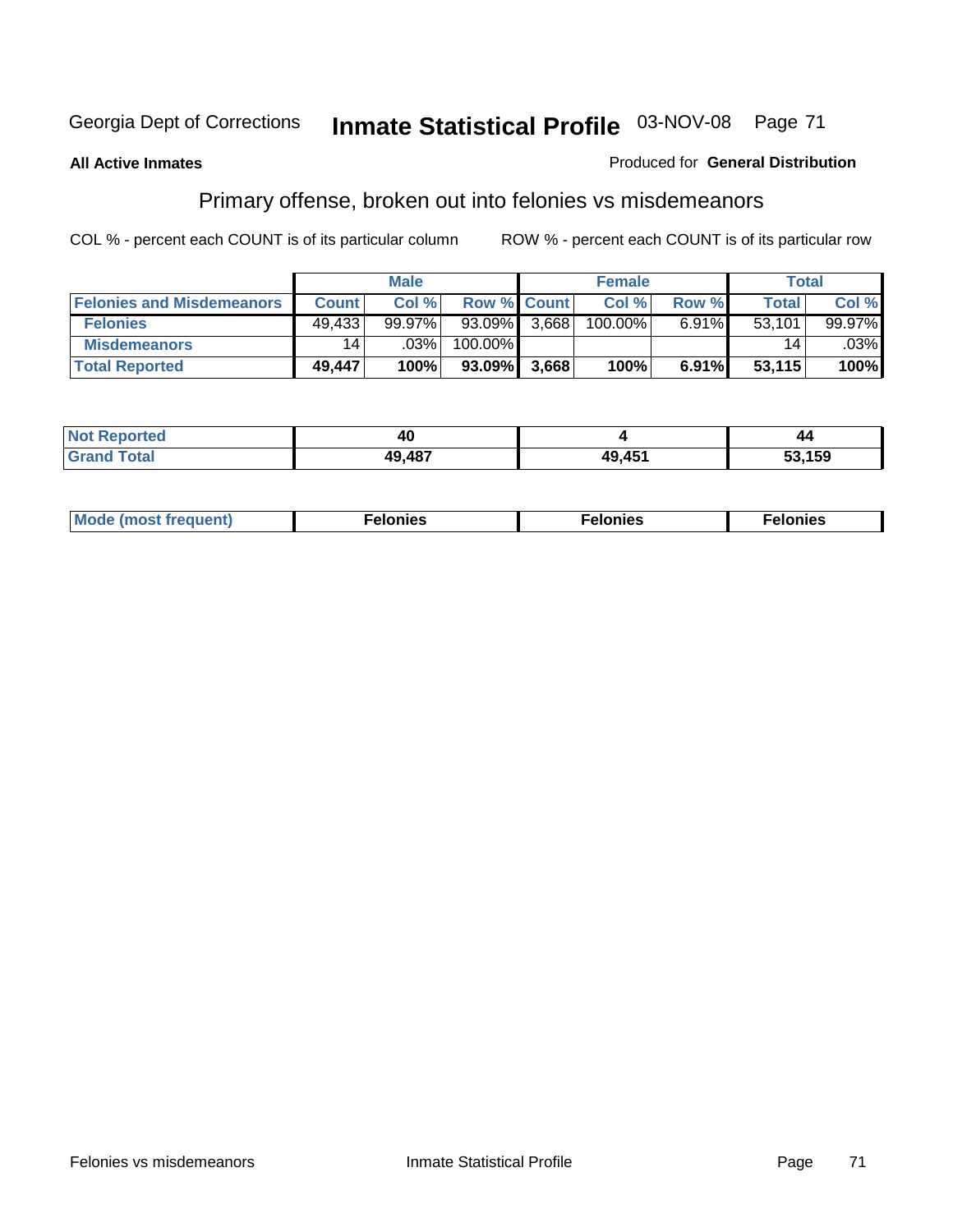Georgia Dept of Corrections **Inmate Statistical Profile** 03-NOV-08

**All Active Inmates**

Produced for **General Distribution**

## Primary offense, broken out into felonies vs misdemeanors

COL % - percent each COUNT is of its particular column

ROW % - percent each COUNT is of its particular row

| | Male | | | Female | | | Total | |
|---|---|---|---|---|---|---|---|---|
| **Felonies and Misdemeanors** | **Count** | **Col %** | **Row %** | **Count** | **Col %** | **Row %** | **Total** | **Col %** |
| **Felonies** | 49,433 | 99.97% | 93.09% | 3,668 | 100.00% | 6.91% | 53,101 | 99.97% |
| **Misdemeanors** | 14 | .03% | 100.00% | | | | 14 | .03% |
| **Total Reported** | **49,447** | **100%** | **93.09%** | **3,668** | **100%** | **6.91%** | **53,115** | **100%** |

| | Male | Female | Total |
|---|---|---|---|
| **Not Reported** | **40** | **4** | **44** |
| **Grand Total** | **49,487** | **49,451** | **53,159** |

| | Male | Female | Total |
|---|---|---|---|
| **Mode (most frequent)** | **Felonies** | **Felonies** | **Felonies** |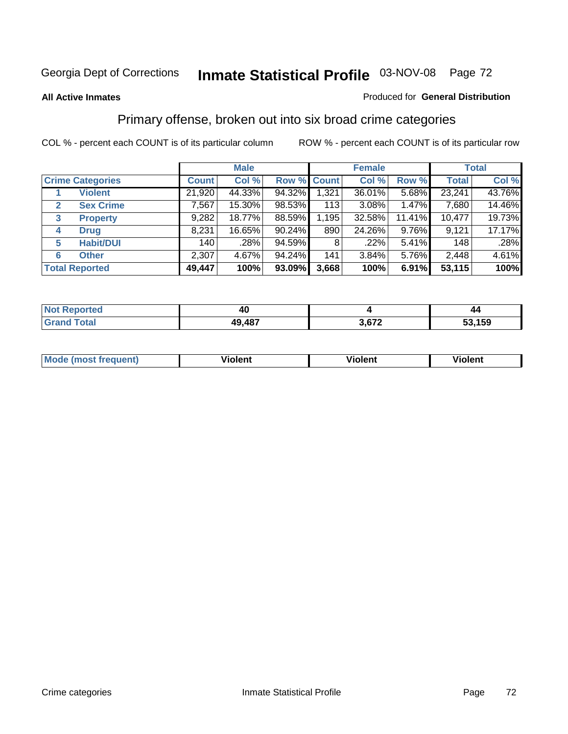Georgia Dept of Corrections **Inmate Statistical Profile** 03-NOV-08

**All Active Inmates**

Produced for **General Distribution**

## Primary offense, broken out into six broad crime categories

COL % - percent each COUNT is of its particular column

ROW % - percent each COUNT is of its particular row

| Crime Categories | | Male | | | Female | | | Total | |
|---|---|---|---|---|---|---|---|---|---|
| | | Count | Col % | Row % | Count | Col % | Row % | Total | Col % |
| 1 | Violent | 21,920 | 44.33% | 94.32% | 1,321 | 36.01% | 5.68% | 23,241 | 43.76% |
| 2 | Sex Crime | 7,567 | 15.30% | 98.53% | 113 | 3.08% | 1.47% | 7,680 | 14.46% |
| 3 | Property | 9,282 | 18.77% | 88.59% | 1,195 | 32.58% | 11.41% | 10,477 | 19.73% |
| 4 | Drug | 8,231 | 16.65% | 90.24% | 890 | 24.26% | 9.76% | 9,121 | 17.17% |
| 5 | Habit/DUI | 140 | .28% | 94.59% | 8 | .22% | 5.41% | 148 | .28% |
| 6 | Other | 2,307 | 4.67% | 94.24% | 141 | 3.84% | 5.76% | 2,448 | 4.61% |
| **Total Reported** | | **49,447** | **100%** | **93.09%** | **3,668** | **100%** | **6.91%** | **53,115** | **100%** |

| | Male | Female | Total |
|---|---|---|---|
| Not Reported | 40 | 4 | 44 |
| Grand Total | 49,487 | 3,672 | 53,159 |

| | Male | Female | Total |
|---|---|---|---|
| Mode (most frequent) | Violent | Violent | Violent |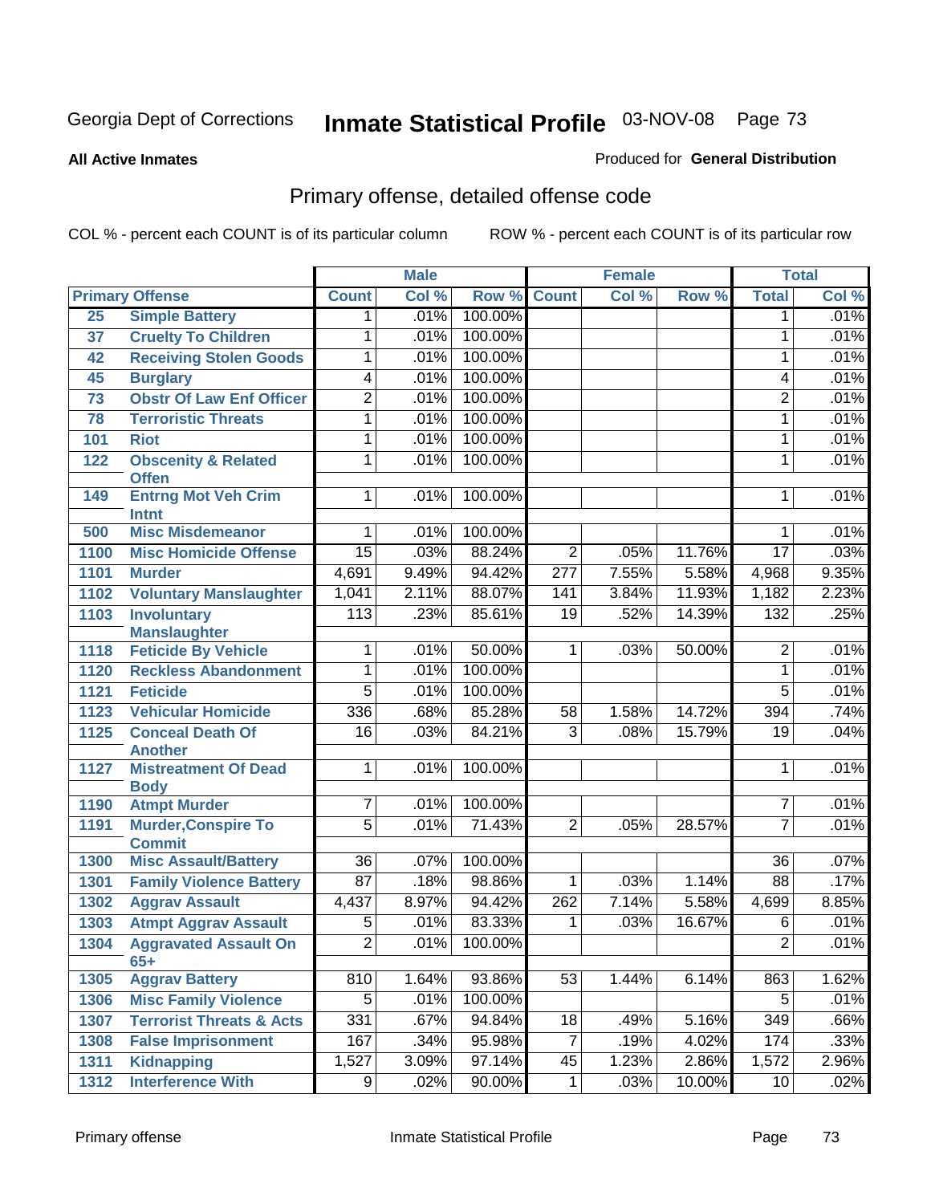Georgia Dept of Corrections **Inmate Statistical Profile** 03-NOV-08

**All Active Inmates**

Produced for **General Distribution**

## Primary offense, detailed offense code

COL % - percent each COUNT is of its particular column ROW % - percent each COUNT is of its particular row

| Primary Offense | | Male | | | Female | | | Total | |
|---|---|---|---|---|---|---|---|---|---|
| | | Count | Col % | Row % | Count | Col % | Row % | Total | Col % |
| 25 | Simple Battery | 1 | .01% | 100.00% | | | | 1 | .01% |
| 37 | Cruelty To Children | 1 | .01% | 100.00% | | | | 1 | .01% |
| 42 | Receiving Stolen Goods | 1 | .01% | 100.00% | | | | 1 | .01% |
| 45 | Burglary | 4 | .01% | 100.00% | | | | 4 | .01% |
| 73 | Obstr Of Law Enf Officer | 2 | .01% | 100.00% | | | | 2 | .01% |
| 78 | Terroristic Threats | 1 | .01% | 100.00% | | | | 1 | .01% |
| 101 | Riot | 1 | .01% | 100.00% | | | | 1 | .01% |
| 122 | Obscenity & Related Offen | 1 | .01% | 100.00% | | | | 1 | .01% |
| 149 | Entrng Mot Veh Crim Intnt | 1 | .01% | 100.00% | | | | 1 | .01% |
| 500 | Misc Misdemeanor | 1 | .01% | 100.00% | | | | 1 | .01% |
| 1100 | Misc Homicide Offense | 15 | .03% | 88.24% | 2 | .05% | 11.76% | 17 | .03% |
| 1101 | Murder | 4,691 | 9.49% | 94.42% | 277 | 7.55% | 5.58% | 4,968 | 9.35% |
| 1102 | Voluntary Manslaughter | 1,041 | 2.11% | 88.07% | 141 | 3.84% | 11.93% | 1,182 | 2.23% |
| 1103 | Involuntary Manslaughter | 113 | .23% | 85.61% | 19 | .52% | 14.39% | 132 | .25% |
| 1118 | Feticide By Vehicle | 1 | .01% | 50.00% | 1 | .03% | 50.00% | 2 | .01% |
| 1120 | Reckless Abandonment | 1 | .01% | 100.00% | | | | 1 | .01% |
| 1121 | Feticide | 5 | .01% | 100.00% | | | | 5 | .01% |
| 1123 | Vehicular Homicide | 336 | .68% | 85.28% | 58 | 1.58% | 14.72% | 394 | .74% |
| 1125 | Conceal Death Of Another | 16 | .03% | 84.21% | 3 | .08% | 15.79% | 19 | .04% |
| 1127 | Mistreatment Of Dead Body | 1 | .01% | 100.00% | | | | 1 | .01% |
| 1190 | Atmpt Murder | 7 | .01% | 100.00% | | | | 7 | .01% |
| 1191 | Murder,Conspire To Commit | 5 | .01% | 71.43% | 2 | .05% | 28.57% | 7 | .01% |
| 1300 | Misc Assault/Battery | 36 | .07% | 100.00% | | | | 36 | .07% |
| 1301 | Family Violence Battery | 87 | .18% | 98.86% | 1 | .03% | 1.14% | 88 | .17% |
| 1302 | Aggrav Assault | 4,437 | 8.97% | 94.42% | 262 | 7.14% | 5.58% | 4,699 | 8.85% |
| 1303 | Atmpt Aggrav Assault | 5 | .01% | 83.33% | 1 | .03% | 16.67% | 6 | .01% |
| 1304 | Aggravated Assault On 65+ | 2 | .01% | 100.00% | | | | 2 | .01% |
| 1305 | Aggrav Battery | 810 | 1.64% | 93.86% | 53 | 1.44% | 6.14% | 863 | 1.62% |
| 1306 | Misc Family Violence | 5 | .01% | 100.00% | | | | 5 | .01% |
| 1307 | Terrorist Threats & Acts | 331 | .67% | 94.84% | 18 | .49% | 5.16% | 349 | .66% |
| 1308 | False Imprisonment | 167 | .34% | 95.98% | 7 | .19% | 4.02% | 174 | .33% |
| 1311 | Kidnapping | 1,527 | 3.09% | 97.14% | 45 | 1.23% | 2.86% | 1,572 | 2.96% |
| 1312 | Interference With | 9 | .02% | 90.00% | 1 | .03% | 10.00% | 10 | .02% |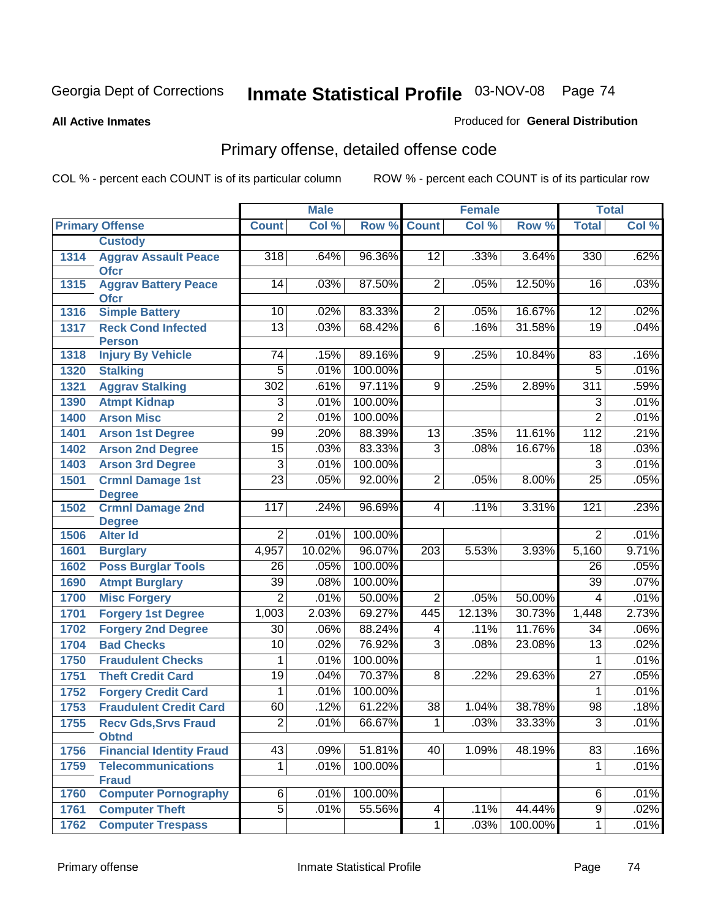Georgia Dept of Corrections **Inmate Statistical Profile** 03-NOV-08

**All Active Inmates**

Produced for **General Distribution**

## Primary offense, detailed offense code

COL % - percent each COUNT is of its particular column

ROW % - percent each COUNT is of its particular row

| Primary Offense | | Male | | | Female | | | Total | |
|---|---|---|---|---|---|---|---|---|---|
| | | Count | Col % | Row % | Count | Col % | Row % | Total | Col % |
| | Custody | | | | | | | | |
| 1314 | Aggrav Assault Peace Ofcr | 318 | .64% | 96.36% | 12 | .33% | 3.64% | 330 | .62% |
| 1315 | Aggrav Battery Peace Ofcr | 14 | .03% | 87.50% | 2 | .05% | 12.50% | 16 | .03% |
| 1316 | Simple Battery | 10 | .02% | 83.33% | 2 | .05% | 16.67% | 12 | .02% |
| 1317 | Reck Cond Infected Person | 13 | .03% | 68.42% | 6 | .16% | 31.58% | 19 | .04% |
| 1318 | Injury By Vehicle | 74 | .15% | 89.16% | 9 | .25% | 10.84% | 83 | .16% |
| 1320 | Stalking | 5 | .01% | 100.00% | | | | 5 | .01% |
| 1321 | Aggrav Stalking | 302 | .61% | 97.11% | 9 | .25% | 2.89% | 311 | .59% |
| 1390 | Atmpt Kidnap | 3 | .01% | 100.00% | | | | 3 | .01% |
| 1400 | Arson Misc | 2 | .01% | 100.00% | | | | 2 | .01% |
| 1401 | Arson 1st Degree | 99 | .20% | 88.39% | 13 | .35% | 11.61% | 112 | .21% |
| 1402 | Arson 2nd Degree | 15 | .03% | 83.33% | 3 | .08% | 16.67% | 18 | .03% |
| 1403 | Arson 3rd Degree | 3 | .01% | 100.00% | | | | 3 | .01% |
| 1501 | Crmnl Damage 1st Degree | 23 | .05% | 92.00% | 2 | .05% | 8.00% | 25 | .05% |
| 1502 | Crmnl Damage 2nd Degree | 117 | .24% | 96.69% | 4 | .11% | 3.31% | 121 | .23% |
| 1506 | Alter Id | 2 | .01% | 100.00% | | | | 2 | .01% |
| 1601 | Burglary | 4,957 | 10.02% | 96.07% | 203 | 5.53% | 3.93% | 5,160 | 9.71% |
| 1602 | Poss Burglar Tools | 26 | .05% | 100.00% | | | | 26 | .05% |
| 1690 | Atmpt Burglary | 39 | .08% | 100.00% | | | | 39 | .07% |
| 1700 | Misc Forgery | 2 | .01% | 50.00% | 2 | .05% | 50.00% | 4 | .01% |
| 1701 | Forgery 1st Degree | 1,003 | 2.03% | 69.27% | 445 | 12.13% | 30.73% | 1,448 | 2.73% |
| 1702 | Forgery 2nd Degree | 30 | .06% | 88.24% | 4 | .11% | 11.76% | 34 | .06% |
| 1704 | Bad Checks | 10 | .02% | 76.92% | 3 | .08% | 23.08% | 13 | .02% |
| 1750 | Fraudulent Checks | 1 | .01% | 100.00% | | | | 1 | .01% |
| 1751 | Theft Credit Card | 19 | .04% | 70.37% | 8 | .22% | 29.63% | 27 | .05% |
| 1752 | Forgery Credit Card | 1 | .01% | 100.00% | | | | 1 | .01% |
| 1753 | Fraudulent Credit Card | 60 | .12% | 61.22% | 38 | 1.04% | 38.78% | 98 | .18% |
| 1755 | Recv Gds,Srvs Fraud Obtnd | 2 | .01% | 66.67% | 1 | .03% | 33.33% | 3 | .01% |
| 1756 | Financial Identity Fraud | 43 | .09% | 51.81% | 40 | 1.09% | 48.19% | 83 | .16% |
| 1759 | Telecommunications Fraud | 1 | .01% | 100.00% | | | | 1 | .01% |
| 1760 | Computer Pornography | 6 | .01% | 100.00% | | | | 6 | .01% |
| 1761 | Computer Theft | 5 | .01% | 55.56% | 4 | .11% | 44.44% | 9 | .02% |
| 1762 | Computer Trespass | | | | 1 | .03% | 100.00% | 1 | .01% |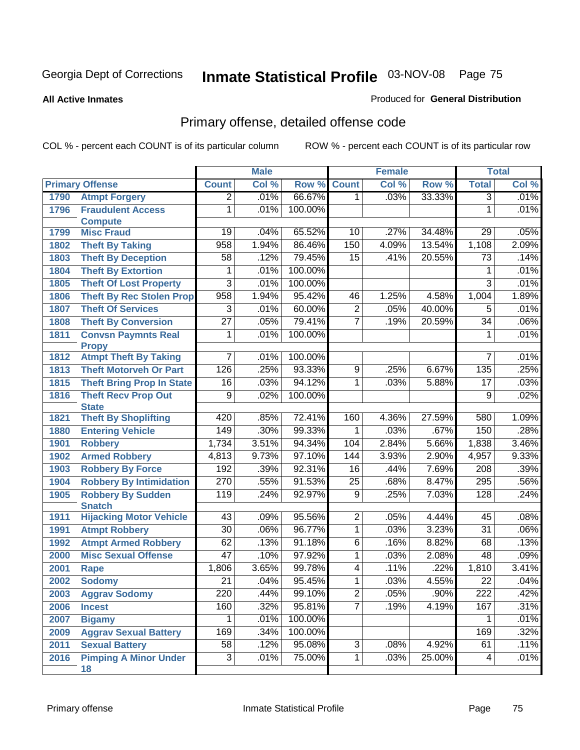Georgia Dept of Corrections **Inmate Statistical Profile** 03-NOV-08

**All Active Inmates** Produced for **General Distribution**

## Primary offense, detailed offense code

COL % - percent each COUNT is of its particular column ROW % - percent each COUNT is of its particular row

| Primary Offense | | Male | | | Female | | | Total | |
|---|---|---|---|---|---|---|---|---|---|
| | | Count | Col % | Row % | Count | Col % | Row % | Total | Col % |
| 1790 | Atmpt Forgery | 2 | .01% | 66.67% | 1 | .03% | 33.33% | 3 | .01% |
| 1796 | Fraudulent Access Compute | 1 | .01% | 100.00% | | | | 1 | .01% |
| 1799 | Misc Fraud | 19 | .04% | 65.52% | 10 | .27% | 34.48% | 29 | .05% |
| 1802 | Theft By Taking | 958 | 1.94% | 86.46% | 150 | 4.09% | 13.54% | 1,108 | 2.09% |
| 1803 | Theft By Deception | 58 | .12% | 79.45% | 15 | .41% | 20.55% | 73 | .14% |
| 1804 | Theft By Extortion | 1 | .01% | 100.00% | | | | 1 | .01% |
| 1805 | Theft Of Lost Property | 3 | .01% | 100.00% | | | | 3 | .01% |
| 1806 | Theft By Rec Stolen Prop | 958 | 1.94% | 95.42% | 46 | 1.25% | 4.58% | 1,004 | 1.89% |
| 1807 | Theft Of Services | 3 | .01% | 60.00% | 2 | .05% | 40.00% | 5 | .01% |
| 1808 | Theft By Conversion | 27 | .05% | 79.41% | 7 | .19% | 20.59% | 34 | .06% |
| 1811 | Convsn Paymnts Real Propy | 1 | .01% | 100.00% | | | | 1 | .01% |
| 1812 | Atmpt Theft By Taking | 7 | .01% | 100.00% | | | | 7 | .01% |
| 1813 | Theft Motorveh Or Part | 126 | .25% | 93.33% | 9 | .25% | 6.67% | 135 | .25% |
| 1815 | Theft Bring Prop In State | 16 | .03% | 94.12% | 1 | .03% | 5.88% | 17 | .03% |
| 1816 | Theft Recv Prop Out State | 9 | .02% | 100.00% | | | | 9 | .02% |
| 1821 | Theft By Shoplifting | 420 | .85% | 72.41% | 160 | 4.36% | 27.59% | 580 | 1.09% |
| 1880 | Entering Vehicle | 149 | .30% | 99.33% | 1 | .03% | .67% | 150 | .28% |
| 1901 | Robbery | 1,734 | 3.51% | 94.34% | 104 | 2.84% | 5.66% | 1,838 | 3.46% |
| 1902 | Armed Robbery | 4,813 | 9.73% | 97.10% | 144 | 3.93% | 2.90% | 4,957 | 9.33% |
| 1903 | Robbery By Force | 192 | .39% | 92.31% | 16 | .44% | 7.69% | 208 | .39% |
| 1904 | Robbery By Intimidation | 270 | .55% | 91.53% | 25 | .68% | 8.47% | 295 | .56% |
| 1905 | Robbery By Sudden Snatch | 119 | .24% | 92.97% | 9 | .25% | 7.03% | 128 | .24% |
| 1911 | Hijacking Motor Vehicle | 43 | .09% | 95.56% | 2 | .05% | 4.44% | 45 | .08% |
| 1991 | Atmpt Robbery | 30 | .06% | 96.77% | 1 | .03% | 3.23% | 31 | .06% |
| 1992 | Atmpt Armed Robbery | 62 | .13% | 91.18% | 6 | .16% | 8.82% | 68 | .13% |
| 2000 | Misc Sexual Offense | 47 | .10% | 97.92% | 1 | .03% | 2.08% | 48 | .09% |
| 2001 | Rape | 1,806 | 3.65% | 99.78% | 4 | .11% | .22% | 1,810 | 3.41% |
| 2002 | Sodomy | 21 | .04% | 95.45% | 1 | .03% | 4.55% | 22 | .04% |
| 2003 | Aggrav Sodomy | 220 | .44% | 99.10% | 2 | .05% | .90% | 222 | .42% |
| 2006 | Incest | 160 | .32% | 95.81% | 7 | .19% | 4.19% | 167 | .31% |
| 2007 | Bigamy | 1 | .01% | 100.00% | | | | 1 | .01% |
| 2009 | Aggrav Sexual Battery | 169 | .34% | 100.00% | | | | 169 | .32% |
| 2011 | Sexual Battery | 58 | .12% | 95.08% | 3 | .08% | 4.92% | 61 | .11% |
| 2016 | Pimping A Minor Under 18 | 3 | .01% | 75.00% | 1 | .03% | 25.00% | 4 | .01% |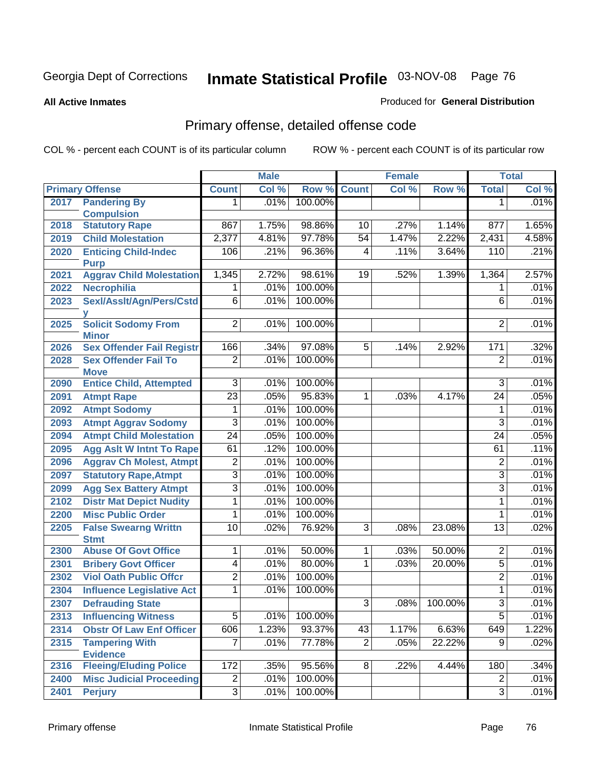Georgia Dept of Corrections **Inmate Statistical Profile** 03-NOV-08

**All Active Inmates** Produced for **General Distribution**

## Primary offense, detailed offense code

COL % - percent each COUNT is of its particular column ROW % - percent each COUNT is of its particular row

| Primary Offense | | Male | | | Female | | | Total | |
|---|---|---|---|---|---|---|---|---|---|
| | | Count | Col % | Row % | Count | Col % | Row % | Total | Col % |
| 2017 | Pandering By Compulsion | 1 | .01% | 100.00% | | | | 1 | .01% |
| 2018 | Statutory Rape | 867 | 1.75% | 98.86% | 10 | .27% | 1.14% | 877 | 1.65% |
| 2019 | Child Molestation | 2,377 | 4.81% | 97.78% | 54 | 1.47% | 2.22% | 2,431 | 4.58% |
| 2020 | Enticing Child-Indec Purp | 106 | .21% | 96.36% | 4 | .11% | 3.64% | 110 | .21% |
| 2021 | Aggrav Child Molestation | 1,345 | 2.72% | 98.61% | 19 | .52% | 1.39% | 1,364 | 2.57% |
| 2022 | Necrophilia | 1 | .01% | 100.00% | | | | 1 | .01% |
| 2023 | Sexl/Asslt/Agn/Pers/Cstdy | 6 | .01% | 100.00% | | | | 6 | .01% |
| 2025 | Solicit Sodomy From Minor | 2 | .01% | 100.00% | | | | 2 | .01% |
| 2026 | Sex Offender Fail Registr | 166 | .34% | 97.08% | 5 | .14% | 2.92% | 171 | .32% |
| 2028 | Sex Offender Fail To Move | 2 | .01% | 100.00% | | | | 2 | .01% |
| 2090 | Entice Child, Attempted | 3 | .01% | 100.00% | | | | 3 | .01% |
| 2091 | Atmpt Rape | 23 | .05% | 95.83% | 1 | .03% | 4.17% | 24 | .05% |
| 2092 | Atmpt Sodomy | 1 | .01% | 100.00% | | | | 1 | .01% |
| 2093 | Atmpt Aggrav Sodomy | 3 | .01% | 100.00% | | | | 3 | .01% |
| 2094 | Atmpt Child Molestation | 24 | .05% | 100.00% | | | | 24 | .05% |
| 2095 | Agg Aslt W Intnt To Rape | 61 | .12% | 100.00% | | | | 61 | .11% |
| 2096 | Aggrav Ch Molest, Atmpt | 2 | .01% | 100.00% | | | | 2 | .01% |
| 2097 | Statutory Rape,Atmpt | 3 | .01% | 100.00% | | | | 3 | .01% |
| 2099 | Agg Sex Battery Atmpt | 3 | .01% | 100.00% | | | | 3 | .01% |
| 2102 | Distr Mat Depict Nudity | 1 | .01% | 100.00% | | | | 1 | .01% |
| 2200 | Misc Public Order | 1 | .01% | 100.00% | | | | 1 | .01% |
| 2205 | False Swearng Writtn Stmt | 10 | .02% | 76.92% | 3 | .08% | 23.08% | 13 | .02% |
| 2300 | Abuse Of Govt Office | 1 | .01% | 50.00% | 1 | .03% | 50.00% | 2 | .01% |
| 2301 | Bribery Govt Officer | 4 | .01% | 80.00% | 1 | .03% | 20.00% | 5 | .01% |
| 2302 | Viol Oath Public Offcr | 2 | .01% | 100.00% | | | | 2 | .01% |
| 2304 | Influence Legislative Act | 1 | .01% | 100.00% | | | | 1 | .01% |
| 2307 | Defrauding State | | | | 3 | .08% | 100.00% | 3 | .01% |
| 2313 | Influencing Witness | 5 | .01% | 100.00% | | | | 5 | .01% |
| 2314 | Obstr Of Law Enf Officer | 606 | 1.23% | 93.37% | 43 | 1.17% | 6.63% | 649 | 1.22% |
| 2315 | Tampering With Evidence | 7 | .01% | 77.78% | 2 | .05% | 22.22% | 9 | .02% |
| 2316 | Fleeing/Eluding Police | 172 | .35% | 95.56% | 8 | .22% | 4.44% | 180 | .34% |
| 2400 | Misc Judicial Proceeding | 2 | .01% | 100.00% | | | | 2 | .01% |
| 2401 | Perjury | 3 | .01% | 100.00% | | | | 3 | .01% |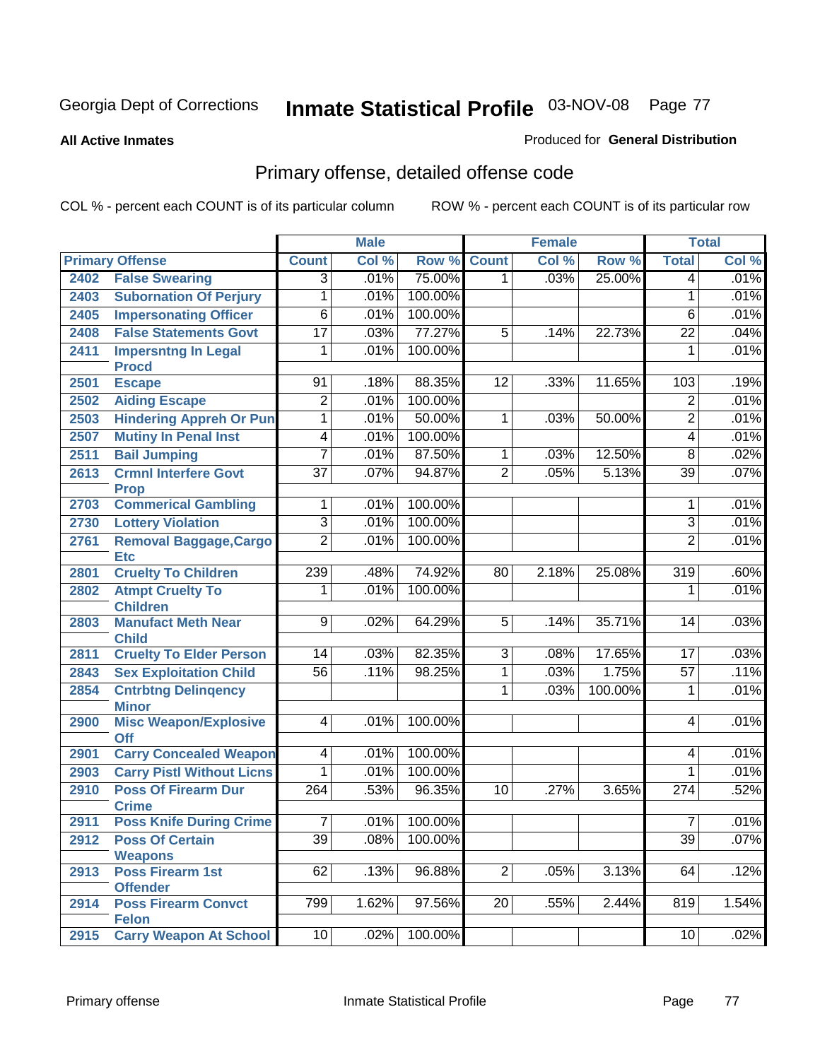Georgia Dept of Corrections **Inmate Statistical Profile** 03-NOV-08

**All Active Inmates**

Produced for **General Distribution**

## Primary offense, detailed offense code

COL % - percent each COUNT is of its particular column ROW % - percent each COUNT is of its particular row

| Primary Offense | | Male | | | Female | | | Total | |
|---|---|---|---|---|---|---|---|---|---|
| | | Count | Col % | Row % | Count | Col % | Row % | Total | Col % |
| 2402 | False Swearing | 3 | .01% | 75.00% | 1 | .03% | 25.00% | 4 | .01% |
| 2403 | Subornation Of Perjury | 1 | .01% | 100.00% | | | | 1 | .01% |
| 2405 | Impersonating Officer | 6 | .01% | 100.00% | | | | 6 | .01% |
| 2408 | False Statements Govt | 17 | .03% | 77.27% | 5 | .14% | 22.73% | 22 | .04% |
| 2411 | Impersntng In Legal Procd | 1 | .01% | 100.00% | | | | 1 | .01% |
| 2501 | Escape | 91 | .18% | 88.35% | 12 | .33% | 11.65% | 103 | .19% |
| 2502 | Aiding Escape | 2 | .01% | 100.00% | | | | 2 | .01% |
| 2503 | Hindering Appreh Or Pun | 1 | .01% | 50.00% | 1 | .03% | 50.00% | 2 | .01% |
| 2507 | Mutiny In Penal Inst | 4 | .01% | 100.00% | | | | 4 | .01% |
| 2511 | Bail Jumping | 7 | .01% | 87.50% | 1 | .03% | 12.50% | 8 | .02% |
| 2613 | Crmnl Interfere Govt Prop | 37 | .07% | 94.87% | 2 | .05% | 5.13% | 39 | .07% |
| 2703 | Commerical Gambling | 1 | .01% | 100.00% | | | | 1 | .01% |
| 2730 | Lottery Violation | 3 | .01% | 100.00% | | | | 3 | .01% |
| 2761 | Removal Baggage,Cargo Etc | 2 | .01% | 100.00% | | | | 2 | .01% |
| 2801 | Cruelty To Children | 239 | .48% | 74.92% | 80 | 2.18% | 25.08% | 319 | .60% |
| 2802 | Atmpt Cruelty To Children | 1 | .01% | 100.00% | | | | 1 | .01% |
| 2803 | Manufact Meth Near Child | 9 | .02% | 64.29% | 5 | .14% | 35.71% | 14 | .03% |
| 2811 | Cruelty To Elder Person | 14 | .03% | 82.35% | 3 | .08% | 17.65% | 17 | .03% |
| 2843 | Sex Exploitation Child | 56 | .11% | 98.25% | 1 | .03% | 1.75% | 57 | .11% |
| 2854 | Cntrbtng Delinqency Minor | | | | 1 | .03% | 100.00% | 1 | .01% |
| 2900 | Misc Weapon/Explosive Off | 4 | .01% | 100.00% | | | | 4 | .01% |
| 2901 | Carry Concealed Weapon | 4 | .01% | 100.00% | | | | 4 | .01% |
| 2903 | Carry Pistl Without Licns | 1 | .01% | 100.00% | | | | 1 | .01% |
| 2910 | Poss Of Firearm Dur Crime | 264 | .53% | 96.35% | 10 | .27% | 3.65% | 274 | .52% |
| 2911 | Poss Knife During Crime | 7 | .01% | 100.00% | | | | 7 | .01% |
| 2912 | Poss Of Certain Weapons | 39 | .08% | 100.00% | | | | 39 | .07% |
| 2913 | Poss Firearm 1st Offender | 62 | .13% | 96.88% | 2 | .05% | 3.13% | 64 | .12% |
| 2914 | Poss Firearm Convct Felon | 799 | 1.62% | 97.56% | 20 | .55% | 2.44% | 819 | 1.54% |
| 2915 | Carry Weapon At School | 10 | .02% | 100.00% | | | | 10 | .02% |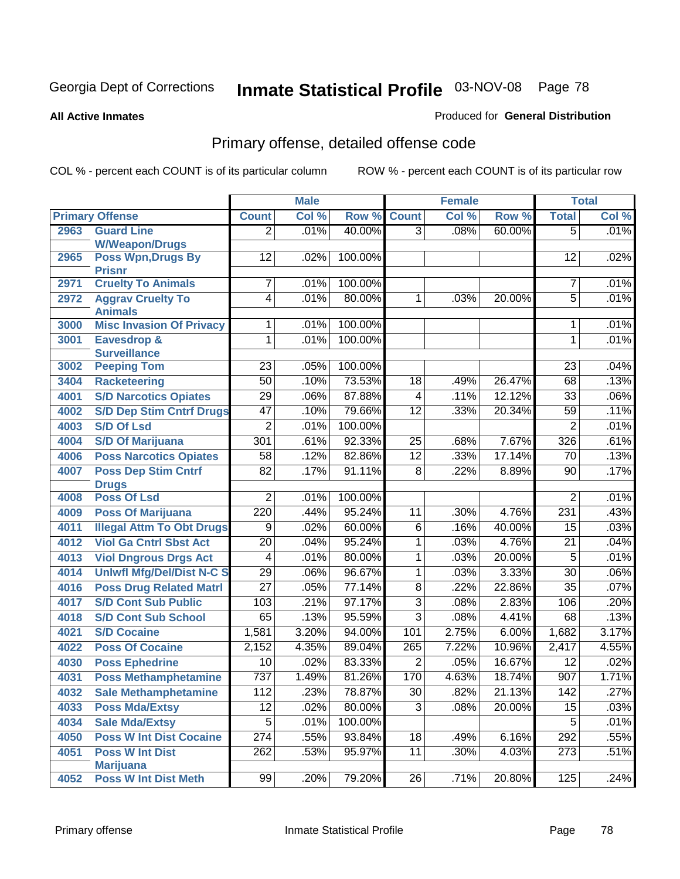Georgia Dept of Corrections

# Inmate Statistical Profile 03-NOV-08

**All Active Inmates**

Produced for **General Distribution**

## Primary offense, detailed offense code

COL % - percent each COUNT is of its particular column ROW % - percent each COUNT is of its particular row

| Primary Offense | | Male | | | Female | | | Total | |
|---|---|---|---|---|---|---|---|---|---|
| | | Count | Col % | Row % | Count | Col % | Row % | Total | Col % |
| 2963 | Guard Line W/Weapon/Drugs | 2 | .01% | 40.00% | 3 | .08% | 60.00% | 5 | .01% |
| 2965 | Poss Wpn,Drugs By Prisnr | 12 | .02% | 100.00% | | | | 12 | .02% |
| 2971 | Cruelty To Animals | 7 | .01% | 100.00% | | | | 7 | .01% |
| 2972 | Aggrav Cruelty To Animals | 4 | .01% | 80.00% | 1 | .03% | 20.00% | 5 | .01% |
| 3000 | Misc Invasion Of Privacy | 1 | .01% | 100.00% | | | | 1 | .01% |
| 3001 | Eavesdrop & Surveillance | 1 | .01% | 100.00% | | | | 1 | .01% |
| 3002 | Peeping Tom | 23 | .05% | 100.00% | | | | 23 | .04% |
| 3404 | Racketeering | 50 | .10% | 73.53% | 18 | .49% | 26.47% | 68 | .13% |
| 4001 | S/D Narcotics Opiates | 29 | .06% | 87.88% | 4 | .11% | 12.12% | 33 | .06% |
| 4002 | S/D Dep Stim Cntrf Drugs | 47 | .10% | 79.66% | 12 | .33% | 20.34% | 59 | .11% |
| 4003 | S/D Of Lsd | 2 | .01% | 100.00% | | | | 2 | .01% |
| 4004 | S/D Of Marijuana | 301 | .61% | 92.33% | 25 | .68% | 7.67% | 326 | .61% |
| 4006 | Poss Narcotics Opiates | 58 | .12% | 82.86% | 12 | .33% | 17.14% | 70 | .13% |
| 4007 | Poss Dep Stim Cntrf Drugs | 82 | .17% | 91.11% | 8 | .22% | 8.89% | 90 | .17% |
| 4008 | Poss Of Lsd | 2 | .01% | 100.00% | | | | 2 | .01% |
| 4009 | Poss Of Marijuana | 220 | .44% | 95.24% | 11 | .30% | 4.76% | 231 | .43% |
| 4011 | Illegal Attm To Obt Drugs | 9 | .02% | 60.00% | 6 | .16% | 40.00% | 15 | .03% |
| 4012 | Viol Ga Cntrl Sbst Act | 20 | .04% | 95.24% | 1 | .03% | 4.76% | 21 | .04% |
| 4013 | Viol Dngrous Drgs Act | 4 | .01% | 80.00% | 1 | .03% | 20.00% | 5 | .01% |
| 4014 | Unlwfl Mfg/Del/Dist N-C S | 29 | .06% | 96.67% | 1 | .03% | 3.33% | 30 | .06% |
| 4016 | Poss Drug Related Matrl | 27 | .05% | 77.14% | 8 | .22% | 22.86% | 35 | .07% |
| 4017 | S/D Cont Sub Public | 103 | .21% | 97.17% | 3 | .08% | 2.83% | 106 | .20% |
| 4018 | S/D Cont Sub School | 65 | .13% | 95.59% | 3 | .08% | 4.41% | 68 | .13% |
| 4021 | S/D Cocaine | 1,581 | 3.20% | 94.00% | 101 | 2.75% | 6.00% | 1,682 | 3.17% |
| 4022 | Poss Of Cocaine | 2,152 | 4.35% | 89.04% | 265 | 7.22% | 10.96% | 2,417 | 4.55% |
| 4030 | Poss Ephedrine | 10 | .02% | 83.33% | 2 | .05% | 16.67% | 12 | .02% |
| 4031 | Poss Methamphetamine | 737 | 1.49% | 81.26% | 170 | 4.63% | 18.74% | 907 | 1.71% |
| 4032 | Sale Methamphetamine | 112 | .23% | 78.87% | 30 | .82% | 21.13% | 142 | .27% |
| 4033 | Poss Mda/Extsy | 12 | .02% | 80.00% | 3 | .08% | 20.00% | 15 | .03% |
| 4034 | Sale Mda/Extsy | 5 | .01% | 100.00% | | | | 5 | .01% |
| 4050 | Poss W Int Dist Cocaine | 274 | .55% | 93.84% | 18 | .49% | 6.16% | 292 | .55% |
| 4051 | Poss W Int Dist Marijuana | 262 | .53% | 95.97% | 11 | .30% | 4.03% | 273 | .51% |
| 4052 | Poss W Int Dist Meth | 99 | .20% | 79.20% | 26 | .71% | 20.80% | 125 | .24% |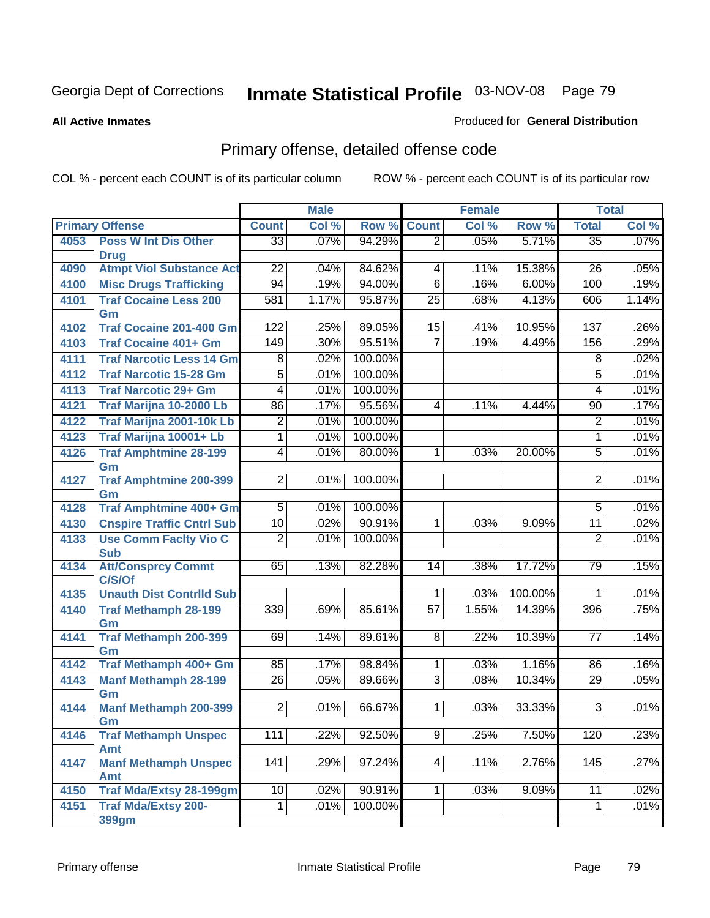Georgia Dept of Corrections **Inmate Statistical Profile** 03-NOV-08 Page 79

**All Active Inmates**

Produced for **General Distribution**

## Primary offense, detailed offense code

COL % - percent each COUNT is of its particular column ROW % - percent each COUNT is of its particular row

| Primary Offense | | Male | | | Female | | | Total | |
|---|---|---|---|---|---|---|---|---|---|
| | | Count | Col % | Row % | Count | Col % | Row % | Total | Col % |
| 4053 | Poss W Int Dis Other Drug | 33 | .07% | 94.29% | 2 | .05% | 5.71% | 35 | .07% |
| 4090 | Atmpt Viol Substance Act | 22 | .04% | 84.62% | 4 | .11% | 15.38% | 26 | .05% |
| 4100 | Misc Drugs Trafficking | 94 | .19% | 94.00% | 6 | .16% | 6.00% | 100 | .19% |
| 4101 | Traf Cocaine Less 200 Gm | 581 | 1.17% | 95.87% | 25 | .68% | 4.13% | 606 | 1.14% |
| 4102 | Traf Cocaine 201-400 Gm | 122 | .25% | 89.05% | 15 | .41% | 10.95% | 137 | .26% |
| 4103 | Traf Cocaine 401+ Gm | 149 | .30% | 95.51% | 7 | .19% | 4.49% | 156 | .29% |
| 4111 | Traf Narcotic Less 14 Gm | 8 | .02% | 100.00% | | | | 8 | .02% |
| 4112 | Traf Narcotic 15-28 Gm | 5 | .01% | 100.00% | | | | 5 | .01% |
| 4113 | Traf Narcotic 29+ Gm | 4 | .01% | 100.00% | | | | 4 | .01% |
| 4121 | Traf Marijna 10-2000 Lb | 86 | .17% | 95.56% | 4 | .11% | 4.44% | 90 | .17% |
| 4122 | Traf Marijna 2001-10k Lb | 2 | .01% | 100.00% | | | | 2 | .01% |
| 4123 | Traf Marijna 10001+ Lb | 1 | .01% | 100.00% | | | | 1 | .01% |
| 4126 | Traf Amphtmine 28-199 Gm | 4 | .01% | 80.00% | 1 | .03% | 20.00% | 5 | .01% |
| 4127 | Traf Amphtmine 200-399 Gm | 2 | .01% | 100.00% | | | | 2 | .01% |
| 4128 | Traf Amphtmine 400+ Gm | 5 | .01% | 100.00% | | | | 5 | .01% |
| 4130 | Cnspire Traffic Cntrl Sub | 10 | .02% | 90.91% | 1 | .03% | 9.09% | 11 | .02% |
| 4133 | Use Comm Faclty Vio C Sub | 2 | .01% | 100.00% | | | | 2 | .01% |
| 4134 | Att/Consprcy Commt C/S/Of | 65 | .13% | 82.28% | 14 | .38% | 17.72% | 79 | .15% |
| 4135 | Unauth Dist Contrlld Sub | | | | 1 | .03% | 100.00% | 1 | .01% |
| 4140 | Traf Methamph 28-199 Gm | 339 | .69% | 85.61% | 57 | 1.55% | 14.39% | 396 | .75% |
| 4141 | Traf Methamph 200-399 Gm | 69 | .14% | 89.61% | 8 | .22% | 10.39% | 77 | .14% |
| 4142 | Traf Methamph 400+ Gm | 85 | .17% | 98.84% | 1 | .03% | 1.16% | 86 | .16% |
| 4143 | Manf Methamph 28-199 Gm | 26 | .05% | 89.66% | 3 | .08% | 10.34% | 29 | .05% |
| 4144 | Manf Methamph 200-399 Gm | 2 | .01% | 66.67% | 1 | .03% | 33.33% | 3 | .01% |
| 4146 | Traf Methamph Unspec Amt | 111 | .22% | 92.50% | 9 | .25% | 7.50% | 120 | .23% |
| 4147 | Manf Methamph Unspec Amt | 141 | .29% | 97.24% | 4 | .11% | 2.76% | 145 | .27% |
| 4150 | Traf Mda/Extsy 28-199gm | 10 | .02% | 90.91% | 1 | .03% | 9.09% | 11 | .02% |
| 4151 | Traf Mda/Extsy 200-399gm | 1 | .01% | 100.00% | | | | 1 | .01% |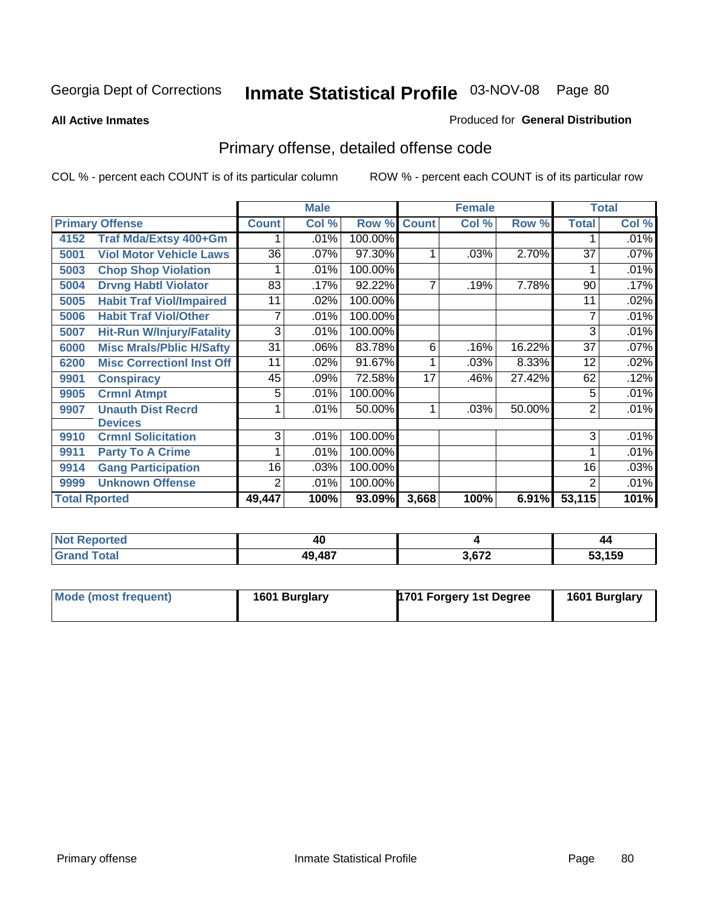Georgia Dept of Corrections **Inmate Statistical Profile** 03-NOV-08

**All Active Inmates**

Produced for **General Distribution**

## Primary offense, detailed offense code

COL % - percent each COUNT is of its particular column

ROW % - percent each COUNT is of its particular row

| Primary Offense | | Male | | | Female | | | Total | |
|---|---|---|---|---|---|---|---|---|---|
| | | Count | Col % | Row % | Count | Col % | Row % | Total | Col % |
| 4152 | Traf Mda/Extsy 400+Gm | 1 | .01% | 100.00% | | | | 1 | .01% |
| 5001 | Viol Motor Vehicle Laws | 36 | .07% | 97.30% | 1 | .03% | 2.70% | 37 | .07% |
| 5003 | Chop Shop Violation | 1 | .01% | 100.00% | | | | 1 | .01% |
| 5004 | Drvng Habtl Violator | 83 | .17% | 92.22% | 7 | .19% | 7.78% | 90 | .17% |
| 5005 | Habit Traf Viol/Impaired | 11 | .02% | 100.00% | | | | 11 | .02% |
| 5006 | Habit Traf Viol/Other | 7 | .01% | 100.00% | | | | 7 | .01% |
| 5007 | Hit-Run W/Injury/Fatality | 3 | .01% | 100.00% | | | | 3 | .01% |
| 6000 | Misc Mrals/Pblic H/Safty | 31 | .06% | 83.78% | 6 | .16% | 16.22% | 37 | .07% |
| 6200 | Misc Correctionl Inst Off | 11 | .02% | 91.67% | 1 | .03% | 8.33% | 12 | .02% |
| 9901 | Conspiracy | 45 | .09% | 72.58% | 17 | .46% | 27.42% | 62 | .12% |
| 9905 | Crmnl Atmpt | 5 | .01% | 100.00% | | | | 5 | .01% |
| 9907 | Unauth Dist Recrd Devices | 1 | .01% | 50.00% | 1 | .03% | 50.00% | 2 | .01% |
| 9910 | Crmnl Solicitation | 3 | .01% | 100.00% | | | | 3 | .01% |
| 9911 | Party To A Crime | 1 | .01% | 100.00% | | | | 1 | .01% |
| 9914 | Gang Participation | 16 | .03% | 100.00% | | | | 16 | .03% |
| 9999 | Unknown Offense | 2 | .01% | 100.00% | | | | 2 | .01% |
| Total Rported | | 49,447 | 100% | 93.09% | 3,668 | 100% | 6.91% | 53,115 | 101% |

| | Male | Female | Total |
|---|---|---|---|
| Not Reported | 40 | 4 | 44 |
| Grand Total | 49,487 | 3,672 | 53,159 |

| | Male | Female | Total |
|---|---|---|---|
| Mode (most frequent) | 1601 Burglary | 1701 Forgery 1st Degree | 1601 Burglary |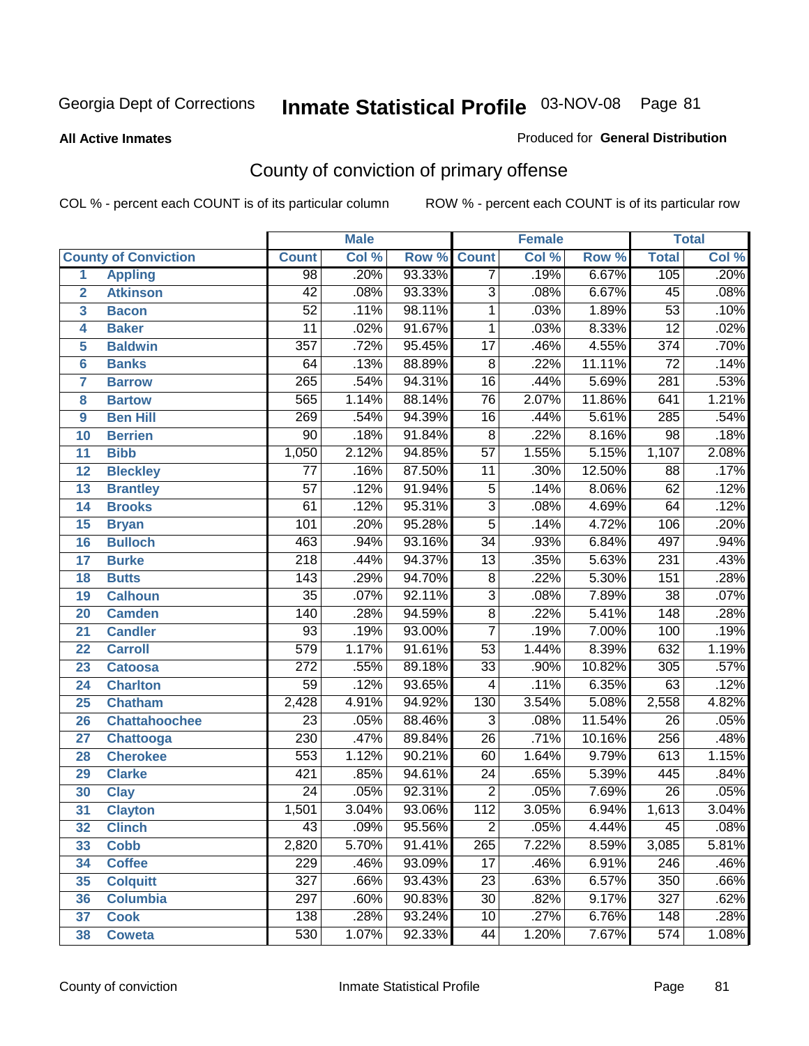Georgia Dept of Corrections

# Inmate Statistical Profile 03-NOV-08

**All Active Inmates**

Produced for **General Distribution**

## County of conviction of primary offense

COL % - percent each COUNT is of its particular column

ROW % - percent each COUNT is of its particular row

| | | Male | | | Female | | | Total | |
|---|---|---|---|---|---|---|---|---|---|
| **County of Conviction** | | **Count** | **Col %** | **Row %** | **Count** | **Col %** | **Row %** | **Total** | **Col %** |
| 1 | **Appling** | 98 | .20% | 93.33% | 7 | .19% | 6.67% | 105 | .20% |
| 2 | **Atkinson** | 42 | .08% | 93.33% | 3 | .08% | 6.67% | 45 | .08% |
| 3 | **Bacon** | 52 | .11% | 98.11% | 1 | .03% | 1.89% | 53 | .10% |
| 4 | **Baker** | 11 | .02% | 91.67% | 1 | .03% | 8.33% | 12 | .02% |
| 5 | **Baldwin** | 357 | .72% | 95.45% | 17 | .46% | 4.55% | 374 | .70% |
| 6 | **Banks** | 64 | .13% | 88.89% | 8 | .22% | 11.11% | 72 | .14% |
| 7 | **Barrow** | 265 | .54% | 94.31% | 16 | .44% | 5.69% | 281 | .53% |
| 8 | **Bartow** | 565 | 1.14% | 88.14% | 76 | 2.07% | 11.86% | 641 | 1.21% |
| 9 | **Ben Hill** | 269 | .54% | 94.39% | 16 | .44% | 5.61% | 285 | .54% |
| 10 | **Berrien** | 90 | .18% | 91.84% | 8 | .22% | 8.16% | 98 | .18% |
| 11 | **Bibb** | 1,050 | 2.12% | 94.85% | 57 | 1.55% | 5.15% | 1,107 | 2.08% |
| 12 | **Bleckley** | 77 | .16% | 87.50% | 11 | .30% | 12.50% | 88 | .17% |
| 13 | **Brantley** | 57 | .12% | 91.94% | 5 | .14% | 8.06% | 62 | .12% |
| 14 | **Brooks** | 61 | .12% | 95.31% | 3 | .08% | 4.69% | 64 | .12% |
| 15 | **Bryan** | 101 | .20% | 95.28% | 5 | .14% | 4.72% | 106 | .20% |
| 16 | **Bulloch** | 463 | .94% | 93.16% | 34 | .93% | 6.84% | 497 | .94% |
| 17 | **Burke** | 218 | .44% | 94.37% | 13 | .35% | 5.63% | 231 | .43% |
| 18 | **Butts** | 143 | .29% | 94.70% | 8 | .22% | 5.30% | 151 | .28% |
| 19 | **Calhoun** | 35 | .07% | 92.11% | 3 | .08% | 7.89% | 38 | .07% |
| 20 | **Camden** | 140 | .28% | 94.59% | 8 | .22% | 5.41% | 148 | .28% |
| 21 | **Candler** | 93 | .19% | 93.00% | 7 | .19% | 7.00% | 100 | .19% |
| 22 | **Carroll** | 579 | 1.17% | 91.61% | 53 | 1.44% | 8.39% | 632 | 1.19% |
| 23 | **Catoosa** | 272 | .55% | 89.18% | 33 | .90% | 10.82% | 305 | .57% |
| 24 | **Charlton** | 59 | .12% | 93.65% | 4 | .11% | 6.35% | 63 | .12% |
| 25 | **Chatham** | 2,428 | 4.91% | 94.92% | 130 | 3.54% | 5.08% | 2,558 | 4.82% |
| 26 | **Chattahoochee** | 23 | .05% | 88.46% | 3 | .08% | 11.54% | 26 | .05% |
| 27 | **Chattooga** | 230 | .47% | 89.84% | 26 | .71% | 10.16% | 256 | .48% |
| 28 | **Cherokee** | 553 | 1.12% | 90.21% | 60 | 1.64% | 9.79% | 613 | 1.15% |
| 29 | **Clarke** | 421 | .85% | 94.61% | 24 | .65% | 5.39% | 445 | .84% |
| 30 | **Clay** | 24 | .05% | 92.31% | 2 | .05% | 7.69% | 26 | .05% |
| 31 | **Clayton** | 1,501 | 3.04% | 93.06% | 112 | 3.05% | 6.94% | 1,613 | 3.04% |
| 32 | **Clinch** | 43 | .09% | 95.56% | 2 | .05% | 4.44% | 45 | .08% |
| 33 | **Cobb** | 2,820 | 5.70% | 91.41% | 265 | 7.22% | 8.59% | 3,085 | 5.81% |
| 34 | **Coffee** | 229 | .46% | 93.09% | 17 | .46% | 6.91% | 246 | .46% |
| 35 | **Colquitt** | 327 | .66% | 93.43% | 23 | .63% | 6.57% | 350 | .66% |
| 36 | **Columbia** | 297 | .60% | 90.83% | 30 | .82% | 9.17% | 327 | .62% |
| 37 | **Cook** | 138 | .28% | 93.24% | 10 | .27% | 6.76% | 148 | .28% |
| 38 | **Coweta** | 530 | 1.07% | 92.33% | 44 | 1.20% | 7.67% | 574 | 1.08% |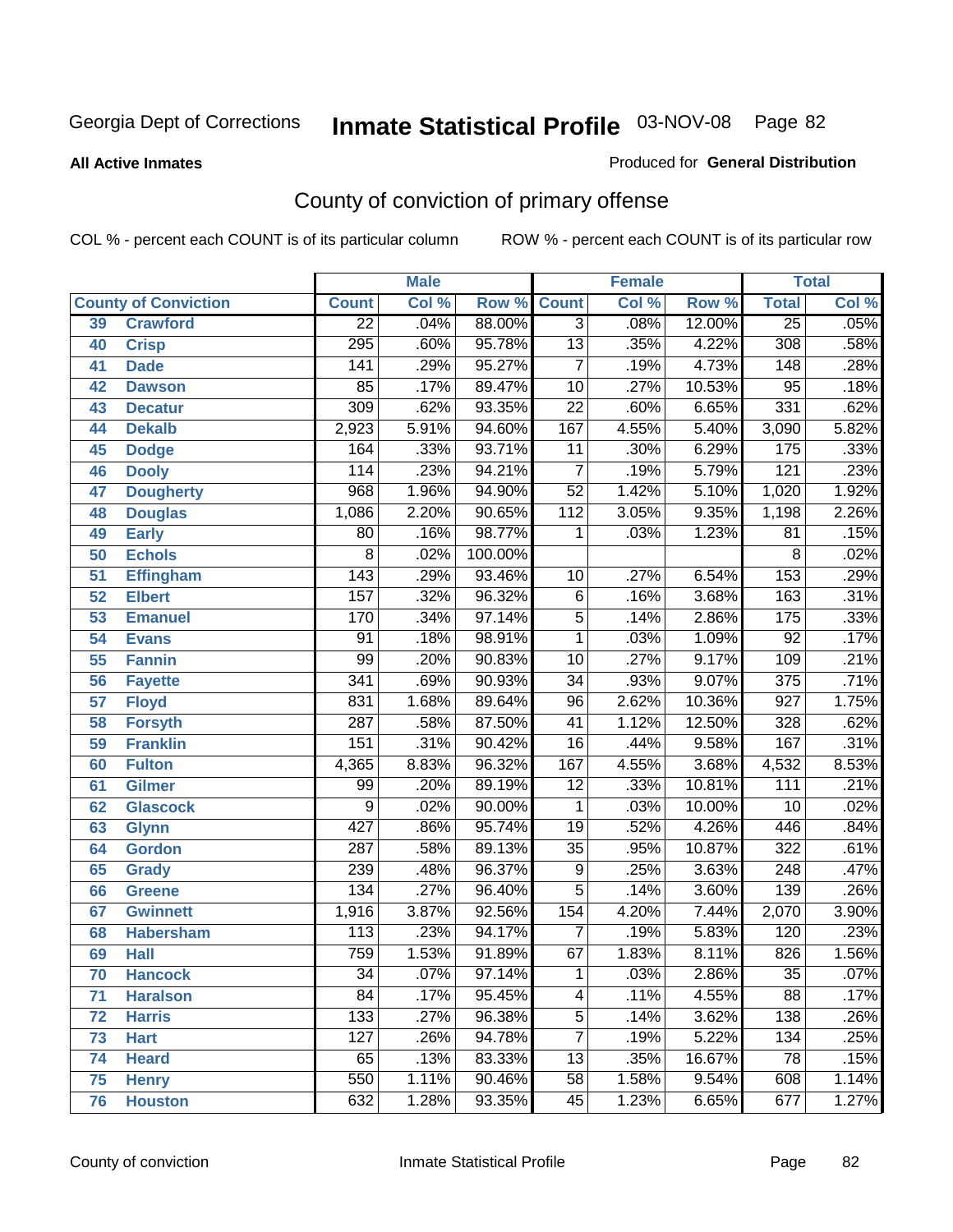Georgia Dept of Corrections **Inmate Statistical Profile** 03-NOV-08

**All Active Inmates**

Produced for **General Distribution**

## County of conviction of primary offense

COL % - percent each COUNT is of its particular column ROW % - percent each COUNT is of its particular row

| County of Conviction | | Male | | | Female | | | Total | |
|---|---|---|---|---|---|---|---|---|---|
| | | Count | Col % | Row % | Count | Col % | Row % | Total | Col % |
| 39 | Crawford | 22 | .04% | 88.00% | 3 | .08% | 12.00% | 25 | .05% |
| 40 | Crisp | 295 | .60% | 95.78% | 13 | .35% | 4.22% | 308 | .58% |
| 41 | Dade | 141 | .29% | 95.27% | 7 | .19% | 4.73% | 148 | .28% |
| 42 | Dawson | 85 | .17% | 89.47% | 10 | .27% | 10.53% | 95 | .18% |
| 43 | Decatur | 309 | .62% | 93.35% | 22 | .60% | 6.65% | 331 | .62% |
| 44 | Dekalb | 2,923 | 5.91% | 94.60% | 167 | 4.55% | 5.40% | 3,090 | 5.82% |
| 45 | Dodge | 164 | .33% | 93.71% | 11 | .30% | 6.29% | 175 | .33% |
| 46 | Dooly | 114 | .23% | 94.21% | 7 | .19% | 5.79% | 121 | .23% |
| 47 | Dougherty | 968 | 1.96% | 94.90% | 52 | 1.42% | 5.10% | 1,020 | 1.92% |
| 48 | Douglas | 1,086 | 2.20% | 90.65% | 112 | 3.05% | 9.35% | 1,198 | 2.26% |
| 49 | Early | 80 | .16% | 98.77% | 1 | .03% | 1.23% | 81 | .15% |
| 50 | Echols | 8 | .02% | 100.00% | | | | 8 | .02% |
| 51 | Effingham | 143 | .29% | 93.46% | 10 | .27% | 6.54% | 153 | .29% |
| 52 | Elbert | 157 | .32% | 96.32% | 6 | .16% | 3.68% | 163 | .31% |
| 53 | Emanuel | 170 | .34% | 97.14% | 5 | .14% | 2.86% | 175 | .33% |
| 54 | Evans | 91 | .18% | 98.91% | 1 | .03% | 1.09% | 92 | .17% |
| 55 | Fannin | 99 | .20% | 90.83% | 10 | .27% | 9.17% | 109 | .21% |
| 56 | Fayette | 341 | .69% | 90.93% | 34 | .93% | 9.07% | 375 | .71% |
| 57 | Floyd | 831 | 1.68% | 89.64% | 96 | 2.62% | 10.36% | 927 | 1.75% |
| 58 | Forsyth | 287 | .58% | 87.50% | 41 | 1.12% | 12.50% | 328 | .62% |
| 59 | Franklin | 151 | .31% | 90.42% | 16 | .44% | 9.58% | 167 | .31% |
| 60 | Fulton | 4,365 | 8.83% | 96.32% | 167 | 4.55% | 3.68% | 4,532 | 8.53% |
| 61 | Gilmer | 99 | .20% | 89.19% | 12 | .33% | 10.81% | 111 | .21% |
| 62 | Glascock | 9 | .02% | 90.00% | 1 | .03% | 10.00% | 10 | .02% |
| 63 | Glynn | 427 | .86% | 95.74% | 19 | .52% | 4.26% | 446 | .84% |
| 64 | Gordon | 287 | .58% | 89.13% | 35 | .95% | 10.87% | 322 | .61% |
| 65 | Grady | 239 | .48% | 96.37% | 9 | .25% | 3.63% | 248 | .47% |
| 66 | Greene | 134 | .27% | 96.40% | 5 | .14% | 3.60% | 139 | .26% |
| 67 | Gwinnett | 1,916 | 3.87% | 92.56% | 154 | 4.20% | 7.44% | 2,070 | 3.90% |
| 68 | Habersham | 113 | .23% | 94.17% | 7 | .19% | 5.83% | 120 | .23% |
| 69 | Hall | 759 | 1.53% | 91.89% | 67 | 1.83% | 8.11% | 826 | 1.56% |
| 70 | Hancock | 34 | .07% | 97.14% | 1 | .03% | 2.86% | 35 | .07% |
| 71 | Haralson | 84 | .17% | 95.45% | 4 | .11% | 4.55% | 88 | .17% |
| 72 | Harris | 133 | .27% | 96.38% | 5 | .14% | 3.62% | 138 | .26% |
| 73 | Hart | 127 | .26% | 94.78% | 7 | .19% | 5.22% | 134 | .25% |
| 74 | Heard | 65 | .13% | 83.33% | 13 | .35% | 16.67% | 78 | .15% |
| 75 | Henry | 550 | 1.11% | 90.46% | 58 | 1.58% | 9.54% | 608 | 1.14% |
| 76 | Houston | 632 | 1.28% | 93.35% | 45 | 1.23% | 6.65% | 677 | 1.27% |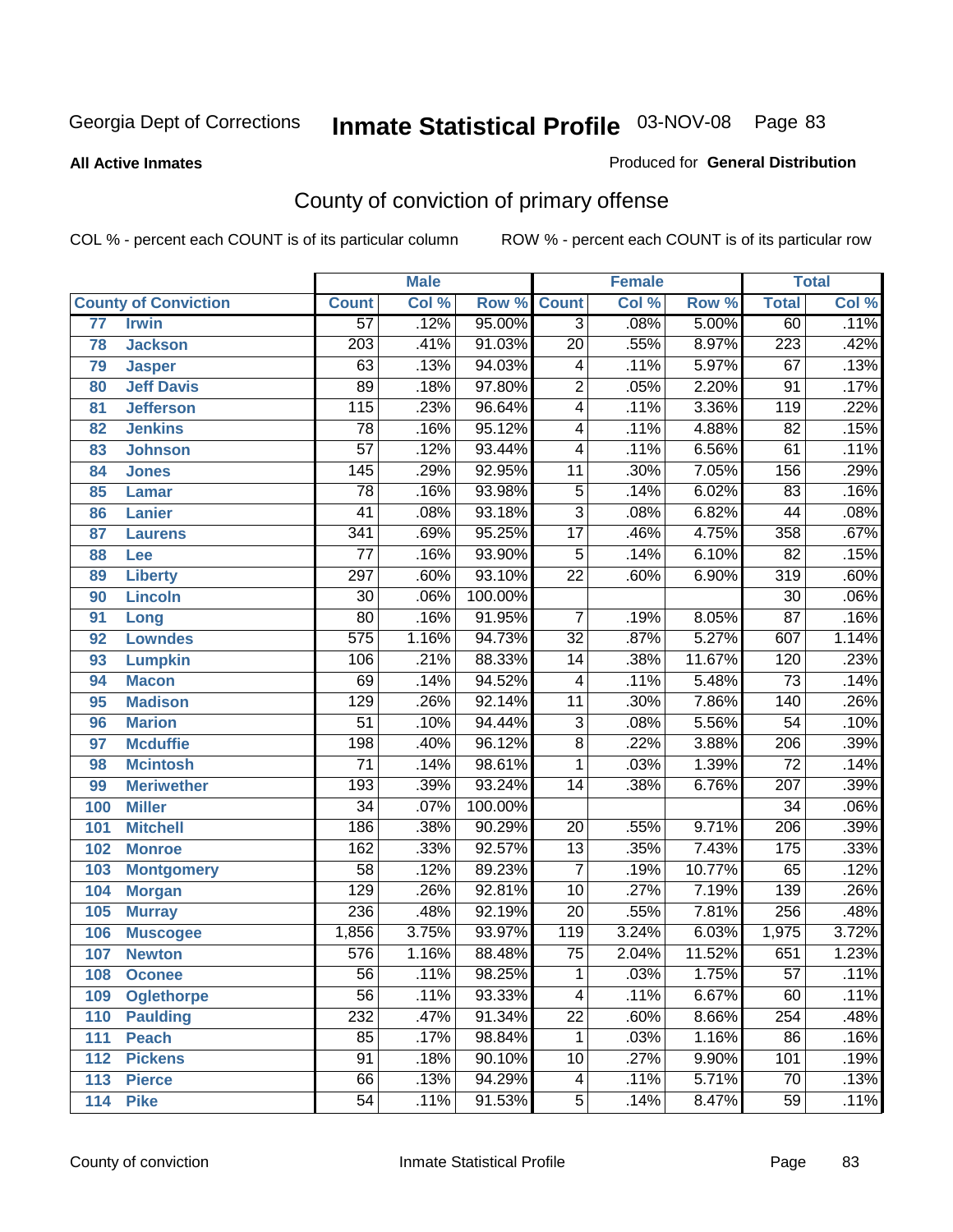Georgia Dept of Corrections

# Inmate Statistical Profile

03-NOV-08

**All Active Inmates**

Produced for **General Distribution**

## County of conviction of primary offense

COL % - percent each COUNT is of its particular column    ROW % - percent each COUNT is of its particular row

| County of Conviction | | Male | | | Female | | | Total | |
|---|---|---|---|---|---|---|---|---|---|
| | | Count | Col % | Row % | Count | Col % | Row % | Total | Col % |
| 77 | Irwin | 57 | .12% | 95.00% | 3 | .08% | 5.00% | 60 | .11% |
| 78 | Jackson | 203 | .41% | 91.03% | 20 | .55% | 8.97% | 223 | .42% |
| 79 | Jasper | 63 | .13% | 94.03% | 4 | .11% | 5.97% | 67 | .13% |
| 80 | Jeff Davis | 89 | .18% | 97.80% | 2 | .05% | 2.20% | 91 | .17% |
| 81 | Jefferson | 115 | .23% | 96.64% | 4 | .11% | 3.36% | 119 | .22% |
| 82 | Jenkins | 78 | .16% | 95.12% | 4 | .11% | 4.88% | 82 | .15% |
| 83 | Johnson | 57 | .12% | 93.44% | 4 | .11% | 6.56% | 61 | .11% |
| 84 | Jones | 145 | .29% | 92.95% | 11 | .30% | 7.05% | 156 | .29% |
| 85 | Lamar | 78 | .16% | 93.98% | 5 | .14% | 6.02% | 83 | .16% |
| 86 | Lanier | 41 | .08% | 93.18% | 3 | .08% | 6.82% | 44 | .08% |
| 87 | Laurens | 341 | .69% | 95.25% | 17 | .46% | 4.75% | 358 | .67% |
| 88 | Lee | 77 | .16% | 93.90% | 5 | .14% | 6.10% | 82 | .15% |
| 89 | Liberty | 297 | .60% | 93.10% | 22 | .60% | 6.90% | 319 | .60% |
| 90 | Lincoln | 30 | .06% | 100.00% | | | | 30 | .06% |
| 91 | Long | 80 | .16% | 91.95% | 7 | .19% | 8.05% | 87 | .16% |
| 92 | Lowndes | 575 | 1.16% | 94.73% | 32 | .87% | 5.27% | 607 | 1.14% |
| 93 | Lumpkin | 106 | .21% | 88.33% | 14 | .38% | 11.67% | 120 | .23% |
| 94 | Macon | 69 | .14% | 94.52% | 4 | .11% | 5.48% | 73 | .14% |
| 95 | Madison | 129 | .26% | 92.14% | 11 | .30% | 7.86% | 140 | .26% |
| 96 | Marion | 51 | .10% | 94.44% | 3 | .08% | 5.56% | 54 | .10% |
| 97 | Mcduffie | 198 | .40% | 96.12% | 8 | .22% | 3.88% | 206 | .39% |
| 98 | Mcintosh | 71 | .14% | 98.61% | 1 | .03% | 1.39% | 72 | .14% |
| 99 | Meriwether | 193 | .39% | 93.24% | 14 | .38% | 6.76% | 207 | .39% |
| 100 | Miller | 34 | .07% | 100.00% | | | | 34 | .06% |
| 101 | Mitchell | 186 | .38% | 90.29% | 20 | .55% | 9.71% | 206 | .39% |
| 102 | Monroe | 162 | .33% | 92.57% | 13 | .35% | 7.43% | 175 | .33% |
| 103 | Montgomery | 58 | .12% | 89.23% | 7 | .19% | 10.77% | 65 | .12% |
| 104 | Morgan | 129 | .26% | 92.81% | 10 | .27% | 7.19% | 139 | .26% |
| 105 | Murray | 236 | .48% | 92.19% | 20 | .55% | 7.81% | 256 | .48% |
| 106 | Muscogee | 1,856 | 3.75% | 93.97% | 119 | 3.24% | 6.03% | 1,975 | 3.72% |
| 107 | Newton | 576 | 1.16% | 88.48% | 75 | 2.04% | 11.52% | 651 | 1.23% |
| 108 | Oconee | 56 | .11% | 98.25% | 1 | .03% | 1.75% | 57 | .11% |
| 109 | Oglethorpe | 56 | .11% | 93.33% | 4 | .11% | 6.67% | 60 | .11% |
| 110 | Paulding | 232 | .47% | 91.34% | 22 | .60% | 8.66% | 254 | .48% |
| 111 | Peach | 85 | .17% | 98.84% | 1 | .03% | 1.16% | 86 | .16% |
| 112 | Pickens | 91 | .18% | 90.10% | 10 | .27% | 9.90% | 101 | .19% |
| 113 | Pierce | 66 | .13% | 94.29% | 4 | .11% | 5.71% | 70 | .13% |
| 114 | Pike | 54 | .11% | 91.53% | 5 | .14% | 8.47% | 59 | .11% |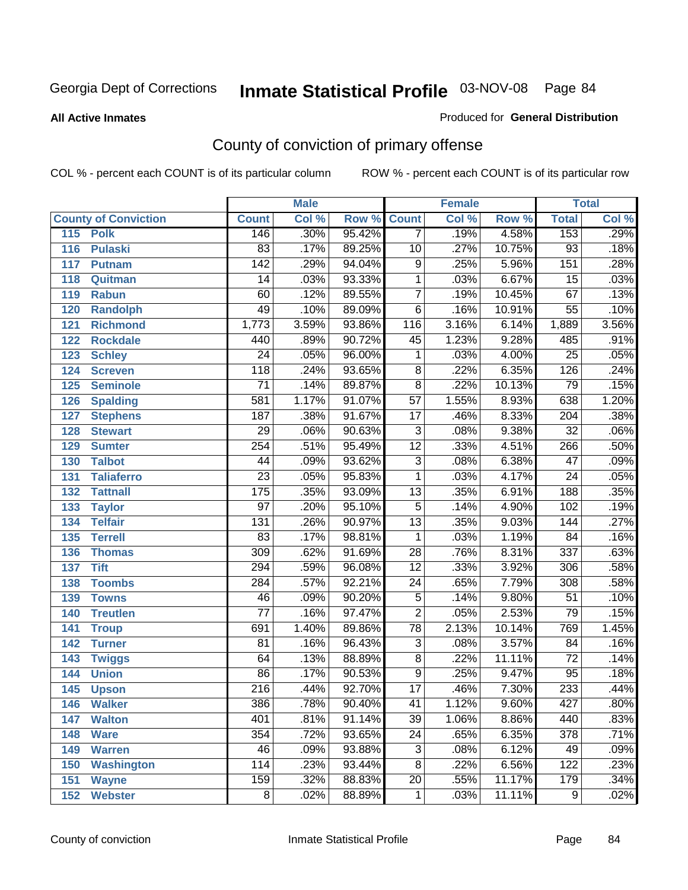Georgia Dept of Corrections **Inmate Statistical Profile** 03-NOV-08

**All Active Inmates**

Produced for **General Distribution**

## County of conviction of primary offense

COL % - percent each COUNT is of its particular column ROW % - percent each COUNT is of its particular row

| County of Conviction | | Male | | | Female | | | Total | |
|---|---|---|---|---|---|---|---|---|---|
| | | Count | Col % | Row % | Count | Col % | Row % | Total | Col % |
| 115 | Polk | 146 | .30% | 95.42% | 7 | .19% | 4.58% | 153 | .29% |
| 116 | Pulaski | 83 | .17% | 89.25% | 10 | .27% | 10.75% | 93 | .18% |
| 117 | Putnam | 142 | .29% | 94.04% | 9 | .25% | 5.96% | 151 | .28% |
| 118 | Quitman | 14 | .03% | 93.33% | 1 | .03% | 6.67% | 15 | .03% |
| 119 | Rabun | 60 | .12% | 89.55% | 7 | .19% | 10.45% | 67 | .13% |
| 120 | Randolph | 49 | .10% | 89.09% | 6 | .16% | 10.91% | 55 | .10% |
| 121 | Richmond | 1,773 | 3.59% | 93.86% | 116 | 3.16% | 6.14% | 1,889 | 3.56% |
| 122 | Rockdale | 440 | .89% | 90.72% | 45 | 1.23% | 9.28% | 485 | .91% |
| 123 | Schley | 24 | .05% | 96.00% | 1 | .03% | 4.00% | 25 | .05% |
| 124 | Screven | 118 | .24% | 93.65% | 8 | .22% | 6.35% | 126 | .24% |
| 125 | Seminole | 71 | .14% | 89.87% | 8 | .22% | 10.13% | 79 | .15% |
| 126 | Spalding | 581 | 1.17% | 91.07% | 57 | 1.55% | 8.93% | 638 | 1.20% |
| 127 | Stephens | 187 | .38% | 91.67% | 17 | .46% | 8.33% | 204 | .38% |
| 128 | Stewart | 29 | .06% | 90.63% | 3 | .08% | 9.38% | 32 | .06% |
| 129 | Sumter | 254 | .51% | 95.49% | 12 | .33% | 4.51% | 266 | .50% |
| 130 | Talbot | 44 | .09% | 93.62% | 3 | .08% | 6.38% | 47 | .09% |
| 131 | Taliaferro | 23 | .05% | 95.83% | 1 | .03% | 4.17% | 24 | .05% |
| 132 | Tattnall | 175 | .35% | 93.09% | 13 | .35% | 6.91% | 188 | .35% |
| 133 | Taylor | 97 | .20% | 95.10% | 5 | .14% | 4.90% | 102 | .19% |
| 134 | Telfair | 131 | .26% | 90.97% | 13 | .35% | 9.03% | 144 | .27% |
| 135 | Terrell | 83 | .17% | 98.81% | 1 | .03% | 1.19% | 84 | .16% |
| 136 | Thomas | 309 | .62% | 91.69% | 28 | .76% | 8.31% | 337 | .63% |
| 137 | Tift | 294 | .59% | 96.08% | 12 | .33% | 3.92% | 306 | .58% |
| 138 | Toombs | 284 | .57% | 92.21% | 24 | .65% | 7.79% | 308 | .58% |
| 139 | Towns | 46 | .09% | 90.20% | 5 | .14% | 9.80% | 51 | .10% |
| 140 | Treutlen | 77 | .16% | 97.47% | 2 | .05% | 2.53% | 79 | .15% |
| 141 | Troup | 691 | 1.40% | 89.86% | 78 | 2.13% | 10.14% | 769 | 1.45% |
| 142 | Turner | 81 | .16% | 96.43% | 3 | .08% | 3.57% | 84 | .16% |
| 143 | Twiggs | 64 | .13% | 88.89% | 8 | .22% | 11.11% | 72 | .14% |
| 144 | Union | 86 | .17% | 90.53% | 9 | .25% | 9.47% | 95 | .18% |
| 145 | Upson | 216 | .44% | 92.70% | 17 | .46% | 7.30% | 233 | .44% |
| 146 | Walker | 386 | .78% | 90.40% | 41 | 1.12% | 9.60% | 427 | .80% |
| 147 | Walton | 401 | .81% | 91.14% | 39 | 1.06% | 8.86% | 440 | .83% |
| 148 | Ware | 354 | .72% | 93.65% | 24 | .65% | 6.35% | 378 | .71% |
| 149 | Warren | 46 | .09% | 93.88% | 3 | .08% | 6.12% | 49 | .09% |
| 150 | Washington | 114 | .23% | 93.44% | 8 | .22% | 6.56% | 122 | .23% |
| 151 | Wayne | 159 | .32% | 88.83% | 20 | .55% | 11.17% | 179 | .34% |
| 152 | Webster | 8 | .02% | 88.89% | 1 | .03% | 11.11% | 9 | .02% |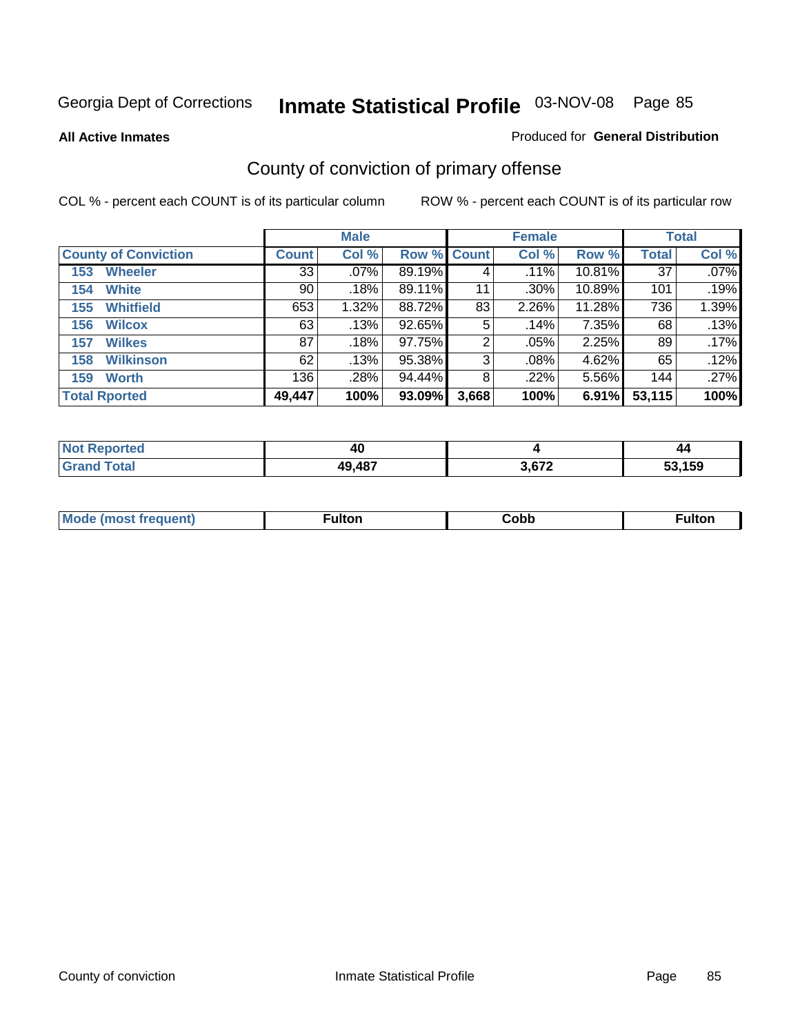Georgia Dept of Corrections **Inmate Statistical Profile** 03-NOV-08

**All Active Inmates**

Produced for **General Distribution**

## County of conviction of primary offense

COL % - percent each COUNT is of its particular column

ROW % - percent each COUNT is of its particular row

| | Male | | | Female | | | Total | |
|---|---|---|---|---|---|---|---|---|
| **County of Conviction** | **Count** | **Col %** | **Row %** | **Count** | **Col %** | **Row %** | **Total** | **Col %** |
| **153 Wheeler** | 33 | .07% | 89.19% | 4 | .11% | 10.81% | 37 | .07% |
| **154 White** | 90 | .18% | 89.11% | 11 | .30% | 10.89% | 101 | .19% |
| **155 Whitfield** | 653 | 1.32% | 88.72% | 83 | 2.26% | 11.28% | 736 | 1.39% |
| **156 Wilcox** | 63 | .13% | 92.65% | 5 | .14% | 7.35% | 68 | .13% |
| **157 Wilkes** | 87 | .18% | 97.75% | 2 | .05% | 2.25% | 89 | .17% |
| **158 Wilkinson** | 62 | .13% | 95.38% | 3 | .08% | 4.62% | 65 | .12% |
| **159 Worth** | 136 | .28% | 94.44% | 8 | .22% | 5.56% | 144 | .27% |
| **Total Rported** | **49,447** | **100%** | **93.09%** | **3,668** | **100%** | **6.91%** | **53,115** | **100%** |

| | Male | Female | Total |
|---|---|---|---|
| **Not Reported** | **40** | **4** | **44** |
| **Grand Total** | **49,487** | **3,672** | **53,159** |

| | Male | Female | Total |
|---|---|---|---|
| **Mode (most frequent)** | **Fulton** | **Cobb** | **Fulton** |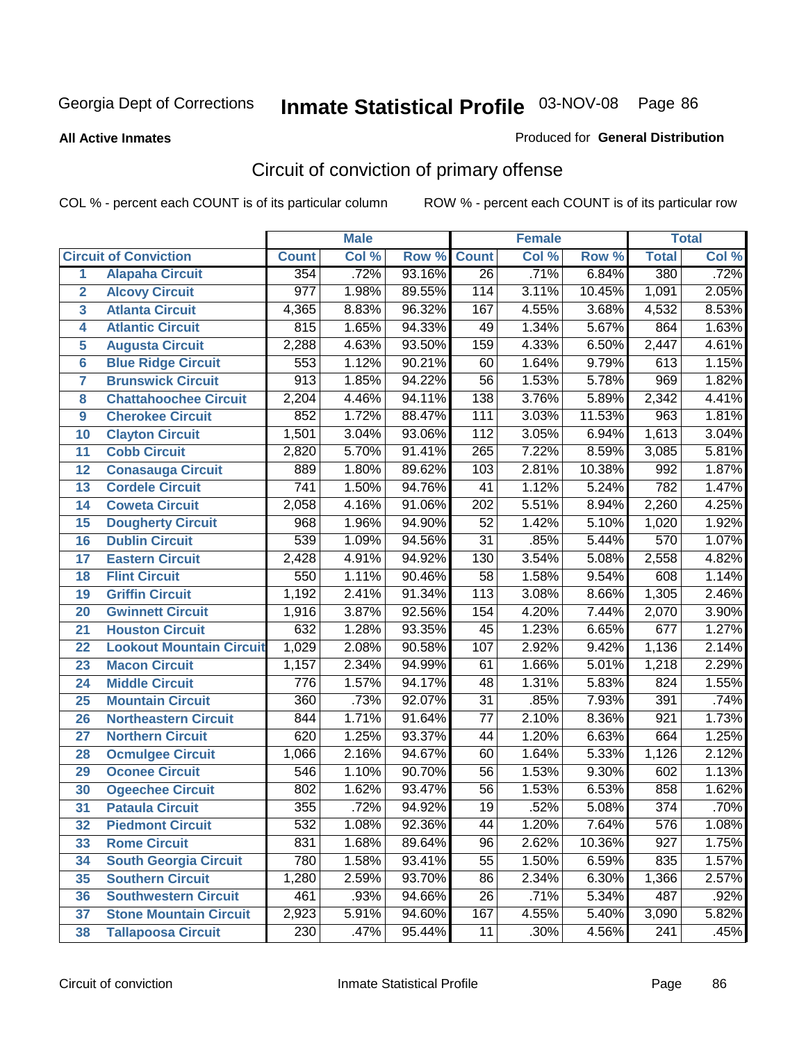# Inmate Statistical Profile 03-NOV-08

Georgia Dept of Corrections

**All Active Inmates**

Produced for **General Distribution**

## Circuit of conviction of primary offense

COL % - percent each COUNT is of its particular column

ROW % - percent each COUNT is of its particular row

| Circuit of Conviction | | Male | | | Female | | | Total | |
|---|---|---|---|---|---|---|---|---|---|
| | | Count | Col % | Row % | Count | Col % | Row % | Total | Col % |
| 1 | Alapaha Circuit | 354 | .72% | 93.16% | 26 | .71% | 6.84% | 380 | .72% |
| 2 | Alcovy Circuit | 977 | 1.98% | 89.55% | 114 | 3.11% | 10.45% | 1,091 | 2.05% |
| 3 | Atlanta Circuit | 4,365 | 8.83% | 96.32% | 167 | 4.55% | 3.68% | 4,532 | 8.53% |
| 4 | Atlantic Circuit | 815 | 1.65% | 94.33% | 49 | 1.34% | 5.67% | 864 | 1.63% |
| 5 | Augusta Circuit | 2,288 | 4.63% | 93.50% | 159 | 4.33% | 6.50% | 2,447 | 4.61% |
| 6 | Blue Ridge Circuit | 553 | 1.12% | 90.21% | 60 | 1.64% | 9.79% | 613 | 1.15% |
| 7 | Brunswick Circuit | 913 | 1.85% | 94.22% | 56 | 1.53% | 5.78% | 969 | 1.82% |
| 8 | Chattahoochee Circuit | 2,204 | 4.46% | 94.11% | 138 | 3.76% | 5.89% | 2,342 | 4.41% |
| 9 | Cherokee Circuit | 852 | 1.72% | 88.47% | 111 | 3.03% | 11.53% | 963 | 1.81% |
| 10 | Clayton Circuit | 1,501 | 3.04% | 93.06% | 112 | 3.05% | 6.94% | 1,613 | 3.04% |
| 11 | Cobb Circuit | 2,820 | 5.70% | 91.41% | 265 | 7.22% | 8.59% | 3,085 | 5.81% |
| 12 | Conasauga Circuit | 889 | 1.80% | 89.62% | 103 | 2.81% | 10.38% | 992 | 1.87% |
| 13 | Cordele Circuit | 741 | 1.50% | 94.76% | 41 | 1.12% | 5.24% | 782 | 1.47% |
| 14 | Coweta Circuit | 2,058 | 4.16% | 91.06% | 202 | 5.51% | 8.94% | 2,260 | 4.25% |
| 15 | Dougherty Circuit | 968 | 1.96% | 94.90% | 52 | 1.42% | 5.10% | 1,020 | 1.92% |
| 16 | Dublin Circuit | 539 | 1.09% | 94.56% | 31 | .85% | 5.44% | 570 | 1.07% |
| 17 | Eastern Circuit | 2,428 | 4.91% | 94.92% | 130 | 3.54% | 5.08% | 2,558 | 4.82% |
| 18 | Flint Circuit | 550 | 1.11% | 90.46% | 58 | 1.58% | 9.54% | 608 | 1.14% |
| 19 | Griffin Circuit | 1,192 | 2.41% | 91.34% | 113 | 3.08% | 8.66% | 1,305 | 2.46% |
| 20 | Gwinnett Circuit | 1,916 | 3.87% | 92.56% | 154 | 4.20% | 7.44% | 2,070 | 3.90% |
| 21 | Houston Circuit | 632 | 1.28% | 93.35% | 45 | 1.23% | 6.65% | 677 | 1.27% |
| 22 | Lookout Mountain Circuit | 1,029 | 2.08% | 90.58% | 107 | 2.92% | 9.42% | 1,136 | 2.14% |
| 23 | Macon Circuit | 1,157 | 2.34% | 94.99% | 61 | 1.66% | 5.01% | 1,218 | 2.29% |
| 24 | Middle Circuit | 776 | 1.57% | 94.17% | 48 | 1.31% | 5.83% | 824 | 1.55% |
| 25 | Mountain Circuit | 360 | .73% | 92.07% | 31 | .85% | 7.93% | 391 | .74% |
| 26 | Northeastern Circuit | 844 | 1.71% | 91.64% | 77 | 2.10% | 8.36% | 921 | 1.73% |
| 27 | Northern Circuit | 620 | 1.25% | 93.37% | 44 | 1.20% | 6.63% | 664 | 1.25% |
| 28 | Ocmulgee Circuit | 1,066 | 2.16% | 94.67% | 60 | 1.64% | 5.33% | 1,126 | 2.12% |
| 29 | Oconee Circuit | 546 | 1.10% | 90.70% | 56 | 1.53% | 9.30% | 602 | 1.13% |
| 30 | Ogeechee Circuit | 802 | 1.62% | 93.47% | 56 | 1.53% | 6.53% | 858 | 1.62% |
| 31 | Pataula Circuit | 355 | .72% | 94.92% | 19 | .52% | 5.08% | 374 | .70% |
| 32 | Piedmont Circuit | 532 | 1.08% | 92.36% | 44 | 1.20% | 7.64% | 576 | 1.08% |
| 33 | Rome Circuit | 831 | 1.68% | 89.64% | 96 | 2.62% | 10.36% | 927 | 1.75% |
| 34 | South Georgia Circuit | 780 | 1.58% | 93.41% | 55 | 1.50% | 6.59% | 835 | 1.57% |
| 35 | Southern Circuit | 1,280 | 2.59% | 93.70% | 86 | 2.34% | 6.30% | 1,366 | 2.57% |
| 36 | Southwestern Circuit | 461 | .93% | 94.66% | 26 | .71% | 5.34% | 487 | .92% |
| 37 | Stone Mountain Circuit | 2,923 | 5.91% | 94.60% | 167 | 4.55% | 5.40% | 3,090 | 5.82% |
| 38 | Tallapoosa Circuit | 230 | .47% | 95.44% | 11 | .30% | 4.56% | 241 | .45% |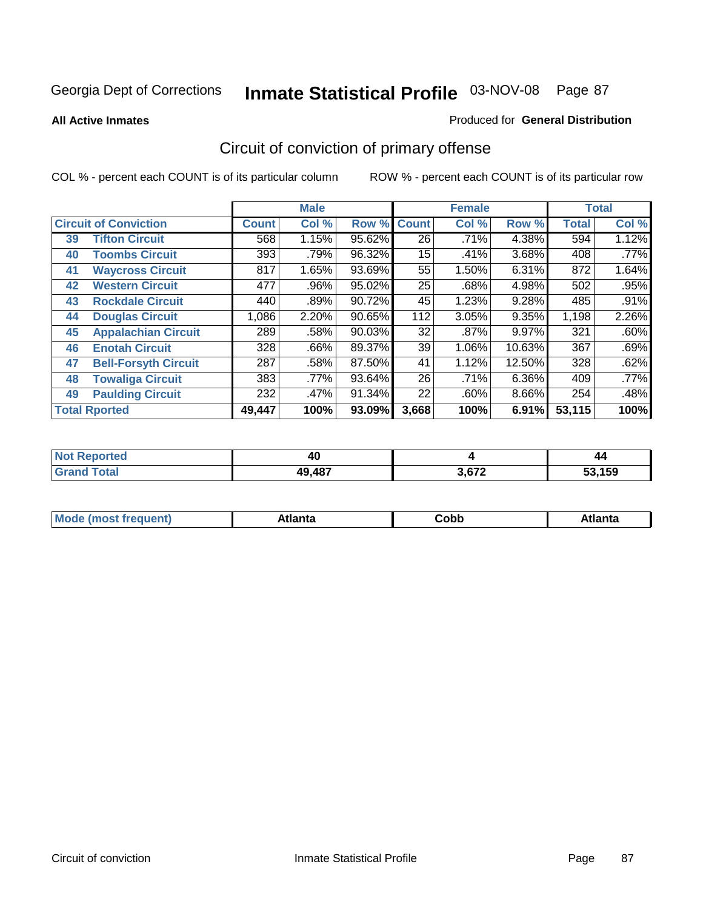Georgia Dept of Corrections

# Inmate Statistical Profile 03-NOV-08

**All Active Inmates**

Produced for **General Distribution**

## Circuit of conviction of primary offense

COL % - percent each COUNT is of its particular column

ROW % - percent each COUNT is of its particular row

| Circuit of Conviction | | Male | | | Female | | | Total | |
|---|---|---|---|---|---|---|---|---|---|
| | | Count | Col % | Row % | Count | Col % | Row % | Total | Col % |
| 39 | Tifton Circuit | 568 | 1.15% | 95.62% | 26 | .71% | 4.38% | 594 | 1.12% |
| 40 | Toombs Circuit | 393 | .79% | 96.32% | 15 | .41% | 3.68% | 408 | .77% |
| 41 | Waycross Circuit | 817 | 1.65% | 93.69% | 55 | 1.50% | 6.31% | 872 | 1.64% |
| 42 | Western Circuit | 477 | .96% | 95.02% | 25 | .68% | 4.98% | 502 | .95% |
| 43 | Rockdale Circuit | 440 | .89% | 90.72% | 45 | 1.23% | 9.28% | 485 | .91% |
| 44 | Douglas Circuit | 1,086 | 2.20% | 90.65% | 112 | 3.05% | 9.35% | 1,198 | 2.26% |
| 45 | Appalachian Circuit | 289 | .58% | 90.03% | 32 | .87% | 9.97% | 321 | .60% |
| 46 | Enotah Circuit | 328 | .66% | 89.37% | 39 | 1.06% | 10.63% | 367 | .69% |
| 47 | Bell-Forsyth Circuit | 287 | .58% | 87.50% | 41 | 1.12% | 12.50% | 328 | .62% |
| 48 | Towaliga Circuit | 383 | .77% | 93.64% | 26 | .71% | 6.36% | 409 | .77% |
| 49 | Paulding Circuit | 232 | .47% | 91.34% | 22 | .60% | 8.66% | 254 | .48% |
| **Total Rported** | | **49,447** | **100%** | **93.09%** | **3,668** | **100%** | **6.91%** | **53,115** | **100%** |

| | Male | Female | Total |
|---|---|---|---|
| Not Reported | 40 | 4 | 44 |
| Grand Total | 49,487 | 3,672 | 53,159 |

| | Male | Female | Total |
|---|---|---|---|
| Mode (most frequent) | Atlanta | Cobb | Atlanta |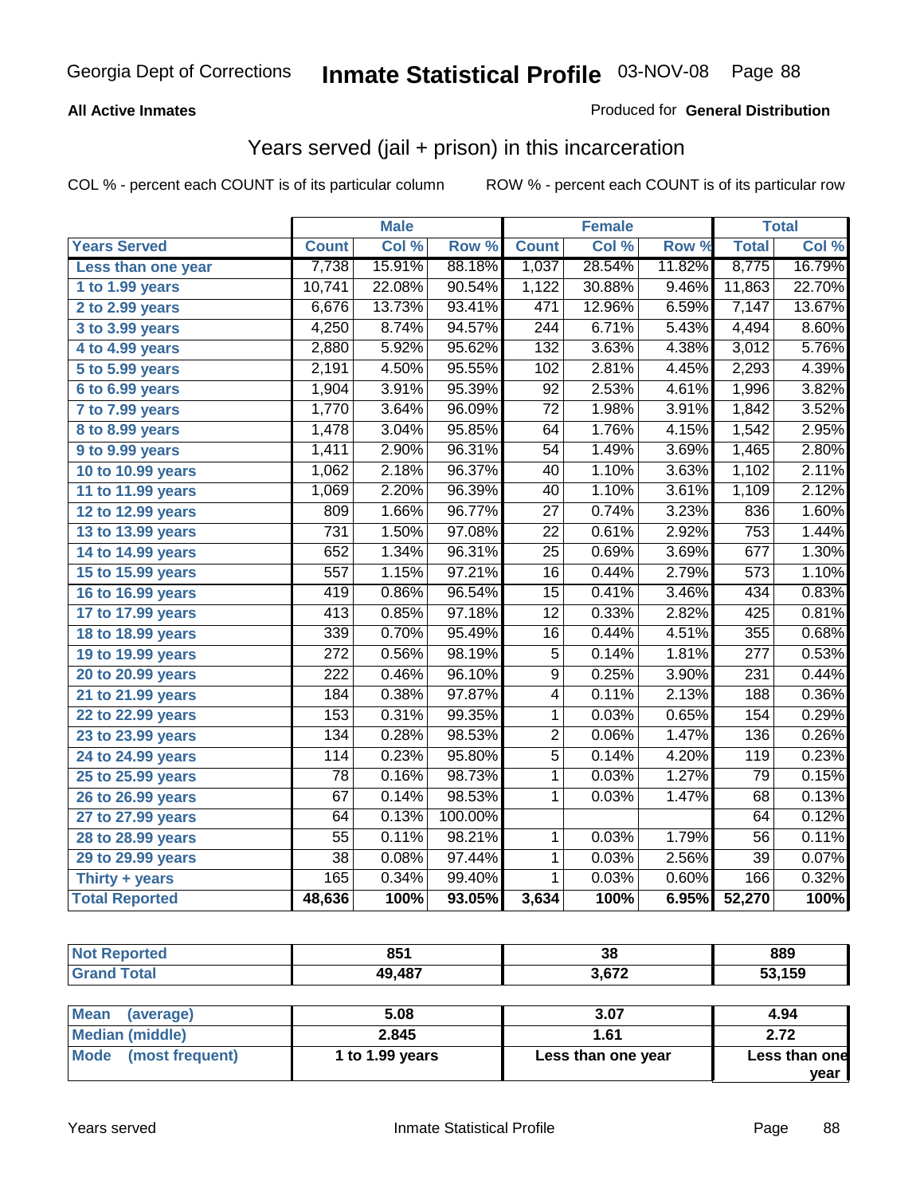Georgia Dept of Corrections **Inmate Statistical Profile** 03-NOV-08

**All Active Inmates** Produced for **General Distribution**

## Years served (jail + prison) in this incarceration

COL % - percent each COUNT is of its particular column ROW % - percent each COUNT is of its particular row

| Years Served | Male | | | Female | | | Total | |
|---|---|---|---|---|---|---|---|---|
| | Count | Col % | Row % | Count | Col % | Row % | Total | Col % |
| Less than one year | 7,738 | 15.91% | 88.18% | 1,037 | 28.54% | 11.82% | 8,775 | 16.79% |
| 1 to 1.99 years | 10,741 | 22.08% | 90.54% | 1,122 | 30.88% | 9.46% | 11,863 | 22.70% |
| 2 to 2.99 years | 6,676 | 13.73% | 93.41% | 471 | 12.96% | 6.59% | 7,147 | 13.67% |
| 3 to 3.99 years | 4,250 | 8.74% | 94.57% | 244 | 6.71% | 5.43% | 4,494 | 8.60% |
| 4 to 4.99 years | 2,880 | 5.92% | 95.62% | 132 | 3.63% | 4.38% | 3,012 | 5.76% |
| 5 to 5.99 years | 2,191 | 4.50% | 95.55% | 102 | 2.81% | 4.45% | 2,293 | 4.39% |
| 6 to 6.99 years | 1,904 | 3.91% | 95.39% | 92 | 2.53% | 4.61% | 1,996 | 3.82% |
| 7 to 7.99 years | 1,770 | 3.64% | 96.09% | 72 | 1.98% | 3.91% | 1,842 | 3.52% |
| 8 to 8.99 years | 1,478 | 3.04% | 95.85% | 64 | 1.76% | 4.15% | 1,542 | 2.95% |
| 9 to 9.99 years | 1,411 | 2.90% | 96.31% | 54 | 1.49% | 3.69% | 1,465 | 2.80% |
| 10 to 10.99 years | 1,062 | 2.18% | 96.37% | 40 | 1.10% | 3.63% | 1,102 | 2.11% |
| 11 to 11.99 years | 1,069 | 2.20% | 96.39% | 40 | 1.10% | 3.61% | 1,109 | 2.12% |
| 12 to 12.99 years | 809 | 1.66% | 96.77% | 27 | 0.74% | 3.23% | 836 | 1.60% |
| 13 to 13.99 years | 731 | 1.50% | 97.08% | 22 | 0.61% | 2.92% | 753 | 1.44% |
| 14 to 14.99 years | 652 | 1.34% | 96.31% | 25 | 0.69% | 3.69% | 677 | 1.30% |
| 15 to 15.99 years | 557 | 1.15% | 97.21% | 16 | 0.44% | 2.79% | 573 | 1.10% |
| 16 to 16.99 years | 419 | 0.86% | 96.54% | 15 | 0.41% | 3.46% | 434 | 0.83% |
| 17 to 17.99 years | 413 | 0.85% | 97.18% | 12 | 0.33% | 2.82% | 425 | 0.81% |
| 18 to 18.99 years | 339 | 0.70% | 95.49% | 16 | 0.44% | 4.51% | 355 | 0.68% |
| 19 to 19.99 years | 272 | 0.56% | 98.19% | 5 | 0.14% | 1.81% | 277 | 0.53% |
| 20 to 20.99 years | 222 | 0.46% | 96.10% | 9 | 0.25% | 3.90% | 231 | 0.44% |
| 21 to 21.99 years | 184 | 0.38% | 97.87% | 4 | 0.11% | 2.13% | 188 | 0.36% |
| 22 to 22.99 years | 153 | 0.31% | 99.35% | 1 | 0.03% | 0.65% | 154 | 0.29% |
| 23 to 23.99 years | 134 | 0.28% | 98.53% | 2 | 0.06% | 1.47% | 136 | 0.26% |
| 24 to 24.99 years | 114 | 0.23% | 95.80% | 5 | 0.14% | 4.20% | 119 | 0.23% |
| 25 to 25.99 years | 78 | 0.16% | 98.73% | 1 | 0.03% | 1.27% | 79 | 0.15% |
| 26 to 26.99 years | 67 | 0.14% | 98.53% | 1 | 0.03% | 1.47% | 68 | 0.13% |
| 27 to 27.99 years | 64 | 0.13% | 100.00% | | | | 64 | 0.12% |
| 28 to 28.99 years | 55 | 0.11% | 98.21% | 1 | 0.03% | 1.79% | 56 | 0.11% |
| 29 to 29.99 years | 38 | 0.08% | 97.44% | 1 | 0.03% | 2.56% | 39 | 0.07% |
| Thirty + years | 165 | 0.34% | 99.40% | 1 | 0.03% | 0.60% | 166 | 0.32% |
| **Total Reported** | **48,636** | **100%** | **93.05%** | **3,634** | **100%** | **6.95%** | **52,270** | **100%** |

| | Male | Female | Total |
|---|---|---|---|
| Not Reported | 851 | 38 | 889 |
| Grand Total | 49,487 | 3,672 | 53,159 |

| | Male | Female | Total |
|---|---|---|---|
| Mean (average) | 5.08 | 3.07 | 4.94 |
| Median (middle) | 2.845 | 1.61 | 2.72 |
| Mode (most frequent) | 1 to 1.99 years | Less than one year | Less than one year |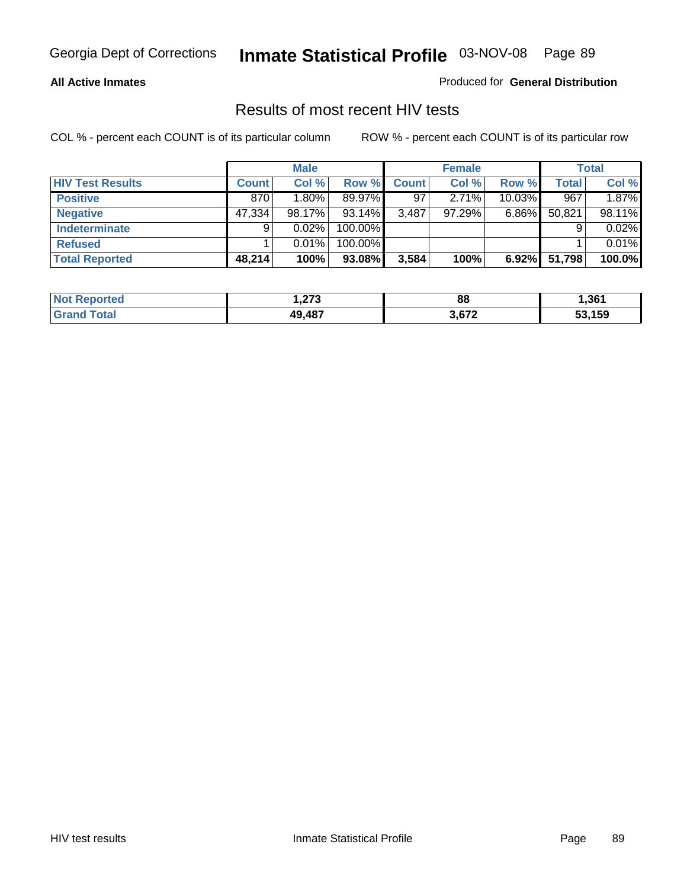**All Active Inmates** — Produced for **General Distribution**

## Results of most recent HIV tests

COL % - percent each COUNT is of its particular column    ROW % - percent each COUNT is of its particular row

| | Male | | | Female | | | Total | |
|---|---|---|---|---|---|---|---|---|
| **HIV Test Results** | **Count** | **Col %** | **Row %** | **Count** | **Col %** | **Row %** | **Total** | **Col %** |
| **Positive** | 870 | 1.80% | 89.97% | 97 | 2.71% | 10.03% | 967 | 1.87% |
| **Negative** | 47,334 | 98.17% | 93.14% | 3,487 | 97.29% | 6.86% | 50,821 | 98.11% |
| **Indeterminate** | 9 | 0.02% | 100.00% | | | | 9 | 0.02% |
| **Refused** | 1 | 0.01% | 100.00% | | | | 1 | 0.01% |
| **Total Reported** | **48,214** | **100%** | **93.08%** | **3,584** | **100%** | **6.92%** | **51,798** | **100.0%** |

| | Male | Female | Total |
|---|---|---|---|
| **Not Reported** | **1,273** | **88** | **1,361** |
| **Grand Total** | **49,487** | **3,672** | **53,159** |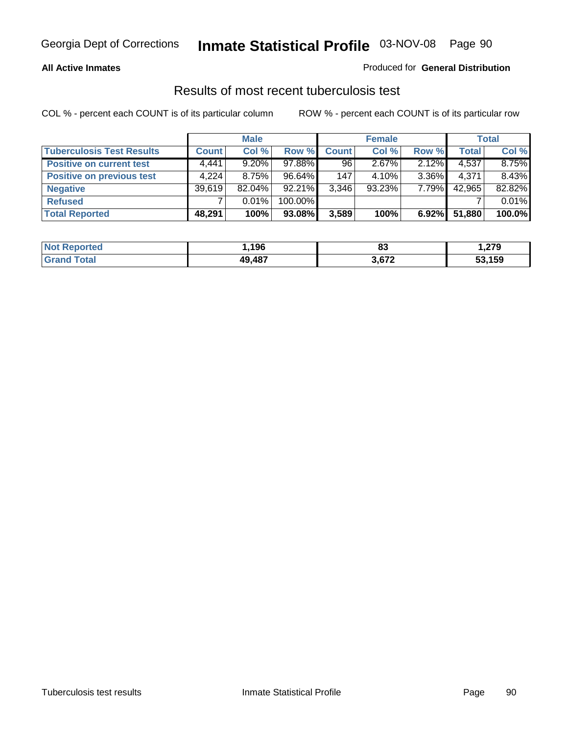**All Active Inmates** Produced for **General Distribution**

## Results of most recent tuberculosis test

COL % - percent each COUNT is of its particular column ROW % - percent each COUNT is of its particular row

| | Male | | | Female | | | Total | |
|---|---|---|---|---|---|---|---|---|
| **Tuberculosis Test Results** | **Count** | **Col %** | **Row %** | **Count** | **Col %** | **Row %** | **Total** | **Col %** |
| **Positive on current test** | 4,441 | 9.20% | 97.88% | 96 | 2.67% | 2.12% | 4,537 | 8.75% |
| **Positive on previous test** | 4,224 | 8.75% | 96.64% | 147 | 4.10% | 3.36% | 4,371 | 8.43% |
| **Negative** | 39,619 | 82.04% | 92.21% | 3,346 | 93.23% | 7.79% | 42,965 | 82.82% |
| **Refused** | 7 | 0.01% | 100.00% | | | | 7 | 0.01% |
| **Total Reported** | **48,291** | **100%** | **93.08%** | **3,589** | **100%** | **6.92%** | **51,880** | **100.0%** |

| | Male | Female | Total |
|---|---|---|---|
| **Not Reported** | **1,196** | **83** | **1,279** |
| **Grand Total** | **49,487** | **3,672** | **53,159** |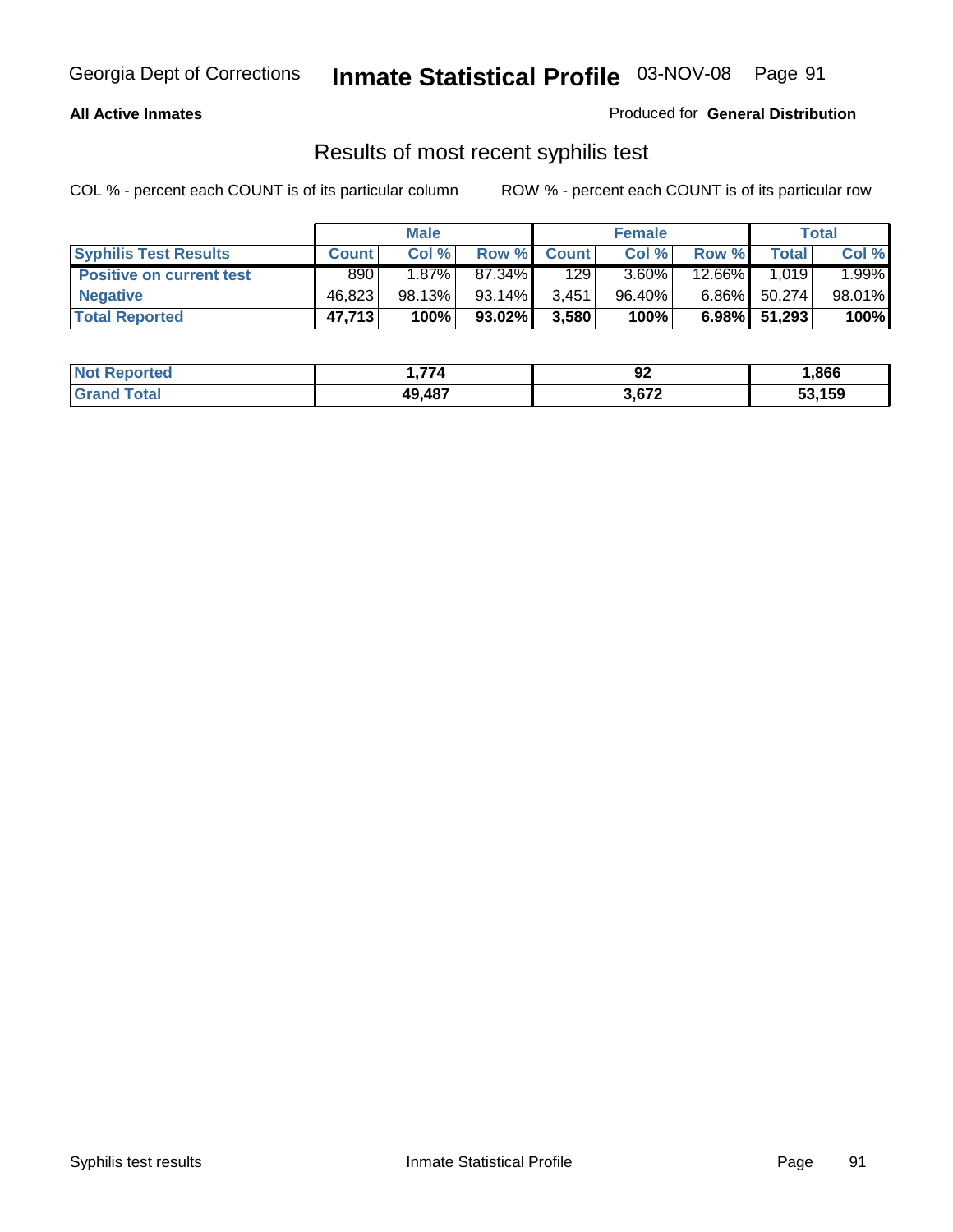**All Active Inmates**

Produced for **General Distribution**

## Results of most recent syphilis test

COL % - percent each COUNT is of its particular column

ROW % - percent each COUNT is of its particular row

| | Male | | | Female | | | Total | |
|---|---|---|---|---|---|---|---|---|
| **Syphilis Test Results** | **Count** | **Col %** | **Row %** | **Count** | **Col %** | **Row %** | **Total** | **Col %** |
| **Positive on current test** | 890 | 1.87% | 87.34% | 129 | 3.60% | 12.66% | 1,019 | 1.99% |
| **Negative** | 46,823 | 98.13% | 93.14% | 3,451 | 96.40% | 6.86% | 50,274 | 98.01% |
| **Total Reported** | **47,713** | **100%** | **93.02%** | **3,580** | **100%** | **6.98%** | **51,293** | **100%** |

| | Male | Female | Total |
|---|---|---|---|
| **Not Reported** | **1,774** | **92** | **1,866** |
| **Grand Total** | **49,487** | **3,672** | **53,159** |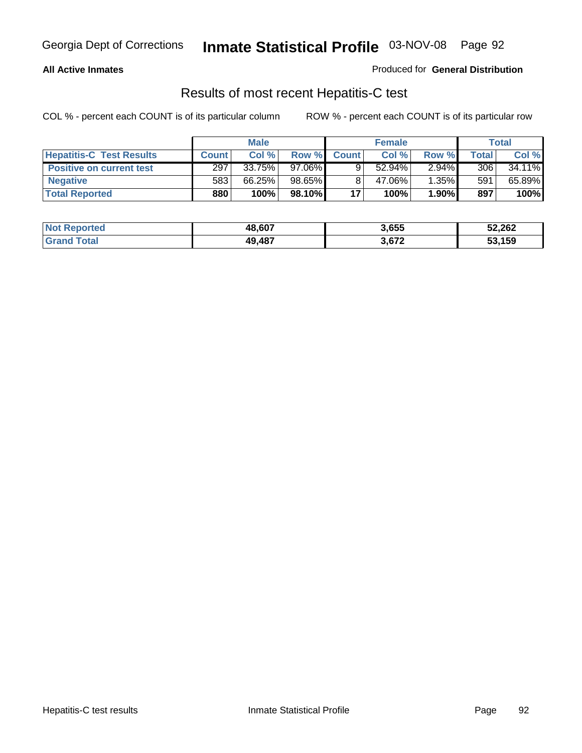Georgia Dept of Corrections **Inmate Statistical Profile** 03-NOV-08

**All Active Inmates**

Produced for **General Distribution**

## Results of most recent Hepatitis-C test

COL % - percent each COUNT is of its particular column    ROW % - percent each COUNT is of its particular row

| | Male | | | Female | | | Total | |
|---|---|---|---|---|---|---|---|---|
| **Hepatitis-C Test Results** | **Count** | **Col %** | **Row %** | **Count** | **Col %** | **Row %** | **Total** | **Col %** |
| **Positive on current test** | 297 | 33.75% | 97.06% | 9 | 52.94% | 2.94% | 306 | 34.11% |
| **Negative** | 583 | 66.25% | 98.65% | 8 | 47.06% | 1.35% | 591 | 65.89% |
| **Total Reported** | **880** | **100%** | **98.10%** | **17** | **100%** | **1.90%** | **897** | **100%** |

| | Male | Female | Total |
|---|---|---|---|
| **Not Reported** | **48,607** | **3,655** | **52,262** |
| **Grand Total** | **49,487** | **3,672** | **53,159** |

Hepatitis-C test results    Inmate Statistical Profile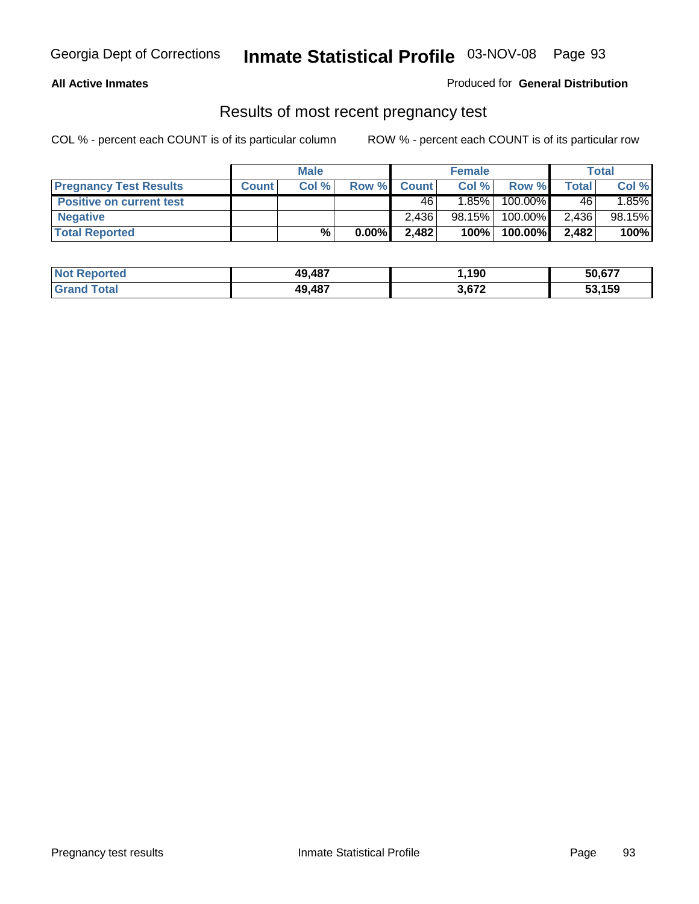Georgia Dept of Corrections **Inmate Statistical Profile** 03-NOV-08

**All Active Inmates**

Produced for **General Distribution**

## Results of most recent pregnancy test

COL % - percent each COUNT is of its particular column

ROW % - percent each COUNT is of its particular row

| | Male | | | Female | | | Total | |
|---|---|---|---|---|---|---|---|---|
| **Pregnancy Test Results** | **Count** | **Col %** | **Row %** | **Count** | **Col %** | **Row %** | **Total** | **Col %** |
| **Positive on current test** | | | | 46 | 1.85% | 100.00% | 46 | 1.85% |
| **Negative** | | | | 2,436 | 98.15% | 100.00% | 2,436 | 98.15% |
| **Total Reported** | | **%** | **0.00%** | **2,482** | **100%** | **100.00%** | **2,482** | **100%** |

| | Male | Female | Total |
|---|---|---|---|
| **Not Reported** | **49,487** | **1,190** | **50,677** |
| **Grand Total** | **49,487** | **3,672** | **53,159** |

Pregnancy test results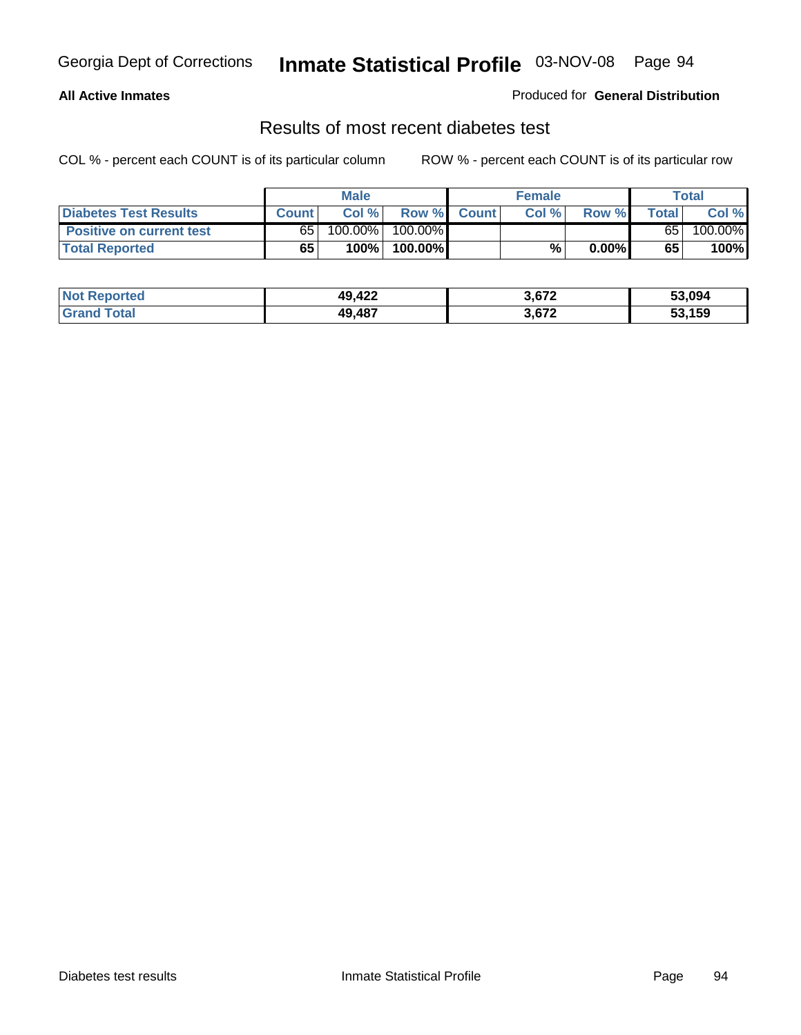Georgia Dept of Corrections **Inmate Statistical Profile** 03-NOV-08

**All Active Inmates**

Produced for **General Distribution**

## Results of most recent diabetes test

COL % - percent each COUNT is of its particular column

ROW % - percent each COUNT is of its particular row

| | Male | | | Female | | | Total | |
|---|---|---|---|---|---|---|---|---|
| **Diabetes Test Results** | **Count** | **Col %** | **Row %** | **Count** | **Col %** | **Row %** | **Total** | **Col %** |
| **Positive on current test** | 65 | 100.00% | 100.00% | | | | 65 | 100.00% |
| **Total Reported** | **65** | **100%** | **100.00%** | | **%** | **0.00%** | **65** | **100%** |

| | Male | Female | Total |
|---|---|---|---|
| **Not Reported** | **49,422** | **3,672** | **53,094** |
| **Grand Total** | **49,487** | **3,672** | **53,159** |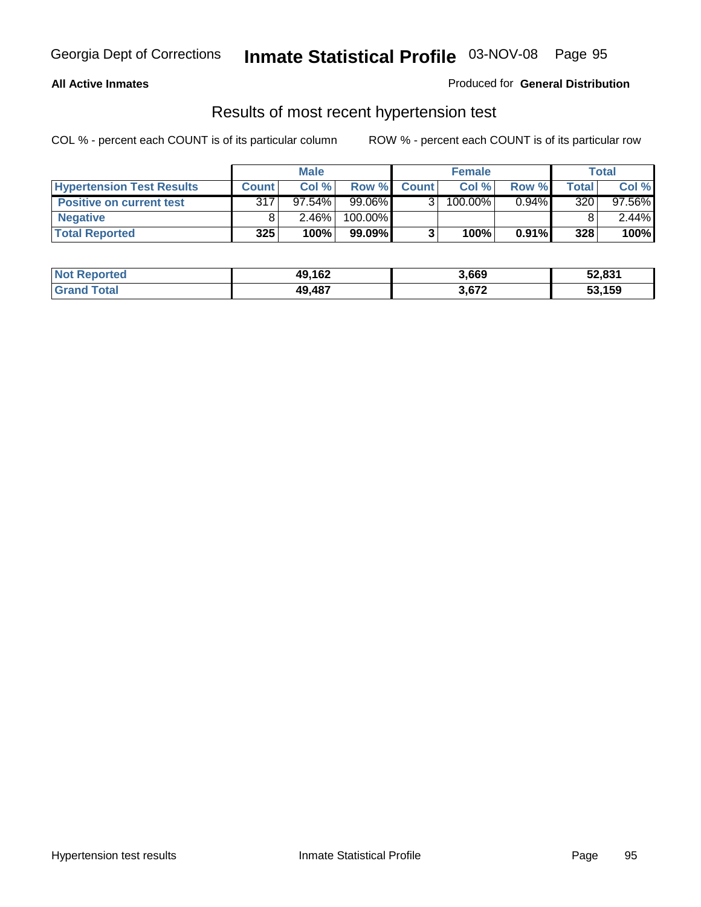**All Active Inmates**

Produced for **General Distribution**

## Results of most recent hypertension test

COL % - percent each COUNT is of its particular column

ROW % - percent each COUNT is of its particular row

| | Male | | | Female | | | Total | |
|---|---|---|---|---|---|---|---|---|
| **Hypertension Test Results** | **Count** | **Col %** | **Row %** | **Count** | **Col %** | **Row %** | **Total** | **Col %** |
| **Positive on current test** | 317 | 97.54% | 99.06% | 3 | 100.00% | 0.94% | 320 | 97.56% |
| **Negative** | 8 | 2.46% | 100.00% | | | | 8 | 2.44% |
| **Total Reported** | **325** | **100%** | **99.09%** | **3** | **100%** | **0.91%** | **328** | **100%** |

| | Male | Female | Total |
|---|---|---|---|
| **Not Reported** | **49,162** | **3,669** | **52,831** |
| **Grand Total** | **49,487** | **3,672** | **53,159** |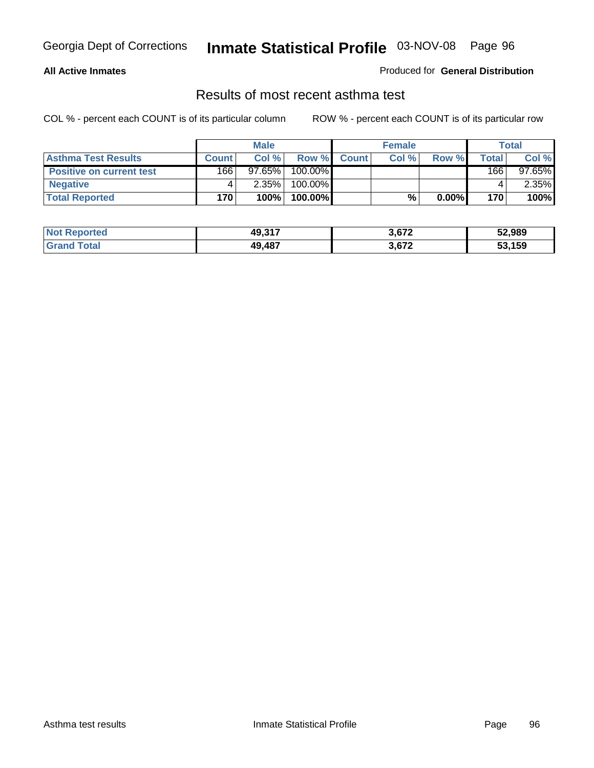Georgia Dept of Corrections **Inmate Statistical Profile** 03-NOV-08

**All Active Inmates**

Produced for **General Distribution**

## Results of most recent asthma test

COL % - percent each COUNT is of its particular column    ROW % - percent each COUNT is of its particular row

| | Male | | | Female | | | Total | |
|---|---|---|---|---|---|---|---|---|
| **Asthma Test Results** | **Count** | **Col %** | **Row %** | **Count** | **Col %** | **Row %** | **Total** | **Col %** |
| **Positive on current test** | 166 | 97.65% | 100.00% | | | | 166 | 97.65% |
| **Negative** | 4 | 2.35% | 100.00% | | | | 4 | 2.35% |
| **Total Reported** | **170** | **100%** | **100.00%** | | **%** | **0.00%** | **170** | **100%** |

| | Male | Female | Total |
|---|---|---|---|
| **Not Reported** | **49,317** | **3,672** | **52,989** |
| **Grand Total** | **49,487** | **3,672** | **53,159** |

Asthma test results    Inmate Statistical Profile